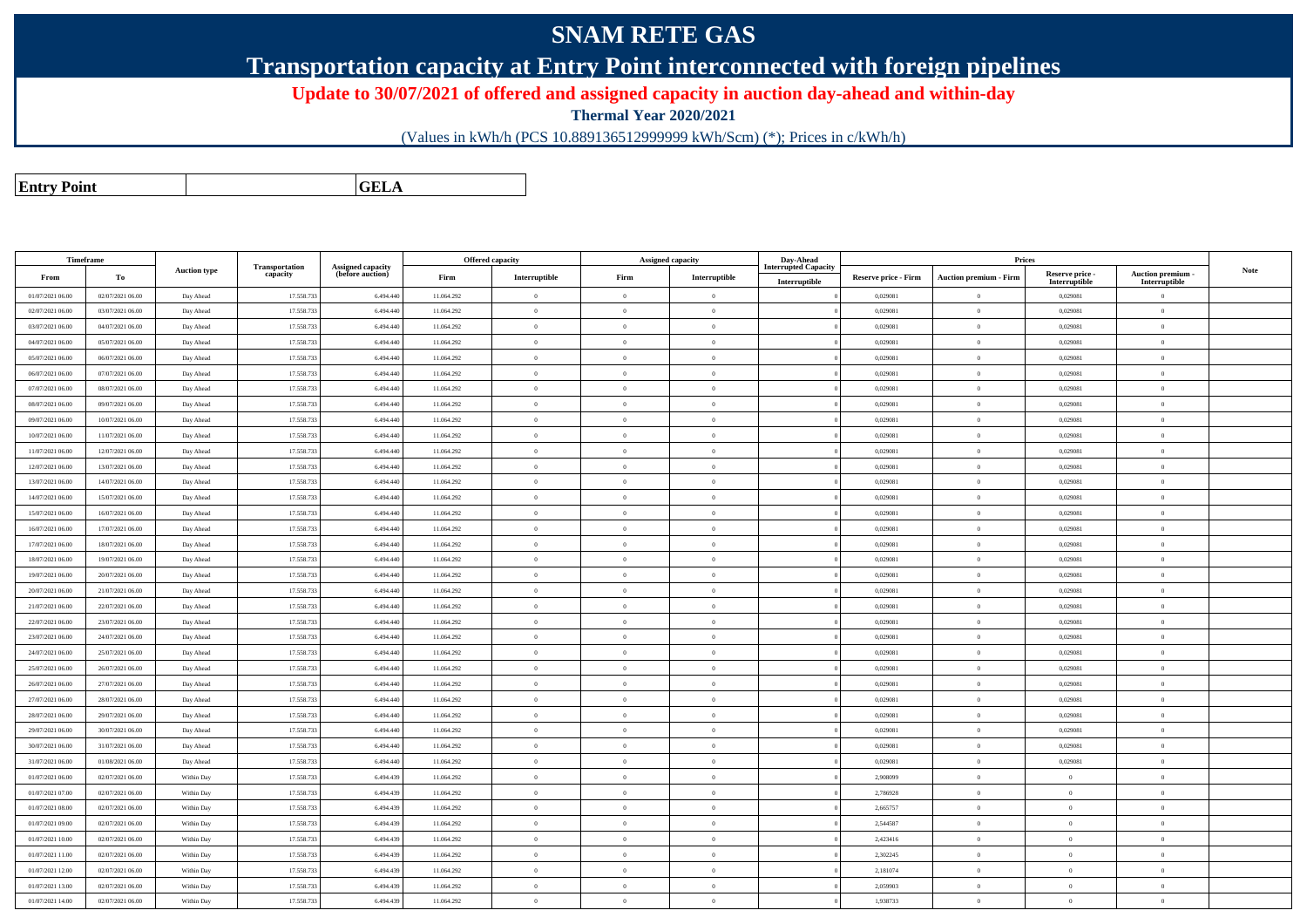# SNAM RETE GAS

## Transportation capacity at Entry Point interconnected with foreign pipelines

**Update to 30/07/2021 of offered and assigned capacity in auction day-ahead and within-day**

**Thermal Year 2020/2021**

(Values in kWh/h (PCS 10.889136512999999 kWh/Scm) (*); Prices in c/kWh/h)

| **Entry Point** | | **GELA** |
|---|---|---|

| Timeframe | | Auction type | Transportation capacity | Assigned capacity (before auction) | Offered capacity | | Assigned capacity | | Day-Ahead Interrupted Capacity | Prices | | | | Note |
|---|---|---|---|---|---|---|---|---|---|---|---|---|---|---|
| From | To | | | | Firm | Interruptible | Firm | Interruptible | Interruptible | Reserve price - Firm | Auction premium - Firm | Reserve price - Interruptible | Auction premium - Interruptible | |
| 01/07/2021 06.00 | 02/07/2021 06.00 | Day Ahead | 17.558.733 | 6.494.440 | 11.064.292 | 0 | 0 | 0 | 0 | 0,029081 | 0 | 0,029081 | 0 | |
| 02/07/2021 06.00 | 03/07/2021 06.00 | Day Ahead | 17.558.733 | 6.494.440 | 11.064.292 | 0 | 0 | 0 | 0 | 0,029081 | 0 | 0,029081 | 0 | |
| 03/07/2021 06.00 | 04/07/2021 06.00 | Day Ahead | 17.558.733 | 6.494.440 | 11.064.292 | 0 | 0 | 0 | 0 | 0,029081 | 0 | 0,029081 | 0 | |
| 04/07/2021 06.00 | 05/07/2021 06.00 | Day Ahead | 17.558.733 | 6.494.440 | 11.064.292 | 0 | 0 | 0 | 0 | 0,029081 | 0 | 0,029081 | 0 | |
| 05/07/2021 06.00 | 06/07/2021 06.00 | Day Ahead | 17.558.733 | 6.494.440 | 11.064.292 | 0 | 0 | 0 | 0 | 0,029081 | 0 | 0,029081 | 0 | |
| 06/07/2021 06.00 | 07/07/2021 06.00 | Day Ahead | 17.558.733 | 6.494.440 | 11.064.292 | 0 | 0 | 0 | 0 | 0,029081 | 0 | 0,029081 | 0 | |
| 07/07/2021 06.00 | 08/07/2021 06.00 | Day Ahead | 17.558.733 | 6.494.440 | 11.064.292 | 0 | 0 | 0 | 0 | 0,029081 | 0 | 0,029081 | 0 | |
| 08/07/2021 06.00 | 09/07/2021 06.00 | Day Ahead | 17.558.733 | 6.494.440 | 11.064.292 | 0 | 0 | 0 | 0 | 0,029081 | 0 | 0,029081 | 0 | |
| 09/07/2021 06.00 | 10/07/2021 06.00 | Day Ahead | 17.558.733 | 6.494.440 | 11.064.292 | 0 | 0 | 0 | 0 | 0,029081 | 0 | 0,029081 | 0 | |
| 10/07/2021 06.00 | 11/07/2021 06.00 | Day Ahead | 17.558.733 | 6.494.440 | 11.064.292 | 0 | 0 | 0 | 0 | 0,029081 | 0 | 0,029081 | 0 | |
| 11/07/2021 06.00 | 12/07/2021 06.00 | Day Ahead | 17.558.733 | 6.494.440 | 11.064.292 | 0 | 0 | 0 | 0 | 0,029081 | 0 | 0,029081 | 0 | |
| 12/07/2021 06.00 | 13/07/2021 06.00 | Day Ahead | 17.558.733 | 6.494.440 | 11.064.292 | 0 | 0 | 0 | 0 | 0,029081 | 0 | 0,029081 | 0 | |
| 13/07/2021 06.00 | 14/07/2021 06.00 | Day Ahead | 17.558.733 | 6.494.440 | 11.064.292 | 0 | 0 | 0 | 0 | 0,029081 | 0 | 0,029081 | 0 | |
| 14/07/2021 06.00 | 15/07/2021 06.00 | Day Ahead | 17.558.733 | 6.494.440 | 11.064.292 | 0 | 0 | 0 | 0 | 0,029081 | 0 | 0,029081 | 0 | |
| 15/07/2021 06.00 | 16/07/2021 06.00 | Day Ahead | 17.558.733 | 6.494.440 | 11.064.292 | 0 | 0 | 0 | 0 | 0,029081 | 0 | 0,029081 | 0 | |
| 16/07/2021 06.00 | 17/07/2021 06.00 | Day Ahead | 17.558.733 | 6.494.440 | 11.064.292 | 0 | 0 | 0 | 0 | 0,029081 | 0 | 0,029081 | 0 | |
| 17/07/2021 06.00 | 18/07/2021 06.00 | Day Ahead | 17.558.733 | 6.494.440 | 11.064.292 | 0 | 0 | 0 | 0 | 0,029081 | 0 | 0,029081 | 0 | |
| 18/07/2021 06.00 | 19/07/2021 06.00 | Day Ahead | 17.558.733 | 6.494.440 | 11.064.292 | 0 | 0 | 0 | 0 | 0,029081 | 0 | 0,029081 | 0 | |
| 19/07/2021 06.00 | 20/07/2021 06.00 | Day Ahead | 17.558.733 | 6.494.440 | 11.064.292 | 0 | 0 | 0 | 0 | 0,029081 | 0 | 0,029081 | 0 | |
| 20/07/2021 06.00 | 21/07/2021 06.00 | Day Ahead | 17.558.733 | 6.494.440 | 11.064.292 | 0 | 0 | 0 | 0 | 0,029081 | 0 | 0,029081 | 0 | |
| 21/07/2021 06.00 | 22/07/2021 06.00 | Day Ahead | 17.558.733 | 6.494.440 | 11.064.292 | 0 | 0 | 0 | 0 | 0,029081 | 0 | 0,029081 | 0 | |
| 22/07/2021 06.00 | 23/07/2021 06.00 | Day Ahead | 17.558.733 | 6.494.440 | 11.064.292 | 0 | 0 | 0 | 0 | 0,029081 | 0 | 0,029081 | 0 | |
| 23/07/2021 06.00 | 24/07/2021 06.00 | Day Ahead | 17.558.733 | 6.494.440 | 11.064.292 | 0 | 0 | 0 | 0 | 0,029081 | 0 | 0,029081 | 0 | |
| 24/07/2021 06.00 | 25/07/2021 06.00 | Day Ahead | 17.558.733 | 6.494.440 | 11.064.292 | 0 | 0 | 0 | 0 | 0,029081 | 0 | 0,029081 | 0 | |
| 25/07/2021 06.00 | 26/07/2021 06.00 | Day Ahead | 17.558.733 | 6.494.440 | 11.064.292 | 0 | 0 | 0 | 0 | 0,029081 | 0 | 0,029081 | 0 | |
| 26/07/2021 06.00 | 27/07/2021 06.00 | Day Ahead | 17.558.733 | 6.494.440 | 11.064.292 | 0 | 0 | 0 | 0 | 0,029081 | 0 | 0,029081 | 0 | |
| 27/07/2021 06.00 | 28/07/2021 06.00 | Day Ahead | 17.558.733 | 6.494.440 | 11.064.292 | 0 | 0 | 0 | 0 | 0,029081 | 0 | 0,029081 | 0 | |
| 28/07/2021 06.00 | 29/07/2021 06.00 | Day Ahead | 17.558.733 | 6.494.440 | 11.064.292 | 0 | 0 | 0 | 0 | 0,029081 | 0 | 0,029081 | 0 | |
| 29/07/2021 06.00 | 30/07/2021 06.00 | Day Ahead | 17.558.733 | 6.494.440 | 11.064.292 | 0 | 0 | 0 | 0 | 0,029081 | 0 | 0,029081 | 0 | |
| 30/07/2021 06.00 | 31/07/2021 06.00 | Day Ahead | 17.558.733 | 6.494.440 | 11.064.292 | 0 | 0 | 0 | 0 | 0,029081 | 0 | 0,029081 | 0 | |
| 31/07/2021 06.00 | 01/08/2021 06.00 | Day Ahead | 17.558.733 | 6.494.440 | 11.064.292 | 0 | 0 | 0 | 0 | 0,029081 | 0 | 0,029081 | 0 | |
| 01/07/2021 06.00 | 02/07/2021 06.00 | Within Day | 17.558.733 | 6.494.439 | 11.064.292 | 0 | 0 | 0 | 0 | 2,908099 | 0 | 0 | 0 | |
| 01/07/2021 07.00 | 02/07/2021 06.00 | Within Day | 17.558.733 | 6.494.439 | 11.064.292 | 0 | 0 | 0 | 0 | 2,786928 | 0 | 0 | 0 | |
| 01/07/2021 08.00 | 02/07/2021 06.00 | Within Day | 17.558.733 | 6.494.439 | 11.064.292 | 0 | 0 | 0 | 0 | 2,665757 | 0 | 0 | 0 | |
| 01/07/2021 09.00 | 02/07/2021 06.00 | Within Day | 17.558.733 | 6.494.439 | 11.064.292 | 0 | 0 | 0 | 0 | 2,544587 | 0 | 0 | 0 | |
| 01/07/2021 10.00 | 02/07/2021 06.00 | Within Day | 17.558.733 | 6.494.439 | 11.064.292 | 0 | 0 | 0 | 0 | 2,423416 | 0 | 0 | 0 | |
| 01/07/2021 11.00 | 02/07/2021 06.00 | Within Day | 17.558.733 | 6.494.439 | 11.064.292 | 0 | 0 | 0 | 0 | 2,302245 | 0 | 0 | 0 | |
| 01/07/2021 12.00 | 02/07/2021 06.00 | Within Day | 17.558.733 | 6.494.439 | 11.064.292 | 0 | 0 | 0 | 0 | 2,181074 | 0 | 0 | 0 | |
| 01/07/2021 13.00 | 02/07/2021 06.00 | Within Day | 17.558.733 | 6.494.439 | 11.064.292 | 0 | 0 | 0 | 0 | 2,059903 | 0 | 0 | 0 | |
| 01/07/2021 14.00 | 02/07/2021 06.00 | Within Day | 17.558.733 | 6.494.439 | 11.064.292 | 0 | 0 | 0 | 0 | 1,938733 | 0 | 0 | 0 | |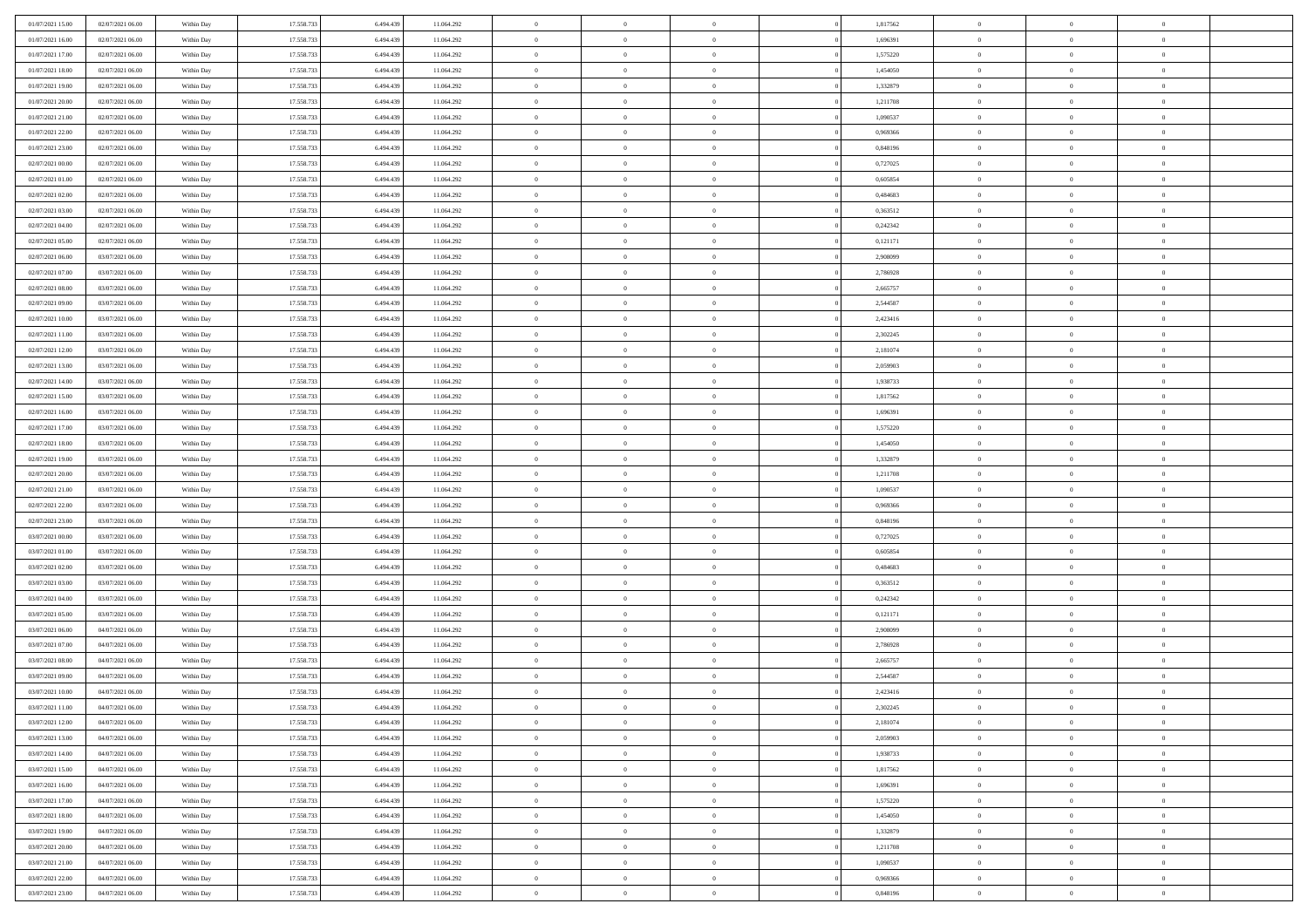| | | | | | | | | | | | | | | |
|---|---|---|---|---|---|---|---|---|---|---|---|---|---|---|
| 01/07/2021 15.00 | 02/07/2021 06.00 | Within Day | 17.558.733 | 6.494.439 | 11.064.292 | 0 | 0 | 0 | | 1,817562 | 0 | 0 | 0 | |
| 01/07/2021 16.00 | 02/07/2021 06.00 | Within Day | 17.558.733 | 6.494.439 | 11.064.292 | 0 | 0 | 0 | | 1,696391 | 0 | 0 | 0 | |
| 01/07/2021 17.00 | 02/07/2021 06.00 | Within Day | 17.558.733 | 6.494.439 | 11.064.292 | 0 | 0 | 0 | | 1,575220 | 0 | 0 | 0 | |
| 01/07/2021 18.00 | 02/07/2021 06.00 | Within Day | 17.558.733 | 6.494.439 | 11.064.292 | 0 | 0 | 0 | | 1,454050 | 0 | 0 | 0 | |
| 01/07/2021 19.00 | 02/07/2021 06.00 | Within Day | 17.558.733 | 6.494.439 | 11.064.292 | 0 | 0 | 0 | | 1,332879 | 0 | 0 | 0 | |
| 01/07/2021 20.00 | 02/07/2021 06.00 | Within Day | 17.558.733 | 6.494.439 | 11.064.292 | 0 | 0 | 0 | | 1,211708 | 0 | 0 | 0 | |
| 01/07/2021 21.00 | 02/07/2021 06.00 | Within Day | 17.558.733 | 6.494.439 | 11.064.292 | 0 | 0 | 0 | | 1,090537 | 0 | 0 | 0 | |
| 01/07/2021 22.00 | 02/07/2021 06.00 | Within Day | 17.558.733 | 6.494.439 | 11.064.292 | 0 | 0 | 0 | | 0,969366 | 0 | 0 | 0 | |
| 01/07/2021 23.00 | 02/07/2021 06.00 | Within Day | 17.558.733 | 6.494.439 | 11.064.292 | 0 | 0 | 0 | | 0,848196 | 0 | 0 | 0 | |
| 02/07/2021 00.00 | 02/07/2021 06.00 | Within Day | 17.558.733 | 6.494.439 | 11.064.292 | 0 | 0 | 0 | | 0,727025 | 0 | 0 | 0 | |
| 02/07/2021 01.00 | 02/07/2021 06.00 | Within Day | 17.558.733 | 6.494.439 | 11.064.292 | 0 | 0 | 0 | | 0,605854 | 0 | 0 | 0 | |
| 02/07/2021 02.00 | 02/07/2021 06.00 | Within Day | 17.558.733 | 6.494.439 | 11.064.292 | 0 | 0 | 0 | | 0,484683 | 0 | 0 | 0 | |
| 02/07/2021 03.00 | 02/07/2021 06.00 | Within Day | 17.558.733 | 6.494.439 | 11.064.292 | 0 | 0 | 0 | | 0,363512 | 0 | 0 | 0 | |
| 02/07/2021 04.00 | 02/07/2021 06.00 | Within Day | 17.558.733 | 6.494.439 | 11.064.292 | 0 | 0 | 0 | | 0,242342 | 0 | 0 | 0 | |
| 02/07/2021 05.00 | 02/07/2021 06.00 | Within Day | 17.558.733 | 6.494.439 | 11.064.292 | 0 | 0 | 0 | | 0,121171 | 0 | 0 | 0 | |
| 02/07/2021 06.00 | 03/07/2021 06.00 | Within Day | 17.558.733 | 6.494.439 | 11.064.292 | 0 | 0 | 0 | | 2,908099 | 0 | 0 | 0 | |
| 02/07/2021 07.00 | 03/07/2021 06.00 | Within Day | 17.558.733 | 6.494.439 | 11.064.292 | 0 | 0 | 0 | | 2,786928 | 0 | 0 | 0 | |
| 02/07/2021 08.00 | 03/07/2021 06.00 | Within Day | 17.558.733 | 6.494.439 | 11.064.292 | 0 | 0 | 0 | | 2,665757 | 0 | 0 | 0 | |
| 02/07/2021 09.00 | 03/07/2021 06.00 | Within Day | 17.558.733 | 6.494.439 | 11.064.292 | 0 | 0 | 0 | | 2,544587 | 0 | 0 | 0 | |
| 02/07/2021 10.00 | 03/07/2021 06.00 | Within Day | 17.558.733 | 6.494.439 | 11.064.292 | 0 | 0 | 0 | | 2,423416 | 0 | 0 | 0 | |
| 02/07/2021 11.00 | 03/07/2021 06.00 | Within Day | 17.558.733 | 6.494.439 | 11.064.292 | 0 | 0 | 0 | | 2,302245 | 0 | 0 | 0 | |
| 02/07/2021 12.00 | 03/07/2021 06.00 | Within Day | 17.558.733 | 6.494.439 | 11.064.292 | 0 | 0 | 0 | | 2,181074 | 0 | 0 | 0 | |
| 02/07/2021 13.00 | 03/07/2021 06.00 | Within Day | 17.558.733 | 6.494.439 | 11.064.292 | 0 | 0 | 0 | | 2,059903 | 0 | 0 | 0 | |
| 02/07/2021 14.00 | 03/07/2021 06.00 | Within Day | 17.558.733 | 6.494.439 | 11.064.292 | 0 | 0 | 0 | | 1,938733 | 0 | 0 | 0 | |
| 02/07/2021 15.00 | 03/07/2021 06.00 | Within Day | 17.558.733 | 6.494.439 | 11.064.292 | 0 | 0 | 0 | | 1,817562 | 0 | 0 | 0 | |
| 02/07/2021 16.00 | 03/07/2021 06.00 | Within Day | 17.558.733 | 6.494.439 | 11.064.292 | 0 | 0 | 0 | | 1,696391 | 0 | 0 | 0 | |
| 02/07/2021 17.00 | 03/07/2021 06.00 | Within Day | 17.558.733 | 6.494.439 | 11.064.292 | 0 | 0 | 0 | | 1,575220 | 0 | 0 | 0 | |
| 02/07/2021 18.00 | 03/07/2021 06.00 | Within Day | 17.558.733 | 6.494.439 | 11.064.292 | 0 | 0 | 0 | | 1,454050 | 0 | 0 | 0 | |
| 02/07/2021 19.00 | 03/07/2021 06.00 | Within Day | 17.558.733 | 6.494.439 | 11.064.292 | 0 | 0 | 0 | | 1,332879 | 0 | 0 | 0 | |
| 02/07/2021 20.00 | 03/07/2021 06.00 | Within Day | 17.558.733 | 6.494.439 | 11.064.292 | 0 | 0 | 0 | | 1,211708 | 0 | 0 | 0 | |
| 02/07/2021 21.00 | 03/07/2021 06.00 | Within Day | 17.558.733 | 6.494.439 | 11.064.292 | 0 | 0 | 0 | | 1,090537 | 0 | 0 | 0 | |
| 02/07/2021 22.00 | 03/07/2021 06.00 | Within Day | 17.558.733 | 6.494.439 | 11.064.292 | 0 | 0 | 0 | | 0,969366 | 0 | 0 | 0 | |
| 02/07/2021 23.00 | 03/07/2021 06.00 | Within Day | 17.558.733 | 6.494.439 | 11.064.292 | 0 | 0 | 0 | | 0,848196 | 0 | 0 | 0 | |
| 03/07/2021 00.00 | 03/07/2021 06.00 | Within Day | 17.558.733 | 6.494.439 | 11.064.292 | 0 | 0 | 0 | | 0,727025 | 0 | 0 | 0 | |
| 03/07/2021 01.00 | 03/07/2021 06.00 | Within Day | 17.558.733 | 6.494.439 | 11.064.292 | 0 | 0 | 0 | | 0,605854 | 0 | 0 | 0 | |
| 03/07/2021 02.00 | 03/07/2021 06.00 | Within Day | 17.558.733 | 6.494.439 | 11.064.292 | 0 | 0 | 0 | | 0,484683 | 0 | 0 | 0 | |
| 03/07/2021 03.00 | 03/07/2021 06.00 | Within Day | 17.558.733 | 6.494.439 | 11.064.292 | 0 | 0 | 0 | | 0,363512 | 0 | 0 | 0 | |
| 03/07/2021 04.00 | 03/07/2021 06.00 | Within Day | 17.558.733 | 6.494.439 | 11.064.292 | 0 | 0 | 0 | | 0,242342 | 0 | 0 | 0 | |
| 03/07/2021 05.00 | 03/07/2021 06.00 | Within Day | 17.558.733 | 6.494.439 | 11.064.292 | 0 | 0 | 0 | | 0,121171 | 0 | 0 | 0 | |
| 03/07/2021 06.00 | 04/07/2021 06.00 | Within Day | 17.558.733 | 6.494.439 | 11.064.292 | 0 | 0 | 0 | | 2,908099 | 0 | 0 | 0 | |
| 03/07/2021 07.00 | 04/07/2021 06.00 | Within Day | 17.558.733 | 6.494.439 | 11.064.292 | 0 | 0 | 0 | | 2,786928 | 0 | 0 | 0 | |
| 03/07/2021 08.00 | 04/07/2021 06.00 | Within Day | 17.558.733 | 6.494.439 | 11.064.292 | 0 | 0 | 0 | | 2,665757 | 0 | 0 | 0 | |
| 03/07/2021 09.00 | 04/07/2021 06.00 | Within Day | 17.558.733 | 6.494.439 | 11.064.292 | 0 | 0 | 0 | | 2,544587 | 0 | 0 | 0 | |
| 03/07/2021 10.00 | 04/07/2021 06.00 | Within Day | 17.558.733 | 6.494.439 | 11.064.292 | 0 | 0 | 0 | | 2,423416 | 0 | 0 | 0 | |
| 03/07/2021 11.00 | 04/07/2021 06.00 | Within Day | 17.558.733 | 6.494.439 | 11.064.292 | 0 | 0 | 0 | | 2,302245 | 0 | 0 | 0 | |
| 03/07/2021 12.00 | 04/07/2021 06.00 | Within Day | 17.558.733 | 6.494.439 | 11.064.292 | 0 | 0 | 0 | | 2,181074 | 0 | 0 | 0 | |
| 03/07/2021 13.00 | 04/07/2021 06.00 | Within Day | 17.558.733 | 6.494.439 | 11.064.292 | 0 | 0 | 0 | | 2,059903 | 0 | 0 | 0 | |
| 03/07/2021 14.00 | 04/07/2021 06.00 | Within Day | 17.558.733 | 6.494.439 | 11.064.292 | 0 | 0 | 0 | | 1,938733 | 0 | 0 | 0 | |
| 03/07/2021 15.00 | 04/07/2021 06.00 | Within Day | 17.558.733 | 6.494.439 | 11.064.292 | 0 | 0 | 0 | | 1,817562 | 0 | 0 | 0 | |
| 03/07/2021 16.00 | 04/07/2021 06.00 | Within Day | 17.558.733 | 6.494.439 | 11.064.292 | 0 | 0 | 0 | | 1,696391 | 0 | 0 | 0 | |
| 03/07/2021 17.00 | 04/07/2021 06.00 | Within Day | 17.558.733 | 6.494.439 | 11.064.292 | 0 | 0 | 0 | | 1,575220 | 0 | 0 | 0 | |
| 03/07/2021 18.00 | 04/07/2021 06.00 | Within Day | 17.558.733 | 6.494.439 | 11.064.292 | 0 | 0 | 0 | | 1,454050 | 0 | 0 | 0 | |
| 03/07/2021 19.00 | 04/07/2021 06.00 | Within Day | 17.558.733 | 6.494.439 | 11.064.292 | 0 | 0 | 0 | | 1,332879 | 0 | 0 | 0 | |
| 03/07/2021 20.00 | 04/07/2021 06.00 | Within Day | 17.558.733 | 6.494.439 | 11.064.292 | 0 | 0 | 0 | | 1,211708 | 0 | 0 | 0 | |
| 03/07/2021 21.00 | 04/07/2021 06.00 | Within Day | 17.558.733 | 6.494.439 | 11.064.292 | 0 | 0 | 0 | | 1,090537 | 0 | 0 | 0 | |
| 03/07/2021 22.00 | 04/07/2021 06.00 | Within Day | 17.558.733 | 6.494.439 | 11.064.292 | 0 | 0 | 0 | | 0,969366 | 0 | 0 | 0 | |
| 03/07/2021 23.00 | 04/07/2021 06.00 | Within Day | 17.558.733 | 6.494.439 | 11.064.292 | 0 | 0 | 0 | | 0,848196 | 0 | 0 | 0 | |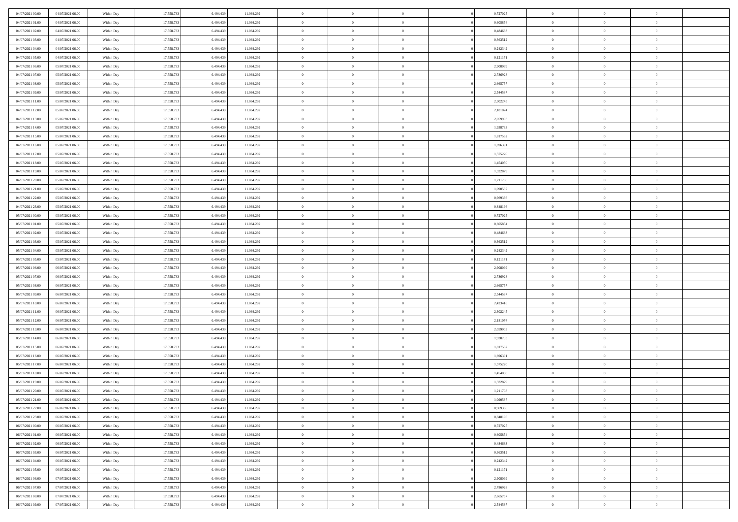| | | | | | | | | | | | | | | |
|---|---|---|---|---|---|---|---|---|---|---|---|---|---|---|
| 04/07/2021 00.00 | 04/07/2021 06.00 | Within Day | 17.558.733 | 6.494.439 | 11.064.292 | 0 | 0 | 0 | | 0,727025 | 0 | 0 | 0 | |
| 04/07/2021 01.00 | 04/07/2021 06.00 | Within Day | 17.558.733 | 6.494.439 | 11.064.292 | 0 | 0 | 0 | | 0,605854 | 0 | 0 | 0 | |
| 04/07/2021 02.00 | 04/07/2021 06.00 | Within Day | 17.558.733 | 6.494.439 | 11.064.292 | 0 | 0 | 0 | | 0,484683 | 0 | 0 | 0 | |
| 04/07/2021 03.00 | 04/07/2021 06.00 | Within Day | 17.558.733 | 6.494.439 | 11.064.292 | 0 | 0 | 0 | | 0,363512 | 0 | 0 | 0 | |
| 04/07/2021 04.00 | 04/07/2021 06.00 | Within Day | 17.558.733 | 6.494.439 | 11.064.292 | 0 | 0 | 0 | | 0,242342 | 0 | 0 | 0 | |
| 04/07/2021 05.00 | 04/07/2021 06.00 | Within Day | 17.558.733 | 6.494.439 | 11.064.292 | 0 | 0 | 0 | | 0,121171 | 0 | 0 | 0 | |
| 04/07/2021 06.00 | 05/07/2021 06.00 | Within Day | 17.558.733 | 6.494.439 | 11.064.292 | 0 | 0 | 0 | | 2,908099 | 0 | 0 | 0 | |
| 04/07/2021 07.00 | 05/07/2021 06.00 | Within Day | 17.558.733 | 6.494.439 | 11.064.292 | 0 | 0 | 0 | | 2,786928 | 0 | 0 | 0 | |
| 04/07/2021 08.00 | 05/07/2021 06.00 | Within Day | 17.558.733 | 6.494.439 | 11.064.292 | 0 | 0 | 0 | | 2,665757 | 0 | 0 | 0 | |
| 04/07/2021 09.00 | 05/07/2021 06.00 | Within Day | 17.558.733 | 6.494.439 | 11.064.292 | 0 | 0 | 0 | | 2,544587 | 0 | 0 | 0 | |
| 04/07/2021 11.00 | 05/07/2021 06.00 | Within Day | 17.558.733 | 6.494.439 | 11.064.292 | 0 | 0 | 0 | | 2,302245 | 0 | 0 | 0 | |
| 04/07/2021 12.00 | 05/07/2021 06.00 | Within Day | 17.558.733 | 6.494.439 | 11.064.292 | 0 | 0 | 0 | | 2,181074 | 0 | 0 | 0 | |
| 04/07/2021 13.00 | 05/07/2021 06.00 | Within Day | 17.558.733 | 6.494.439 | 11.064.292 | 0 | 0 | 0 | | 2,059903 | 0 | 0 | 0 | |
| 04/07/2021 14.00 | 05/07/2021 06.00 | Within Day | 17.558.733 | 6.494.439 | 11.064.292 | 0 | 0 | 0 | | 1,938733 | 0 | 0 | 0 | |
| 04/07/2021 15.00 | 05/07/2021 06.00 | Within Day | 17.558.733 | 6.494.439 | 11.064.292 | 0 | 0 | 0 | | 1,817562 | 0 | 0 | 0 | |
| 04/07/2021 16.00 | 05/07/2021 06.00 | Within Day | 17.558.733 | 6.494.439 | 11.064.292 | 0 | 0 | 0 | | 1,696391 | 0 | 0 | 0 | |
| 04/07/2021 17.00 | 05/07/2021 06.00 | Within Day | 17.558.733 | 6.494.439 | 11.064.292 | 0 | 0 | 0 | | 1,575220 | 0 | 0 | 0 | |
| 04/07/2021 18.00 | 05/07/2021 06.00 | Within Day | 17.558.733 | 6.494.439 | 11.064.292 | 0 | 0 | 0 | | 1,454050 | 0 | 0 | 0 | |
| 04/07/2021 19.00 | 05/07/2021 06.00 | Within Day | 17.558.733 | 6.494.439 | 11.064.292 | 0 | 0 | 0 | | 1,332879 | 0 | 0 | 0 | |
| 04/07/2021 20.00 | 05/07/2021 06.00 | Within Day | 17.558.733 | 6.494.439 | 11.064.292 | 0 | 0 | 0 | | 1,211708 | 0 | 0 | 0 | |
| 04/07/2021 21.00 | 05/07/2021 06.00 | Within Day | 17.558.733 | 6.494.439 | 11.064.292 | 0 | 0 | 0 | | 1,090537 | 0 | 0 | 0 | |
| 04/07/2021 22.00 | 05/07/2021 06.00 | Within Day | 17.558.733 | 6.494.439 | 11.064.292 | 0 | 0 | 0 | | 0,969366 | 0 | 0 | 0 | |
| 04/07/2021 23.00 | 05/07/2021 06.00 | Within Day | 17.558.733 | 6.494.439 | 11.064.292 | 0 | 0 | 0 | | 0,848196 | 0 | 0 | 0 | |
| 05/07/2021 00.00 | 05/07/2021 06.00 | Within Day | 17.558.733 | 6.494.439 | 11.064.292 | 0 | 0 | 0 | | 0,727025 | 0 | 0 | 0 | |
| 05/07/2021 01.00 | 05/07/2021 06.00 | Within Day | 17.558.733 | 6.494.439 | 11.064.292 | 0 | 0 | 0 | | 0,605854 | 0 | 0 | 0 | |
| 05/07/2021 02.00 | 05/07/2021 06.00 | Within Day | 17.558.733 | 6.494.439 | 11.064.292 | 0 | 0 | 0 | | 0,484683 | 0 | 0 | 0 | |
| 05/07/2021 03.00 | 05/07/2021 06.00 | Within Day | 17.558.733 | 6.494.439 | 11.064.292 | 0 | 0 | 0 | | 0,363512 | 0 | 0 | 0 | |
| 05/07/2021 04.00 | 05/07/2021 06.00 | Within Day | 17.558.733 | 6.494.439 | 11.064.292 | 0 | 0 | 0 | | 0,242342 | 0 | 0 | 0 | |
| 05/07/2021 05.00 | 05/07/2021 06.00 | Within Day | 17.558.733 | 6.494.439 | 11.064.292 | 0 | 0 | 0 | | 0,121171 | 0 | 0 | 0 | |
| 05/07/2021 06.00 | 06/07/2021 06.00 | Within Day | 17.558.733 | 6.494.439 | 11.064.292 | 0 | 0 | 0 | | 2,908099 | 0 | 0 | 0 | |
| 05/07/2021 07.00 | 06/07/2021 06.00 | Within Day | 17.558.733 | 6.494.439 | 11.064.292 | 0 | 0 | 0 | | 2,786928 | 0 | 0 | 0 | |
| 05/07/2021 08.00 | 06/07/2021 06.00 | Within Day | 17.558.733 | 6.494.439 | 11.064.292 | 0 | 0 | 0 | | 2,665757 | 0 | 0 | 0 | |
| 05/07/2021 09.00 | 06/07/2021 06.00 | Within Day | 17.558.733 | 6.494.439 | 11.064.292 | 0 | 0 | 0 | | 2,544587 | 0 | 0 | 0 | |
| 05/07/2021 10.00 | 06/07/2021 06.00 | Within Day | 17.558.733 | 6.494.439 | 11.064.292 | 0 | 0 | 0 | | 2,423416 | 0 | 0 | 0 | |
| 05/07/2021 11.00 | 06/07/2021 06.00 | Within Day | 17.558.733 | 6.494.439 | 11.064.292 | 0 | 0 | 0 | | 2,302245 | 0 | 0 | 0 | |
| 05/07/2021 12.00 | 06/07/2021 06.00 | Within Day | 17.558.733 | 6.494.439 | 11.064.292 | 0 | 0 | 0 | | 2,181074 | 0 | 0 | 0 | |
| 05/07/2021 13.00 | 06/07/2021 06.00 | Within Day | 17.558.733 | 6.494.439 | 11.064.292 | 0 | 0 | 0 | | 2,059903 | 0 | 0 | 0 | |
| 05/07/2021 14.00 | 06/07/2021 06.00 | Within Day | 17.558.733 | 6.494.439 | 11.064.292 | 0 | 0 | 0 | | 1,938733 | 0 | 0 | 0 | |
| 05/07/2021 15.00 | 06/07/2021 06.00 | Within Day | 17.558.733 | 6.494.439 | 11.064.292 | 0 | 0 | 0 | | 1,817562 | 0 | 0 | 0 | |
| 05/07/2021 16.00 | 06/07/2021 06.00 | Within Day | 17.558.733 | 6.494.439 | 11.064.292 | 0 | 0 | 0 | | 1,696391 | 0 | 0 | 0 | |
| 05/07/2021 17.00 | 06/07/2021 06.00 | Within Day | 17.558.733 | 6.494.439 | 11.064.292 | 0 | 0 | 0 | | 1,575220 | 0 | 0 | 0 | |
| 05/07/2021 18.00 | 06/07/2021 06.00 | Within Day | 17.558.733 | 6.494.439 | 11.064.292 | 0 | 0 | 0 | | 1,454050 | 0 | 0 | 0 | |
| 05/07/2021 19.00 | 06/07/2021 06.00 | Within Day | 17.558.733 | 6.494.439 | 11.064.292 | 0 | 0 | 0 | | 1,332879 | 0 | 0 | 0 | |
| 05/07/2021 20.00 | 06/07/2021 06.00 | Within Day | 17.558.733 | 6.494.439 | 11.064.292 | 0 | 0 | 0 | | 1,211708 | 0 | 0 | 0 | |
| 05/07/2021 21.00 | 06/07/2021 06.00 | Within Day | 17.558.733 | 6.494.439 | 11.064.292 | 0 | 0 | 0 | | 1,090537 | 0 | 0 | 0 | |
| 05/07/2021 22.00 | 06/07/2021 06.00 | Within Day | 17.558.733 | 6.494.439 | 11.064.292 | 0 | 0 | 0 | | 0,969366 | 0 | 0 | 0 | |
| 05/07/2021 23.00 | 06/07/2021 06.00 | Within Day | 17.558.733 | 6.494.439 | 11.064.292 | 0 | 0 | 0 | | 0,848196 | 0 | 0 | 0 | |
| 06/07/2021 00.00 | 06/07/2021 06.00 | Within Day | 17.558.733 | 6.494.439 | 11.064.292 | 0 | 0 | 0 | | 0,727025 | 0 | 0 | 0 | |
| 06/07/2021 01.00 | 06/07/2021 06.00 | Within Day | 17.558.733 | 6.494.439 | 11.064.292 | 0 | 0 | 0 | | 0,605854 | 0 | 0 | 0 | |
| 06/07/2021 02.00 | 06/07/2021 06.00 | Within Day | 17.558.733 | 6.494.439 | 11.064.292 | 0 | 0 | 0 | | 0,484683 | 0 | 0 | 0 | |
| 06/07/2021 03.00 | 06/07/2021 06.00 | Within Day | 17.558.733 | 6.494.439 | 11.064.292 | 0 | 0 | 0 | | 0,363512 | 0 | 0 | 0 | |
| 06/07/2021 04.00 | 06/07/2021 06.00 | Within Day | 17.558.733 | 6.494.439 | 11.064.292 | 0 | 0 | 0 | | 0,242342 | 0 | 0 | 0 | |
| 06/07/2021 05.00 | 06/07/2021 06.00 | Within Day | 17.558.733 | 6.494.439 | 11.064.292 | 0 | 0 | 0 | | 0,121171 | 0 | 0 | 0 | |
| 06/07/2021 06.00 | 07/07/2021 06.00 | Within Day | 17.558.733 | 6.494.439 | 11.064.292 | 0 | 0 | 0 | | 2,908099 | 0 | 0 | 0 | |
| 06/07/2021 07.00 | 07/07/2021 06.00 | Within Day | 17.558.733 | 6.494.439 | 11.064.292 | 0 | 0 | 0 | | 2,786928 | 0 | 0 | 0 | |
| 06/07/2021 08.00 | 07/07/2021 06.00 | Within Day | 17.558.733 | 6.494.439 | 11.064.292 | 0 | 0 | 0 | | 2,665757 | 0 | 0 | 0 | |
| 06/07/2021 09.00 | 07/07/2021 06.00 | Within Day | 17.558.733 | 6.494.439 | 11.064.292 | 0 | 0 | 0 | | 2,544587 | 0 | 0 | 0 | |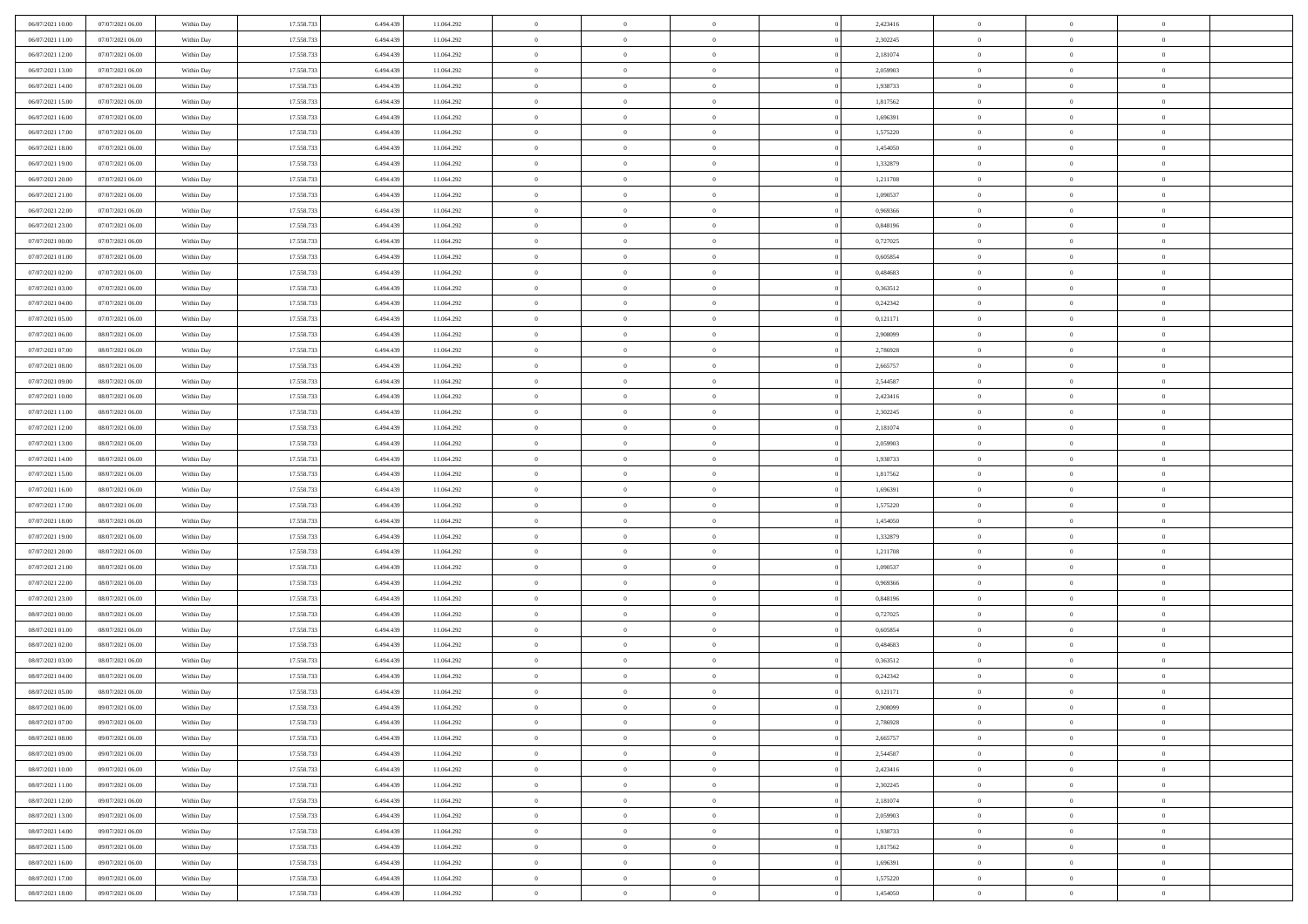| | | | | | | | | | | | | | | |
|---|---|---|---|---|---|---|---|---|---|---|---|---|---|---|
| 06/07/2021 10:00 | 07/07/2021 06:00 | Within Day | 17.558.733 | 6.494.439 | 11.064.292 | 0 | 0 | 0 | | 2,423416 | 0 | 0 | 0 | |
| 06/07/2021 11:00 | 07/07/2021 06:00 | Within Day | 17.558.733 | 6.494.439 | 11.064.292 | 0 | 0 | 0 | | 2,302245 | 0 | 0 | 0 | |
| 06/07/2021 12:00 | 07/07/2021 06:00 | Within Day | 17.558.733 | 6.494.439 | 11.064.292 | 0 | 0 | 0 | | 2,181074 | 0 | 0 | 0 | |
| 06/07/2021 13:00 | 07/07/2021 06:00 | Within Day | 17.558.733 | 6.494.439 | 11.064.292 | 0 | 0 | 0 | | 2,059903 | 0 | 0 | 0 | |
| 06/07/2021 14:00 | 07/07/2021 06:00 | Within Day | 17.558.733 | 6.494.439 | 11.064.292 | 0 | 0 | 0 | | 1,938733 | 0 | 0 | 0 | |
| 06/07/2021 15:00 | 07/07/2021 06:00 | Within Day | 17.558.733 | 6.494.439 | 11.064.292 | 0 | 0 | 0 | | 1,817562 | 0 | 0 | 0 | |
| 06/07/2021 16:00 | 07/07/2021 06:00 | Within Day | 17.558.733 | 6.494.439 | 11.064.292 | 0 | 0 | 0 | | 1,696391 | 0 | 0 | 0 | |
| 06/07/2021 17:00 | 07/07/2021 06:00 | Within Day | 17.558.733 | 6.494.439 | 11.064.292 | 0 | 0 | 0 | | 1,575220 | 0 | 0 | 0 | |
| 06/07/2021 18:00 | 07/07/2021 06:00 | Within Day | 17.558.733 | 6.494.439 | 11.064.292 | 0 | 0 | 0 | | 1,454050 | 0 | 0 | 0 | |
| 06/07/2021 19:00 | 07/07/2021 06:00 | Within Day | 17.558.733 | 6.494.439 | 11.064.292 | 0 | 0 | 0 | | 1,332879 | 0 | 0 | 0 | |
| 06/07/2021 20:00 | 07/07/2021 06:00 | Within Day | 17.558.733 | 6.494.439 | 11.064.292 | 0 | 0 | 0 | | 1,211708 | 0 | 0 | 0 | |
| 06/07/2021 21:00 | 07/07/2021 06:00 | Within Day | 17.558.733 | 6.494.439 | 11.064.292 | 0 | 0 | 0 | | 1,090537 | 0 | 0 | 0 | |
| 06/07/2021 22:00 | 07/07/2021 06:00 | Within Day | 17.558.733 | 6.494.439 | 11.064.292 | 0 | 0 | 0 | | 0,969366 | 0 | 0 | 0 | |
| 06/07/2021 23:00 | 07/07/2021 06:00 | Within Day | 17.558.733 | 6.494.439 | 11.064.292 | 0 | 0 | 0 | | 0,848196 | 0 | 0 | 0 | |
| 07/07/2021 00:00 | 07/07/2021 06:00 | Within Day | 17.558.733 | 6.494.439 | 11.064.292 | 0 | 0 | 0 | | 0,727025 | 0 | 0 | 0 | |
| 07/07/2021 01:00 | 07/07/2021 06:00 | Within Day | 17.558.733 | 6.494.439 | 11.064.292 | 0 | 0 | 0 | | 0,605854 | 0 | 0 | 0 | |
| 07/07/2021 02:00 | 07/07/2021 06:00 | Within Day | 17.558.733 | 6.494.439 | 11.064.292 | 0 | 0 | 0 | | 0,484683 | 0 | 0 | 0 | |
| 07/07/2021 03:00 | 07/07/2021 06:00 | Within Day | 17.558.733 | 6.494.439 | 11.064.292 | 0 | 0 | 0 | | 0,363512 | 0 | 0 | 0 | |
| 07/07/2021 04:00 | 07/07/2021 06:00 | Within Day | 17.558.733 | 6.494.439 | 11.064.292 | 0 | 0 | 0 | | 0,242342 | 0 | 0 | 0 | |
| 07/07/2021 05:00 | 07/07/2021 06:00 | Within Day | 17.558.733 | 6.494.439 | 11.064.292 | 0 | 0 | 0 | | 0,121171 | 0 | 0 | 0 | |
| 07/07/2021 06:00 | 08/07/2021 06:00 | Within Day | 17.558.733 | 6.494.439 | 11.064.292 | 0 | 0 | 0 | | 2,908099 | 0 | 0 | 0 | |
| 07/07/2021 07:00 | 08/07/2021 06:00 | Within Day | 17.558.733 | 6.494.439 | 11.064.292 | 0 | 0 | 0 | | 2,786928 | 0 | 0 | 0 | |
| 07/07/2021 08:00 | 08/07/2021 06:00 | Within Day | 17.558.733 | 6.494.439 | 11.064.292 | 0 | 0 | 0 | | 2,665757 | 0 | 0 | 0 | |
| 07/07/2021 09:00 | 08/07/2021 06:00 | Within Day | 17.558.733 | 6.494.439 | 11.064.292 | 0 | 0 | 0 | | 2,544587 | 0 | 0 | 0 | |
| 07/07/2021 10:00 | 08/07/2021 06:00 | Within Day | 17.558.733 | 6.494.439 | 11.064.292 | 0 | 0 | 0 | | 2,423416 | 0 | 0 | 0 | |
| 07/07/2021 11:00 | 08/07/2021 06:00 | Within Day | 17.558.733 | 6.494.439 | 11.064.292 | 0 | 0 | 0 | | 2,302245 | 0 | 0 | 0 | |
| 07/07/2021 12:00 | 08/07/2021 06:00 | Within Day | 17.558.733 | 6.494.439 | 11.064.292 | 0 | 0 | 0 | | 2,181074 | 0 | 0 | 0 | |
| 07/07/2021 13:00 | 08/07/2021 06:00 | Within Day | 17.558.733 | 6.494.439 | 11.064.292 | 0 | 0 | 0 | | 2,059903 | 0 | 0 | 0 | |
| 07/07/2021 14:00 | 08/07/2021 06:00 | Within Day | 17.558.733 | 6.494.439 | 11.064.292 | 0 | 0 | 0 | | 1,938733 | 0 | 0 | 0 | |
| 07/07/2021 15:00 | 08/07/2021 06:00 | Within Day | 17.558.733 | 6.494.439 | 11.064.292 | 0 | 0 | 0 | | 1,817562 | 0 | 0 | 0 | |
| 07/07/2021 16:00 | 08/07/2021 06:00 | Within Day | 17.558.733 | 6.494.439 | 11.064.292 | 0 | 0 | 0 | | 1,696391 | 0 | 0 | 0 | |
| 07/07/2021 17:00 | 08/07/2021 06:00 | Within Day | 17.558.733 | 6.494.439 | 11.064.292 | 0 | 0 | 0 | | 1,575220 | 0 | 0 | 0 | |
| 07/07/2021 18:00 | 08/07/2021 06:00 | Within Day | 17.558.733 | 6.494.439 | 11.064.292 | 0 | 0 | 0 | | 1,454050 | 0 | 0 | 0 | |
| 07/07/2021 19:00 | 08/07/2021 06:00 | Within Day | 17.558.733 | 6.494.439 | 11.064.292 | 0 | 0 | 0 | | 1,332879 | 0 | 0 | 0 | |
| 07/07/2021 20:00 | 08/07/2021 06:00 | Within Day | 17.558.733 | 6.494.439 | 11.064.292 | 0 | 0 | 0 | | 1,211708 | 0 | 0 | 0 | |
| 07/07/2021 21:00 | 08/07/2021 06:00 | Within Day | 17.558.733 | 6.494.439 | 11.064.292 | 0 | 0 | 0 | | 1,090537 | 0 | 0 | 0 | |
| 07/07/2021 22:00 | 08/07/2021 06:00 | Within Day | 17.558.733 | 6.494.439 | 11.064.292 | 0 | 0 | 0 | | 0,969366 | 0 | 0 | 0 | |
| 07/07/2021 23:00 | 08/07/2021 06:00 | Within Day | 17.558.733 | 6.494.439 | 11.064.292 | 0 | 0 | 0 | | 0,848196 | 0 | 0 | 0 | |
| 08/07/2021 00:00 | 08/07/2021 06:00 | Within Day | 17.558.733 | 6.494.439 | 11.064.292 | 0 | 0 | 0 | | 0,727025 | 0 | 0 | 0 | |
| 08/07/2021 01:00 | 08/07/2021 06:00 | Within Day | 17.558.733 | 6.494.439 | 11.064.292 | 0 | 0 | 0 | | 0,605854 | 0 | 0 | 0 | |
| 08/07/2021 02:00 | 08/07/2021 06:00 | Within Day | 17.558.733 | 6.494.439 | 11.064.292 | 0 | 0 | 0 | | 0,484683 | 0 | 0 | 0 | |
| 08/07/2021 03:00 | 08/07/2021 06:00 | Within Day | 17.558.733 | 6.494.439 | 11.064.292 | 0 | 0 | 0 | | 0,363512 | 0 | 0 | 0 | |
| 08/07/2021 04:00 | 08/07/2021 06:00 | Within Day | 17.558.733 | 6.494.439 | 11.064.292 | 0 | 0 | 0 | | 0,242342 | 0 | 0 | 0 | |
| 08/07/2021 05:00 | 08/07/2021 06:00 | Within Day | 17.558.733 | 6.494.439 | 11.064.292 | 0 | 0 | 0 | | 0,121171 | 0 | 0 | 0 | |
| 08/07/2021 06:00 | 09/07/2021 06:00 | Within Day | 17.558.733 | 6.494.439 | 11.064.292 | 0 | 0 | 0 | | 2,908099 | 0 | 0 | 0 | |
| 08/07/2021 07:00 | 09/07/2021 06:00 | Within Day | 17.558.733 | 6.494.439 | 11.064.292 | 0 | 0 | 0 | | 2,786928 | 0 | 0 | 0 | |
| 08/07/2021 08:00 | 09/07/2021 06:00 | Within Day | 17.558.733 | 6.494.439 | 11.064.292 | 0 | 0 | 0 | | 2,665757 | 0 | 0 | 0 | |
| 08/07/2021 09:00 | 09/07/2021 06:00 | Within Day | 17.558.733 | 6.494.439 | 11.064.292 | 0 | 0 | 0 | | 2,544587 | 0 | 0 | 0 | |
| 08/07/2021 10:00 | 09/07/2021 06:00 | Within Day | 17.558.733 | 6.494.439 | 11.064.292 | 0 | 0 | 0 | | 2,423416 | 0 | 0 | 0 | |
| 08/07/2021 11:00 | 09/07/2021 06:00 | Within Day | 17.558.733 | 6.494.439 | 11.064.292 | 0 | 0 | 0 | | 2,302245 | 0 | 0 | 0 | |
| 08/07/2021 12:00 | 09/07/2021 06:00 | Within Day | 17.558.733 | 6.494.439 | 11.064.292 | 0 | 0 | 0 | | 2,181074 | 0 | 0 | 0 | |
| 08/07/2021 13:00 | 09/07/2021 06:00 | Within Day | 17.558.733 | 6.494.439 | 11.064.292 | 0 | 0 | 0 | | 2,059903 | 0 | 0 | 0 | |
| 08/07/2021 14:00 | 09/07/2021 06:00 | Within Day | 17.558.733 | 6.494.439 | 11.064.292 | 0 | 0 | 0 | | 1,938733 | 0 | 0 | 0 | |
| 08/07/2021 15:00 | 09/07/2021 06:00 | Within Day | 17.558.733 | 6.494.439 | 11.064.292 | 0 | 0 | 0 | | 1,817562 | 0 | 0 | 0 | |
| 08/07/2021 16:00 | 09/07/2021 06:00 | Within Day | 17.558.733 | 6.494.439 | 11.064.292 | 0 | 0 | 0 | | 1,696391 | 0 | 0 | 0 | |
| 08/07/2021 17:00 | 09/07/2021 06:00 | Within Day | 17.558.733 | 6.494.439 | 11.064.292 | 0 | 0 | 0 | | 1,575220 | 0 | 0 | 0 | |
| 08/07/2021 18:00 | 09/07/2021 06:00 | Within Day | 17.558.733 | 6.494.439 | 11.064.292 | 0 | 0 | 0 | | 1,454050 | 0 | 0 | 0 | |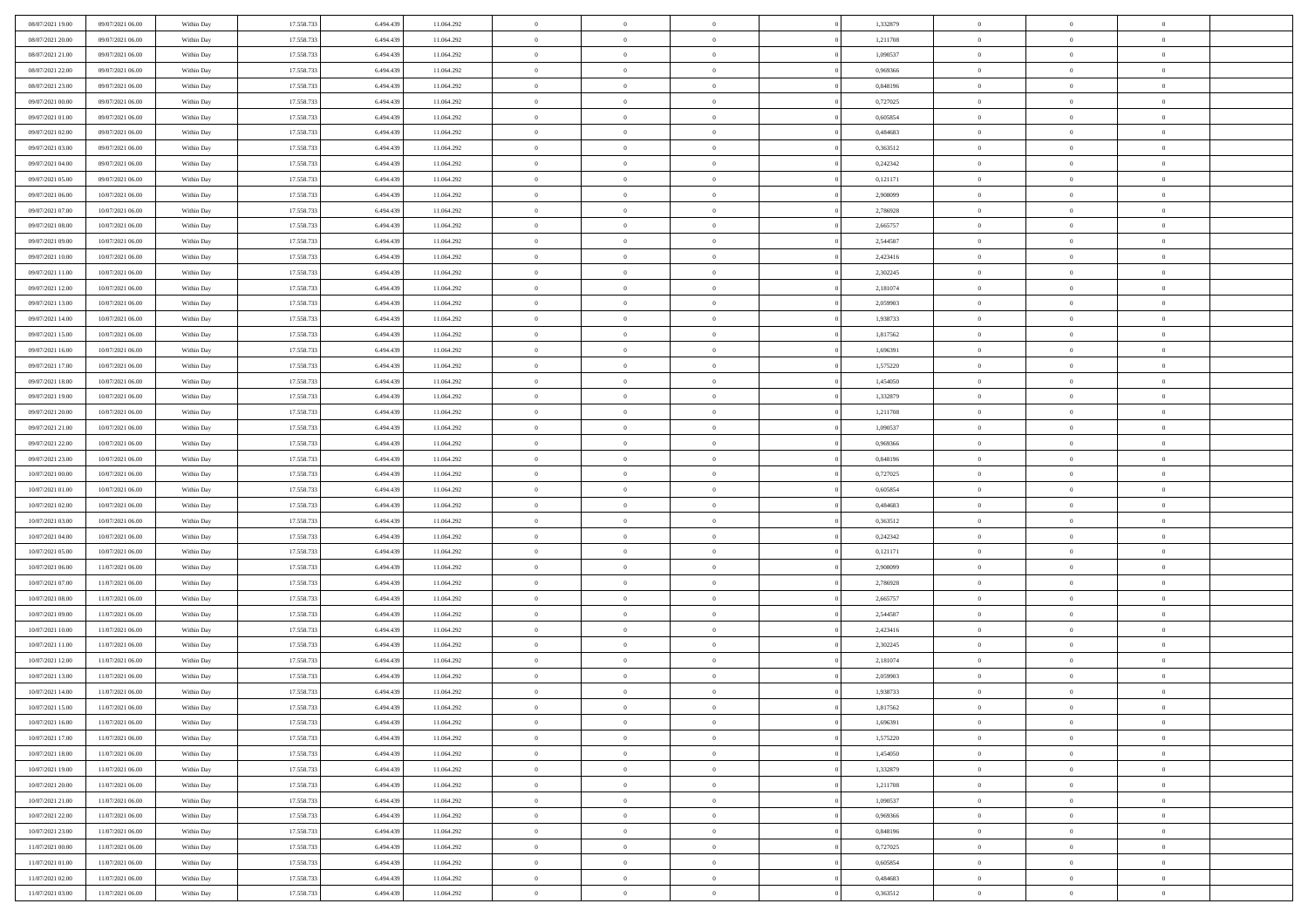| | | | | | | | | | | | | | | |
|---|---|---|---|---|---|---|---|---|---|---|---|---|---|---|
| 08/07/2021 19.00 | 09/07/2021 06.00 | Within Day | 17.558.733 | 6.494.439 | 11.064.292 | 0 | 0 | 0 | | 1,332879 | 0 | 0 | 0 | |
| 08/07/2021 20.00 | 09/07/2021 06.00 | Within Day | 17.558.733 | 6.494.439 | 11.064.292 | 0 | 0 | 0 | | 1,211708 | 0 | 0 | 0 | |
| 08/07/2021 21.00 | 09/07/2021 06.00 | Within Day | 17.558.733 | 6.494.439 | 11.064.292 | 0 | 0 | 0 | | 1,090537 | 0 | 0 | 0 | |
| 08/07/2021 22.00 | 09/07/2021 06.00 | Within Day | 17.558.733 | 6.494.439 | 11.064.292 | 0 | 0 | 0 | | 0,969366 | 0 | 0 | 0 | |
| 08/07/2021 23.00 | 09/07/2021 06.00 | Within Day | 17.558.733 | 6.494.439 | 11.064.292 | 0 | 0 | 0 | | 0,848196 | 0 | 0 | 0 | |
| 09/07/2021 00.00 | 09/07/2021 06.00 | Within Day | 17.558.733 | 6.494.439 | 11.064.292 | 0 | 0 | 0 | | 0,727025 | 0 | 0 | 0 | |
| 09/07/2021 01.00 | 09/07/2021 06.00 | Within Day | 17.558.733 | 6.494.439 | 11.064.292 | 0 | 0 | 0 | | 0,605854 | 0 | 0 | 0 | |
| 09/07/2021 02.00 | 09/07/2021 06.00 | Within Day | 17.558.733 | 6.494.439 | 11.064.292 | 0 | 0 | 0 | | 0,484683 | 0 | 0 | 0 | |
| 09/07/2021 03.00 | 09/07/2021 06.00 | Within Day | 17.558.733 | 6.494.439 | 11.064.292 | 0 | 0 | 0 | | 0,363512 | 0 | 0 | 0 | |
| 09/07/2021 04.00 | 09/07/2021 06.00 | Within Day | 17.558.733 | 6.494.439 | 11.064.292 | 0 | 0 | 0 | | 0,242342 | 0 | 0 | 0 | |
| 09/07/2021 05.00 | 09/07/2021 06.00 | Within Day | 17.558.733 | 6.494.439 | 11.064.292 | 0 | 0 | 0 | | 0,121171 | 0 | 0 | 0 | |
| 09/07/2021 06.00 | 10/07/2021 06.00 | Within Day | 17.558.733 | 6.494.439 | 11.064.292 | 0 | 0 | 0 | | 2,908099 | 0 | 0 | 0 | |
| 09/07/2021 07.00 | 10/07/2021 06.00 | Within Day | 17.558.733 | 6.494.439 | 11.064.292 | 0 | 0 | 0 | | 2,786928 | 0 | 0 | 0 | |
| 09/07/2021 08.00 | 10/07/2021 06.00 | Within Day | 17.558.733 | 6.494.439 | 11.064.292 | 0 | 0 | 0 | | 2,665757 | 0 | 0 | 0 | |
| 09/07/2021 09.00 | 10/07/2021 06.00 | Within Day | 17.558.733 | 6.494.439 | 11.064.292 | 0 | 0 | 0 | | 2,544587 | 0 | 0 | 0 | |
| 09/07/2021 10.00 | 10/07/2021 06.00 | Within Day | 17.558.733 | 6.494.439 | 11.064.292 | 0 | 0 | 0 | | 2,423416 | 0 | 0 | 0 | |
| 09/07/2021 11.00 | 10/07/2021 06.00 | Within Day | 17.558.733 | 6.494.439 | 11.064.292 | 0 | 0 | 0 | | 2,302245 | 0 | 0 | 0 | |
| 09/07/2021 12.00 | 10/07/2021 06.00 | Within Day | 17.558.733 | 6.494.439 | 11.064.292 | 0 | 0 | 0 | | 2,181074 | 0 | 0 | 0 | |
| 09/07/2021 13.00 | 10/07/2021 06.00 | Within Day | 17.558.733 | 6.494.439 | 11.064.292 | 0 | 0 | 0 | | 2,059903 | 0 | 0 | 0 | |
| 09/07/2021 14.00 | 10/07/2021 06.00 | Within Day | 17.558.733 | 6.494.439 | 11.064.292 | 0 | 0 | 0 | | 1,938733 | 0 | 0 | 0 | |
| 09/07/2021 15.00 | 10/07/2021 06.00 | Within Day | 17.558.733 | 6.494.439 | 11.064.292 | 0 | 0 | 0 | | 1,817562 | 0 | 0 | 0 | |
| 09/07/2021 16.00 | 10/07/2021 06.00 | Within Day | 17.558.733 | 6.494.439 | 11.064.292 | 0 | 0 | 0 | | 1,696391 | 0 | 0 | 0 | |
| 09/07/2021 17.00 | 10/07/2021 06.00 | Within Day | 17.558.733 | 6.494.439 | 11.064.292 | 0 | 0 | 0 | | 1,575220 | 0 | 0 | 0 | |
| 09/07/2021 18.00 | 10/07/2021 06.00 | Within Day | 17.558.733 | 6.494.439 | 11.064.292 | 0 | 0 | 0 | | 1,454050 | 0 | 0 | 0 | |
| 09/07/2021 19.00 | 10/07/2021 06.00 | Within Day | 17.558.733 | 6.494.439 | 11.064.292 | 0 | 0 | 0 | | 1,332879 | 0 | 0 | 0 | |
| 09/07/2021 20.00 | 10/07/2021 06.00 | Within Day | 17.558.733 | 6.494.439 | 11.064.292 | 0 | 0 | 0 | | 1,211708 | 0 | 0 | 0 | |
| 09/07/2021 21.00 | 10/07/2021 06.00 | Within Day | 17.558.733 | 6.494.439 | 11.064.292 | 0 | 0 | 0 | | 1,090537 | 0 | 0 | 0 | |
| 09/07/2021 22.00 | 10/07/2021 06.00 | Within Day | 17.558.733 | 6.494.439 | 11.064.292 | 0 | 0 | 0 | | 0,969366 | 0 | 0 | 0 | |
| 09/07/2021 23.00 | 10/07/2021 06.00 | Within Day | 17.558.733 | 6.494.439 | 11.064.292 | 0 | 0 | 0 | | 0,848196 | 0 | 0 | 0 | |
| 10/07/2021 00.00 | 10/07/2021 06.00 | Within Day | 17.558.733 | 6.494.439 | 11.064.292 | 0 | 0 | 0 | | 0,727025 | 0 | 0 | 0 | |
| 10/07/2021 01.00 | 10/07/2021 06.00 | Within Day | 17.558.733 | 6.494.439 | 11.064.292 | 0 | 0 | 0 | | 0,605854 | 0 | 0 | 0 | |
| 10/07/2021 02.00 | 10/07/2021 06.00 | Within Day | 17.558.733 | 6.494.439 | 11.064.292 | 0 | 0 | 0 | | 0,484683 | 0 | 0 | 0 | |
| 10/07/2021 03.00 | 10/07/2021 06.00 | Within Day | 17.558.733 | 6.494.439 | 11.064.292 | 0 | 0 | 0 | | 0,363512 | 0 | 0 | 0 | |
| 10/07/2021 04.00 | 10/07/2021 06.00 | Within Day | 17.558.733 | 6.494.439 | 11.064.292 | 0 | 0 | 0 | | 0,242342 | 0 | 0 | 0 | |
| 10/07/2021 05.00 | 10/07/2021 06.00 | Within Day | 17.558.733 | 6.494.439 | 11.064.292 | 0 | 0 | 0 | | 0,121171 | 0 | 0 | 0 | |
| 10/07/2021 06.00 | 11/07/2021 06.00 | Within Day | 17.558.733 | 6.494.439 | 11.064.292 | 0 | 0 | 0 | | 2,908099 | 0 | 0 | 0 | |
| 10/07/2021 07.00 | 11/07/2021 06.00 | Within Day | 17.558.733 | 6.494.439 | 11.064.292 | 0 | 0 | 0 | | 2,786928 | 0 | 0 | 0 | |
| 10/07/2021 08.00 | 11/07/2021 06.00 | Within Day | 17.558.733 | 6.494.439 | 11.064.292 | 0 | 0 | 0 | | 2,665757 | 0 | 0 | 0 | |
| 10/07/2021 09.00 | 11/07/2021 06.00 | Within Day | 17.558.733 | 6.494.439 | 11.064.292 | 0 | 0 | 0 | | 2,544587 | 0 | 0 | 0 | |
| 10/07/2021 10.00 | 11/07/2021 06.00 | Within Day | 17.558.733 | 6.494.439 | 11.064.292 | 0 | 0 | 0 | | 2,423416 | 0 | 0 | 0 | |
| 10/07/2021 11.00 | 11/07/2021 06.00 | Within Day | 17.558.733 | 6.494.439 | 11.064.292 | 0 | 0 | 0 | | 2,302245 | 0 | 0 | 0 | |
| 10/07/2021 12.00 | 11/07/2021 06.00 | Within Day | 17.558.733 | 6.494.439 | 11.064.292 | 0 | 0 | 0 | | 2,181074 | 0 | 0 | 0 | |
| 10/07/2021 13.00 | 11/07/2021 06.00 | Within Day | 17.558.733 | 6.494.439 | 11.064.292 | 0 | 0 | 0 | | 2,059903 | 0 | 0 | 0 | |
| 10/07/2021 14.00 | 11/07/2021 06.00 | Within Day | 17.558.733 | 6.494.439 | 11.064.292 | 0 | 0 | 0 | | 1,938733 | 0 | 0 | 0 | |
| 10/07/2021 15.00 | 11/07/2021 06.00 | Within Day | 17.558.733 | 6.494.439 | 11.064.292 | 0 | 0 | 0 | | 1,817562 | 0 | 0 | 0 | |
| 10/07/2021 16.00 | 11/07/2021 06.00 | Within Day | 17.558.733 | 6.494.439 | 11.064.292 | 0 | 0 | 0 | | 1,696391 | 0 | 0 | 0 | |
| 10/07/2021 17.00 | 11/07/2021 06.00 | Within Day | 17.558.733 | 6.494.439 | 11.064.292 | 0 | 0 | 0 | | 1,575220 | 0 | 0 | 0 | |
| 10/07/2021 18.00 | 11/07/2021 06.00 | Within Day | 17.558.733 | 6.494.439 | 11.064.292 | 0 | 0 | 0 | | 1,454050 | 0 | 0 | 0 | |
| 10/07/2021 19.00 | 11/07/2021 06.00 | Within Day | 17.558.733 | 6.494.439 | 11.064.292 | 0 | 0 | 0 | | 1,332879 | 0 | 0 | 0 | |
| 10/07/2021 20.00 | 11/07/2021 06.00 | Within Day | 17.558.733 | 6.494.439 | 11.064.292 | 0 | 0 | 0 | | 1,211708 | 0 | 0 | 0 | |
| 10/07/2021 21.00 | 11/07/2021 06.00 | Within Day | 17.558.733 | 6.494.439 | 11.064.292 | 0 | 0 | 0 | | 1,090537 | 0 | 0 | 0 | |
| 10/07/2021 22.00 | 11/07/2021 06.00 | Within Day | 17.558.733 | 6.494.439 | 11.064.292 | 0 | 0 | 0 | | 0,969366 | 0 | 0 | 0 | |
| 10/07/2021 23.00 | 11/07/2021 06.00 | Within Day | 17.558.733 | 6.494.439 | 11.064.292 | 0 | 0 | 0 | | 0,848196 | 0 | 0 | 0 | |
| 11/07/2021 00.00 | 11/07/2021 06.00 | Within Day | 17.558.733 | 6.494.439 | 11.064.292 | 0 | 0 | 0 | | 0,727025 | 0 | 0 | 0 | |
| 11/07/2021 01.00 | 11/07/2021 06.00 | Within Day | 17.558.733 | 6.494.439 | 11.064.292 | 0 | 0 | 0 | | 0,605854 | 0 | 0 | 0 | |
| 11/07/2021 02.00 | 11/07/2021 06.00 | Within Day | 17.558.733 | 6.494.439 | 11.064.292 | 0 | 0 | 0 | | 0,484683 | 0 | 0 | 0 | |
| 11/07/2021 03.00 | 11/07/2021 06.00 | Within Day | 17.558.733 | 6.494.439 | 11.064.292 | 0 | 0 | 0 | | 0,363512 | 0 | 0 | 0 | |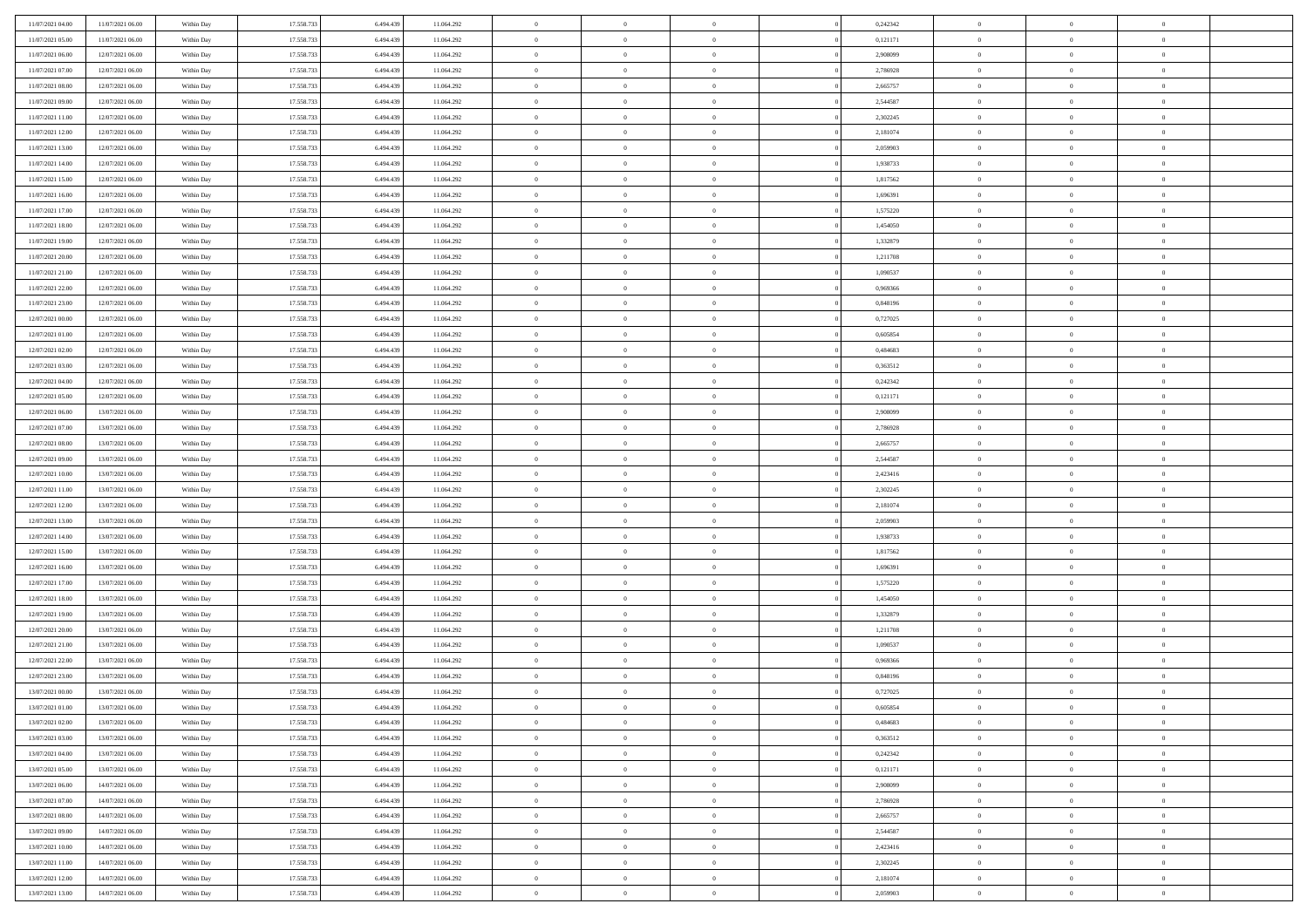| | | | | | | | | | | | | | | |
|---|---|---|---|---|---|---|---|---|---|---|---|---|---|---|
| 11/07/2021 04:00 | 11/07/2021 06:00 | Within Day | 17.558.733 | 6.494.439 | 11.064.292 | 0 | 0 | 0 | | 0,242342 | 0 | 0 | 0 | |
| 11/07/2021 05:00 | 11/07/2021 06:00 | Within Day | 17.558.733 | 6.494.439 | 11.064.292 | 0 | 0 | 0 | | 0,121171 | 0 | 0 | 0 | |
| 11/07/2021 06:00 | 12/07/2021 06:00 | Within Day | 17.558.733 | 6.494.439 | 11.064.292 | 0 | 0 | 0 | | 2,908099 | 0 | 0 | 0 | |
| 11/07/2021 07:00 | 12/07/2021 06:00 | Within Day | 17.558.733 | 6.494.439 | 11.064.292 | 0 | 0 | 0 | | 2,786928 | 0 | 0 | 0 | |
| 11/07/2021 08:00 | 12/07/2021 06:00 | Within Day | 17.558.733 | 6.494.439 | 11.064.292 | 0 | 0 | 0 | | 2,665757 | 0 | 0 | 0 | |
| 11/07/2021 09:00 | 12/07/2021 06:00 | Within Day | 17.558.733 | 6.494.439 | 11.064.292 | 0 | 0 | 0 | | 2,544587 | 0 | 0 | 0 | |
| 11/07/2021 11:00 | 12/07/2021 06:00 | Within Day | 17.558.733 | 6.494.439 | 11.064.292 | 0 | 0 | 0 | | 2,302245 | 0 | 0 | 0 | |
| 11/07/2021 12:00 | 12/07/2021 06:00 | Within Day | 17.558.733 | 6.494.439 | 11.064.292 | 0 | 0 | 0 | | 2,181074 | 0 | 0 | 0 | |
| 11/07/2021 13:00 | 12/07/2021 06:00 | Within Day | 17.558.733 | 6.494.439 | 11.064.292 | 0 | 0 | 0 | | 2,059903 | 0 | 0 | 0 | |
| 11/07/2021 14:00 | 12/07/2021 06:00 | Within Day | 17.558.733 | 6.494.439 | 11.064.292 | 0 | 0 | 0 | | 1,938733 | 0 | 0 | 0 | |
| 11/07/2021 15:00 | 12/07/2021 06:00 | Within Day | 17.558.733 | 6.494.439 | 11.064.292 | 0 | 0 | 0 | | 1,817562 | 0 | 0 | 0 | |
| 11/07/2021 16:00 | 12/07/2021 06:00 | Within Day | 17.558.733 | 6.494.439 | 11.064.292 | 0 | 0 | 0 | | 1,696391 | 0 | 0 | 0 | |
| 11/07/2021 17:00 | 12/07/2021 06:00 | Within Day | 17.558.733 | 6.494.439 | 11.064.292 | 0 | 0 | 0 | | 1,575220 | 0 | 0 | 0 | |
| 11/07/2021 18:00 | 12/07/2021 06:00 | Within Day | 17.558.733 | 6.494.439 | 11.064.292 | 0 | 0 | 0 | | 1,454050 | 0 | 0 | 0 | |
| 11/07/2021 19:00 | 12/07/2021 06:00 | Within Day | 17.558.733 | 6.494.439 | 11.064.292 | 0 | 0 | 0 | | 1,332879 | 0 | 0 | 0 | |
| 11/07/2021 20:00 | 12/07/2021 06:00 | Within Day | 17.558.733 | 6.494.439 | 11.064.292 | 0 | 0 | 0 | | 1,211708 | 0 | 0 | 0 | |
| 11/07/2021 21:00 | 12/07/2021 06:00 | Within Day | 17.558.733 | 6.494.439 | 11.064.292 | 0 | 0 | 0 | | 1,090537 | 0 | 0 | 0 | |
| 11/07/2021 22:00 | 12/07/2021 06:00 | Within Day | 17.558.733 | 6.494.439 | 11.064.292 | 0 | 0 | 0 | | 0,969366 | 0 | 0 | 0 | |
| 11/07/2021 23:00 | 12/07/2021 06:00 | Within Day | 17.558.733 | 6.494.439 | 11.064.292 | 0 | 0 | 0 | | 0,848196 | 0 | 0 | 0 | |
| 12/07/2021 00:00 | 12/07/2021 06:00 | Within Day | 17.558.733 | 6.494.439 | 11.064.292 | 0 | 0 | 0 | | 0,727025 | 0 | 0 | 0 | |
| 12/07/2021 01:00 | 12/07/2021 06:00 | Within Day | 17.558.733 | 6.494.439 | 11.064.292 | 0 | 0 | 0 | | 0,605854 | 0 | 0 | 0 | |
| 12/07/2021 02:00 | 12/07/2021 06:00 | Within Day | 17.558.733 | 6.494.439 | 11.064.292 | 0 | 0 | 0 | | 0,484683 | 0 | 0 | 0 | |
| 12/07/2021 03:00 | 12/07/2021 06:00 | Within Day | 17.558.733 | 6.494.439 | 11.064.292 | 0 | 0 | 0 | | 0,363512 | 0 | 0 | 0 | |
| 12/07/2021 04:00 | 12/07/2021 06:00 | Within Day | 17.558.733 | 6.494.439 | 11.064.292 | 0 | 0 | 0 | | 0,242342 | 0 | 0 | 0 | |
| 12/07/2021 05:00 | 12/07/2021 06:00 | Within Day | 17.558.733 | 6.494.439 | 11.064.292 | 0 | 0 | 0 | | 0,121171 | 0 | 0 | 0 | |
| 12/07/2021 06:00 | 13/07/2021 06:00 | Within Day | 17.558.733 | 6.494.439 | 11.064.292 | 0 | 0 | 0 | | 2,908099 | 0 | 0 | 0 | |
| 12/07/2021 07:00 | 13/07/2021 06:00 | Within Day | 17.558.733 | 6.494.439 | 11.064.292 | 0 | 0 | 0 | | 2,786928 | 0 | 0 | 0 | |
| 12/07/2021 08:00 | 13/07/2021 06:00 | Within Day | 17.558.733 | 6.494.439 | 11.064.292 | 0 | 0 | 0 | | 2,665757 | 0 | 0 | 0 | |
| 12/07/2021 09:00 | 13/07/2021 06:00 | Within Day | 17.558.733 | 6.494.439 | 11.064.292 | 0 | 0 | 0 | | 2,544587 | 0 | 0 | 0 | |
| 12/07/2021 10:00 | 13/07/2021 06:00 | Within Day | 17.558.733 | 6.494.439 | 11.064.292 | 0 | 0 | 0 | | 2,423416 | 0 | 0 | 0 | |
| 12/07/2021 11:00 | 13/07/2021 06:00 | Within Day | 17.558.733 | 6.494.439 | 11.064.292 | 0 | 0 | 0 | | 2,302245 | 0 | 0 | 0 | |
| 12/07/2021 12:00 | 13/07/2021 06:00 | Within Day | 17.558.733 | 6.494.439 | 11.064.292 | 0 | 0 | 0 | | 2,181074 | 0 | 0 | 0 | |
| 12/07/2021 13:00 | 13/07/2021 06:00 | Within Day | 17.558.733 | 6.494.439 | 11.064.292 | 0 | 0 | 0 | | 2,059903 | 0 | 0 | 0 | |
| 12/07/2021 14:00 | 13/07/2021 06:00 | Within Day | 17.558.733 | 6.494.439 | 11.064.292 | 0 | 0 | 0 | | 1,938733 | 0 | 0 | 0 | |
| 12/07/2021 15:00 | 13/07/2021 06:00 | Within Day | 17.558.733 | 6.494.439 | 11.064.292 | 0 | 0 | 0 | | 1,817562 | 0 | 0 | 0 | |
| 12/07/2021 16:00 | 13/07/2021 06:00 | Within Day | 17.558.733 | 6.494.439 | 11.064.292 | 0 | 0 | 0 | | 1,696391 | 0 | 0 | 0 | |
| 12/07/2021 17:00 | 13/07/2021 06:00 | Within Day | 17.558.733 | 6.494.439 | 11.064.292 | 0 | 0 | 0 | | 1,575220 | 0 | 0 | 0 | |
| 12/07/2021 18:00 | 13/07/2021 06:00 | Within Day | 17.558.733 | 6.494.439 | 11.064.292 | 0 | 0 | 0 | | 1,454050 | 0 | 0 | 0 | |
| 12/07/2021 19:00 | 13/07/2021 06:00 | Within Day | 17.558.733 | 6.494.439 | 11.064.292 | 0 | 0 | 0 | | 1,332879 | 0 | 0 | 0 | |
| 12/07/2021 20:00 | 13/07/2021 06:00 | Within Day | 17.558.733 | 6.494.439 | 11.064.292 | 0 | 0 | 0 | | 1,211708 | 0 | 0 | 0 | |
| 12/07/2021 21:00 | 13/07/2021 06:00 | Within Day | 17.558.733 | 6.494.439 | 11.064.292 | 0 | 0 | 0 | | 1,090537 | 0 | 0 | 0 | |
| 12/07/2021 22:00 | 13/07/2021 06:00 | Within Day | 17.558.733 | 6.494.439 | 11.064.292 | 0 | 0 | 0 | | 0,969366 | 0 | 0 | 0 | |
| 12/07/2021 23:00 | 13/07/2021 06:00 | Within Day | 17.558.733 | 6.494.439 | 11.064.292 | 0 | 0 | 0 | | 0,848196 | 0 | 0 | 0 | |
| 13/07/2021 00:00 | 13/07/2021 06:00 | Within Day | 17.558.733 | 6.494.439 | 11.064.292 | 0 | 0 | 0 | | 0,727025 | 0 | 0 | 0 | |
| 13/07/2021 01:00 | 13/07/2021 06:00 | Within Day | 17.558.733 | 6.494.439 | 11.064.292 | 0 | 0 | 0 | | 0,605854 | 0 | 0 | 0 | |
| 13/07/2021 02:00 | 13/07/2021 06:00 | Within Day | 17.558.733 | 6.494.439 | 11.064.292 | 0 | 0 | 0 | | 0,484683 | 0 | 0 | 0 | |
| 13/07/2021 03:00 | 13/07/2021 06:00 | Within Day | 17.558.733 | 6.494.439 | 11.064.292 | 0 | 0 | 0 | | 0,363512 | 0 | 0 | 0 | |
| 13/07/2021 04:00 | 13/07/2021 06:00 | Within Day | 17.558.733 | 6.494.439 | 11.064.292 | 0 | 0 | 0 | | 0,242342 | 0 | 0 | 0 | |
| 13/07/2021 05:00 | 13/07/2021 06:00 | Within Day | 17.558.733 | 6.494.439 | 11.064.292 | 0 | 0 | 0 | | 0,121171 | 0 | 0 | 0 | |
| 13/07/2021 06:00 | 14/07/2021 06:00 | Within Day | 17.558.733 | 6.494.439 | 11.064.292 | 0 | 0 | 0 | | 2,908099 | 0 | 0 | 0 | |
| 13/07/2021 07:00 | 14/07/2021 06:00 | Within Day | 17.558.733 | 6.494.439 | 11.064.292 | 0 | 0 | 0 | | 2,786928 | 0 | 0 | 0 | |
| 13/07/2021 08:00 | 14/07/2021 06:00 | Within Day | 17.558.733 | 6.494.439 | 11.064.292 | 0 | 0 | 0 | | 2,665757 | 0 | 0 | 0 | |
| 13/07/2021 09:00 | 14/07/2021 06:00 | Within Day | 17.558.733 | 6.494.439 | 11.064.292 | 0 | 0 | 0 | | 2,544587 | 0 | 0 | 0 | |
| 13/07/2021 10:00 | 14/07/2021 06:00 | Within Day | 17.558.733 | 6.494.439 | 11.064.292 | 0 | 0 | 0 | | 2,423416 | 0 | 0 | 0 | |
| 13/07/2021 11:00 | 14/07/2021 06:00 | Within Day | 17.558.733 | 6.494.439 | 11.064.292 | 0 | 0 | 0 | | 2,302245 | 0 | 0 | 0 | |
| 13/07/2021 12:00 | 14/07/2021 06:00 | Within Day | 17.558.733 | 6.494.439 | 11.064.292 | 0 | 0 | 0 | | 2,181074 | 0 | 0 | 0 | |
| 13/07/2021 13:00 | 14/07/2021 06:00 | Within Day | 17.558.733 | 6.494.439 | 11.064.292 | 0 | 0 | 0 | | 2,059903 | 0 | 0 | 0 | |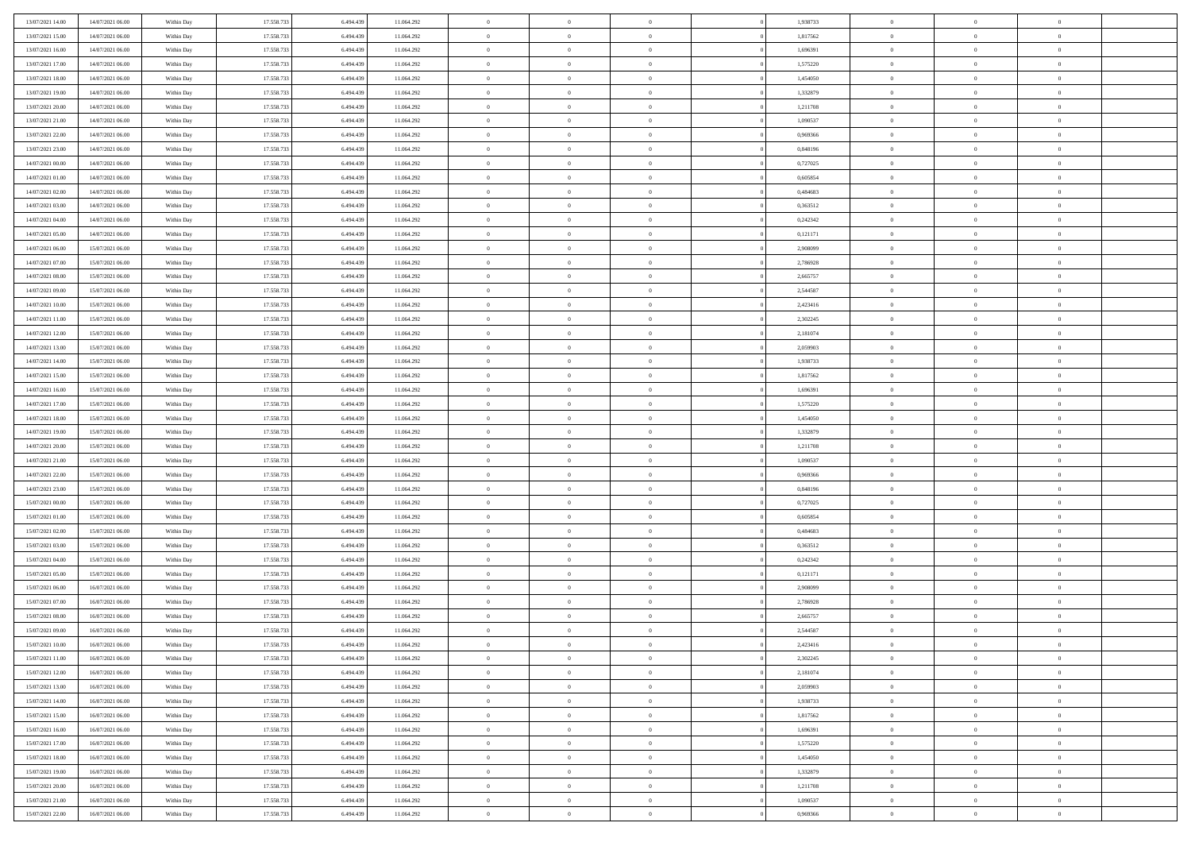| | | | | | | | | | | | | | | |
|---|---|---|---|---|---|---|---|---|---|---|---|---|---|---|
| 13/07/2021 14:00 | 14/07/2021 06:00 | Within Day | 17.558.733 | 6.494.439 | 11.064.292 | 0 | 0 | 0 | | 1,938733 | 0 | 0 | 0 | |
| 13/07/2021 15:00 | 14/07/2021 06:00 | Within Day | 17.558.733 | 6.494.439 | 11.064.292 | 0 | 0 | 0 | | 1,817562 | 0 | 0 | 0 | |
| 13/07/2021 16:00 | 14/07/2021 06:00 | Within Day | 17.558.733 | 6.494.439 | 11.064.292 | 0 | 0 | 0 | | 1,696391 | 0 | 0 | 0 | |
| 13/07/2021 17:00 | 14/07/2021 06:00 | Within Day | 17.558.733 | 6.494.439 | 11.064.292 | 0 | 0 | 0 | | 1,575220 | 0 | 0 | 0 | |
| 13/07/2021 18:00 | 14/07/2021 06:00 | Within Day | 17.558.733 | 6.494.439 | 11.064.292 | 0 | 0 | 0 | | 1,454050 | 0 | 0 | 0 | |
| 13/07/2021 19:00 | 14/07/2021 06:00 | Within Day | 17.558.733 | 6.494.439 | 11.064.292 | 0 | 0 | 0 | | 1,332879 | 0 | 0 | 0 | |
| 13/07/2021 20:00 | 14/07/2021 06:00 | Within Day | 17.558.733 | 6.494.439 | 11.064.292 | 0 | 0 | 0 | | 1,211708 | 0 | 0 | 0 | |
| 13/07/2021 21:00 | 14/07/2021 06:00 | Within Day | 17.558.733 | 6.494.439 | 11.064.292 | 0 | 0 | 0 | | 1,090537 | 0 | 0 | 0 | |
| 13/07/2021 22:00 | 14/07/2021 06:00 | Within Day | 17.558.733 | 6.494.439 | 11.064.292 | 0 | 0 | 0 | | 0,969366 | 0 | 0 | 0 | |
| 13/07/2021 23:00 | 14/07/2021 06:00 | Within Day | 17.558.733 | 6.494.439 | 11.064.292 | 0 | 0 | 0 | | 0,848196 | 0 | 0 | 0 | |
| 14/07/2021 00:00 | 14/07/2021 06:00 | Within Day | 17.558.733 | 6.494.439 | 11.064.292 | 0 | 0 | 0 | | 0,727025 | 0 | 0 | 0 | |
| 14/07/2021 01:00 | 14/07/2021 06:00 | Within Day | 17.558.733 | 6.494.439 | 11.064.292 | 0 | 0 | 0 | | 0,605854 | 0 | 0 | 0 | |
| 14/07/2021 02:00 | 14/07/2021 06:00 | Within Day | 17.558.733 | 6.494.439 | 11.064.292 | 0 | 0 | 0 | | 0,484683 | 0 | 0 | 0 | |
| 14/07/2021 03:00 | 14/07/2021 06:00 | Within Day | 17.558.733 | 6.494.439 | 11.064.292 | 0 | 0 | 0 | | 0,363512 | 0 | 0 | 0 | |
| 14/07/2021 04:00 | 14/07/2021 06:00 | Within Day | 17.558.733 | 6.494.439 | 11.064.292 | 0 | 0 | 0 | | 0,242342 | 0 | 0 | 0 | |
| 14/07/2021 05:00 | 14/07/2021 06:00 | Within Day | 17.558.733 | 6.494.439 | 11.064.292 | 0 | 0 | 0 | | 0,121171 | 0 | 0 | 0 | |
| 14/07/2021 06:00 | 15/07/2021 06:00 | Within Day | 17.558.733 | 6.494.439 | 11.064.292 | 0 | 0 | 0 | | 2,908099 | 0 | 0 | 0 | |
| 14/07/2021 07:00 | 15/07/2021 06:00 | Within Day | 17.558.733 | 6.494.439 | 11.064.292 | 0 | 0 | 0 | | 2,786928 | 0 | 0 | 0 | |
| 14/07/2021 08:00 | 15/07/2021 06:00 | Within Day | 17.558.733 | 6.494.439 | 11.064.292 | 0 | 0 | 0 | | 2,665757 | 0 | 0 | 0 | |
| 14/07/2021 09:00 | 15/07/2021 06:00 | Within Day | 17.558.733 | 6.494.439 | 11.064.292 | 0 | 0 | 0 | | 2,544587 | 0 | 0 | 0 | |
| 14/07/2021 10:00 | 15/07/2021 06:00 | Within Day | 17.558.733 | 6.494.439 | 11.064.292 | 0 | 0 | 0 | | 2,423416 | 0 | 0 | 0 | |
| 14/07/2021 11:00 | 15/07/2021 06:00 | Within Day | 17.558.733 | 6.494.439 | 11.064.292 | 0 | 0 | 0 | | 2,302245 | 0 | 0 | 0 | |
| 14/07/2021 12:00 | 15/07/2021 06:00 | Within Day | 17.558.733 | 6.494.439 | 11.064.292 | 0 | 0 | 0 | | 2,181074 | 0 | 0 | 0 | |
| 14/07/2021 13:00 | 15/07/2021 06:00 | Within Day | 17.558.733 | 6.494.439 | 11.064.292 | 0 | 0 | 0 | | 2,059903 | 0 | 0 | 0 | |
| 14/07/2021 14:00 | 15/07/2021 06:00 | Within Day | 17.558.733 | 6.494.439 | 11.064.292 | 0 | 0 | 0 | | 1,938733 | 0 | 0 | 0 | |
| 14/07/2021 15:00 | 15/07/2021 06:00 | Within Day | 17.558.733 | 6.494.439 | 11.064.292 | 0 | 0 | 0 | | 1,817562 | 0 | 0 | 0 | |
| 14/07/2021 16:00 | 15/07/2021 06:00 | Within Day | 17.558.733 | 6.494.439 | 11.064.292 | 0 | 0 | 0 | | 1,696391 | 0 | 0 | 0 | |
| 14/07/2021 17:00 | 15/07/2021 06:00 | Within Day | 17.558.733 | 6.494.439 | 11.064.292 | 0 | 0 | 0 | | 1,575220 | 0 | 0 | 0 | |
| 14/07/2021 18:00 | 15/07/2021 06:00 | Within Day | 17.558.733 | 6.494.439 | 11.064.292 | 0 | 0 | 0 | | 1,454050 | 0 | 0 | 0 | |
| 14/07/2021 19:00 | 15/07/2021 06:00 | Within Day | 17.558.733 | 6.494.439 | 11.064.292 | 0 | 0 | 0 | | 1,332879 | 0 | 0 | 0 | |
| 14/07/2021 20:00 | 15/07/2021 06:00 | Within Day | 17.558.733 | 6.494.439 | 11.064.292 | 0 | 0 | 0 | | 1,211708 | 0 | 0 | 0 | |
| 14/07/2021 21:00 | 15/07/2021 06:00 | Within Day | 17.558.733 | 6.494.439 | 11.064.292 | 0 | 0 | 0 | | 1,090537 | 0 | 0 | 0 | |
| 14/07/2021 22:00 | 15/07/2021 06:00 | Within Day | 17.558.733 | 6.494.439 | 11.064.292 | 0 | 0 | 0 | | 0,969366 | 0 | 0 | 0 | |
| 14/07/2021 23:00 | 15/07/2021 06:00 | Within Day | 17.558.733 | 6.494.439 | 11.064.292 | 0 | 0 | 0 | | 0,848196 | 0 | 0 | 0 | |
| 15/07/2021 00:00 | 15/07/2021 06:00 | Within Day | 17.558.733 | 6.494.439 | 11.064.292 | 0 | 0 | 0 | | 0,727025 | 0 | 0 | 0 | |
| 15/07/2021 01:00 | 15/07/2021 06:00 | Within Day | 17.558.733 | 6.494.439 | 11.064.292 | 0 | 0 | 0 | | 0,605854 | 0 | 0 | 0 | |
| 15/07/2021 02:00 | 15/07/2021 06:00 | Within Day | 17.558.733 | 6.494.439 | 11.064.292 | 0 | 0 | 0 | | 0,484683 | 0 | 0 | 0 | |
| 15/07/2021 03:00 | 15/07/2021 06:00 | Within Day | 17.558.733 | 6.494.439 | 11.064.292 | 0 | 0 | 0 | | 0,363512 | 0 | 0 | 0 | |
| 15/07/2021 04:00 | 15/07/2021 06:00 | Within Day | 17.558.733 | 6.494.439 | 11.064.292 | 0 | 0 | 0 | | 0,242342 | 0 | 0 | 0 | |
| 15/07/2021 05:00 | 15/07/2021 06:00 | Within Day | 17.558.733 | 6.494.439 | 11.064.292 | 0 | 0 | 0 | | 0,121171 | 0 | 0 | 0 | |
| 15/07/2021 06:00 | 16/07/2021 06:00 | Within Day | 17.558.733 | 6.494.439 | 11.064.292 | 0 | 0 | 0 | | 2,908099 | 0 | 0 | 0 | |
| 15/07/2021 07:00 | 16/07/2021 06:00 | Within Day | 17.558.733 | 6.494.439 | 11.064.292 | 0 | 0 | 0 | | 2,786928 | 0 | 0 | 0 | |
| 15/07/2021 08:00 | 16/07/2021 06:00 | Within Day | 17.558.733 | 6.494.439 | 11.064.292 | 0 | 0 | 0 | | 2,665757 | 0 | 0 | 0 | |
| 15/07/2021 09:00 | 16/07/2021 06:00 | Within Day | 17.558.733 | 6.494.439 | 11.064.292 | 0 | 0 | 0 | | 2,544587 | 0 | 0 | 0 | |
| 15/07/2021 10:00 | 16/07/2021 06:00 | Within Day | 17.558.733 | 6.494.439 | 11.064.292 | 0 | 0 | 0 | | 2,423416 | 0 | 0 | 0 | |
| 15/07/2021 11:00 | 16/07/2021 06:00 | Within Day | 17.558.733 | 6.494.439 | 11.064.292 | 0 | 0 | 0 | | 2,302245 | 0 | 0 | 0 | |
| 15/07/2021 12:00 | 16/07/2021 06:00 | Within Day | 17.558.733 | 6.494.439 | 11.064.292 | 0 | 0 | 0 | | 2,181074 | 0 | 0 | 0 | |
| 15/07/2021 13:00 | 16/07/2021 06:00 | Within Day | 17.558.733 | 6.494.439 | 11.064.292 | 0 | 0 | 0 | | 2,059903 | 0 | 0 | 0 | |
| 15/07/2021 14:00 | 16/07/2021 06:00 | Within Day | 17.558.733 | 6.494.439 | 11.064.292 | 0 | 0 | 0 | | 1,938733 | 0 | 0 | 0 | |
| 15/07/2021 15:00 | 16/07/2021 06:00 | Within Day | 17.558.733 | 6.494.439 | 11.064.292 | 0 | 0 | 0 | | 1,817562 | 0 | 0 | 0 | |
| 15/07/2021 16:00 | 16/07/2021 06:00 | Within Day | 17.558.733 | 6.494.439 | 11.064.292 | 0 | 0 | 0 | | 1,696391 | 0 | 0 | 0 | |
| 15/07/2021 17:00 | 16/07/2021 06:00 | Within Day | 17.558.733 | 6.494.439 | 11.064.292 | 0 | 0 | 0 | | 1,575220 | 0 | 0 | 0 | |
| 15/07/2021 18:00 | 16/07/2021 06:00 | Within Day | 17.558.733 | 6.494.439 | 11.064.292 | 0 | 0 | 0 | | 1,454050 | 0 | 0 | 0 | |
| 15/07/2021 19:00 | 16/07/2021 06:00 | Within Day | 17.558.733 | 6.494.439 | 11.064.292 | 0 | 0 | 0 | | 1,332879 | 0 | 0 | 0 | |
| 15/07/2021 20:00 | 16/07/2021 06:00 | Within Day | 17.558.733 | 6.494.439 | 11.064.292 | 0 | 0 | 0 | | 1,211708 | 0 | 0 | 0 | |
| 15/07/2021 21:00 | 16/07/2021 06:00 | Within Day | 17.558.733 | 6.494.439 | 11.064.292 | 0 | 0 | 0 | | 1,090537 | 0 | 0 | 0 | |
| 15/07/2021 22:00 | 16/07/2021 06:00 | Within Day | 17.558.733 | 6.494.439 | 11.064.292 | 0 | 0 | 0 | | 0,969366 | 0 | 0 | 0 | |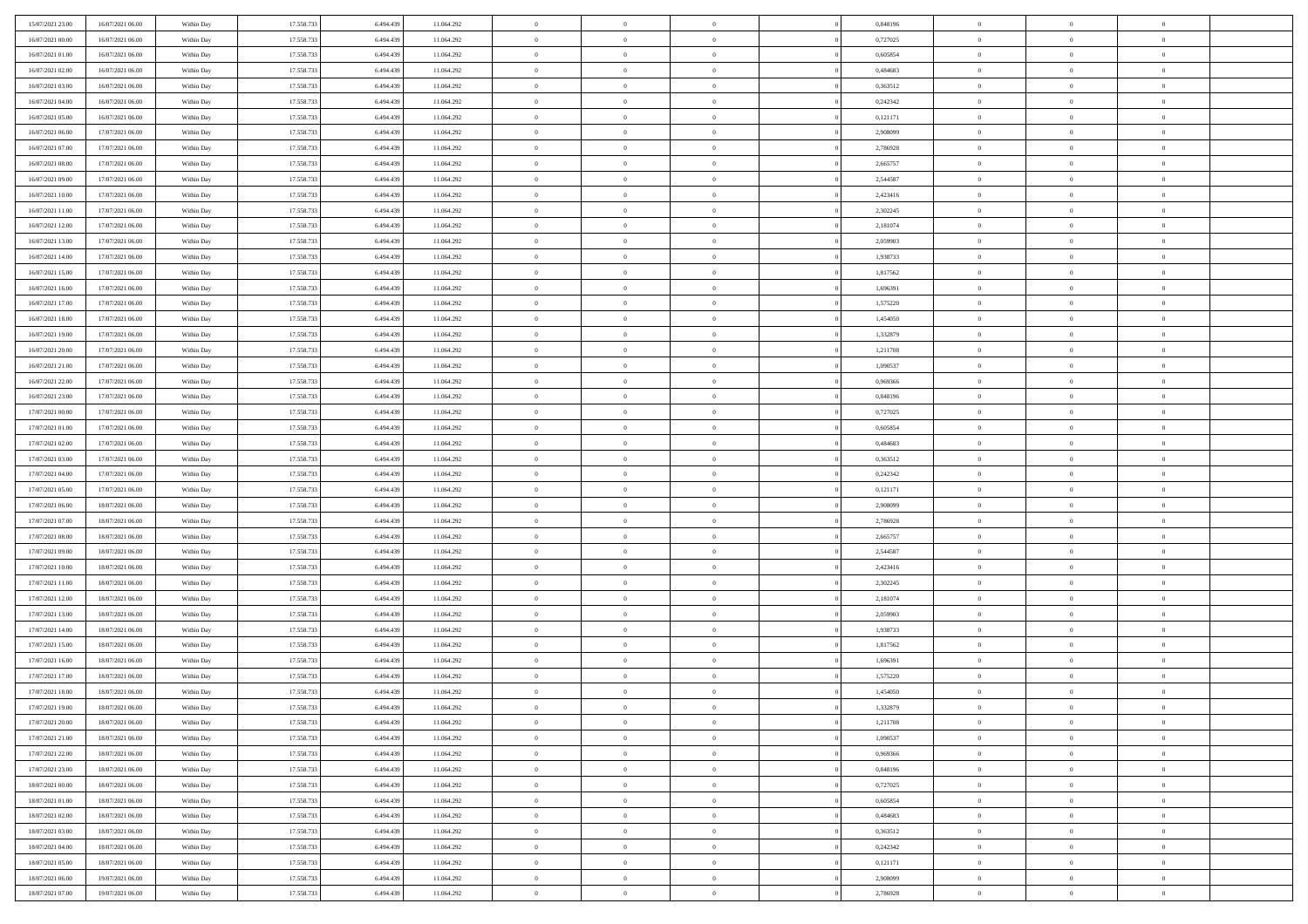| | | | | | | | | | | | | | | |
|---|---|---|---|---|---|---|---|---|---|---|---|---|---|---|
| 15/07/2021 23:00 | 16/07/2021 06:00 | Within Day | 17.558.733 | 6.494.439 | 11.064.292 | 0 | 0 | 0 | | 0,848196 | 0 | 0 | 0 | |
| 16/07/2021 00:00 | 16/07/2021 06:00 | Within Day | 17.558.733 | 6.494.439 | 11.064.292 | 0 | 0 | 0 | | 0,727025 | 0 | 0 | 0 | |
| 16/07/2021 01:00 | 16/07/2021 06:00 | Within Day | 17.558.733 | 6.494.439 | 11.064.292 | 0 | 0 | 0 | | 0,605854 | 0 | 0 | 0 | |
| 16/07/2021 02:00 | 16/07/2021 06:00 | Within Day | 17.558.733 | 6.494.439 | 11.064.292 | 0 | 0 | 0 | | 0,484683 | 0 | 0 | 0 | |
| 16/07/2021 03:00 | 16/07/2021 06:00 | Within Day | 17.558.733 | 6.494.439 | 11.064.292 | 0 | 0 | 0 | | 0,363512 | 0 | 0 | 0 | |
| 16/07/2021 04:00 | 16/07/2021 06:00 | Within Day | 17.558.733 | 6.494.439 | 11.064.292 | 0 | 0 | 0 | | 0,242342 | 0 | 0 | 0 | |
| 16/07/2021 05:00 | 16/07/2021 06:00 | Within Day | 17.558.733 | 6.494.439 | 11.064.292 | 0 | 0 | 0 | | 0,121171 | 0 | 0 | 0 | |
| 16/07/2021 06:00 | 17/07/2021 06:00 | Within Day | 17.558.733 | 6.494.439 | 11.064.292 | 0 | 0 | 0 | | 2,908099 | 0 | 0 | 0 | |
| 16/07/2021 07:00 | 17/07/2021 06:00 | Within Day | 17.558.733 | 6.494.439 | 11.064.292 | 0 | 0 | 0 | | 2,786928 | 0 | 0 | 0 | |
| 16/07/2021 08:00 | 17/07/2021 06:00 | Within Day | 17.558.733 | 6.494.439 | 11.064.292 | 0 | 0 | 0 | | 2,665757 | 0 | 0 | 0 | |
| 16/07/2021 09:00 | 17/07/2021 06:00 | Within Day | 17.558.733 | 6.494.439 | 11.064.292 | 0 | 0 | 0 | | 2,544587 | 0 | 0 | 0 | |
| 16/07/2021 10:00 | 17/07/2021 06:00 | Within Day | 17.558.733 | 6.494.439 | 11.064.292 | 0 | 0 | 0 | | 2,423416 | 0 | 0 | 0 | |
| 16/07/2021 11:00 | 17/07/2021 06:00 | Within Day | 17.558.733 | 6.494.439 | 11.064.292 | 0 | 0 | 0 | | 2,302245 | 0 | 0 | 0 | |
| 16/07/2021 12:00 | 17/07/2021 06:00 | Within Day | 17.558.733 | 6.494.439 | 11.064.292 | 0 | 0 | 0 | | 2,181074 | 0 | 0 | 0 | |
| 16/07/2021 13:00 | 17/07/2021 06:00 | Within Day | 17.558.733 | 6.494.439 | 11.064.292 | 0 | 0 | 0 | | 2,059903 | 0 | 0 | 0 | |
| 16/07/2021 14:00 | 17/07/2021 06:00 | Within Day | 17.558.733 | 6.494.439 | 11.064.292 | 0 | 0 | 0 | | 1,938733 | 0 | 0 | 0 | |
| 16/07/2021 15:00 | 17/07/2021 06:00 | Within Day | 17.558.733 | 6.494.439 | 11.064.292 | 0 | 0 | 0 | | 1,817562 | 0 | 0 | 0 | |
| 16/07/2021 16:00 | 17/07/2021 06:00 | Within Day | 17.558.733 | 6.494.439 | 11.064.292 | 0 | 0 | 0 | | 1,696391 | 0 | 0 | 0 | |
| 16/07/2021 17:00 | 17/07/2021 06:00 | Within Day | 17.558.733 | 6.494.439 | 11.064.292 | 0 | 0 | 0 | | 1,575220 | 0 | 0 | 0 | |
| 16/07/2021 18:00 | 17/07/2021 06:00 | Within Day | 17.558.733 | 6.494.439 | 11.064.292 | 0 | 0 | 0 | | 1,454050 | 0 | 0 | 0 | |
| 16/07/2021 19:00 | 17/07/2021 06:00 | Within Day | 17.558.733 | 6.494.439 | 11.064.292 | 0 | 0 | 0 | | 1,332879 | 0 | 0 | 0 | |
| 16/07/2021 20:00 | 17/07/2021 06:00 | Within Day | 17.558.733 | 6.494.439 | 11.064.292 | 0 | 0 | 0 | | 1,211708 | 0 | 0 | 0 | |
| 16/07/2021 21:00 | 17/07/2021 06:00 | Within Day | 17.558.733 | 6.494.439 | 11.064.292 | 0 | 0 | 0 | | 1,090537 | 0 | 0 | 0 | |
| 16/07/2021 22:00 | 17/07/2021 06:00 | Within Day | 17.558.733 | 6.494.439 | 11.064.292 | 0 | 0 | 0 | | 0,969366 | 0 | 0 | 0 | |
| 16/07/2021 23:00 | 17/07/2021 06:00 | Within Day | 17.558.733 | 6.494.439 | 11.064.292 | 0 | 0 | 0 | | 0,848196 | 0 | 0 | 0 | |
| 17/07/2021 00:00 | 17/07/2021 06:00 | Within Day | 17.558.733 | 6.494.439 | 11.064.292 | 0 | 0 | 0 | | 0,727025 | 0 | 0 | 0 | |
| 17/07/2021 01:00 | 17/07/2021 06:00 | Within Day | 17.558.733 | 6.494.439 | 11.064.292 | 0 | 0 | 0 | | 0,605854 | 0 | 0 | 0 | |
| 17/07/2021 02:00 | 17/07/2021 06:00 | Within Day | 17.558.733 | 6.494.439 | 11.064.292 | 0 | 0 | 0 | | 0,484683 | 0 | 0 | 0 | |
| 17/07/2021 03:00 | 17/07/2021 06:00 | Within Day | 17.558.733 | 6.494.439 | 11.064.292 | 0 | 0 | 0 | | 0,363512 | 0 | 0 | 0 | |
| 17/07/2021 04:00 | 17/07/2021 06:00 | Within Day | 17.558.733 | 6.494.439 | 11.064.292 | 0 | 0 | 0 | | 0,242342 | 0 | 0 | 0 | |
| 17/07/2021 05:00 | 17/07/2021 06:00 | Within Day | 17.558.733 | 6.494.439 | 11.064.292 | 0 | 0 | 0 | | 0,121171 | 0 | 0 | 0 | |
| 17/07/2021 06:00 | 18/07/2021 06:00 | Within Day | 17.558.733 | 6.494.439 | 11.064.292 | 0 | 0 | 0 | | 2,908099 | 0 | 0 | 0 | |
| 17/07/2021 07:00 | 18/07/2021 06:00 | Within Day | 17.558.733 | 6.494.439 | 11.064.292 | 0 | 0 | 0 | | 2,786928 | 0 | 0 | 0 | |
| 17/07/2021 08:00 | 18/07/2021 06:00 | Within Day | 17.558.733 | 6.494.439 | 11.064.292 | 0 | 0 | 0 | | 2,665757 | 0 | 0 | 0 | |
| 17/07/2021 09:00 | 18/07/2021 06:00 | Within Day | 17.558.733 | 6.494.439 | 11.064.292 | 0 | 0 | 0 | | 2,544587 | 0 | 0 | 0 | |
| 17/07/2021 10:00 | 18/07/2021 06:00 | Within Day | 17.558.733 | 6.494.439 | 11.064.292 | 0 | 0 | 0 | | 2,423416 | 0 | 0 | 0 | |
| 17/07/2021 11:00 | 18/07/2021 06:00 | Within Day | 17.558.733 | 6.494.439 | 11.064.292 | 0 | 0 | 0 | | 2,302245 | 0 | 0 | 0 | |
| 17/07/2021 12:00 | 18/07/2021 06:00 | Within Day | 17.558.733 | 6.494.439 | 11.064.292 | 0 | 0 | 0 | | 2,181074 | 0 | 0 | 0 | |
| 17/07/2021 13:00 | 18/07/2021 06:00 | Within Day | 17.558.733 | 6.494.439 | 11.064.292 | 0 | 0 | 0 | | 2,059903 | 0 | 0 | 0 | |
| 17/07/2021 14:00 | 18/07/2021 06:00 | Within Day | 17.558.733 | 6.494.439 | 11.064.292 | 0 | 0 | 0 | | 1,938733 | 0 | 0 | 0 | |
| 17/07/2021 15:00 | 18/07/2021 06:00 | Within Day | 17.558.733 | 6.494.439 | 11.064.292 | 0 | 0 | 0 | | 1,817562 | 0 | 0 | 0 | |
| 17/07/2021 16:00 | 18/07/2021 06:00 | Within Day | 17.558.733 | 6.494.439 | 11.064.292 | 0 | 0 | 0 | | 1,696391 | 0 | 0 | 0 | |
| 17/07/2021 17:00 | 18/07/2021 06:00 | Within Day | 17.558.733 | 6.494.439 | 11.064.292 | 0 | 0 | 0 | | 1,575220 | 0 | 0 | 0 | |
| 17/07/2021 18:00 | 18/07/2021 06:00 | Within Day | 17.558.733 | 6.494.439 | 11.064.292 | 0 | 0 | 0 | | 1,454050 | 0 | 0 | 0 | |
| 17/07/2021 19:00 | 18/07/2021 06:00 | Within Day | 17.558.733 | 6.494.439 | 11.064.292 | 0 | 0 | 0 | | 1,332879 | 0 | 0 | 0 | |
| 17/07/2021 20:00 | 18/07/2021 06:00 | Within Day | 17.558.733 | 6.494.439 | 11.064.292 | 0 | 0 | 0 | | 1,211708 | 0 | 0 | 0 | |
| 17/07/2021 21:00 | 18/07/2021 06:00 | Within Day | 17.558.733 | 6.494.439 | 11.064.292 | 0 | 0 | 0 | | 1,090537 | 0 | 0 | 0 | |
| 17/07/2021 22:00 | 18/07/2021 06:00 | Within Day | 17.558.733 | 6.494.439 | 11.064.292 | 0 | 0 | 0 | | 0,969366 | 0 | 0 | 0 | |
| 17/07/2021 23:00 | 18/07/2021 06:00 | Within Day | 17.558.733 | 6.494.439 | 11.064.292 | 0 | 0 | 0 | | 0,848196 | 0 | 0 | 0 | |
| 18/07/2021 00:00 | 18/07/2021 06:00 | Within Day | 17.558.733 | 6.494.439 | 11.064.292 | 0 | 0 | 0 | | 0,727025 | 0 | 0 | 0 | |
| 18/07/2021 01:00 | 18/07/2021 06:00 | Within Day | 17.558.733 | 6.494.439 | 11.064.292 | 0 | 0 | 0 | | 0,605854 | 0 | 0 | 0 | |
| 18/07/2021 02:00 | 18/07/2021 06:00 | Within Day | 17.558.733 | 6.494.439 | 11.064.292 | 0 | 0 | 0 | | 0,484683 | 0 | 0 | 0 | |
| 18/07/2021 03:00 | 18/07/2021 06:00 | Within Day | 17.558.733 | 6.494.439 | 11.064.292 | 0 | 0 | 0 | | 0,363512 | 0 | 0 | 0 | |
| 18/07/2021 04:00 | 18/07/2021 06:00 | Within Day | 17.558.733 | 6.494.439 | 11.064.292 | 0 | 0 | 0 | | 0,242342 | 0 | 0 | 0 | |
| 18/07/2021 05:00 | 18/07/2021 06:00 | Within Day | 17.558.733 | 6.494.439 | 11.064.292 | 0 | 0 | 0 | | 0,121171 | 0 | 0 | 0 | |
| 18/07/2021 06:00 | 19/07/2021 06:00 | Within Day | 17.558.733 | 6.494.439 | 11.064.292 | 0 | 0 | 0 | | 2,908099 | 0 | 0 | 0 | |
| 18/07/2021 07:00 | 19/07/2021 06:00 | Within Day | 17.558.733 | 6.494.439 | 11.064.292 | 0 | 0 | 0 | | 2,786928 | 0 | 0 | 0 | |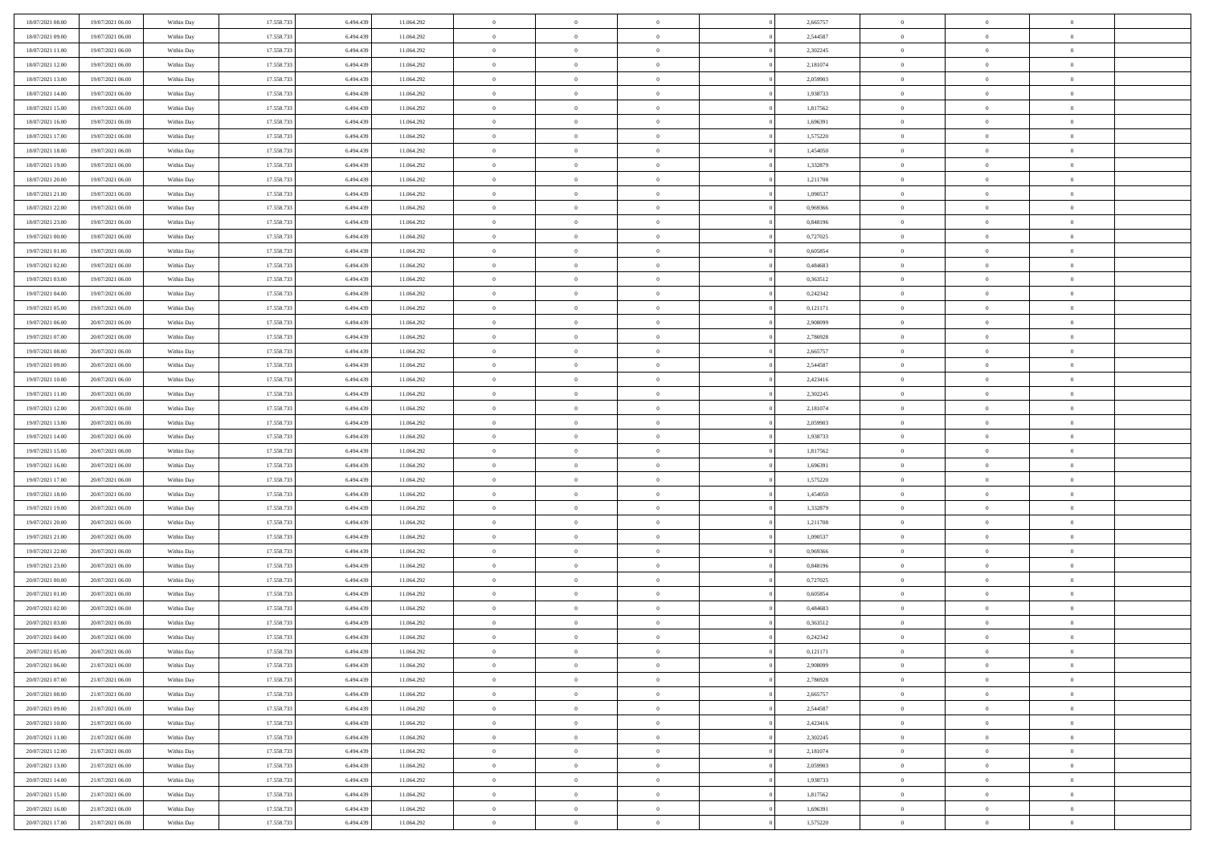| | | | | | | | | | | | | | | |
|---|---|---|---|---|---|---|---|---|---|---|---|---|---|---|
| 18/07/2021 08:00 | 19/07/2021 06:00 | Within Day | 17.558.733 | 6.494.439 | 11.064.292 | 0 | 0 | 0 | | 2,665757 | 0 | 0 | 0 | |
| 18/07/2021 09:00 | 19/07/2021 06:00 | Within Day | 17.558.733 | 6.494.439 | 11.064.292 | 0 | 0 | 0 | | 2,544587 | 0 | 0 | 0 | |
| 18/07/2021 11:00 | 19/07/2021 06:00 | Within Day | 17.558.733 | 6.494.439 | 11.064.292 | 0 | 0 | 0 | | 2,302245 | 0 | 0 | 0 | |
| 18/07/2021 12:00 | 19/07/2021 06:00 | Within Day | 17.558.733 | 6.494.439 | 11.064.292 | 0 | 0 | 0 | | 2,181074 | 0 | 0 | 0 | |
| 18/07/2021 13:00 | 19/07/2021 06:00 | Within Day | 17.558.733 | 6.494.439 | 11.064.292 | 0 | 0 | 0 | | 2,059903 | 0 | 0 | 0 | |
| 18/07/2021 14:00 | 19/07/2021 06:00 | Within Day | 17.558.733 | 6.494.439 | 11.064.292 | 0 | 0 | 0 | | 1,938733 | 0 | 0 | 0 | |
| 18/07/2021 15:00 | 19/07/2021 06:00 | Within Day | 17.558.733 | 6.494.439 | 11.064.292 | 0 | 0 | 0 | | 1,817562 | 0 | 0 | 0 | |
| 18/07/2021 16:00 | 19/07/2021 06:00 | Within Day | 17.558.733 | 6.494.439 | 11.064.292 | 0 | 0 | 0 | | 1,696391 | 0 | 0 | 0 | |
| 18/07/2021 17:00 | 19/07/2021 06:00 | Within Day | 17.558.733 | 6.494.439 | 11.064.292 | 0 | 0 | 0 | | 1,575220 | 0 | 0 | 0 | |
| 18/07/2021 18:00 | 19/07/2021 06:00 | Within Day | 17.558.733 | 6.494.439 | 11.064.292 | 0 | 0 | 0 | | 1,454050 | 0 | 0 | 0 | |
| 18/07/2021 19:00 | 19/07/2021 06:00 | Within Day | 17.558.733 | 6.494.439 | 11.064.292 | 0 | 0 | 0 | | 1,332879 | 0 | 0 | 0 | |
| 18/07/2021 20:00 | 19/07/2021 06:00 | Within Day | 17.558.733 | 6.494.439 | 11.064.292 | 0 | 0 | 0 | | 1,211708 | 0 | 0 | 0 | |
| 18/07/2021 21:00 | 19/07/2021 06:00 | Within Day | 17.558.733 | 6.494.439 | 11.064.292 | 0 | 0 | 0 | | 1,090537 | 0 | 0 | 0 | |
| 18/07/2021 22:00 | 19/07/2021 06:00 | Within Day | 17.558.733 | 6.494.439 | 11.064.292 | 0 | 0 | 0 | | 0,969366 | 0 | 0 | 0 | |
| 18/07/2021 23:00 | 19/07/2021 06:00 | Within Day | 17.558.733 | 6.494.439 | 11.064.292 | 0 | 0 | 0 | | 0,848196 | 0 | 0 | 0 | |
| 19/07/2021 00:00 | 19/07/2021 06:00 | Within Day | 17.558.733 | 6.494.439 | 11.064.292 | 0 | 0 | 0 | | 0,727025 | 0 | 0 | 0 | |
| 19/07/2021 01:00 | 19/07/2021 06:00 | Within Day | 17.558.733 | 6.494.439 | 11.064.292 | 0 | 0 | 0 | | 0,605854 | 0 | 0 | 0 | |
| 19/07/2021 02:00 | 19/07/2021 06:00 | Within Day | 17.558.733 | 6.494.439 | 11.064.292 | 0 | 0 | 0 | | 0,484683 | 0 | 0 | 0 | |
| 19/07/2021 03:00 | 19/07/2021 06:00 | Within Day | 17.558.733 | 6.494.439 | 11.064.292 | 0 | 0 | 0 | | 0,363512 | 0 | 0 | 0 | |
| 19/07/2021 04:00 | 19/07/2021 06:00 | Within Day | 17.558.733 | 6.494.439 | 11.064.292 | 0 | 0 | 0 | | 0,242342 | 0 | 0 | 0 | |
| 19/07/2021 05:00 | 19/07/2021 06:00 | Within Day | 17.558.733 | 6.494.439 | 11.064.292 | 0 | 0 | 0 | | 0,121171 | 0 | 0 | 0 | |
| 19/07/2021 06:00 | 20/07/2021 06:00 | Within Day | 17.558.733 | 6.494.439 | 11.064.292 | 0 | 0 | 0 | | 2,908099 | 0 | 0 | 0 | |
| 19/07/2021 07:00 | 20/07/2021 06:00 | Within Day | 17.558.733 | 6.494.439 | 11.064.292 | 0 | 0 | 0 | | 2,786928 | 0 | 0 | 0 | |
| 19/07/2021 08:00 | 20/07/2021 06:00 | Within Day | 17.558.733 | 6.494.439 | 11.064.292 | 0 | 0 | 0 | | 2,665757 | 0 | 0 | 0 | |
| 19/07/2021 09:00 | 20/07/2021 06:00 | Within Day | 17.558.733 | 6.494.439 | 11.064.292 | 0 | 0 | 0 | | 2,544587 | 0 | 0 | 0 | |
| 19/07/2021 10:00 | 20/07/2021 06:00 | Within Day | 17.558.733 | 6.494.439 | 11.064.292 | 0 | 0 | 0 | | 2,423416 | 0 | 0 | 0 | |
| 19/07/2021 11:00 | 20/07/2021 06:00 | Within Day | 17.558.733 | 6.494.439 | 11.064.292 | 0 | 0 | 0 | | 2,302245 | 0 | 0 | 0 | |
| 19/07/2021 12:00 | 20/07/2021 06:00 | Within Day | 17.558.733 | 6.494.439 | 11.064.292 | 0 | 0 | 0 | | 2,181074 | 0 | 0 | 0 | |
| 19/07/2021 13:00 | 20/07/2021 06:00 | Within Day | 17.558.733 | 6.494.439 | 11.064.292 | 0 | 0 | 0 | | 2,059903 | 0 | 0 | 0 | |
| 19/07/2021 14:00 | 20/07/2021 06:00 | Within Day | 17.558.733 | 6.494.439 | 11.064.292 | 0 | 0 | 0 | | 1,938733 | 0 | 0 | 0 | |
| 19/07/2021 15:00 | 20/07/2021 06:00 | Within Day | 17.558.733 | 6.494.439 | 11.064.292 | 0 | 0 | 0 | | 1,817562 | 0 | 0 | 0 | |
| 19/07/2021 16:00 | 20/07/2021 06:00 | Within Day | 17.558.733 | 6.494.439 | 11.064.292 | 0 | 0 | 0 | | 1,696391 | 0 | 0 | 0 | |
| 19/07/2021 17:00 | 20/07/2021 06:00 | Within Day | 17.558.733 | 6.494.439 | 11.064.292 | 0 | 0 | 0 | | 1,575220 | 0 | 0 | 0 | |
| 19/07/2021 18:00 | 20/07/2021 06:00 | Within Day | 17.558.733 | 6.494.439 | 11.064.292 | 0 | 0 | 0 | | 1,454050 | 0 | 0 | 0 | |
| 19/07/2021 19:00 | 20/07/2021 06:00 | Within Day | 17.558.733 | 6.494.439 | 11.064.292 | 0 | 0 | 0 | | 1,332879 | 0 | 0 | 0 | |
| 19/07/2021 20:00 | 20/07/2021 06:00 | Within Day | 17.558.733 | 6.494.439 | 11.064.292 | 0 | 0 | 0 | | 1,211708 | 0 | 0 | 0 | |
| 19/07/2021 21:00 | 20/07/2021 06:00 | Within Day | 17.558.733 | 6.494.439 | 11.064.292 | 0 | 0 | 0 | | 1,090537 | 0 | 0 | 0 | |
| 19/07/2021 22:00 | 20/07/2021 06:00 | Within Day | 17.558.733 | 6.494.439 | 11.064.292 | 0 | 0 | 0 | | 0,969366 | 0 | 0 | 0 | |
| 19/07/2021 23:00 | 20/07/2021 06:00 | Within Day | 17.558.733 | 6.494.439 | 11.064.292 | 0 | 0 | 0 | | 0,848196 | 0 | 0 | 0 | |
| 20/07/2021 00:00 | 20/07/2021 06:00 | Within Day | 17.558.733 | 6.494.439 | 11.064.292 | 0 | 0 | 0 | | 0,727025 | 0 | 0 | 0 | |
| 20/07/2021 01:00 | 20/07/2021 06:00 | Within Day | 17.558.733 | 6.494.439 | 11.064.292 | 0 | 0 | 0 | | 0,605854 | 0 | 0 | 0 | |
| 20/07/2021 02:00 | 20/07/2021 06:00 | Within Day | 17.558.733 | 6.494.439 | 11.064.292 | 0 | 0 | 0 | | 0,484683 | 0 | 0 | 0 | |
| 20/07/2021 03:00 | 20/07/2021 06:00 | Within Day | 17.558.733 | 6.494.439 | 11.064.292 | 0 | 0 | 0 | | 0,363512 | 0 | 0 | 0 | |
| 20/07/2021 04:00 | 20/07/2021 06:00 | Within Day | 17.558.733 | 6.494.439 | 11.064.292 | 0 | 0 | 0 | | 0,242342 | 0 | 0 | 0 | |
| 20/07/2021 05:00 | 20/07/2021 06:00 | Within Day | 17.558.733 | 6.494.439 | 11.064.292 | 0 | 0 | 0 | | 0,121171 | 0 | 0 | 0 | |
| 20/07/2021 06:00 | 21/07/2021 06:00 | Within Day | 17.558.733 | 6.494.439 | 11.064.292 | 0 | 0 | 0 | | 2,908099 | 0 | 0 | 0 | |
| 20/07/2021 07:00 | 21/07/2021 06:00 | Within Day | 17.558.733 | 6.494.439 | 11.064.292 | 0 | 0 | 0 | | 2,786928 | 0 | 0 | 0 | |
| 20/07/2021 08:00 | 21/07/2021 06:00 | Within Day | 17.558.733 | 6.494.439 | 11.064.292 | 0 | 0 | 0 | | 2,665757 | 0 | 0 | 0 | |
| 20/07/2021 09:00 | 21/07/2021 06:00 | Within Day | 17.558.733 | 6.494.439 | 11.064.292 | 0 | 0 | 0 | | 2,544587 | 0 | 0 | 0 | |
| 20/07/2021 10:00 | 21/07/2021 06:00 | Within Day | 17.558.733 | 6.494.439 | 11.064.292 | 0 | 0 | 0 | | 2,423416 | 0 | 0 | 0 | |
| 20/07/2021 11:00 | 21/07/2021 06:00 | Within Day | 17.558.733 | 6.494.439 | 11.064.292 | 0 | 0 | 0 | | 2,302245 | 0 | 0 | 0 | |
| 20/07/2021 12:00 | 21/07/2021 06:00 | Within Day | 17.558.733 | 6.494.439 | 11.064.292 | 0 | 0 | 0 | | 2,181074 | 0 | 0 | 0 | |
| 20/07/2021 13:00 | 21/07/2021 06:00 | Within Day | 17.558.733 | 6.494.439 | 11.064.292 | 0 | 0 | 0 | | 2,059903 | 0 | 0 | 0 | |
| 20/07/2021 14:00 | 21/07/2021 06:00 | Within Day | 17.558.733 | 6.494.439 | 11.064.292 | 0 | 0 | 0 | | 1,938733 | 0 | 0 | 0 | |
| 20/07/2021 15:00 | 21/07/2021 06:00 | Within Day | 17.558.733 | 6.494.439 | 11.064.292 | 0 | 0 | 0 | | 1,817562 | 0 | 0 | 0 | |
| 20/07/2021 16:00 | 21/07/2021 06:00 | Within Day | 17.558.733 | 6.494.439 | 11.064.292 | 0 | 0 | 0 | | 1,696391 | 0 | 0 | 0 | |
| 20/07/2021 17:00 | 21/07/2021 06:00 | Within Day | 17.558.733 | 6.494.439 | 11.064.292 | 0 | 0 | 0 | | 1,575220 | 0 | 0 | 0 | |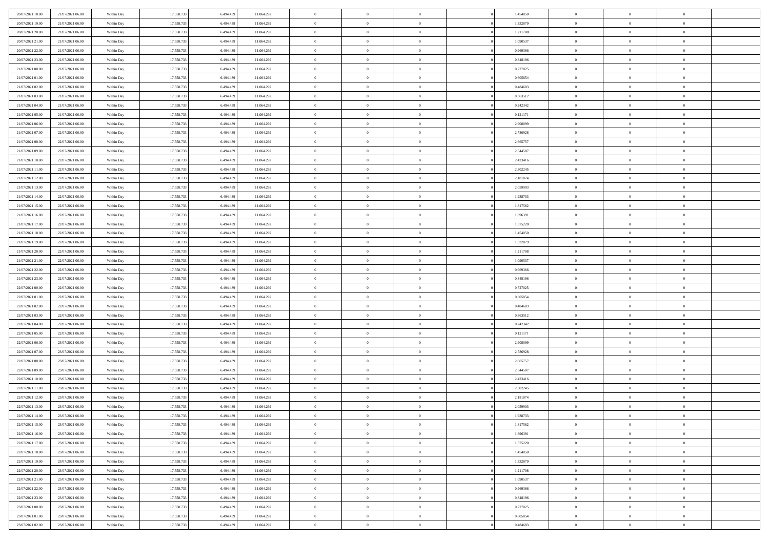| | | | | | | | | | | | | | | |
|---|---|---|---|---|---|---|---|---|---|---|---|---|---|---|
| 20/07/2021 18:00 | 21/07/2021 06:00 | Within Day | 17.558.733 | 6.494.439 | 11.064.292 | 0 | 0 | 0 | | 1,454050 | 0 | 0 | 0 | |
| 20/07/2021 19:00 | 21/07/2021 06:00 | Within Day | 17.558.733 | 6.494.439 | 11.064.292 | 0 | 0 | 0 | | 1,332879 | 0 | 0 | 0 | |
| 20/07/2021 20:00 | 21/07/2021 06:00 | Within Day | 17.558.733 | 6.494.439 | 11.064.292 | 0 | 0 | 0 | | 1,211708 | 0 | 0 | 0 | |
| 20/07/2021 21:00 | 21/07/2021 06:00 | Within Day | 17.558.733 | 6.494.439 | 11.064.292 | 0 | 0 | 0 | | 1,090537 | 0 | 0 | 0 | |
| 20/07/2021 22:00 | 21/07/2021 06:00 | Within Day | 17.558.733 | 6.494.439 | 11.064.292 | 0 | 0 | 0 | | 0,969366 | 0 | 0 | 0 | |
| 20/07/2021 23:00 | 21/07/2021 06:00 | Within Day | 17.558.733 | 6.494.439 | 11.064.292 | 0 | 0 | 0 | | 0,848196 | 0 | 0 | 0 | |
| 21/07/2021 00:00 | 21/07/2021 06:00 | Within Day | 17.558.733 | 6.494.439 | 11.064.292 | 0 | 0 | 0 | | 0,727025 | 0 | 0 | 0 | |
| 21/07/2021 01:00 | 21/07/2021 06:00 | Within Day | 17.558.733 | 6.494.439 | 11.064.292 | 0 | 0 | 0 | | 0,605854 | 0 | 0 | 0 | |
| 21/07/2021 02:00 | 21/07/2021 06:00 | Within Day | 17.558.733 | 6.494.439 | 11.064.292 | 0 | 0 | 0 | | 0,484683 | 0 | 0 | 0 | |
| 21/07/2021 03:00 | 21/07/2021 06:00 | Within Day | 17.558.733 | 6.494.439 | 11.064.292 | 0 | 0 | 0 | | 0,363512 | 0 | 0 | 0 | |
| 21/07/2021 04:00 | 21/07/2021 06:00 | Within Day | 17.558.733 | 6.494.439 | 11.064.292 | 0 | 0 | 0 | | 0,242342 | 0 | 0 | 0 | |
| 21/07/2021 05:00 | 21/07/2021 06:00 | Within Day | 17.558.733 | 6.494.439 | 11.064.292 | 0 | 0 | 0 | | 0,121171 | 0 | 0 | 0 | |
| 21/07/2021 06:00 | 22/07/2021 06:00 | Within Day | 17.558.733 | 6.494.439 | 11.064.292 | 0 | 0 | 0 | | 2,908099 | 0 | 0 | 0 | |
| 21/07/2021 07:00 | 22/07/2021 06:00 | Within Day | 17.558.733 | 6.494.439 | 11.064.292 | 0 | 0 | 0 | | 2,786928 | 0 | 0 | 0 | |
| 21/07/2021 08:00 | 22/07/2021 06:00 | Within Day | 17.558.733 | 6.494.439 | 11.064.292 | 0 | 0 | 0 | | 2,665757 | 0 | 0 | 0 | |
| 21/07/2021 09:00 | 22/07/2021 06:00 | Within Day | 17.558.733 | 6.494.439 | 11.064.292 | 0 | 0 | 0 | | 2,544587 | 0 | 0 | 0 | |
| 21/07/2021 10:00 | 22/07/2021 06:00 | Within Day | 17.558.733 | 6.494.439 | 11.064.292 | 0 | 0 | 0 | | 2,423416 | 0 | 0 | 0 | |
| 21/07/2021 11:00 | 22/07/2021 06:00 | Within Day | 17.558.733 | 6.494.439 | 11.064.292 | 0 | 0 | 0 | | 2,302245 | 0 | 0 | 0 | |
| 21/07/2021 12:00 | 22/07/2021 06:00 | Within Day | 17.558.733 | 6.494.439 | 11.064.292 | 0 | 0 | 0 | | 2,181074 | 0 | 0 | 0 | |
| 21/07/2021 13:00 | 22/07/2021 06:00 | Within Day | 17.558.733 | 6.494.439 | 11.064.292 | 0 | 0 | 0 | | 2,059903 | 0 | 0 | 0 | |
| 21/07/2021 14:00 | 22/07/2021 06:00 | Within Day | 17.558.733 | 6.494.439 | 11.064.292 | 0 | 0 | 0 | | 1,938733 | 0 | 0 | 0 | |
| 21/07/2021 15:00 | 22/07/2021 06:00 | Within Day | 17.558.733 | 6.494.439 | 11.064.292 | 0 | 0 | 0 | | 1,817562 | 0 | 0 | 0 | |
| 21/07/2021 16:00 | 22/07/2021 06:00 | Within Day | 17.558.733 | 6.494.439 | 11.064.292 | 0 | 0 | 0 | | 1,696391 | 0 | 0 | 0 | |
| 21/07/2021 17:00 | 22/07/2021 06:00 | Within Day | 17.558.733 | 6.494.439 | 11.064.292 | 0 | 0 | 0 | | 1,575220 | 0 | 0 | 0 | |
| 21/07/2021 18:00 | 22/07/2021 06:00 | Within Day | 17.558.733 | 6.494.439 | 11.064.292 | 0 | 0 | 0 | | 1,454050 | 0 | 0 | 0 | |
| 21/07/2021 19:00 | 22/07/2021 06:00 | Within Day | 17.558.733 | 6.494.439 | 11.064.292 | 0 | 0 | 0 | | 1,332879 | 0 | 0 | 0 | |
| 21/07/2021 20:00 | 22/07/2021 06:00 | Within Day | 17.558.733 | 6.494.439 | 11.064.292 | 0 | 0 | 0 | | 1,211708 | 0 | 0 | 0 | |
| 21/07/2021 21:00 | 22/07/2021 06:00 | Within Day | 17.558.733 | 6.494.439 | 11.064.292 | 0 | 0 | 0 | | 1,090537 | 0 | 0 | 0 | |
| 21/07/2021 22:00 | 22/07/2021 06:00 | Within Day | 17.558.733 | 6.494.439 | 11.064.292 | 0 | 0 | 0 | | 0,969366 | 0 | 0 | 0 | |
| 21/07/2021 23:00 | 22/07/2021 06:00 | Within Day | 17.558.733 | 6.494.439 | 11.064.292 | 0 | 0 | 0 | | 0,848196 | 0 | 0 | 0 | |
| 22/07/2021 00:00 | 22/07/2021 06:00 | Within Day | 17.558.733 | 6.494.439 | 11.064.292 | 0 | 0 | 0 | | 0,727025 | 0 | 0 | 0 | |
| 22/07/2021 01:00 | 22/07/2021 06:00 | Within Day | 17.558.733 | 6.494.439 | 11.064.292 | 0 | 0 | 0 | | 0,605854 | 0 | 0 | 0 | |
| 22/07/2021 02:00 | 22/07/2021 06:00 | Within Day | 17.558.733 | 6.494.439 | 11.064.292 | 0 | 0 | 0 | | 0,484683 | 0 | 0 | 0 | |
| 22/07/2021 03:00 | 22/07/2021 06:00 | Within Day | 17.558.733 | 6.494.439 | 11.064.292 | 0 | 0 | 0 | | 0,363512 | 0 | 0 | 0 | |
| 22/07/2021 04:00 | 22/07/2021 06:00 | Within Day | 17.558.733 | 6.494.439 | 11.064.292 | 0 | 0 | 0 | | 0,242342 | 0 | 0 | 0 | |
| 22/07/2021 05:00 | 22/07/2021 06:00 | Within Day | 17.558.733 | 6.494.439 | 11.064.292 | 0 | 0 | 0 | | 0,121171 | 0 | 0 | 0 | |
| 22/07/2021 06:00 | 23/07/2021 06:00 | Within Day | 17.558.733 | 6.494.439 | 11.064.292 | 0 | 0 | 0 | | 2,908099 | 0 | 0 | 0 | |
| 22/07/2021 07:00 | 23/07/2021 06:00 | Within Day | 17.558.733 | 6.494.439 | 11.064.292 | 0 | 0 | 0 | | 2,786928 | 0 | 0 | 0 | |
| 22/07/2021 08:00 | 23/07/2021 06:00 | Within Day | 17.558.733 | 6.494.439 | 11.064.292 | 0 | 0 | 0 | | 2,665757 | 0 | 0 | 0 | |
| 22/07/2021 09:00 | 23/07/2021 06:00 | Within Day | 17.558.733 | 6.494.439 | 11.064.292 | 0 | 0 | 0 | | 2,544587 | 0 | 0 | 0 | |
| 22/07/2021 10:00 | 23/07/2021 06:00 | Within Day | 17.558.733 | 6.494.439 | 11.064.292 | 0 | 0 | 0 | | 2,423416 | 0 | 0 | 0 | |
| 22/07/2021 11:00 | 23/07/2021 06:00 | Within Day | 17.558.733 | 6.494.439 | 11.064.292 | 0 | 0 | 0 | | 2,302245 | 0 | 0 | 0 | |
| 22/07/2021 12:00 | 23/07/2021 06:00 | Within Day | 17.558.733 | 6.494.439 | 11.064.292 | 0 | 0 | 0 | | 2,181074 | 0 | 0 | 0 | |
| 22/07/2021 13:00 | 23/07/2021 06:00 | Within Day | 17.558.733 | 6.494.439 | 11.064.292 | 0 | 0 | 0 | | 2,059903 | 0 | 0 | 0 | |
| 22/07/2021 14:00 | 23/07/2021 06:00 | Within Day | 17.558.733 | 6.494.439 | 11.064.292 | 0 | 0 | 0 | | 1,938733 | 0 | 0 | 0 | |
| 22/07/2021 15:00 | 23/07/2021 06:00 | Within Day | 17.558.733 | 6.494.439 | 11.064.292 | 0 | 0 | 0 | | 1,817562 | 0 | 0 | 0 | |
| 22/07/2021 16:00 | 23/07/2021 06:00 | Within Day | 17.558.733 | 6.494.439 | 11.064.292 | 0 | 0 | 0 | | 1,696391 | 0 | 0 | 0 | |
| 22/07/2021 17:00 | 23/07/2021 06:00 | Within Day | 17.558.733 | 6.494.439 | 11.064.292 | 0 | 0 | 0 | | 1,575220 | 0 | 0 | 0 | |
| 22/07/2021 18:00 | 23/07/2021 06:00 | Within Day | 17.558.733 | 6.494.439 | 11.064.292 | 0 | 0 | 0 | | 1,454050 | 0 | 0 | 0 | |
| 22/07/2021 19:00 | 23/07/2021 06:00 | Within Day | 17.558.733 | 6.494.439 | 11.064.292 | 0 | 0 | 0 | | 1,332879 | 0 | 0 | 0 | |
| 22/07/2021 20:00 | 23/07/2021 06:00 | Within Day | 17.558.733 | 6.494.439 | 11.064.292 | 0 | 0 | 0 | | 1,211708 | 0 | 0 | 0 | |
| 22/07/2021 21:00 | 23/07/2021 06:00 | Within Day | 17.558.733 | 6.494.439 | 11.064.292 | 0 | 0 | 0 | | 1,090537 | 0 | 0 | 0 | |
| 22/07/2021 22:00 | 23/07/2021 06:00 | Within Day | 17.558.733 | 6.494.439 | 11.064.292 | 0 | 0 | 0 | | 0,969366 | 0 | 0 | 0 | |
| 22/07/2021 23:00 | 23/07/2021 06:00 | Within Day | 17.558.733 | 6.494.439 | 11.064.292 | 0 | 0 | 0 | | 0,848196 | 0 | 0 | 0 | |
| 23/07/2021 00:00 | 23/07/2021 06:00 | Within Day | 17.558.733 | 6.494.439 | 11.064.292 | 0 | 0 | 0 | | 0,727025 | 0 | 0 | 0 | |
| 23/07/2021 01:00 | 23/07/2021 06:00 | Within Day | 17.558.733 | 6.494.439 | 11.064.292 | 0 | 0 | 0 | | 0,605854 | 0 | 0 | 0 | |
| 23/07/2021 02:00 | 23/07/2021 06:00 | Within Day | 17.558.733 | 6.494.439 | 11.064.292 | 0 | 0 | 0 | | 0,484683 | 0 | 0 | 0 | |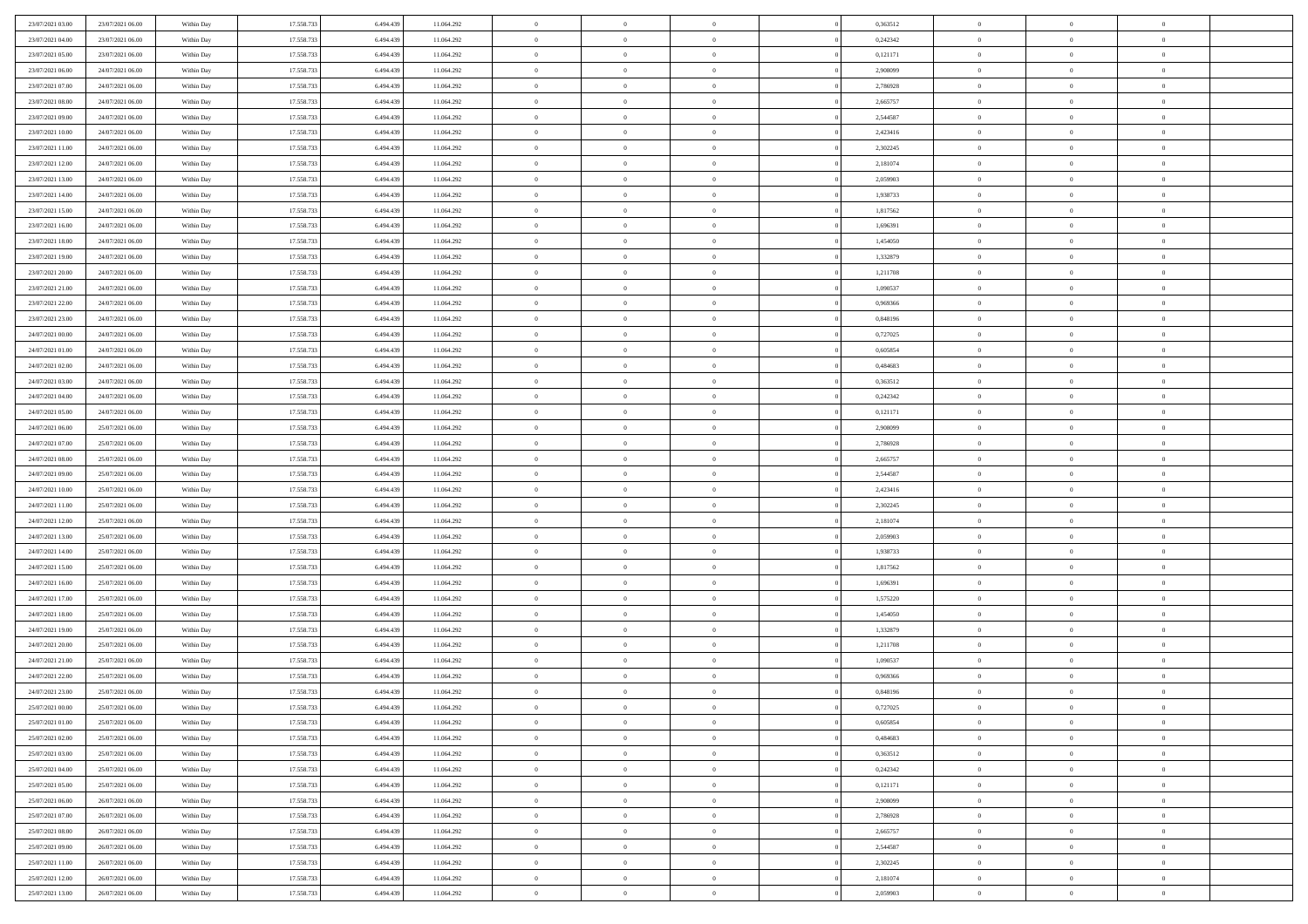| | | | | | | | | | | | | | | |
|---|---|---|---|---|---|---|---|---|---|---|---|---|---|---|
| 23/07/2021 03:00 | 23/07/2021 06:00 | Within Day | 17.558.733 | 6.494.439 | 11.064.292 | 0 | 0 | 0 | | 0,363512 | 0 | 0 | 0 | |
| 23/07/2021 04:00 | 23/07/2021 06:00 | Within Day | 17.558.733 | 6.494.439 | 11.064.292 | 0 | 0 | 0 | | 0,242342 | 0 | 0 | 0 | |
| 23/07/2021 05:00 | 23/07/2021 06:00 | Within Day | 17.558.733 | 6.494.439 | 11.064.292 | 0 | 0 | 0 | | 0,121171 | 0 | 0 | 0 | |
| 23/07/2021 06:00 | 24/07/2021 06:00 | Within Day | 17.558.733 | 6.494.439 | 11.064.292 | 0 | 0 | 0 | | 2,908099 | 0 | 0 | 0 | |
| 23/07/2021 07:00 | 24/07/2021 06:00 | Within Day | 17.558.733 | 6.494.439 | 11.064.292 | 0 | 0 | 0 | | 2,786928 | 0 | 0 | 0 | |
| 23/07/2021 08:00 | 24/07/2021 06:00 | Within Day | 17.558.733 | 6.494.439 | 11.064.292 | 0 | 0 | 0 | | 2,665757 | 0 | 0 | 0 | |
| 23/07/2021 09:00 | 24/07/2021 06:00 | Within Day | 17.558.733 | 6.494.439 | 11.064.292 | 0 | 0 | 0 | | 2,544587 | 0 | 0 | 0 | |
| 23/07/2021 10:00 | 24/07/2021 06:00 | Within Day | 17.558.733 | 6.494.439 | 11.064.292 | 0 | 0 | 0 | | 2,423416 | 0 | 0 | 0 | |
| 23/07/2021 11:00 | 24/07/2021 06:00 | Within Day | 17.558.733 | 6.494.439 | 11.064.292 | 0 | 0 | 0 | | 2,302245 | 0 | 0 | 0 | |
| 23/07/2021 12:00 | 24/07/2021 06:00 | Within Day | 17.558.733 | 6.494.439 | 11.064.292 | 0 | 0 | 0 | | 2,181074 | 0 | 0 | 0 | |
| 23/07/2021 13:00 | 24/07/2021 06:00 | Within Day | 17.558.733 | 6.494.439 | 11.064.292 | 0 | 0 | 0 | | 2,059903 | 0 | 0 | 0 | |
| 23/07/2021 14:00 | 24/07/2021 06:00 | Within Day | 17.558.733 | 6.494.439 | 11.064.292 | 0 | 0 | 0 | | 1,938733 | 0 | 0 | 0 | |
| 23/07/2021 15:00 | 24/07/2021 06:00 | Within Day | 17.558.733 | 6.494.439 | 11.064.292 | 0 | 0 | 0 | | 1,817562 | 0 | 0 | 0 | |
| 23/07/2021 16:00 | 24/07/2021 06:00 | Within Day | 17.558.733 | 6.494.439 | 11.064.292 | 0 | 0 | 0 | | 1,696391 | 0 | 0 | 0 | |
| 23/07/2021 18:00 | 24/07/2021 06:00 | Within Day | 17.558.733 | 6.494.439 | 11.064.292 | 0 | 0 | 0 | | 1,454050 | 0 | 0 | 0 | |
| 23/07/2021 19:00 | 24/07/2021 06:00 | Within Day | 17.558.733 | 6.494.439 | 11.064.292 | 0 | 0 | 0 | | 1,332879 | 0 | 0 | 0 | |
| 23/07/2021 20:00 | 24/07/2021 06:00 | Within Day | 17.558.733 | 6.494.439 | 11.064.292 | 0 | 0 | 0 | | 1,211708 | 0 | 0 | 0 | |
| 23/07/2021 21:00 | 24/07/2021 06:00 | Within Day | 17.558.733 | 6.494.439 | 11.064.292 | 0 | 0 | 0 | | 1,090537 | 0 | 0 | 0 | |
| 23/07/2021 22:00 | 24/07/2021 06:00 | Within Day | 17.558.733 | 6.494.439 | 11.064.292 | 0 | 0 | 0 | | 0,969366 | 0 | 0 | 0 | |
| 23/07/2021 23:00 | 24/07/2021 06:00 | Within Day | 17.558.733 | 6.494.439 | 11.064.292 | 0 | 0 | 0 | | 0,848196 | 0 | 0 | 0 | |
| 24/07/2021 00:00 | 24/07/2021 06:00 | Within Day | 17.558.733 | 6.494.439 | 11.064.292 | 0 | 0 | 0 | | 0,727025 | 0 | 0 | 0 | |
| 24/07/2021 01:00 | 24/07/2021 06:00 | Within Day | 17.558.733 | 6.494.439 | 11.064.292 | 0 | 0 | 0 | | 0,605854 | 0 | 0 | 0 | |
| 24/07/2021 02:00 | 24/07/2021 06:00 | Within Day | 17.558.733 | 6.494.439 | 11.064.292 | 0 | 0 | 0 | | 0,484683 | 0 | 0 | 0 | |
| 24/07/2021 03:00 | 24/07/2021 06:00 | Within Day | 17.558.733 | 6.494.439 | 11.064.292 | 0 | 0 | 0 | | 0,363512 | 0 | 0 | 0 | |
| 24/07/2021 04:00 | 24/07/2021 06:00 | Within Day | 17.558.733 | 6.494.439 | 11.064.292 | 0 | 0 | 0 | | 0,242342 | 0 | 0 | 0 | |
| 24/07/2021 05:00 | 24/07/2021 06:00 | Within Day | 17.558.733 | 6.494.439 | 11.064.292 | 0 | 0 | 0 | | 0,121171 | 0 | 0 | 0 | |
| 24/07/2021 06:00 | 25/07/2021 06:00 | Within Day | 17.558.733 | 6.494.439 | 11.064.292 | 0 | 0 | 0 | | 2,908099 | 0 | 0 | 0 | |
| 24/07/2021 07:00 | 25/07/2021 06:00 | Within Day | 17.558.733 | 6.494.439 | 11.064.292 | 0 | 0 | 0 | | 2,786928 | 0 | 0 | 0 | |
| 24/07/2021 08:00 | 25/07/2021 06:00 | Within Day | 17.558.733 | 6.494.439 | 11.064.292 | 0 | 0 | 0 | | 2,665757 | 0 | 0 | 0 | |
| 24/07/2021 09:00 | 25/07/2021 06:00 | Within Day | 17.558.733 | 6.494.439 | 11.064.292 | 0 | 0 | 0 | | 2,544587 | 0 | 0 | 0 | |
| 24/07/2021 10:00 | 25/07/2021 06:00 | Within Day | 17.558.733 | 6.494.439 | 11.064.292 | 0 | 0 | 0 | | 2,423416 | 0 | 0 | 0 | |
| 24/07/2021 11:00 | 25/07/2021 06:00 | Within Day | 17.558.733 | 6.494.439 | 11.064.292 | 0 | 0 | 0 | | 2,302245 | 0 | 0 | 0 | |
| 24/07/2021 12:00 | 25/07/2021 06:00 | Within Day | 17.558.733 | 6.494.439 | 11.064.292 | 0 | 0 | 0 | | 2,181074 | 0 | 0 | 0 | |
| 24/07/2021 13:00 | 25/07/2021 06:00 | Within Day | 17.558.733 | 6.494.439 | 11.064.292 | 0 | 0 | 0 | | 2,059903 | 0 | 0 | 0 | |
| 24/07/2021 14:00 | 25/07/2021 06:00 | Within Day | 17.558.733 | 6.494.439 | 11.064.292 | 0 | 0 | 0 | | 1,938733 | 0 | 0 | 0 | |
| 24/07/2021 15:00 | 25/07/2021 06:00 | Within Day | 17.558.733 | 6.494.439 | 11.064.292 | 0 | 0 | 0 | | 1,817562 | 0 | 0 | 0 | |
| 24/07/2021 16:00 | 25/07/2021 06:00 | Within Day | 17.558.733 | 6.494.439 | 11.064.292 | 0 | 0 | 0 | | 1,696391 | 0 | 0 | 0 | |
| 24/07/2021 17:00 | 25/07/2021 06:00 | Within Day | 17.558.733 | 6.494.439 | 11.064.292 | 0 | 0 | 0 | | 1,575220 | 0 | 0 | 0 | |
| 24/07/2021 18:00 | 25/07/2021 06:00 | Within Day | 17.558.733 | 6.494.439 | 11.064.292 | 0 | 0 | 0 | | 1,454050 | 0 | 0 | 0 | |
| 24/07/2021 19:00 | 25/07/2021 06:00 | Within Day | 17.558.733 | 6.494.439 | 11.064.292 | 0 | 0 | 0 | | 1,332879 | 0 | 0 | 0 | |
| 24/07/2021 20:00 | 25/07/2021 06:00 | Within Day | 17.558.733 | 6.494.439 | 11.064.292 | 0 | 0 | 0 | | 1,211708 | 0 | 0 | 0 | |
| 24/07/2021 21:00 | 25/07/2021 06:00 | Within Day | 17.558.733 | 6.494.439 | 11.064.292 | 0 | 0 | 0 | | 1,090537 | 0 | 0 | 0 | |
| 24/07/2021 22:00 | 25/07/2021 06:00 | Within Day | 17.558.733 | 6.494.439 | 11.064.292 | 0 | 0 | 0 | | 0,969366 | 0 | 0 | 0 | |
| 24/07/2021 23:00 | 25/07/2021 06:00 | Within Day | 17.558.733 | 6.494.439 | 11.064.292 | 0 | 0 | 0 | | 0,848196 | 0 | 0 | 0 | |
| 25/07/2021 00:00 | 25/07/2021 06:00 | Within Day | 17.558.733 | 6.494.439 | 11.064.292 | 0 | 0 | 0 | | 0,727025 | 0 | 0 | 0 | |
| 25/07/2021 01:00 | 25/07/2021 06:00 | Within Day | 17.558.733 | 6.494.439 | 11.064.292 | 0 | 0 | 0 | | 0,605854 | 0 | 0 | 0 | |
| 25/07/2021 02:00 | 25/07/2021 06:00 | Within Day | 17.558.733 | 6.494.439 | 11.064.292 | 0 | 0 | 0 | | 0,484683 | 0 | 0 | 0 | |
| 25/07/2021 03:00 | 25/07/2021 06:00 | Within Day | 17.558.733 | 6.494.439 | 11.064.292 | 0 | 0 | 0 | | 0,363512 | 0 | 0 | 0 | |
| 25/07/2021 04:00 | 25/07/2021 06:00 | Within Day | 17.558.733 | 6.494.439 | 11.064.292 | 0 | 0 | 0 | | 0,242342 | 0 | 0 | 0 | |
| 25/07/2021 05:00 | 25/07/2021 06:00 | Within Day | 17.558.733 | 6.494.439 | 11.064.292 | 0 | 0 | 0 | | 0,121171 | 0 | 0 | 0 | |
| 25/07/2021 06:00 | 26/07/2021 06:00 | Within Day | 17.558.733 | 6.494.439 | 11.064.292 | 0 | 0 | 0 | | 2,908099 | 0 | 0 | 0 | |
| 25/07/2021 07:00 | 26/07/2021 06:00 | Within Day | 17.558.733 | 6.494.439 | 11.064.292 | 0 | 0 | 0 | | 2,786928 | 0 | 0 | 0 | |
| 25/07/2021 08:00 | 26/07/2021 06:00 | Within Day | 17.558.733 | 6.494.439 | 11.064.292 | 0 | 0 | 0 | | 2,665757 | 0 | 0 | 0 | |
| 25/07/2021 09:00 | 26/07/2021 06:00 | Within Day | 17.558.733 | 6.494.439 | 11.064.292 | 0 | 0 | 0 | | 2,544587 | 0 | 0 | 0 | |
| 25/07/2021 11:00 | 26/07/2021 06:00 | Within Day | 17.558.733 | 6.494.439 | 11.064.292 | 0 | 0 | 0 | | 2,302245 | 0 | 0 | 0 | |
| 25/07/2021 12:00 | 26/07/2021 06:00 | Within Day | 17.558.733 | 6.494.439 | 11.064.292 | 0 | 0 | 0 | | 2,181074 | 0 | 0 | 0 | |
| 25/07/2021 13:00 | 26/07/2021 06:00 | Within Day | 17.558.733 | 6.494.439 | 11.064.292 | 0 | 0 | 0 | | 2,059903 | 0 | 0 | 0 | |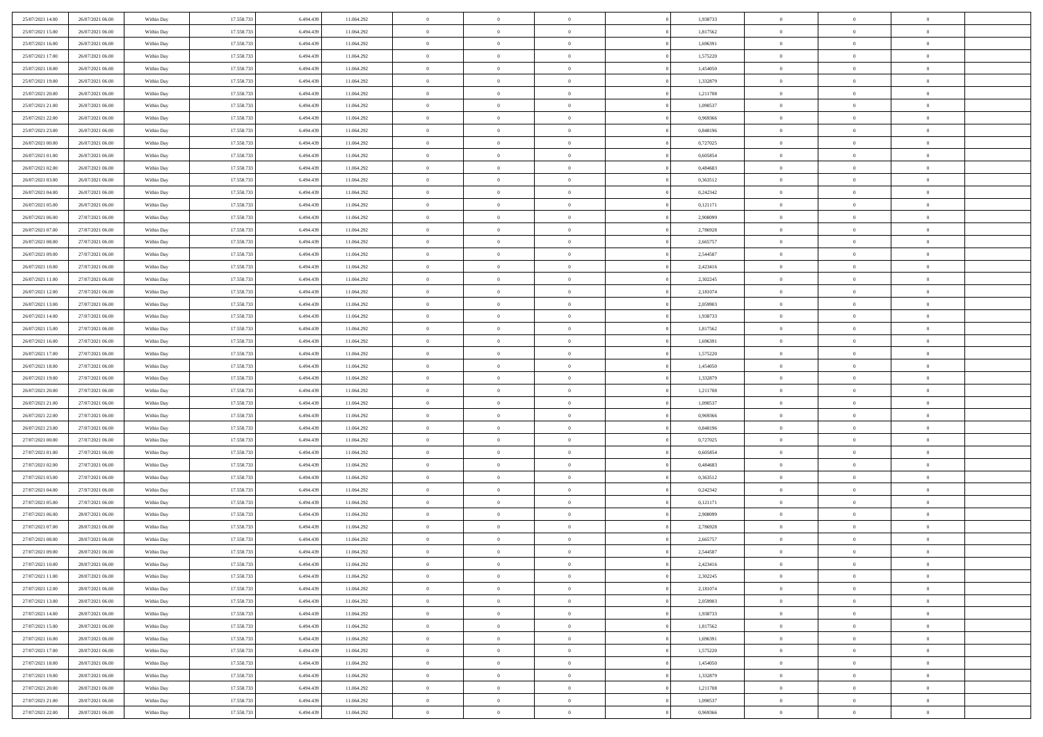| | | | | | | | | | | | | | | |
|---|---|---|---|---|---|---|---|---|---|---|---|---|---|---|
| 25/07/2021 14:00 | 26/07/2021 06:00 | Within Day | 17.558.733 | 6.494.439 | 11.064.292 | 0 | 0 | 0 | | 1,938733 | 0 | 0 | 0 | |
| 25/07/2021 15:00 | 26/07/2021 06:00 | Within Day | 17.558.733 | 6.494.439 | 11.064.292 | 0 | 0 | 0 | | 1,817562 | 0 | 0 | 0 | |
| 25/07/2021 16:00 | 26/07/2021 06:00 | Within Day | 17.558.733 | 6.494.439 | 11.064.292 | 0 | 0 | 0 | | 1,696391 | 0 | 0 | 0 | |
| 25/07/2021 17:00 | 26/07/2021 06:00 | Within Day | 17.558.733 | 6.494.439 | 11.064.292 | 0 | 0 | 0 | | 1,575220 | 0 | 0 | 0 | |
| 25/07/2021 18:00 | 26/07/2021 06:00 | Within Day | 17.558.733 | 6.494.439 | 11.064.292 | 0 | 0 | 0 | | 1,454050 | 0 | 0 | 0 | |
| 25/07/2021 19:00 | 26/07/2021 06:00 | Within Day | 17.558.733 | 6.494.439 | 11.064.292 | 0 | 0 | 0 | | 1,332879 | 0 | 0 | 0 | |
| 25/07/2021 20:00 | 26/07/2021 06:00 | Within Day | 17.558.733 | 6.494.439 | 11.064.292 | 0 | 0 | 0 | | 1,211708 | 0 | 0 | 0 | |
| 25/07/2021 21:00 | 26/07/2021 06:00 | Within Day | 17.558.733 | 6.494.439 | 11.064.292 | 0 | 0 | 0 | | 1,090537 | 0 | 0 | 0 | |
| 25/07/2021 22:00 | 26/07/2021 06:00 | Within Day | 17.558.733 | 6.494.439 | 11.064.292 | 0 | 0 | 0 | | 0,969366 | 0 | 0 | 0 | |
| 25/07/2021 23:00 | 26/07/2021 06:00 | Within Day | 17.558.733 | 6.494.439 | 11.064.292 | 0 | 0 | 0 | | 0,848196 | 0 | 0 | 0 | |
| 26/07/2021 00:00 | 26/07/2021 06:00 | Within Day | 17.558.733 | 6.494.439 | 11.064.292 | 0 | 0 | 0 | | 0,727025 | 0 | 0 | 0 | |
| 26/07/2021 01:00 | 26/07/2021 06:00 | Within Day | 17.558.733 | 6.494.439 | 11.064.292 | 0 | 0 | 0 | | 0,605854 | 0 | 0 | 0 | |
| 26/07/2021 02:00 | 26/07/2021 06:00 | Within Day | 17.558.733 | 6.494.439 | 11.064.292 | 0 | 0 | 0 | | 0,484683 | 0 | 0 | 0 | |
| 26/07/2021 03:00 | 26/07/2021 06:00 | Within Day | 17.558.733 | 6.494.439 | 11.064.292 | 0 | 0 | 0 | | 0,363512 | 0 | 0 | 0 | |
| 26/07/2021 04:00 | 26/07/2021 06:00 | Within Day | 17.558.733 | 6.494.439 | 11.064.292 | 0 | 0 | 0 | | 0,242342 | 0 | 0 | 0 | |
| 26/07/2021 05:00 | 26/07/2021 06:00 | Within Day | 17.558.733 | 6.494.439 | 11.064.292 | 0 | 0 | 0 | | 0,121171 | 0 | 0 | 0 | |
| 26/07/2021 06:00 | 27/07/2021 06:00 | Within Day | 17.558.733 | 6.494.439 | 11.064.292 | 0 | 0 | 0 | | 2,908099 | 0 | 0 | 0 | |
| 26/07/2021 07:00 | 27/07/2021 06:00 | Within Day | 17.558.733 | 6.494.439 | 11.064.292 | 0 | 0 | 0 | | 2,786928 | 0 | 0 | 0 | |
| 26/07/2021 08:00 | 27/07/2021 06:00 | Within Day | 17.558.733 | 6.494.439 | 11.064.292 | 0 | 0 | 0 | | 2,665757 | 0 | 0 | 0 | |
| 26/07/2021 09:00 | 27/07/2021 06:00 | Within Day | 17.558.733 | 6.494.439 | 11.064.292 | 0 | 0 | 0 | | 2,544587 | 0 | 0 | 0 | |
| 26/07/2021 10:00 | 27/07/2021 06:00 | Within Day | 17.558.733 | 6.494.439 | 11.064.292 | 0 | 0 | 0 | | 2,423416 | 0 | 0 | 0 | |
| 26/07/2021 11:00 | 27/07/2021 06:00 | Within Day | 17.558.733 | 6.494.439 | 11.064.292 | 0 | 0 | 0 | | 2,302245 | 0 | 0 | 0 | |
| 26/07/2021 12:00 | 27/07/2021 06:00 | Within Day | 17.558.733 | 6.494.439 | 11.064.292 | 0 | 0 | 0 | | 2,181074 | 0 | 0 | 0 | |
| 26/07/2021 13:00 | 27/07/2021 06:00 | Within Day | 17.558.733 | 6.494.439 | 11.064.292 | 0 | 0 | 0 | | 2,059903 | 0 | 0 | 0 | |
| 26/07/2021 14:00 | 27/07/2021 06:00 | Within Day | 17.558.733 | 6.494.439 | 11.064.292 | 0 | 0 | 0 | | 1,938733 | 0 | 0 | 0 | |
| 26/07/2021 15:00 | 27/07/2021 06:00 | Within Day | 17.558.733 | 6.494.439 | 11.064.292 | 0 | 0 | 0 | | 1,817562 | 0 | 0 | 0 | |
| 26/07/2021 16:00 | 27/07/2021 06:00 | Within Day | 17.558.733 | 6.494.439 | 11.064.292 | 0 | 0 | 0 | | 1,696391 | 0 | 0 | 0 | |
| 26/07/2021 17:00 | 27/07/2021 06:00 | Within Day | 17.558.733 | 6.494.439 | 11.064.292 | 0 | 0 | 0 | | 1,575220 | 0 | 0 | 0 | |
| 26/07/2021 18:00 | 27/07/2021 06:00 | Within Day | 17.558.733 | 6.494.439 | 11.064.292 | 0 | 0 | 0 | | 1,454050 | 0 | 0 | 0 | |
| 26/07/2021 19:00 | 27/07/2021 06:00 | Within Day | 17.558.733 | 6.494.439 | 11.064.292 | 0 | 0 | 0 | | 1,332879 | 0 | 0 | 0 | |
| 26/07/2021 20:00 | 27/07/2021 06:00 | Within Day | 17.558.733 | 6.494.439 | 11.064.292 | 0 | 0 | 0 | | 1,211708 | 0 | 0 | 0 | |
| 26/07/2021 21:00 | 27/07/2021 06:00 | Within Day | 17.558.733 | 6.494.439 | 11.064.292 | 0 | 0 | 0 | | 1,090537 | 0 | 0 | 0 | |
| 26/07/2021 22:00 | 27/07/2021 06:00 | Within Day | 17.558.733 | 6.494.439 | 11.064.292 | 0 | 0 | 0 | | 0,969366 | 0 | 0 | 0 | |
| 26/07/2021 23:00 | 27/07/2021 06:00 | Within Day | 17.558.733 | 6.494.439 | 11.064.292 | 0 | 0 | 0 | | 0,848196 | 0 | 0 | 0 | |
| 27/07/2021 00:00 | 27/07/2021 06:00 | Within Day | 17.558.733 | 6.494.439 | 11.064.292 | 0 | 0 | 0 | | 0,727025 | 0 | 0 | 0 | |
| 27/07/2021 01:00 | 27/07/2021 06:00 | Within Day | 17.558.733 | 6.494.439 | 11.064.292 | 0 | 0 | 0 | | 0,605854 | 0 | 0 | 0 | |
| 27/07/2021 02:00 | 27/07/2021 06:00 | Within Day | 17.558.733 | 6.494.439 | 11.064.292 | 0 | 0 | 0 | | 0,484683 | 0 | 0 | 0 | |
| 27/07/2021 03:00 | 27/07/2021 06:00 | Within Day | 17.558.733 | 6.494.439 | 11.064.292 | 0 | 0 | 0 | | 0,363512 | 0 | 0 | 0 | |
| 27/07/2021 04:00 | 27/07/2021 06:00 | Within Day | 17.558.733 | 6.494.439 | 11.064.292 | 0 | 0 | 0 | | 0,242342 | 0 | 0 | 0 | |
| 27/07/2021 05:00 | 27/07/2021 06:00 | Within Day | 17.558.733 | 6.494.439 | 11.064.292 | 0 | 0 | 0 | | 0,121171 | 0 | 0 | 0 | |
| 27/07/2021 06:00 | 28/07/2021 06:00 | Within Day | 17.558.733 | 6.494.439 | 11.064.292 | 0 | 0 | 0 | | 2,908099 | 0 | 0 | 0 | |
| 27/07/2021 07:00 | 28/07/2021 06:00 | Within Day | 17.558.733 | 6.494.439 | 11.064.292 | 0 | 0 | 0 | | 2,786928 | 0 | 0 | 0 | |
| 27/07/2021 08:00 | 28/07/2021 06:00 | Within Day | 17.558.733 | 6.494.439 | 11.064.292 | 0 | 0 | 0 | | 2,665757 | 0 | 0 | 0 | |
| 27/07/2021 09:00 | 28/07/2021 06:00 | Within Day | 17.558.733 | 6.494.439 | 11.064.292 | 0 | 0 | 0 | | 2,544587 | 0 | 0 | 0 | |
| 27/07/2021 10:00 | 28/07/2021 06:00 | Within Day | 17.558.733 | 6.494.439 | 11.064.292 | 0 | 0 | 0 | | 2,423416 | 0 | 0 | 0 | |
| 27/07/2021 11:00 | 28/07/2021 06:00 | Within Day | 17.558.733 | 6.494.439 | 11.064.292 | 0 | 0 | 0 | | 2,302245 | 0 | 0 | 0 | |
| 27/07/2021 12:00 | 28/07/2021 06:00 | Within Day | 17.558.733 | 6.494.439 | 11.064.292 | 0 | 0 | 0 | | 2,181074 | 0 | 0 | 0 | |
| 27/07/2021 13:00 | 28/07/2021 06:00 | Within Day | 17.558.733 | 6.494.439 | 11.064.292 | 0 | 0 | 0 | | 2,059903 | 0 | 0 | 0 | |
| 27/07/2021 14:00 | 28/07/2021 06:00 | Within Day | 17.558.733 | 6.494.439 | 11.064.292 | 0 | 0 | 0 | | 1,938733 | 0 | 0 | 0 | |
| 27/07/2021 15:00 | 28/07/2021 06:00 | Within Day | 17.558.733 | 6.494.439 | 11.064.292 | 0 | 0 | 0 | | 1,817562 | 0 | 0 | 0 | |
| 27/07/2021 16:00 | 28/07/2021 06:00 | Within Day | 17.558.733 | 6.494.439 | 11.064.292 | 0 | 0 | 0 | | 1,696391 | 0 | 0 | 0 | |
| 27/07/2021 17:00 | 28/07/2021 06:00 | Within Day | 17.558.733 | 6.494.439 | 11.064.292 | 0 | 0 | 0 | | 1,575220 | 0 | 0 | 0 | |
| 27/07/2021 18:00 | 28/07/2021 06:00 | Within Day | 17.558.733 | 6.494.439 | 11.064.292 | 0 | 0 | 0 | | 1,454050 | 0 | 0 | 0 | |
| 27/07/2021 19:00 | 28/07/2021 06:00 | Within Day | 17.558.733 | 6.494.439 | 11.064.292 | 0 | 0 | 0 | | 1,332879 | 0 | 0 | 0 | |
| 27/07/2021 20:00 | 28/07/2021 06:00 | Within Day | 17.558.733 | 6.494.439 | 11.064.292 | 0 | 0 | 0 | | 1,211708 | 0 | 0 | 0 | |
| 27/07/2021 21:00 | 28/07/2021 06:00 | Within Day | 17.558.733 | 6.494.439 | 11.064.292 | 0 | 0 | 0 | | 1,090537 | 0 | 0 | 0 | |
| 27/07/2021 22:00 | 28/07/2021 06:00 | Within Day | 17.558.733 | 6.494.439 | 11.064.292 | 0 | 0 | 0 | | 0,969366 | 0 | 0 | 0 | |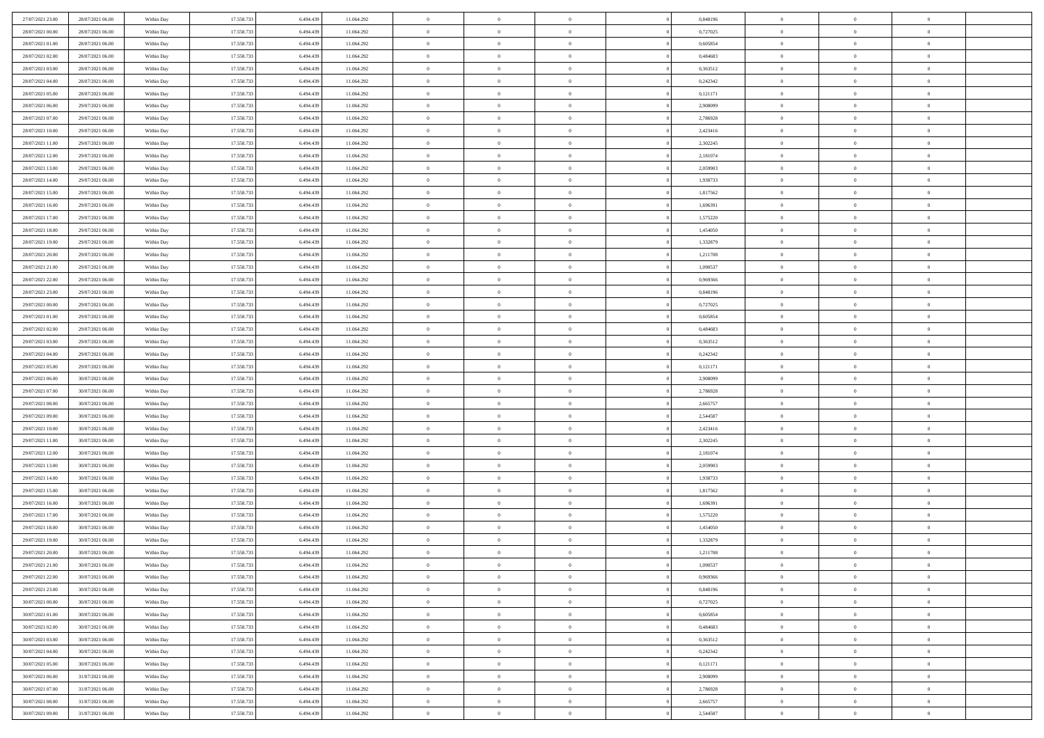| | | | | | | | | | | | | | | |
|---|---|---|---|---|---|---|---|---|---|---|---|---|---|---|
| 27/07/2021 23:00 | 28/07/2021 06:00 | Within Day | 17.558.733 | 6.494.439 | 11.064.292 | 0 | 0 | 0 | | 0,848196 | 0 | 0 | 0 | |
| 28/07/2021 00:00 | 28/07/2021 06:00 | Within Day | 17.558.733 | 6.494.439 | 11.064.292 | 0 | 0 | 0 | | 0,727025 | 0 | 0 | 0 | |
| 28/07/2021 01:00 | 28/07/2021 06:00 | Within Day | 17.558.733 | 6.494.439 | 11.064.292 | 0 | 0 | 0 | | 0,605854 | 0 | 0 | 0 | |
| 28/07/2021 02:00 | 28/07/2021 06:00 | Within Day | 17.558.733 | 6.494.439 | 11.064.292 | 0 | 0 | 0 | | 0,484683 | 0 | 0 | 0 | |
| 28/07/2021 03:00 | 28/07/2021 06:00 | Within Day | 17.558.733 | 6.494.439 | 11.064.292 | 0 | 0 | 0 | | 0,363512 | 0 | 0 | 0 | |
| 28/07/2021 04:00 | 28/07/2021 06:00 | Within Day | 17.558.733 | 6.494.439 | 11.064.292 | 0 | 0 | 0 | | 0,242342 | 0 | 0 | 0 | |
| 28/07/2021 05:00 | 28/07/2021 06:00 | Within Day | 17.558.733 | 6.494.439 | 11.064.292 | 0 | 0 | 0 | | 0,121171 | 0 | 0 | 0 | |
| 28/07/2021 06:00 | 29/07/2021 06:00 | Within Day | 17.558.733 | 6.494.439 | 11.064.292 | 0 | 0 | 0 | | 2,908099 | 0 | 0 | 0 | |
| 28/07/2021 07:00 | 29/07/2021 06:00 | Within Day | 17.558.733 | 6.494.439 | 11.064.292 | 0 | 0 | 0 | | 2,786928 | 0 | 0 | 0 | |
| 28/07/2021 10:00 | 29/07/2021 06:00 | Within Day | 17.558.733 | 6.494.439 | 11.064.292 | 0 | 0 | 0 | | 2,423416 | 0 | 0 | 0 | |
| 28/07/2021 11:00 | 29/07/2021 06:00 | Within Day | 17.558.733 | 6.494.439 | 11.064.292 | 0 | 0 | 0 | | 2,302245 | 0 | 0 | 0 | |
| 28/07/2021 12:00 | 29/07/2021 06:00 | Within Day | 17.558.733 | 6.494.439 | 11.064.292 | 0 | 0 | 0 | | 2,181074 | 0 | 0 | 0 | |
| 28/07/2021 13:00 | 29/07/2021 06:00 | Within Day | 17.558.733 | 6.494.439 | 11.064.292 | 0 | 0 | 0 | | 2,059903 | 0 | 0 | 0 | |
| 28/07/2021 14:00 | 29/07/2021 06:00 | Within Day | 17.558.733 | 6.494.439 | 11.064.292 | 0 | 0 | 0 | | 1,938733 | 0 | 0 | 0 | |
| 28/07/2021 15:00 | 29/07/2021 06:00 | Within Day | 17.558.733 | 6.494.439 | 11.064.292 | 0 | 0 | 0 | | 1,817562 | 0 | 0 | 0 | |
| 28/07/2021 16:00 | 29/07/2021 06:00 | Within Day | 17.558.733 | 6.494.439 | 11.064.292 | 0 | 0 | 0 | | 1,696391 | 0 | 0 | 0 | |
| 28/07/2021 17:00 | 29/07/2021 06:00 | Within Day | 17.558.733 | 6.494.439 | 11.064.292 | 0 | 0 | 0 | | 1,575220 | 0 | 0 | 0 | |
| 28/07/2021 18:00 | 29/07/2021 06:00 | Within Day | 17.558.733 | 6.494.439 | 11.064.292 | 0 | 0 | 0 | | 1,454050 | 0 | 0 | 0 | |
| 28/07/2021 19:00 | 29/07/2021 06:00 | Within Day | 17.558.733 | 6.494.439 | 11.064.292 | 0 | 0 | 0 | | 1,332879 | 0 | 0 | 0 | |
| 28/07/2021 20:00 | 29/07/2021 06:00 | Within Day | 17.558.733 | 6.494.439 | 11.064.292 | 0 | 0 | 0 | | 1,211708 | 0 | 0 | 0 | |
| 28/07/2021 21:00 | 29/07/2021 06:00 | Within Day | 17.558.733 | 6.494.439 | 11.064.292 | 0 | 0 | 0 | | 1,090537 | 0 | 0 | 0 | |
| 28/07/2021 22:00 | 29/07/2021 06:00 | Within Day | 17.558.733 | 6.494.439 | 11.064.292 | 0 | 0 | 0 | | 0,969366 | 0 | 0 | 0 | |
| 28/07/2021 23:00 | 29/07/2021 06:00 | Within Day | 17.558.733 | 6.494.439 | 11.064.292 | 0 | 0 | 0 | | 0,848196 | 0 | 0 | 0 | |
| 29/07/2021 00:00 | 29/07/2021 06:00 | Within Day | 17.558.733 | 6.494.439 | 11.064.292 | 0 | 0 | 0 | | 0,727025 | 0 | 0 | 0 | |
| 29/07/2021 01:00 | 29/07/2021 06:00 | Within Day | 17.558.733 | 6.494.439 | 11.064.292 | 0 | 0 | 0 | | 0,605854 | 0 | 0 | 0 | |
| 29/07/2021 02:00 | 29/07/2021 06:00 | Within Day | 17.558.733 | 6.494.439 | 11.064.292 | 0 | 0 | 0 | | 0,484683 | 0 | 0 | 0 | |
| 29/07/2021 03:00 | 29/07/2021 06:00 | Within Day | 17.558.733 | 6.494.439 | 11.064.292 | 0 | 0 | 0 | | 0,363512 | 0 | 0 | 0 | |
| 29/07/2021 04:00 | 29/07/2021 06:00 | Within Day | 17.558.733 | 6.494.439 | 11.064.292 | 0 | 0 | 0 | | 0,242342 | 0 | 0 | 0 | |
| 29/07/2021 05:00 | 29/07/2021 06:00 | Within Day | 17.558.733 | 6.494.439 | 11.064.292 | 0 | 0 | 0 | | 0,121171 | 0 | 0 | 0 | |
| 29/07/2021 06:00 | 30/07/2021 06:00 | Within Day | 17.558.733 | 6.494.439 | 11.064.292 | 0 | 0 | 0 | | 2,908099 | 0 | 0 | 0 | |
| 29/07/2021 07:00 | 30/07/2021 06:00 | Within Day | 17.558.733 | 6.494.439 | 11.064.292 | 0 | 0 | 0 | | 2,786928 | 0 | 0 | 0 | |
| 29/07/2021 08:00 | 30/07/2021 06:00 | Within Day | 17.558.733 | 6.494.439 | 11.064.292 | 0 | 0 | 0 | | 2,665757 | 0 | 0 | 0 | |
| 29/07/2021 09:00 | 30/07/2021 06:00 | Within Day | 17.558.733 | 6.494.439 | 11.064.292 | 0 | 0 | 0 | | 2,544587 | 0 | 0 | 0 | |
| 29/07/2021 10:00 | 30/07/2021 06:00 | Within Day | 17.558.733 | 6.494.439 | 11.064.292 | 0 | 0 | 0 | | 2,423416 | 0 | 0 | 0 | |
| 29/07/2021 11:00 | 30/07/2021 06:00 | Within Day | 17.558.733 | 6.494.439 | 11.064.292 | 0 | 0 | 0 | | 2,302245 | 0 | 0 | 0 | |
| 29/07/2021 12:00 | 30/07/2021 06:00 | Within Day | 17.558.733 | 6.494.439 | 11.064.292 | 0 | 0 | 0 | | 2,181074 | 0 | 0 | 0 | |
| 29/07/2021 13:00 | 30/07/2021 06:00 | Within Day | 17.558.733 | 6.494.439 | 11.064.292 | 0 | 0 | 0 | | 2,059903 | 0 | 0 | 0 | |
| 29/07/2021 14:00 | 30/07/2021 06:00 | Within Day | 17.558.733 | 6.494.439 | 11.064.292 | 0 | 0 | 0 | | 1,938733 | 0 | 0 | 0 | |
| 29/07/2021 15:00 | 30/07/2021 06:00 | Within Day | 17.558.733 | 6.494.439 | 11.064.292 | 0 | 0 | 0 | | 1,817562 | 0 | 0 | 0 | |
| 29/07/2021 16:00 | 30/07/2021 06:00 | Within Day | 17.558.733 | 6.494.439 | 11.064.292 | 0 | 0 | 0 | | 1,696391 | 0 | 0 | 0 | |
| 29/07/2021 17:00 | 30/07/2021 06:00 | Within Day | 17.558.733 | 6.494.439 | 11.064.292 | 0 | 0 | 0 | | 1,575220 | 0 | 0 | 0 | |
| 29/07/2021 18:00 | 30/07/2021 06:00 | Within Day | 17.558.733 | 6.494.439 | 11.064.292 | 0 | 0 | 0 | | 1,454050 | 0 | 0 | 0 | |
| 29/07/2021 19:00 | 30/07/2021 06:00 | Within Day | 17.558.733 | 6.494.439 | 11.064.292 | 0 | 0 | 0 | | 1,332879 | 0 | 0 | 0 | |
| 29/07/2021 20:00 | 30/07/2021 06:00 | Within Day | 17.558.733 | 6.494.439 | 11.064.292 | 0 | 0 | 0 | | 1,211708 | 0 | 0 | 0 | |
| 29/07/2021 21:00 | 30/07/2021 06:00 | Within Day | 17.558.733 | 6.494.439 | 11.064.292 | 0 | 0 | 0 | | 1,090537 | 0 | 0 | 0 | |
| 29/07/2021 22:00 | 30/07/2021 06:00 | Within Day | 17.558.733 | 6.494.439 | 11.064.292 | 0 | 0 | 0 | | 0,969366 | 0 | 0 | 0 | |
| 29/07/2021 23:00 | 30/07/2021 06:00 | Within Day | 17.558.733 | 6.494.439 | 11.064.292 | 0 | 0 | 0 | | 0,848196 | 0 | 0 | 0 | |
| 30/07/2021 00:00 | 30/07/2021 06:00 | Within Day | 17.558.733 | 6.494.439 | 11.064.292 | 0 | 0 | 0 | | 0,727025 | 0 | 0 | 0 | |
| 30/07/2021 01:00 | 30/07/2021 06:00 | Within Day | 17.558.733 | 6.494.439 | 11.064.292 | 0 | 0 | 0 | | 0,605854 | 0 | 0 | 0 | |
| 30/07/2021 02:00 | 30/07/2021 06:00 | Within Day | 17.558.733 | 6.494.439 | 11.064.292 | 0 | 0 | 0 | | 0,484683 | 0 | 0 | 0 | |
| 30/07/2021 03:00 | 30/07/2021 06:00 | Within Day | 17.558.733 | 6.494.439 | 11.064.292 | 0 | 0 | 0 | | 0,363512 | 0 | 0 | 0 | |
| 30/07/2021 04:00 | 30/07/2021 06:00 | Within Day | 17.558.733 | 6.494.439 | 11.064.292 | 0 | 0 | 0 | | 0,242342 | 0 | 0 | 0 | |
| 30/07/2021 05:00 | 30/07/2021 06:00 | Within Day | 17.558.733 | 6.494.439 | 11.064.292 | 0 | 0 | 0 | | 0,121171 | 0 | 0 | 0 | |
| 30/07/2021 06:00 | 31/07/2021 06:00 | Within Day | 17.558.733 | 6.494.439 | 11.064.292 | 0 | 0 | 0 | | 2,908099 | 0 | 0 | 0 | |
| 30/07/2021 07:00 | 31/07/2021 06:00 | Within Day | 17.558.733 | 6.494.439 | 11.064.292 | 0 | 0 | 0 | | 2,786928 | 0 | 0 | 0 | |
| 30/07/2021 08:00 | 31/07/2021 06:00 | Within Day | 17.558.733 | 6.494.439 | 11.064.292 | 0 | 0 | 0 | | 2,665757 | 0 | 0 | 0 | |
| 30/07/2021 09:00 | 31/07/2021 06:00 | Within Day | 17.558.733 | 6.494.439 | 11.064.292 | 0 | 0 | 0 | | 2,544587 | 0 | 0 | 0 | |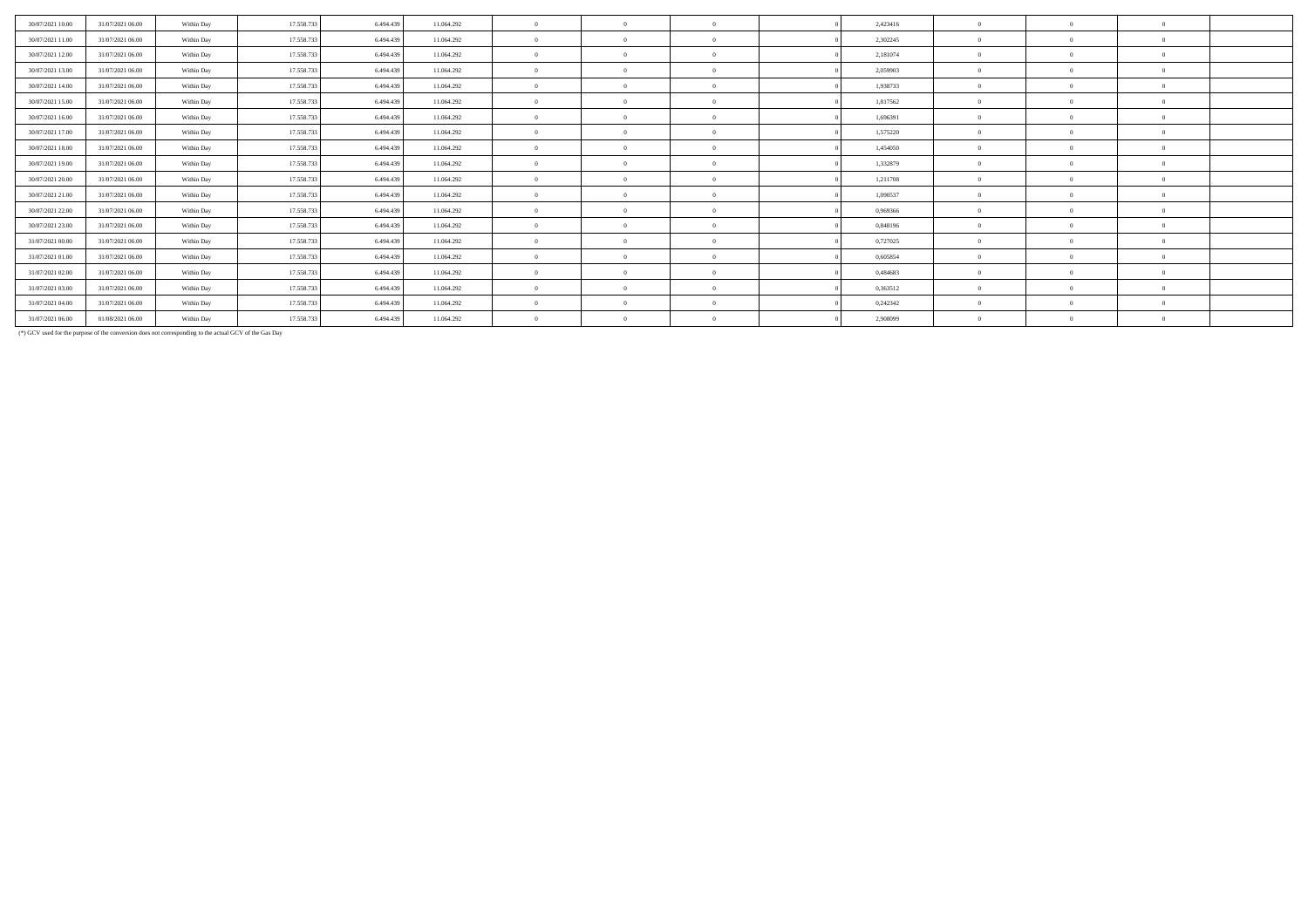| | | | | | | | | | | | | | | |
|---|---|---|---|---|---|---|---|---|---|---|---|---|---|---|
| 30/07/2021 10.00 | 31/07/2021 06.00 | Within Day | 17.558.733 | 6.494.439 | 11.064.292 | 0 | 0 | 0 | 0 | 2,423416 | 0 | 0 | 0 | |
| 30/07/2021 11.00 | 31/07/2021 06.00 | Within Day | 17.558.733 | 6.494.439 | 11.064.292 | 0 | 0 | 0 | 0 | 2,302245 | 0 | 0 | 0 | |
| 30/07/2021 12.00 | 31/07/2021 06.00 | Within Day | 17.558.733 | 6.494.439 | 11.064.292 | 0 | 0 | 0 | 0 | 2,181074 | 0 | 0 | 0 | |
| 30/07/2021 13.00 | 31/07/2021 06.00 | Within Day | 17.558.733 | 6.494.439 | 11.064.292 | 0 | 0 | 0 | 0 | 2,059903 | 0 | 0 | 0 | |
| 30/07/2021 14.00 | 31/07/2021 06.00 | Within Day | 17.558.733 | 6.494.439 | 11.064.292 | 0 | 0 | 0 | 0 | 1,938733 | 0 | 0 | 0 | |
| 30/07/2021 15.00 | 31/07/2021 06.00 | Within Day | 17.558.733 | 6.494.439 | 11.064.292 | 0 | 0 | 0 | 0 | 1,817562 | 0 | 0 | 0 | |
| 30/07/2021 16.00 | 31/07/2021 06.00 | Within Day | 17.558.733 | 6.494.439 | 11.064.292 | 0 | 0 | 0 | 0 | 1,696391 | 0 | 0 | 0 | |
| 30/07/2021 17.00 | 31/07/2021 06.00 | Within Day | 17.558.733 | 6.494.439 | 11.064.292 | 0 | 0 | 0 | 0 | 1,575220 | 0 | 0 | 0 | |
| 30/07/2021 18.00 | 31/07/2021 06.00 | Within Day | 17.558.733 | 6.494.439 | 11.064.292 | 0 | 0 | 0 | 0 | 1,454050 | 0 | 0 | 0 | |
| 30/07/2021 19.00 | 31/07/2021 06.00 | Within Day | 17.558.733 | 6.494.439 | 11.064.292 | 0 | 0 | 0 | 0 | 1,332879 | 0 | 0 | 0 | |
| 30/07/2021 20.00 | 31/07/2021 06.00 | Within Day | 17.558.733 | 6.494.439 | 11.064.292 | 0 | 0 | 0 | 0 | 1,211708 | 0 | 0 | 0 | |
| 30/07/2021 21.00 | 31/07/2021 06.00 | Within Day | 17.558.733 | 6.494.439 | 11.064.292 | 0 | 0 | 0 | 0 | 1,090537 | 0 | 0 | 0 | |
| 30/07/2021 22.00 | 31/07/2021 06.00 | Within Day | 17.558.733 | 6.494.439 | 11.064.292 | 0 | 0 | 0 | 0 | 0,969366 | 0 | 0 | 0 | |
| 30/07/2021 23.00 | 31/07/2021 06.00 | Within Day | 17.558.733 | 6.494.439 | 11.064.292 | 0 | 0 | 0 | 0 | 0,848196 | 0 | 0 | 0 | |
| 31/07/2021 00.00 | 31/07/2021 06.00 | Within Day | 17.558.733 | 6.494.439 | 11.064.292 | 0 | 0 | 0 | 0 | 0,727025 | 0 | 0 | 0 | |
| 31/07/2021 01.00 | 31/07/2021 06.00 | Within Day | 17.558.733 | 6.494.439 | 11.064.292 | 0 | 0 | 0 | 0 | 0,605854 | 0 | 0 | 0 | |
| 31/07/2021 02.00 | 31/07/2021 06.00 | Within Day | 17.558.733 | 6.494.439 | 11.064.292 | 0 | 0 | 0 | 0 | 0,484683 | 0 | 0 | 0 | |
| 31/07/2021 03.00 | 31/07/2021 06.00 | Within Day | 17.558.733 | 6.494.439 | 11.064.292 | 0 | 0 | 0 | 0 | 0,363512 | 0 | 0 | 0 | |
| 31/07/2021 04.00 | 31/07/2021 06.00 | Within Day | 17.558.733 | 6.494.439 | 11.064.292 | 0 | 0 | 0 | 0 | 0,242342 | 0 | 0 | 0 | |
| 31/07/2021 06.00 | 01/08/2021 06.00 | Within Day | 17.558.733 | 6.494.439 | 11.064.292 | 0 | 0 | 0 | 0 | 2,908099 | 0 | 0 | 0 | |

(*) GCV used for the purpose of the conversion does not corresponding to the actual GCV of the Gas Day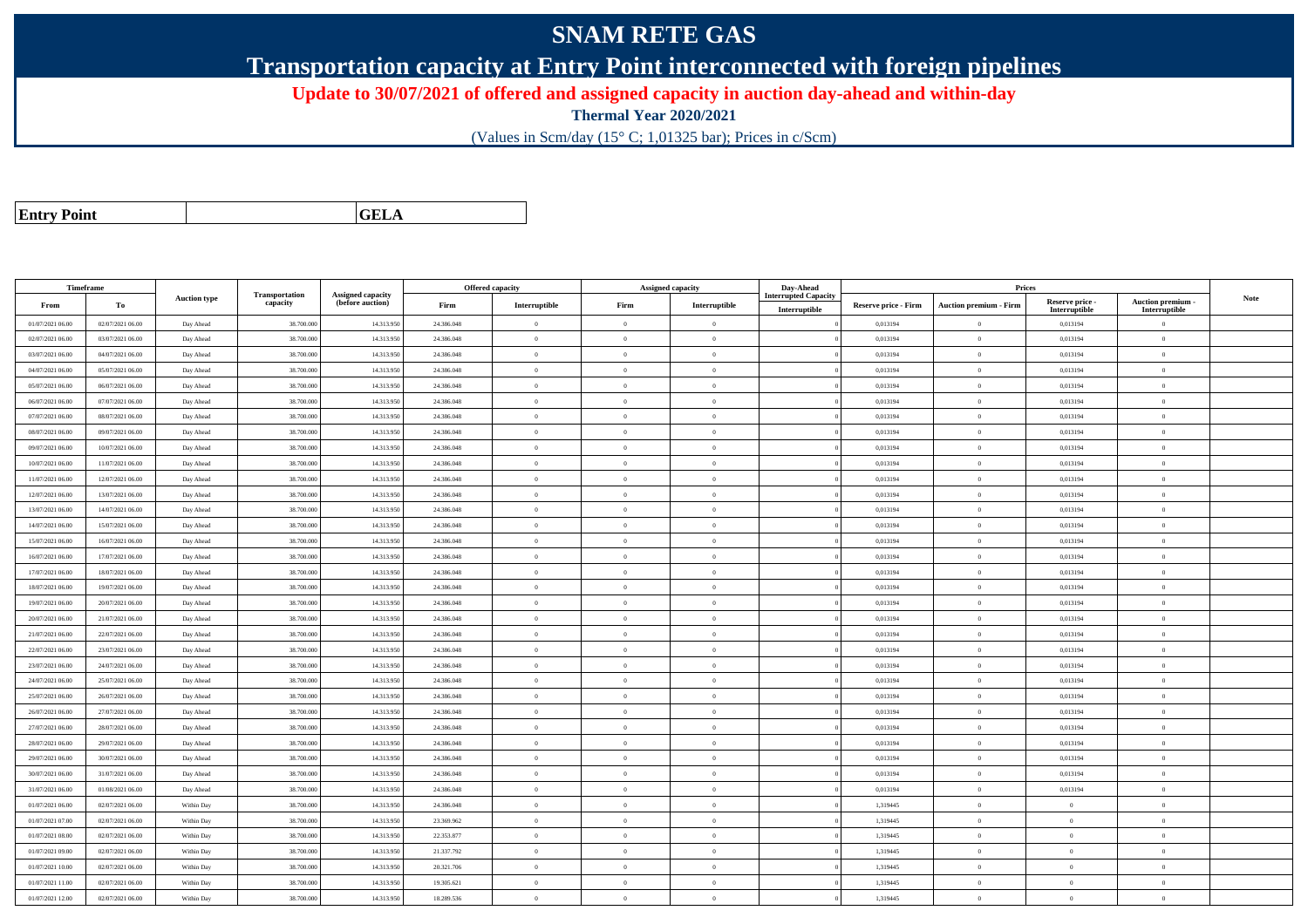# SNAM RETE GAS

## Transportation capacity at Entry Point interconnected with foreign pipelines

**Update to 30/07/2021 of offered and assigned capacity in auction day-ahead and within-day**

**Thermal Year 2020/2021**

(Values in Scm/day (15° C; 1,01325 bar); Prices in c/Scm)

| **Entry Point** | | **GELA** |
|---|---|---|

| Timeframe | | Auction type | Transportation capacity | Assigned capacity (before auction) | Offered capacity | | Assigned capacity | | Day-Ahead Interrupted Capacity | Prices | | | | Note |
|---|---|---|---|---|---|---|---|---|---|---|---|---|---|---|
| From | To | | | | Firm | Interruptible | Firm | Interruptible | Interruptible | Reserve price - Firm | Auction premium - Firm | Reserve price - Interruptible | Auction premium - Interruptible | |
| 01/07/2021 06.00 | 02/07/2021 06.00 | Day Ahead | 38.700.000 | 14.313.950 | 24.386.048 | 0 | 0 | 0 | 0 | 0,013194 | 0 | 0,013194 | 0 | |
| 02/07/2021 06.00 | 03/07/2021 06.00 | Day Ahead | 38.700.000 | 14.313.950 | 24.386.048 | 0 | 0 | 0 | 0 | 0,013194 | 0 | 0,013194 | 0 | |
| 03/07/2021 06.00 | 04/07/2021 06.00 | Day Ahead | 38.700.000 | 14.313.950 | 24.386.048 | 0 | 0 | 0 | 0 | 0,013194 | 0 | 0,013194 | 0 | |
| 04/07/2021 06.00 | 05/07/2021 06.00 | Day Ahead | 38.700.000 | 14.313.950 | 24.386.048 | 0 | 0 | 0 | 0 | 0,013194 | 0 | 0,013194 | 0 | |
| 05/07/2021 06.00 | 06/07/2021 06.00 | Day Ahead | 38.700.000 | 14.313.950 | 24.386.048 | 0 | 0 | 0 | 0 | 0,013194 | 0 | 0,013194 | 0 | |
| 06/07/2021 06.00 | 07/07/2021 06.00 | Day Ahead | 38.700.000 | 14.313.950 | 24.386.048 | 0 | 0 | 0 | 0 | 0,013194 | 0 | 0,013194 | 0 | |
| 07/07/2021 06.00 | 08/07/2021 06.00 | Day Ahead | 38.700.000 | 14.313.950 | 24.386.048 | 0 | 0 | 0 | 0 | 0,013194 | 0 | 0,013194 | 0 | |
| 08/07/2021 06.00 | 09/07/2021 06.00 | Day Ahead | 38.700.000 | 14.313.950 | 24.386.048 | 0 | 0 | 0 | 0 | 0,013194 | 0 | 0,013194 | 0 | |
| 09/07/2021 06.00 | 10/07/2021 06.00 | Day Ahead | 38.700.000 | 14.313.950 | 24.386.048 | 0 | 0 | 0 | 0 | 0,013194 | 0 | 0,013194 | 0 | |
| 10/07/2021 06.00 | 11/07/2021 06.00 | Day Ahead | 38.700.000 | 14.313.950 | 24.386.048 | 0 | 0 | 0 | 0 | 0,013194 | 0 | 0,013194 | 0 | |
| 11/07/2021 06.00 | 12/07/2021 06.00 | Day Ahead | 38.700.000 | 14.313.950 | 24.386.048 | 0 | 0 | 0 | 0 | 0,013194 | 0 | 0,013194 | 0 | |
| 12/07/2021 06.00 | 13/07/2021 06.00 | Day Ahead | 38.700.000 | 14.313.950 | 24.386.048 | 0 | 0 | 0 | 0 | 0,013194 | 0 | 0,013194 | 0 | |
| 13/07/2021 06.00 | 14/07/2021 06.00 | Day Ahead | 38.700.000 | 14.313.950 | 24.386.048 | 0 | 0 | 0 | 0 | 0,013194 | 0 | 0,013194 | 0 | |
| 14/07/2021 06.00 | 15/07/2021 06.00 | Day Ahead | 38.700.000 | 14.313.950 | 24.386.048 | 0 | 0 | 0 | 0 | 0,013194 | 0 | 0,013194 | 0 | |
| 15/07/2021 06.00 | 16/07/2021 06.00 | Day Ahead | 38.700.000 | 14.313.950 | 24.386.048 | 0 | 0 | 0 | 0 | 0,013194 | 0 | 0,013194 | 0 | |
| 16/07/2021 06.00 | 17/07/2021 06.00 | Day Ahead | 38.700.000 | 14.313.950 | 24.386.048 | 0 | 0 | 0 | 0 | 0,013194 | 0 | 0,013194 | 0 | |
| 17/07/2021 06.00 | 18/07/2021 06.00 | Day Ahead | 38.700.000 | 14.313.950 | 24.386.048 | 0 | 0 | 0 | 0 | 0,013194 | 0 | 0,013194 | 0 | |
| 18/07/2021 06.00 | 19/07/2021 06.00 | Day Ahead | 38.700.000 | 14.313.950 | 24.386.048 | 0 | 0 | 0 | 0 | 0,013194 | 0 | 0,013194 | 0 | |
| 19/07/2021 06.00 | 20/07/2021 06.00 | Day Ahead | 38.700.000 | 14.313.950 | 24.386.048 | 0 | 0 | 0 | 0 | 0,013194 | 0 | 0,013194 | 0 | |
| 20/07/2021 06.00 | 21/07/2021 06.00 | Day Ahead | 38.700.000 | 14.313.950 | 24.386.048 | 0 | 0 | 0 | 0 | 0,013194 | 0 | 0,013194 | 0 | |
| 21/07/2021 06.00 | 22/07/2021 06.00 | Day Ahead | 38.700.000 | 14.313.950 | 24.386.048 | 0 | 0 | 0 | 0 | 0,013194 | 0 | 0,013194 | 0 | |
| 22/07/2021 06.00 | 23/07/2021 06.00 | Day Ahead | 38.700.000 | 14.313.950 | 24.386.048 | 0 | 0 | 0 | 0 | 0,013194 | 0 | 0,013194 | 0 | |
| 23/07/2021 06.00 | 24/07/2021 06.00 | Day Ahead | 38.700.000 | 14.313.950 | 24.386.048 | 0 | 0 | 0 | 0 | 0,013194 | 0 | 0,013194 | 0 | |
| 24/07/2021 06.00 | 25/07/2021 06.00 | Day Ahead | 38.700.000 | 14.313.950 | 24.386.048 | 0 | 0 | 0 | 0 | 0,013194 | 0 | 0,013194 | 0 | |
| 25/07/2021 06.00 | 26/07/2021 06.00 | Day Ahead | 38.700.000 | 14.313.950 | 24.386.048 | 0 | 0 | 0 | 0 | 0,013194 | 0 | 0,013194 | 0 | |
| 26/07/2021 06.00 | 27/07/2021 06.00 | Day Ahead | 38.700.000 | 14.313.950 | 24.386.048 | 0 | 0 | 0 | 0 | 0,013194 | 0 | 0,013194 | 0 | |
| 27/07/2021 06.00 | 28/07/2021 06.00 | Day Ahead | 38.700.000 | 14.313.950 | 24.386.048 | 0 | 0 | 0 | 0 | 0,013194 | 0 | 0,013194 | 0 | |
| 28/07/2021 06.00 | 29/07/2021 06.00 | Day Ahead | 38.700.000 | 14.313.950 | 24.386.048 | 0 | 0 | 0 | 0 | 0,013194 | 0 | 0,013194 | 0 | |
| 29/07/2021 06.00 | 30/07/2021 06.00 | Day Ahead | 38.700.000 | 14.313.950 | 24.386.048 | 0 | 0 | 0 | 0 | 0,013194 | 0 | 0,013194 | 0 | |
| 30/07/2021 06.00 | 31/07/2021 06.00 | Day Ahead | 38.700.000 | 14.313.950 | 24.386.048 | 0 | 0 | 0 | 0 | 0,013194 | 0 | 0,013194 | 0 | |
| 31/07/2021 06.00 | 01/08/2021 06.00 | Day Ahead | 38.700.000 | 14.313.950 | 24.386.048 | 0 | 0 | 0 | 0 | 0,013194 | 0 | 0,013194 | 0 | |
| 01/07/2021 06.00 | 02/07/2021 06.00 | Within Day | 38.700.000 | 14.313.950 | 24.386.048 | 0 | 0 | 0 | 0 | 1,319445 | 0 | 0 | 0 | |
| 01/07/2021 07.00 | 02/07/2021 06.00 | Within Day | 38.700.000 | 14.313.950 | 23.369.962 | 0 | 0 | 0 | 0 | 1,319445 | 0 | 0 | 0 | |
| 01/07/2021 08.00 | 02/07/2021 06.00 | Within Day | 38.700.000 | 14.313.950 | 22.353.877 | 0 | 0 | 0 | 0 | 1,319445 | 0 | 0 | 0 | |
| 01/07/2021 09.00 | 02/07/2021 06.00 | Within Day | 38.700.000 | 14.313.950 | 21.337.792 | 0 | 0 | 0 | 0 | 1,319445 | 0 | 0 | 0 | |
| 01/07/2021 10.00 | 02/07/2021 06.00 | Within Day | 38.700.000 | 14.313.950 | 20.321.706 | 0 | 0 | 0 | 0 | 1,319445 | 0 | 0 | 0 | |
| 01/07/2021 11.00 | 02/07/2021 06.00 | Within Day | 38.700.000 | 14.313.950 | 19.305.621 | 0 | 0 | 0 | 0 | 1,319445 | 0 | 0 | 0 | |
| 01/07/2021 12.00 | 02/07/2021 06.00 | Within Day | 38.700.000 | 14.313.950 | 18.289.536 | 0 | 0 | 0 | 0 | 1,319445 | 0 | 0 | 0 | |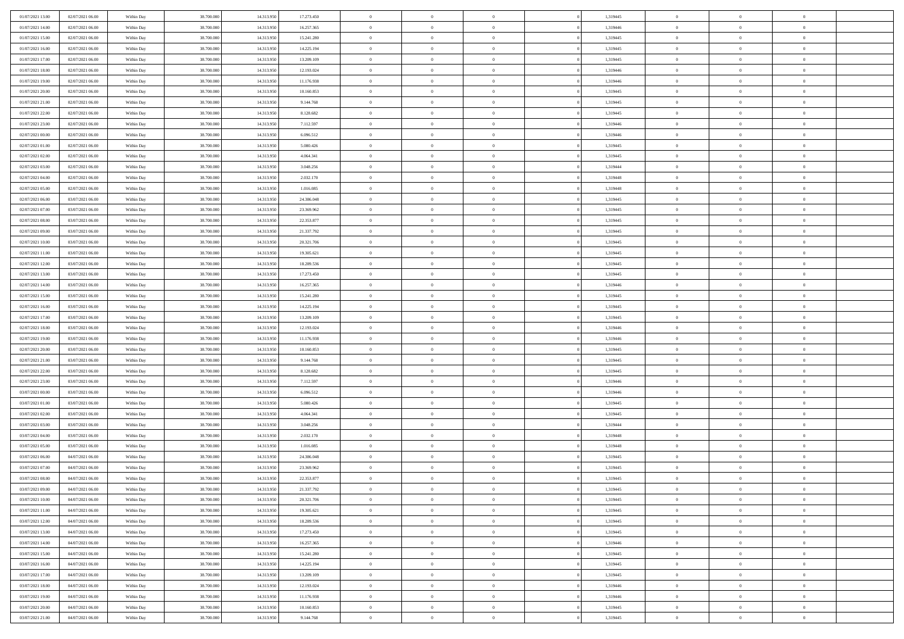| | | | | | | | | | | | | | | |
|---|---|---|---|---|---|---|---|---|---|---|---|---|---|---|
| 01/07/2021 13.00 | 02/07/2021 06.00 | Within Day | 38.700.000 | 14.313.950 | 17.273.450 | 0 | 0 | 0 | | 1,319445 | 0 | 0 | 0 | |
| 01/07/2021 14.00 | 02/07/2021 06.00 | Within Day | 38.700.000 | 14.313.950 | 16.257.365 | 0 | 0 | 0 | | 1,319446 | 0 | 0 | 0 | |
| 01/07/2021 15.00 | 02/07/2021 06.00 | Within Day | 38.700.000 | 14.313.950 | 15.241.280 | 0 | 0 | 0 | | 1,319445 | 0 | 0 | 0 | |
| 01/07/2021 16.00 | 02/07/2021 06.00 | Within Day | 38.700.000 | 14.313.950 | 14.225.194 | 0 | 0 | 0 | | 1,319445 | 0 | 0 | 0 | |
| 01/07/2021 17.00 | 02/07/2021 06.00 | Within Day | 38.700.000 | 14.313.950 | 13.209.109 | 0 | 0 | 0 | | 1,319445 | 0 | 0 | 0 | |
| 01/07/2021 18.00 | 02/07/2021 06.00 | Within Day | 38.700.000 | 14.313.950 | 12.193.024 | 0 | 0 | 0 | | 1,319446 | 0 | 0 | 0 | |
| 01/07/2021 19.00 | 02/07/2021 06.00 | Within Day | 38.700.000 | 14.313.950 | 11.176.938 | 0 | 0 | 0 | | 1,319446 | 0 | 0 | 0 | |
| 01/07/2021 20.00 | 02/07/2021 06.00 | Within Day | 38.700.000 | 14.313.950 | 10.160.853 | 0 | 0 | 0 | | 1,319445 | 0 | 0 | 0 | |
| 01/07/2021 21.00 | 02/07/2021 06.00 | Within Day | 38.700.000 | 14.313.950 | 9.144.768 | 0 | 0 | 0 | | 1,319445 | 0 | 0 | 0 | |
| 01/07/2021 22.00 | 02/07/2021 06.00 | Within Day | 38.700.000 | 14.313.950 | 8.128.682 | 0 | 0 | 0 | | 1,319445 | 0 | 0 | 0 | |
| 01/07/2021 23.00 | 02/07/2021 06.00 | Within Day | 38.700.000 | 14.313.950 | 7.112.597 | 0 | 0 | 0 | | 1,319446 | 0 | 0 | 0 | |
| 02/07/2021 00.00 | 02/07/2021 06.00 | Within Day | 38.700.000 | 14.313.950 | 6.096.512 | 0 | 0 | 0 | | 1,319446 | 0 | 0 | 0 | |
| 02/07/2021 01.00 | 02/07/2021 06.00 | Within Day | 38.700.000 | 14.313.950 | 5.080.426 | 0 | 0 | 0 | | 1,319445 | 0 | 0 | 0 | |
| 02/07/2021 02.00 | 02/07/2021 06.00 | Within Day | 38.700.000 | 14.313.950 | 4.064.341 | 0 | 0 | 0 | | 1,319445 | 0 | 0 | 0 | |
| 02/07/2021 03.00 | 02/07/2021 06.00 | Within Day | 38.700.000 | 14.313.950 | 3.048.256 | 0 | 0 | 0 | | 1,319444 | 0 | 0 | 0 | |
| 02/07/2021 04.00 | 02/07/2021 06.00 | Within Day | 38.700.000 | 14.313.950 | 2.032.170 | 0 | 0 | 0 | | 1,319448 | 0 | 0 | 0 | |
| 02/07/2021 05.00 | 02/07/2021 06.00 | Within Day | 38.700.000 | 14.313.950 | 1.016.085 | 0 | 0 | 0 | | 1,319448 | 0 | 0 | 0 | |
| 02/07/2021 06.00 | 03/07/2021 06.00 | Within Day | 38.700.000 | 14.313.950 | 24.386.048 | 0 | 0 | 0 | | 1,319445 | 0 | 0 | 0 | |
| 02/07/2021 07.00 | 03/07/2021 06.00 | Within Day | 38.700.000 | 14.313.950 | 23.369.962 | 0 | 0 | 0 | | 1,319445 | 0 | 0 | 0 | |
| 02/07/2021 08.00 | 03/07/2021 06.00 | Within Day | 38.700.000 | 14.313.950 | 22.353.877 | 0 | 0 | 0 | | 1,319445 | 0 | 0 | 0 | |
| 02/07/2021 09.00 | 03/07/2021 06.00 | Within Day | 38.700.000 | 14.313.950 | 21.337.792 | 0 | 0 | 0 | | 1,319445 | 0 | 0 | 0 | |
| 02/07/2021 10.00 | 03/07/2021 06.00 | Within Day | 38.700.000 | 14.313.950 | 20.321.706 | 0 | 0 | 0 | | 1,319445 | 0 | 0 | 0 | |
| 02/07/2021 11.00 | 03/07/2021 06.00 | Within Day | 38.700.000 | 14.313.950 | 19.305.621 | 0 | 0 | 0 | | 1,319445 | 0 | 0 | 0 | |
| 02/07/2021 12.00 | 03/07/2021 06.00 | Within Day | 38.700.000 | 14.313.950 | 18.289.536 | 0 | 0 | 0 | | 1,319445 | 0 | 0 | 0 | |
| 02/07/2021 13.00 | 03/07/2021 06.00 | Within Day | 38.700.000 | 14.313.950 | 17.273.450 | 0 | 0 | 0 | | 1,319445 | 0 | 0 | 0 | |
| 02/07/2021 14.00 | 03/07/2021 06.00 | Within Day | 38.700.000 | 14.313.950 | 16.257.365 | 0 | 0 | 0 | | 1,319446 | 0 | 0 | 0 | |
| 02/07/2021 15.00 | 03/07/2021 06.00 | Within Day | 38.700.000 | 14.313.950 | 15.241.280 | 0 | 0 | 0 | | 1,319445 | 0 | 0 | 0 | |
| 02/07/2021 16.00 | 03/07/2021 06.00 | Within Day | 38.700.000 | 14.313.950 | 14.225.194 | 0 | 0 | 0 | | 1,319445 | 0 | 0 | 0 | |
| 02/07/2021 17.00 | 03/07/2021 06.00 | Within Day | 38.700.000 | 14.313.950 | 13.209.109 | 0 | 0 | 0 | | 1,319445 | 0 | 0 | 0 | |
| 02/07/2021 18.00 | 03/07/2021 06.00 | Within Day | 38.700.000 | 14.313.950 | 12.193.024 | 0 | 0 | 0 | | 1,319446 | 0 | 0 | 0 | |
| 02/07/2021 19.00 | 03/07/2021 06.00 | Within Day | 38.700.000 | 14.313.950 | 11.176.938 | 0 | 0 | 0 | | 1,319446 | 0 | 0 | 0 | |
| 02/07/2021 20.00 | 03/07/2021 06.00 | Within Day | 38.700.000 | 14.313.950 | 10.160.853 | 0 | 0 | 0 | | 1,319445 | 0 | 0 | 0 | |
| 02/07/2021 21.00 | 03/07/2021 06.00 | Within Day | 38.700.000 | 14.313.950 | 9.144.768 | 0 | 0 | 0 | | 1,319445 | 0 | 0 | 0 | |
| 02/07/2021 22.00 | 03/07/2021 06.00 | Within Day | 38.700.000 | 14.313.950 | 8.128.682 | 0 | 0 | 0 | | 1,319445 | 0 | 0 | 0 | |
| 02/07/2021 23.00 | 03/07/2021 06.00 | Within Day | 38.700.000 | 14.313.950 | 7.112.597 | 0 | 0 | 0 | | 1,319446 | 0 | 0 | 0 | |
| 03/07/2021 00.00 | 03/07/2021 06.00 | Within Day | 38.700.000 | 14.313.950 | 6.096.512 | 0 | 0 | 0 | | 1,319446 | 0 | 0 | 0 | |
| 03/07/2021 01.00 | 03/07/2021 06.00 | Within Day | 38.700.000 | 14.313.950 | 5.080.426 | 0 | 0 | 0 | | 1,319445 | 0 | 0 | 0 | |
| 03/07/2021 02.00 | 03/07/2021 06.00 | Within Day | 38.700.000 | 14.313.950 | 4.064.341 | 0 | 0 | 0 | | 1,319445 | 0 | 0 | 0 | |
| 03/07/2021 03.00 | 03/07/2021 06.00 | Within Day | 38.700.000 | 14.313.950 | 3.048.256 | 0 | 0 | 0 | | 1,319444 | 0 | 0 | 0 | |
| 03/07/2021 04.00 | 03/07/2021 06.00 | Within Day | 38.700.000 | 14.313.950 | 2.032.170 | 0 | 0 | 0 | | 1,319448 | 0 | 0 | 0 | |
| 03/07/2021 05.00 | 03/07/2021 06.00 | Within Day | 38.700.000 | 14.313.950 | 1.016.085 | 0 | 0 | 0 | | 1,319448 | 0 | 0 | 0 | |
| 03/07/2021 06.00 | 04/07/2021 06.00 | Within Day | 38.700.000 | 14.313.950 | 24.386.048 | 0 | 0 | 0 | | 1,319445 | 0 | 0 | 0 | |
| 03/07/2021 07.00 | 04/07/2021 06.00 | Within Day | 38.700.000 | 14.313.950 | 23.369.962 | 0 | 0 | 0 | | 1,319445 | 0 | 0 | 0 | |
| 03/07/2021 08.00 | 04/07/2021 06.00 | Within Day | 38.700.000 | 14.313.950 | 22.353.877 | 0 | 0 | 0 | | 1,319445 | 0 | 0 | 0 | |
| 03/07/2021 09.00 | 04/07/2021 06.00 | Within Day | 38.700.000 | 14.313.950 | 21.337.792 | 0 | 0 | 0 | | 1,319445 | 0 | 0 | 0 | |
| 03/07/2021 10.00 | 04/07/2021 06.00 | Within Day | 38.700.000 | 14.313.950 | 20.321.706 | 0 | 0 | 0 | | 1,319445 | 0 | 0 | 0 | |
| 03/07/2021 11.00 | 04/07/2021 06.00 | Within Day | 38.700.000 | 14.313.950 | 19.305.621 | 0 | 0 | 0 | | 1,319445 | 0 | 0 | 0 | |
| 03/07/2021 12.00 | 04/07/2021 06.00 | Within Day | 38.700.000 | 14.313.950 | 18.289.536 | 0 | 0 | 0 | | 1,319445 | 0 | 0 | 0 | |
| 03/07/2021 13.00 | 04/07/2021 06.00 | Within Day | 38.700.000 | 14.313.950 | 17.273.450 | 0 | 0 | 0 | | 1,319445 | 0 | 0 | 0 | |
| 03/07/2021 14.00 | 04/07/2021 06.00 | Within Day | 38.700.000 | 14.313.950 | 16.257.365 | 0 | 0 | 0 | | 1,319446 | 0 | 0 | 0 | |
| 03/07/2021 15.00 | 04/07/2021 06.00 | Within Day | 38.700.000 | 14.313.950 | 15.241.280 | 0 | 0 | 0 | | 1,319445 | 0 | 0 | 0 | |
| 03/07/2021 16.00 | 04/07/2021 06.00 | Within Day | 38.700.000 | 14.313.950 | 14.225.194 | 0 | 0 | 0 | | 1,319445 | 0 | 0 | 0 | |
| 03/07/2021 17.00 | 04/07/2021 06.00 | Within Day | 38.700.000 | 14.313.950 | 13.209.109 | 0 | 0 | 0 | | 1,319445 | 0 | 0 | 0 | |
| 03/07/2021 18.00 | 04/07/2021 06.00 | Within Day | 38.700.000 | 14.313.950 | 12.193.024 | 0 | 0 | 0 | | 1,319446 | 0 | 0 | 0 | |
| 03/07/2021 19.00 | 04/07/2021 06.00 | Within Day | 38.700.000 | 14.313.950 | 11.176.938 | 0 | 0 | 0 | | 1,319446 | 0 | 0 | 0 | |
| 03/07/2021 20.00 | 04/07/2021 06.00 | Within Day | 38.700.000 | 14.313.950 | 10.160.853 | 0 | 0 | 0 | | 1,319445 | 0 | 0 | 0 | |
| 03/07/2021 21.00 | 04/07/2021 06.00 | Within Day | 38.700.000 | 14.313.950 | 9.144.768 | 0 | 0 | 0 | | 1,319445 | 0 | 0 | 0 | |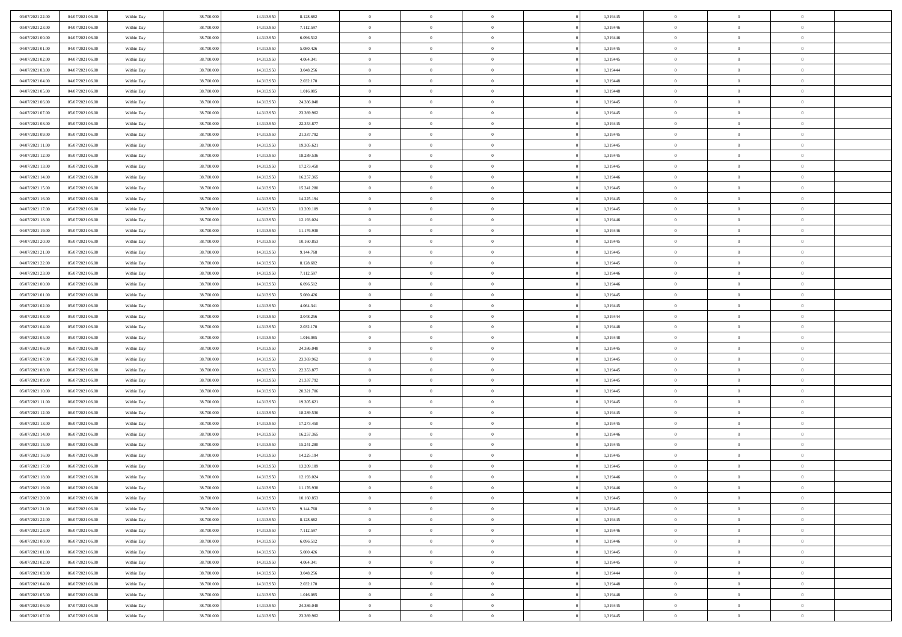| | | | | | | | | | | | | | | |
|---|---|---|---|---|---|---|---|---|---|---|---|---|---|---|
| 03/07/2021 22:00 | 04/07/2021 06:00 | Within Day | 38.700.000 | 14.313.950 | 8.128.682 | 0 | 0 | 0 | | 1,319445 | 0 | 0 | 0 | |
| 03/07/2021 23:00 | 04/07/2021 06:00 | Within Day | 38.700.000 | 14.313.950 | 7.112.597 | 0 | 0 | 0 | | 1,319446 | 0 | 0 | 0 | |
| 04/07/2021 00:00 | 04/07/2021 06:00 | Within Day | 38.700.000 | 14.313.950 | 6.096.512 | 0 | 0 | 0 | | 1,319446 | 0 | 0 | 0 | |
| 04/07/2021 01:00 | 04/07/2021 06:00 | Within Day | 38.700.000 | 14.313.950 | 5.080.426 | 0 | 0 | 0 | | 1,319445 | 0 | 0 | 0 | |
| 04/07/2021 02:00 | 04/07/2021 06:00 | Within Day | 38.700.000 | 14.313.950 | 4.064.341 | 0 | 0 | 0 | | 1,319445 | 0 | 0 | 0 | |
| 04/07/2021 03:00 | 04/07/2021 06:00 | Within Day | 38.700.000 | 14.313.950 | 3.048.256 | 0 | 0 | 0 | | 1,319444 | 0 | 0 | 0 | |
| 04/07/2021 04:00 | 04/07/2021 06:00 | Within Day | 38.700.000 | 14.313.950 | 2.032.170 | 0 | 0 | 0 | | 1,319448 | 0 | 0 | 0 | |
| 04/07/2021 05:00 | 04/07/2021 06:00 | Within Day | 38.700.000 | 14.313.950 | 1.016.085 | 0 | 0 | 0 | | 1,319448 | 0 | 0 | 0 | |
| 04/07/2021 06:00 | 05/07/2021 06:00 | Within Day | 38.700.000 | 14.313.950 | 24.386.048 | 0 | 0 | 0 | | 1,319445 | 0 | 0 | 0 | |
| 04/07/2021 07:00 | 05/07/2021 06:00 | Within Day | 38.700.000 | 14.313.950 | 23.369.962 | 0 | 0 | 0 | | 1,319445 | 0 | 0 | 0 | |
| 04/07/2021 08:00 | 05/07/2021 06:00 | Within Day | 38.700.000 | 14.313.950 | 22.353.877 | 0 | 0 | 0 | | 1,319445 | 0 | 0 | 0 | |
| 04/07/2021 09:00 | 05/07/2021 06:00 | Within Day | 38.700.000 | 14.313.950 | 21.337.792 | 0 | 0 | 0 | | 1,319445 | 0 | 0 | 0 | |
| 04/07/2021 11:00 | 05/07/2021 06:00 | Within Day | 38.700.000 | 14.313.950 | 19.305.621 | 0 | 0 | 0 | | 1,319445 | 0 | 0 | 0 | |
| 04/07/2021 12:00 | 05/07/2021 06:00 | Within Day | 38.700.000 | 14.313.950 | 18.289.536 | 0 | 0 | 0 | | 1,319445 | 0 | 0 | 0 | |
| 04/07/2021 13:00 | 05/07/2021 06:00 | Within Day | 38.700.000 | 14.313.950 | 17.273.450 | 0 | 0 | 0 | | 1,319445 | 0 | 0 | 0 | |
| 04/07/2021 14:00 | 05/07/2021 06:00 | Within Day | 38.700.000 | 14.313.950 | 16.257.365 | 0 | 0 | 0 | | 1,319446 | 0 | 0 | 0 | |
| 04/07/2021 15:00 | 05/07/2021 06:00 | Within Day | 38.700.000 | 14.313.950 | 15.241.280 | 0 | 0 | 0 | | 1,319445 | 0 | 0 | 0 | |
| 04/07/2021 16:00 | 05/07/2021 06:00 | Within Day | 38.700.000 | 14.313.950 | 14.225.194 | 0 | 0 | 0 | | 1,319445 | 0 | 0 | 0 | |
| 04/07/2021 17:00 | 05/07/2021 06:00 | Within Day | 38.700.000 | 14.313.950 | 13.209.109 | 0 | 0 | 0 | | 1,319445 | 0 | 0 | 0 | |
| 04/07/2021 18:00 | 05/07/2021 06:00 | Within Day | 38.700.000 | 14.313.950 | 12.193.024 | 0 | 0 | 0 | | 1,319446 | 0 | 0 | 0 | |
| 04/07/2021 19:00 | 05/07/2021 06:00 | Within Day | 38.700.000 | 14.313.950 | 11.176.938 | 0 | 0 | 0 | | 1,319446 | 0 | 0 | 0 | |
| 04/07/2021 20:00 | 05/07/2021 06:00 | Within Day | 38.700.000 | 14.313.950 | 10.160.853 | 0 | 0 | 0 | | 1,319445 | 0 | 0 | 0 | |
| 04/07/2021 21:00 | 05/07/2021 06:00 | Within Day | 38.700.000 | 14.313.950 | 9.144.768 | 0 | 0 | 0 | | 1,319445 | 0 | 0 | 0 | |
| 04/07/2021 22:00 | 05/07/2021 06:00 | Within Day | 38.700.000 | 14.313.950 | 8.128.682 | 0 | 0 | 0 | | 1,319445 | 0 | 0 | 0 | |
| 04/07/2021 23:00 | 05/07/2021 06:00 | Within Day | 38.700.000 | 14.313.950 | 7.112.597 | 0 | 0 | 0 | | 1,319446 | 0 | 0 | 0 | |
| 05/07/2021 00:00 | 05/07/2021 06:00 | Within Day | 38.700.000 | 14.313.950 | 6.096.512 | 0 | 0 | 0 | | 1,319446 | 0 | 0 | 0 | |
| 05/07/2021 01:00 | 05/07/2021 06:00 | Within Day | 38.700.000 | 14.313.950 | 5.080.426 | 0 | 0 | 0 | | 1,319445 | 0 | 0 | 0 | |
| 05/07/2021 02:00 | 05/07/2021 06:00 | Within Day | 38.700.000 | 14.313.950 | 4.064.341 | 0 | 0 | 0 | | 1,319445 | 0 | 0 | 0 | |
| 05/07/2021 03:00 | 05/07/2021 06:00 | Within Day | 38.700.000 | 14.313.950 | 3.048.256 | 0 | 0 | 0 | | 1,319444 | 0 | 0 | 0 | |
| 05/07/2021 04:00 | 05/07/2021 06:00 | Within Day | 38.700.000 | 14.313.950 | 2.032.170 | 0 | 0 | 0 | | 1,319448 | 0 | 0 | 0 | |
| 05/07/2021 05:00 | 05/07/2021 06:00 | Within Day | 38.700.000 | 14.313.950 | 1.016.085 | 0 | 0 | 0 | | 1,319448 | 0 | 0 | 0 | |
| 05/07/2021 06:00 | 06/07/2021 06:00 | Within Day | 38.700.000 | 14.313.950 | 24.386.048 | 0 | 0 | 0 | | 1,319445 | 0 | 0 | 0 | |
| 05/07/2021 07:00 | 06/07/2021 06:00 | Within Day | 38.700.000 | 14.313.950 | 23.369.962 | 0 | 0 | 0 | | 1,319445 | 0 | 0 | 0 | |
| 05/07/2021 08:00 | 06/07/2021 06:00 | Within Day | 38.700.000 | 14.313.950 | 22.353.877 | 0 | 0 | 0 | | 1,319445 | 0 | 0 | 0 | |
| 05/07/2021 09:00 | 06/07/2021 06:00 | Within Day | 38.700.000 | 14.313.950 | 21.337.792 | 0 | 0 | 0 | | 1,319445 | 0 | 0 | 0 | |
| 05/07/2021 10:00 | 06/07/2021 06:00 | Within Day | 38.700.000 | 14.313.950 | 20.321.706 | 0 | 0 | 0 | | 1,319445 | 0 | 0 | 0 | |
| 05/07/2021 11:00 | 06/07/2021 06:00 | Within Day | 38.700.000 | 14.313.950 | 19.305.621 | 0 | 0 | 0 | | 1,319445 | 0 | 0 | 0 | |
| 05/07/2021 12:00 | 06/07/2021 06:00 | Within Day | 38.700.000 | 14.313.950 | 18.289.536 | 0 | 0 | 0 | | 1,319445 | 0 | 0 | 0 | |
| 05/07/2021 13:00 | 06/07/2021 06:00 | Within Day | 38.700.000 | 14.313.950 | 17.273.450 | 0 | 0 | 0 | | 1,319445 | 0 | 0 | 0 | |
| 05/07/2021 14:00 | 06/07/2021 06:00 | Within Day | 38.700.000 | 14.313.950 | 16.257.365 | 0 | 0 | 0 | | 1,319446 | 0 | 0 | 0 | |
| 05/07/2021 15:00 | 06/07/2021 06:00 | Within Day | 38.700.000 | 14.313.950 | 15.241.280 | 0 | 0 | 0 | | 1,319445 | 0 | 0 | 0 | |
| 05/07/2021 16:00 | 06/07/2021 06:00 | Within Day | 38.700.000 | 14.313.950 | 14.225.194 | 0 | 0 | 0 | | 1,319445 | 0 | 0 | 0 | |
| 05/07/2021 17:00 | 06/07/2021 06:00 | Within Day | 38.700.000 | 14.313.950 | 13.209.109 | 0 | 0 | 0 | | 1,319445 | 0 | 0 | 0 | |
| 05/07/2021 18:00 | 06/07/2021 06:00 | Within Day | 38.700.000 | 14.313.950 | 12.193.024 | 0 | 0 | 0 | | 1,319446 | 0 | 0 | 0 | |
| 05/07/2021 19:00 | 06/07/2021 06:00 | Within Day | 38.700.000 | 14.313.950 | 11.176.938 | 0 | 0 | 0 | | 1,319446 | 0 | 0 | 0 | |
| 05/07/2021 20:00 | 06/07/2021 06:00 | Within Day | 38.700.000 | 14.313.950 | 10.160.853 | 0 | 0 | 0 | | 1,319445 | 0 | 0 | 0 | |
| 05/07/2021 21:00 | 06/07/2021 06:00 | Within Day | 38.700.000 | 14.313.950 | 9.144.768 | 0 | 0 | 0 | | 1,319445 | 0 | 0 | 0 | |
| 05/07/2021 22:00 | 06/07/2021 06:00 | Within Day | 38.700.000 | 14.313.950 | 8.128.682 | 0 | 0 | 0 | | 1,319445 | 0 | 0 | 0 | |
| 05/07/2021 23:00 | 06/07/2021 06:00 | Within Day | 38.700.000 | 14.313.950 | 7.112.597 | 0 | 0 | 0 | | 1,319446 | 0 | 0 | 0 | |
| 06/07/2021 00:00 | 06/07/2021 06:00 | Within Day | 38.700.000 | 14.313.950 | 6.096.512 | 0 | 0 | 0 | | 1,319446 | 0 | 0 | 0 | |
| 06/07/2021 01:00 | 06/07/2021 06:00 | Within Day | 38.700.000 | 14.313.950 | 5.080.426 | 0 | 0 | 0 | | 1,319445 | 0 | 0 | 0 | |
| 06/07/2021 02:00 | 06/07/2021 06:00 | Within Day | 38.700.000 | 14.313.950 | 4.064.341 | 0 | 0 | 0 | | 1,319445 | 0 | 0 | 0 | |
| 06/07/2021 03:00 | 06/07/2021 06:00 | Within Day | 38.700.000 | 14.313.950 | 3.048.256 | 0 | 0 | 0 | | 1,319444 | 0 | 0 | 0 | |
| 06/07/2021 04:00 | 06/07/2021 06:00 | Within Day | 38.700.000 | 14.313.950 | 2.032.170 | 0 | 0 | 0 | | 1,319448 | 0 | 0 | 0 | |
| 06/07/2021 05:00 | 06/07/2021 06:00 | Within Day | 38.700.000 | 14.313.950 | 1.016.085 | 0 | 0 | 0 | | 1,319448 | 0 | 0 | 0 | |
| 06/07/2021 06:00 | 07/07/2021 06:00 | Within Day | 38.700.000 | 14.313.950 | 24.386.048 | 0 | 0 | 0 | | 1,319445 | 0 | 0 | 0 | |
| 06/07/2021 07:00 | 07/07/2021 06:00 | Within Day | 38.700.000 | 14.313.950 | 23.369.962 | 0 | 0 | 0 | | 1,319445 | 0 | 0 | 0 | |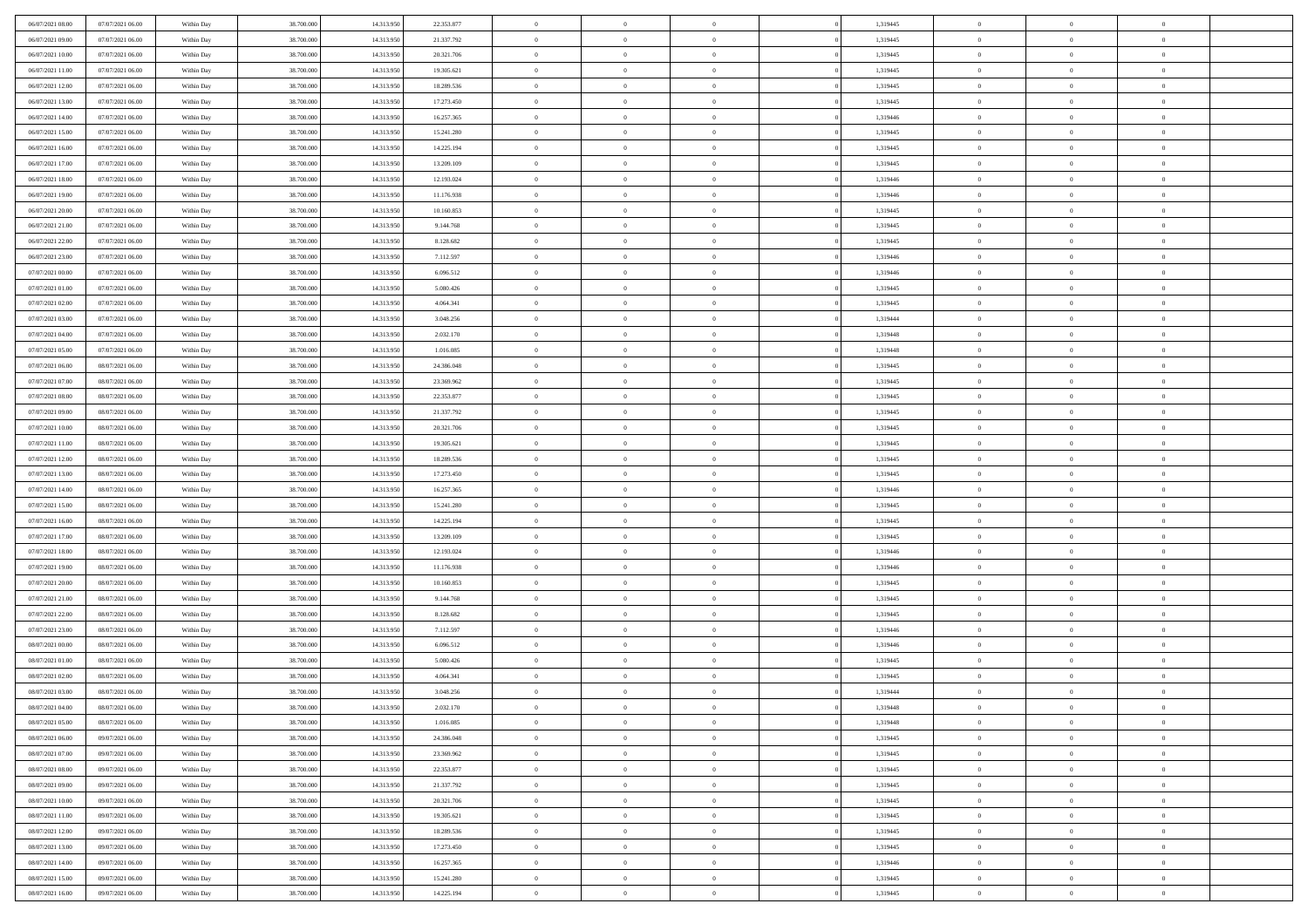| | | | | | | | | | | | | | | |
|---|---|---|---|---|---|---|---|---|---|---|---|---|---|---|
| 06/07/2021 08:00 | 07/07/2021 06:00 | Within Day | 38.700.000 | 14.313.950 | 22.353.877 | 0 | 0 | 0 | | 1,319445 | 0 | 0 | 0 | |
| 06/07/2021 09:00 | 07/07/2021 06:00 | Within Day | 38.700.000 | 14.313.950 | 21.337.792 | 0 | 0 | 0 | | 1,319445 | 0 | 0 | 0 | |
| 06/07/2021 10:00 | 07/07/2021 06:00 | Within Day | 38.700.000 | 14.313.950 | 20.321.706 | 0 | 0 | 0 | | 1,319445 | 0 | 0 | 0 | |
| 06/07/2021 11:00 | 07/07/2021 06:00 | Within Day | 38.700.000 | 14.313.950 | 19.305.621 | 0 | 0 | 0 | | 1,319445 | 0 | 0 | 0 | |
| 06/07/2021 12:00 | 07/07/2021 06:00 | Within Day | 38.700.000 | 14.313.950 | 18.289.536 | 0 | 0 | 0 | | 1,319445 | 0 | 0 | 0 | |
| 06/07/2021 13:00 | 07/07/2021 06:00 | Within Day | 38.700.000 | 14.313.950 | 17.273.450 | 0 | 0 | 0 | | 1,319445 | 0 | 0 | 0 | |
| 06/07/2021 14:00 | 07/07/2021 06:00 | Within Day | 38.700.000 | 14.313.950 | 16.257.365 | 0 | 0 | 0 | | 1,319446 | 0 | 0 | 0 | |
| 06/07/2021 15:00 | 07/07/2021 06:00 | Within Day | 38.700.000 | 14.313.950 | 15.241.280 | 0 | 0 | 0 | | 1,319445 | 0 | 0 | 0 | |
| 06/07/2021 16:00 | 07/07/2021 06:00 | Within Day | 38.700.000 | 14.313.950 | 14.225.194 | 0 | 0 | 0 | | 1,319445 | 0 | 0 | 0 | |
| 06/07/2021 17:00 | 07/07/2021 06:00 | Within Day | 38.700.000 | 14.313.950 | 13.209.109 | 0 | 0 | 0 | | 1,319445 | 0 | 0 | 0 | |
| 06/07/2021 18:00 | 07/07/2021 06:00 | Within Day | 38.700.000 | 14.313.950 | 12.193.024 | 0 | 0 | 0 | | 1,319446 | 0 | 0 | 0 | |
| 06/07/2021 19:00 | 07/07/2021 06:00 | Within Day | 38.700.000 | 14.313.950 | 11.176.938 | 0 | 0 | 0 | | 1,319446 | 0 | 0 | 0 | |
| 06/07/2021 20:00 | 07/07/2021 06:00 | Within Day | 38.700.000 | 14.313.950 | 10.160.853 | 0 | 0 | 0 | | 1,319445 | 0 | 0 | 0 | |
| 06/07/2021 21:00 | 07/07/2021 06:00 | Within Day | 38.700.000 | 14.313.950 | 9.144.768 | 0 | 0 | 0 | | 1,319445 | 0 | 0 | 0 | |
| 06/07/2021 22:00 | 07/07/2021 06:00 | Within Day | 38.700.000 | 14.313.950 | 8.128.682 | 0 | 0 | 0 | | 1,319445 | 0 | 0 | 0 | |
| 06/07/2021 23:00 | 07/07/2021 06:00 | Within Day | 38.700.000 | 14.313.950 | 7.112.597 | 0 | 0 | 0 | | 1,319446 | 0 | 0 | 0 | |
| 07/07/2021 00:00 | 07/07/2021 06:00 | Within Day | 38.700.000 | 14.313.950 | 6.096.512 | 0 | 0 | 0 | | 1,319446 | 0 | 0 | 0 | |
| 07/07/2021 01:00 | 07/07/2021 06:00 | Within Day | 38.700.000 | 14.313.950 | 5.080.426 | 0 | 0 | 0 | | 1,319445 | 0 | 0 | 0 | |
| 07/07/2021 02:00 | 07/07/2021 06:00 | Within Day | 38.700.000 | 14.313.950 | 4.064.341 | 0 | 0 | 0 | | 1,319445 | 0 | 0 | 0 | |
| 07/07/2021 03:00 | 07/07/2021 06:00 | Within Day | 38.700.000 | 14.313.950 | 3.048.256 | 0 | 0 | 0 | | 1,319444 | 0 | 0 | 0 | |
| 07/07/2021 04:00 | 07/07/2021 06:00 | Within Day | 38.700.000 | 14.313.950 | 2.032.170 | 0 | 0 | 0 | | 1,319448 | 0 | 0 | 0 | |
| 07/07/2021 05:00 | 07/07/2021 06:00 | Within Day | 38.700.000 | 14.313.950 | 1.016.085 | 0 | 0 | 0 | | 1,319448 | 0 | 0 | 0 | |
| 07/07/2021 06:00 | 08/07/2021 06:00 | Within Day | 38.700.000 | 14.313.950 | 24.386.048 | 0 | 0 | 0 | | 1,319445 | 0 | 0 | 0 | |
| 07/07/2021 07:00 | 08/07/2021 06:00 | Within Day | 38.700.000 | 14.313.950 | 23.369.962 | 0 | 0 | 0 | | 1,319445 | 0 | 0 | 0 | |
| 07/07/2021 08:00 | 08/07/2021 06:00 | Within Day | 38.700.000 | 14.313.950 | 22.353.877 | 0 | 0 | 0 | | 1,319445 | 0 | 0 | 0 | |
| 07/07/2021 09:00 | 08/07/2021 06:00 | Within Day | 38.700.000 | 14.313.950 | 21.337.792 | 0 | 0 | 0 | | 1,319445 | 0 | 0 | 0 | |
| 07/07/2021 10:00 | 08/07/2021 06:00 | Within Day | 38.700.000 | 14.313.950 | 20.321.706 | 0 | 0 | 0 | | 1,319445 | 0 | 0 | 0 | |
| 07/07/2021 11:00 | 08/07/2021 06:00 | Within Day | 38.700.000 | 14.313.950 | 19.305.621 | 0 | 0 | 0 | | 1,319445 | 0 | 0 | 0 | |
| 07/07/2021 12:00 | 08/07/2021 06:00 | Within Day | 38.700.000 | 14.313.950 | 18.289.536 | 0 | 0 | 0 | | 1,319445 | 0 | 0 | 0 | |
| 07/07/2021 13:00 | 08/07/2021 06:00 | Within Day | 38.700.000 | 14.313.950 | 17.273.450 | 0 | 0 | 0 | | 1,319445 | 0 | 0 | 0 | |
| 07/07/2021 14:00 | 08/07/2021 06:00 | Within Day | 38.700.000 | 14.313.950 | 16.257.365 | 0 | 0 | 0 | | 1,319446 | 0 | 0 | 0 | |
| 07/07/2021 15:00 | 08/07/2021 06:00 | Within Day | 38.700.000 | 14.313.950 | 15.241.280 | 0 | 0 | 0 | | 1,319445 | 0 | 0 | 0 | |
| 07/07/2021 16:00 | 08/07/2021 06:00 | Within Day | 38.700.000 | 14.313.950 | 14.225.194 | 0 | 0 | 0 | | 1,319445 | 0 | 0 | 0 | |
| 07/07/2021 17:00 | 08/07/2021 06:00 | Within Day | 38.700.000 | 14.313.950 | 13.209.109 | 0 | 0 | 0 | | 1,319445 | 0 | 0 | 0 | |
| 07/07/2021 18:00 | 08/07/2021 06:00 | Within Day | 38.700.000 | 14.313.950 | 12.193.024 | 0 | 0 | 0 | | 1,319446 | 0 | 0 | 0 | |
| 07/07/2021 19:00 | 08/07/2021 06:00 | Within Day | 38.700.000 | 14.313.950 | 11.176.938 | 0 | 0 | 0 | | 1,319446 | 0 | 0 | 0 | |
| 07/07/2021 20:00 | 08/07/2021 06:00 | Within Day | 38.700.000 | 14.313.950 | 10.160.853 | 0 | 0 | 0 | | 1,319445 | 0 | 0 | 0 | |
| 07/07/2021 21:00 | 08/07/2021 06:00 | Within Day | 38.700.000 | 14.313.950 | 9.144.768 | 0 | 0 | 0 | | 1,319445 | 0 | 0 | 0 | |
| 07/07/2021 22:00 | 08/07/2021 06:00 | Within Day | 38.700.000 | 14.313.950 | 8.128.682 | 0 | 0 | 0 | | 1,319445 | 0 | 0 | 0 | |
| 07/07/2021 23:00 | 08/07/2021 06:00 | Within Day | 38.700.000 | 14.313.950 | 7.112.597 | 0 | 0 | 0 | | 1,319446 | 0 | 0 | 0 | |
| 08/07/2021 00:00 | 08/07/2021 06:00 | Within Day | 38.700.000 | 14.313.950 | 6.096.512 | 0 | 0 | 0 | | 1,319446 | 0 | 0 | 0 | |
| 08/07/2021 01:00 | 08/07/2021 06:00 | Within Day | 38.700.000 | 14.313.950 | 5.080.426 | 0 | 0 | 0 | | 1,319445 | 0 | 0 | 0 | |
| 08/07/2021 02:00 | 08/07/2021 06:00 | Within Day | 38.700.000 | 14.313.950 | 4.064.341 | 0 | 0 | 0 | | 1,319445 | 0 | 0 | 0 | |
| 08/07/2021 03:00 | 08/07/2021 06:00 | Within Day | 38.700.000 | 14.313.950 | 3.048.256 | 0 | 0 | 0 | | 1,319444 | 0 | 0 | 0 | |
| 08/07/2021 04:00 | 08/07/2021 06:00 | Within Day | 38.700.000 | 14.313.950 | 2.032.170 | 0 | 0 | 0 | | 1,319448 | 0 | 0 | 0 | |
| 08/07/2021 05:00 | 08/07/2021 06:00 | Within Day | 38.700.000 | 14.313.950 | 1.016.085 | 0 | 0 | 0 | | 1,319448 | 0 | 0 | 0 | |
| 08/07/2021 06:00 | 09/07/2021 06:00 | Within Day | 38.700.000 | 14.313.950 | 24.386.048 | 0 | 0 | 0 | | 1,319445 | 0 | 0 | 0 | |
| 08/07/2021 07:00 | 09/07/2021 06:00 | Within Day | 38.700.000 | 14.313.950 | 23.369.962 | 0 | 0 | 0 | | 1,319445 | 0 | 0 | 0 | |
| 08/07/2021 08:00 | 09/07/2021 06:00 | Within Day | 38.700.000 | 14.313.950 | 22.353.877 | 0 | 0 | 0 | | 1,319445 | 0 | 0 | 0 | |
| 08/07/2021 09:00 | 09/07/2021 06:00 | Within Day | 38.700.000 | 14.313.950 | 21.337.792 | 0 | 0 | 0 | | 1,319445 | 0 | 0 | 0 | |
| 08/07/2021 10:00 | 09/07/2021 06:00 | Within Day | 38.700.000 | 14.313.950 | 20.321.706 | 0 | 0 | 0 | | 1,319445 | 0 | 0 | 0 | |
| 08/07/2021 11:00 | 09/07/2021 06:00 | Within Day | 38.700.000 | 14.313.950 | 19.305.621 | 0 | 0 | 0 | | 1,319445 | 0 | 0 | 0 | |
| 08/07/2021 12:00 | 09/07/2021 06:00 | Within Day | 38.700.000 | 14.313.950 | 18.289.536 | 0 | 0 | 0 | | 1,319445 | 0 | 0 | 0 | |
| 08/07/2021 13:00 | 09/07/2021 06:00 | Within Day | 38.700.000 | 14.313.950 | 17.273.450 | 0 | 0 | 0 | | 1,319445 | 0 | 0 | 0 | |
| 08/07/2021 14:00 | 09/07/2021 06:00 | Within Day | 38.700.000 | 14.313.950 | 16.257.365 | 0 | 0 | 0 | | 1,319446 | 0 | 0 | 0 | |
| 08/07/2021 15:00 | 09/07/2021 06:00 | Within Day | 38.700.000 | 14.313.950 | 15.241.280 | 0 | 0 | 0 | | 1,319445 | 0 | 0 | 0 | |
| 08/07/2021 16:00 | 09/07/2021 06:00 | Within Day | 38.700.000 | 14.313.950 | 14.225.194 | 0 | 0 | 0 | | 1,319445 | 0 | 0 | 0 | |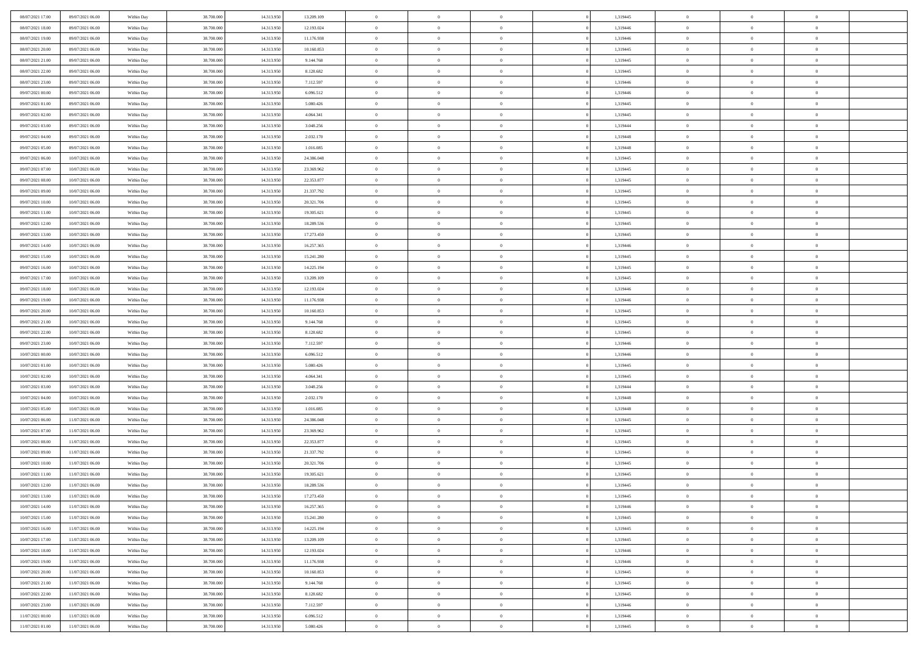| | | | | | | | | | | | | | | |
|---|---|---|---|---|---|---|---|---|---|---|---|---|---|---|
| 08/07/2021 17:00 | 09/07/2021 06:00 | Within Day | 38.700.000 | 14.313.950 | 13.209.109 | 0 | 0 | 0 | | 1,319445 | 0 | 0 | 0 | |
| 08/07/2021 18:00 | 09/07/2021 06:00 | Within Day | 38.700.000 | 14.313.950 | 12.193.024 | 0 | 0 | 0 | | 1,319446 | 0 | 0 | 0 | |
| 08/07/2021 19:00 | 09/07/2021 06:00 | Within Day | 38.700.000 | 14.313.950 | 11.176.938 | 0 | 0 | 0 | | 1,319446 | 0 | 0 | 0 | |
| 08/07/2021 20:00 | 09/07/2021 06:00 | Within Day | 38.700.000 | 14.313.950 | 10.160.853 | 0 | 0 | 0 | | 1,319445 | 0 | 0 | 0 | |
| 08/07/2021 21:00 | 09/07/2021 06:00 | Within Day | 38.700.000 | 14.313.950 | 9.144.768 | 0 | 0 | 0 | | 1,319445 | 0 | 0 | 0 | |
| 08/07/2021 22:00 | 09/07/2021 06:00 | Within Day | 38.700.000 | 14.313.950 | 8.128.682 | 0 | 0 | 0 | | 1,319445 | 0 | 0 | 0 | |
| 08/07/2021 23:00 | 09/07/2021 06:00 | Within Day | 38.700.000 | 14.313.950 | 7.112.597 | 0 | 0 | 0 | | 1,319446 | 0 | 0 | 0 | |
| 09/07/2021 00:00 | 09/07/2021 06:00 | Within Day | 38.700.000 | 14.313.950 | 6.096.512 | 0 | 0 | 0 | | 1,319446 | 0 | 0 | 0 | |
| 09/07/2021 01:00 | 09/07/2021 06:00 | Within Day | 38.700.000 | 14.313.950 | 5.080.426 | 0 | 0 | 0 | | 1,319445 | 0 | 0 | 0 | |
| 09/07/2021 02:00 | 09/07/2021 06:00 | Within Day | 38.700.000 | 14.313.950 | 4.064.341 | 0 | 0 | 0 | | 1,319445 | 0 | 0 | 0 | |
| 09/07/2021 03:00 | 09/07/2021 06:00 | Within Day | 38.700.000 | 14.313.950 | 3.048.256 | 0 | 0 | 0 | | 1,319444 | 0 | 0 | 0 | |
| 09/07/2021 04:00 | 09/07/2021 06:00 | Within Day | 38.700.000 | 14.313.950 | 2.032.170 | 0 | 0 | 0 | | 1,319448 | 0 | 0 | 0 | |
| 09/07/2021 05:00 | 09/07/2021 06:00 | Within Day | 38.700.000 | 14.313.950 | 1.016.085 | 0 | 0 | 0 | | 1,319448 | 0 | 0 | 0 | |
| 09/07/2021 06:00 | 10/07/2021 06:00 | Within Day | 38.700.000 | 14.313.950 | 24.386.048 | 0 | 0 | 0 | | 1,319445 | 0 | 0 | 0 | |
| 09/07/2021 07:00 | 10/07/2021 06:00 | Within Day | 38.700.000 | 14.313.950 | 23.369.962 | 0 | 0 | 0 | | 1,319445 | 0 | 0 | 0 | |
| 09/07/2021 08:00 | 10/07/2021 06:00 | Within Day | 38.700.000 | 14.313.950 | 22.353.877 | 0 | 0 | 0 | | 1,319445 | 0 | 0 | 0 | |
| 09/07/2021 09:00 | 10/07/2021 06:00 | Within Day | 38.700.000 | 14.313.950 | 21.337.792 | 0 | 0 | 0 | | 1,319445 | 0 | 0 | 0 | |
| 09/07/2021 10:00 | 10/07/2021 06:00 | Within Day | 38.700.000 | 14.313.950 | 20.321.706 | 0 | 0 | 0 | | 1,319445 | 0 | 0 | 0 | |
| 09/07/2021 11:00 | 10/07/2021 06:00 | Within Day | 38.700.000 | 14.313.950 | 19.305.621 | 0 | 0 | 0 | | 1,319445 | 0 | 0 | 0 | |
| 09/07/2021 12:00 | 10/07/2021 06:00 | Within Day | 38.700.000 | 14.313.950 | 18.289.536 | 0 | 0 | 0 | | 1,319445 | 0 | 0 | 0 | |
| 09/07/2021 13:00 | 10/07/2021 06:00 | Within Day | 38.700.000 | 14.313.950 | 17.273.450 | 0 | 0 | 0 | | 1,319445 | 0 | 0 | 0 | |
| 09/07/2021 14:00 | 10/07/2021 06:00 | Within Day | 38.700.000 | 14.313.950 | 16.257.365 | 0 | 0 | 0 | | 1,319446 | 0 | 0 | 0 | |
| 09/07/2021 15:00 | 10/07/2021 06:00 | Within Day | 38.700.000 | 14.313.950 | 15.241.280 | 0 | 0 | 0 | | 1,319445 | 0 | 0 | 0 | |
| 09/07/2021 16:00 | 10/07/2021 06:00 | Within Day | 38.700.000 | 14.313.950 | 14.225.194 | 0 | 0 | 0 | | 1,319445 | 0 | 0 | 0 | |
| 09/07/2021 17:00 | 10/07/2021 06:00 | Within Day | 38.700.000 | 14.313.950 | 13.209.109 | 0 | 0 | 0 | | 1,319445 | 0 | 0 | 0 | |
| 09/07/2021 18:00 | 10/07/2021 06:00 | Within Day | 38.700.000 | 14.313.950 | 12.193.024 | 0 | 0 | 0 | | 1,319446 | 0 | 0 | 0 | |
| 09/07/2021 19:00 | 10/07/2021 06:00 | Within Day | 38.700.000 | 14.313.950 | 11.176.938 | 0 | 0 | 0 | | 1,319446 | 0 | 0 | 0 | |
| 09/07/2021 20:00 | 10/07/2021 06:00 | Within Day | 38.700.000 | 14.313.950 | 10.160.853 | 0 | 0 | 0 | | 1,319445 | 0 | 0 | 0 | |
| 09/07/2021 21:00 | 10/07/2021 06:00 | Within Day | 38.700.000 | 14.313.950 | 9.144.768 | 0 | 0 | 0 | | 1,319445 | 0 | 0 | 0 | |
| 09/07/2021 22:00 | 10/07/2021 06:00 | Within Day | 38.700.000 | 14.313.950 | 8.128.682 | 0 | 0 | 0 | | 1,319445 | 0 | 0 | 0 | |
| 09/07/2021 23:00 | 10/07/2021 06:00 | Within Day | 38.700.000 | 14.313.950 | 7.112.597 | 0 | 0 | 0 | | 1,319446 | 0 | 0 | 0 | |
| 10/07/2021 00:00 | 10/07/2021 06:00 | Within Day | 38.700.000 | 14.313.950 | 6.096.512 | 0 | 0 | 0 | | 1,319446 | 0 | 0 | 0 | |
| 10/07/2021 01:00 | 10/07/2021 06:00 | Within Day | 38.700.000 | 14.313.950 | 5.080.426 | 0 | 0 | 0 | | 1,319445 | 0 | 0 | 0 | |
| 10/07/2021 02:00 | 10/07/2021 06:00 | Within Day | 38.700.000 | 14.313.950 | 4.064.341 | 0 | 0 | 0 | | 1,319445 | 0 | 0 | 0 | |
| 10/07/2021 03:00 | 10/07/2021 06:00 | Within Day | 38.700.000 | 14.313.950 | 3.048.256 | 0 | 0 | 0 | | 1,319444 | 0 | 0 | 0 | |
| 10/07/2021 04:00 | 10/07/2021 06:00 | Within Day | 38.700.000 | 14.313.950 | 2.032.170 | 0 | 0 | 0 | | 1,319448 | 0 | 0 | 0 | |
| 10/07/2021 05:00 | 10/07/2021 06:00 | Within Day | 38.700.000 | 14.313.950 | 1.016.085 | 0 | 0 | 0 | | 1,319448 | 0 | 0 | 0 | |
| 10/07/2021 06:00 | 11/07/2021 06:00 | Within Day | 38.700.000 | 14.313.950 | 24.386.048 | 0 | 0 | 0 | | 1,319445 | 0 | 0 | 0 | |
| 10/07/2021 07:00 | 11/07/2021 06:00 | Within Day | 38.700.000 | 14.313.950 | 23.369.962 | 0 | 0 | 0 | | 1,319445 | 0 | 0 | 0 | |
| 10/07/2021 08:00 | 11/07/2021 06:00 | Within Day | 38.700.000 | 14.313.950 | 22.353.877 | 0 | 0 | 0 | | 1,319445 | 0 | 0 | 0 | |
| 10/07/2021 09:00 | 11/07/2021 06:00 | Within Day | 38.700.000 | 14.313.950 | 21.337.792 | 0 | 0 | 0 | | 1,319445 | 0 | 0 | 0 | |
| 10/07/2021 10:00 | 11/07/2021 06:00 | Within Day | 38.700.000 | 14.313.950 | 20.321.706 | 0 | 0 | 0 | | 1,319445 | 0 | 0 | 0 | |
| 10/07/2021 11:00 | 11/07/2021 06:00 | Within Day | 38.700.000 | 14.313.950 | 19.305.621 | 0 | 0 | 0 | | 1,319445 | 0 | 0 | 0 | |
| 10/07/2021 12:00 | 11/07/2021 06:00 | Within Day | 38.700.000 | 14.313.950 | 18.289.536 | 0 | 0 | 0 | | 1,319445 | 0 | 0 | 0 | |
| 10/07/2021 13:00 | 11/07/2021 06:00 | Within Day | 38.700.000 | 14.313.950 | 17.273.450 | 0 | 0 | 0 | | 1,319445 | 0 | 0 | 0 | |
| 10/07/2021 14:00 | 11/07/2021 06:00 | Within Day | 38.700.000 | 14.313.950 | 16.257.365 | 0 | 0 | 0 | | 1,319446 | 0 | 0 | 0 | |
| 10/07/2021 15:00 | 11/07/2021 06:00 | Within Day | 38.700.000 | 14.313.950 | 15.241.280 | 0 | 0 | 0 | | 1,319445 | 0 | 0 | 0 | |
| 10/07/2021 16:00 | 11/07/2021 06:00 | Within Day | 38.700.000 | 14.313.950 | 14.225.194 | 0 | 0 | 0 | | 1,319445 | 0 | 0 | 0 | |
| 10/07/2021 17:00 | 11/07/2021 06:00 | Within Day | 38.700.000 | 14.313.950 | 13.209.109 | 0 | 0 | 0 | | 1,319445 | 0 | 0 | 0 | |
| 10/07/2021 18:00 | 11/07/2021 06:00 | Within Day | 38.700.000 | 14.313.950 | 12.193.024 | 0 | 0 | 0 | | 1,319446 | 0 | 0 | 0 | |
| 10/07/2021 19:00 | 11/07/2021 06:00 | Within Day | 38.700.000 | 14.313.950 | 11.176.938 | 0 | 0 | 0 | | 1,319446 | 0 | 0 | 0 | |
| 10/07/2021 20:00 | 11/07/2021 06:00 | Within Day | 38.700.000 | 14.313.950 | 10.160.853 | 0 | 0 | 0 | | 1,319445 | 0 | 0 | 0 | |
| 10/07/2021 21:00 | 11/07/2021 06:00 | Within Day | 38.700.000 | 14.313.950 | 9.144.768 | 0 | 0 | 0 | | 1,319445 | 0 | 0 | 0 | |
| 10/07/2021 22:00 | 11/07/2021 06:00 | Within Day | 38.700.000 | 14.313.950 | 8.128.682 | 0 | 0 | 0 | | 1,319445 | 0 | 0 | 0 | |
| 10/07/2021 23:00 | 11/07/2021 06:00 | Within Day | 38.700.000 | 14.313.950 | 7.112.597 | 0 | 0 | 0 | | 1,319446 | 0 | 0 | 0 | |
| 11/07/2021 00:00 | 11/07/2021 06:00 | Within Day | 38.700.000 | 14.313.950 | 6.096.512 | 0 | 0 | 0 | | 1,319446 | 0 | 0 | 0 | |
| 11/07/2021 01:00 | 11/07/2021 06:00 | Within Day | 38.700.000 | 14.313.950 | 5.080.426 | 0 | 0 | 0 | | 1,319445 | 0 | 0 | 0 | |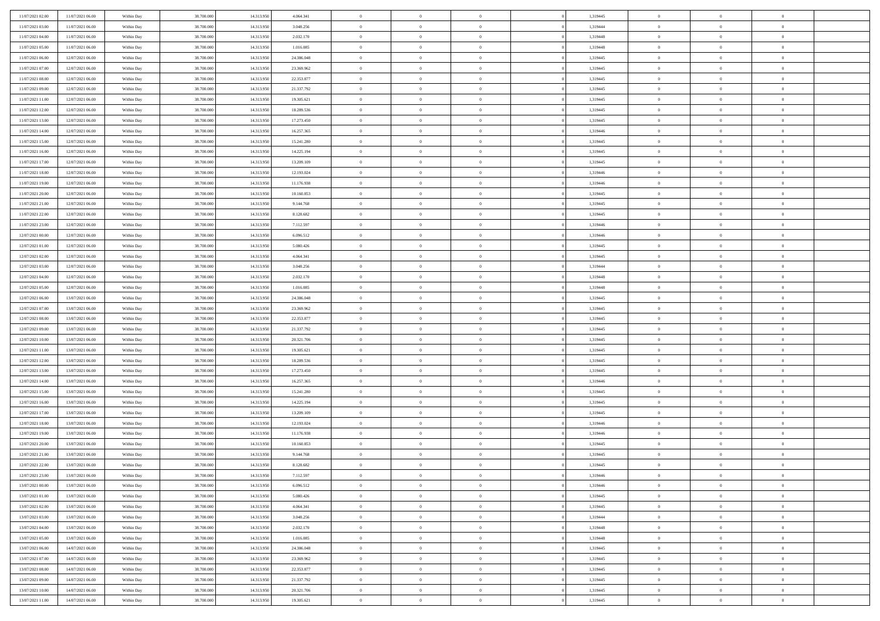| | | | | | | | | | | | | | | |
|---|---|---|---|---|---|---|---|---|---|---|---|---|---|---|
| 11/07/2021 02:00 | 11/07/2021 06:00 | Within Day | 38.700.000 | 14.313.950 | 4.064.341 | 0 | 0 | 0 | | 1,319445 | 0 | 0 | 0 | |
| 11/07/2021 03:00 | 11/07/2021 06:00 | Within Day | 38.700.000 | 14.313.950 | 3.048.256 | 0 | 0 | 0 | | 1,319444 | 0 | 0 | 0 | |
| 11/07/2021 04:00 | 11/07/2021 06:00 | Within Day | 38.700.000 | 14.313.950 | 2.032.170 | 0 | 0 | 0 | | 1,319448 | 0 | 0 | 0 | |
| 11/07/2021 05:00 | 11/07/2021 06:00 | Within Day | 38.700.000 | 14.313.950 | 1.016.085 | 0 | 0 | 0 | | 1,319448 | 0 | 0 | 0 | |
| 11/07/2021 06:00 | 12/07/2021 06:00 | Within Day | 38.700.000 | 14.313.950 | 24.386.048 | 0 | 0 | 0 | | 1,319445 | 0 | 0 | 0 | |
| 11/07/2021 07:00 | 12/07/2021 06:00 | Within Day | 38.700.000 | 14.313.950 | 23.369.962 | 0 | 0 | 0 | | 1,319445 | 0 | 0 | 0 | |
| 11/07/2021 08:00 | 12/07/2021 06:00 | Within Day | 38.700.000 | 14.313.950 | 22.353.877 | 0 | 0 | 0 | | 1,319445 | 0 | 0 | 0 | |
| 11/07/2021 09:00 | 12/07/2021 06:00 | Within Day | 38.700.000 | 14.313.950 | 21.337.792 | 0 | 0 | 0 | | 1,319445 | 0 | 0 | 0 | |
| 11/07/2021 11:00 | 12/07/2021 06:00 | Within Day | 38.700.000 | 14.313.950 | 19.305.621 | 0 | 0 | 0 | | 1,319445 | 0 | 0 | 0 | |
| 11/07/2021 12:00 | 12/07/2021 06:00 | Within Day | 38.700.000 | 14.313.950 | 18.289.536 | 0 | 0 | 0 | | 1,319445 | 0 | 0 | 0 | |
| 11/07/2021 13:00 | 12/07/2021 06:00 | Within Day | 38.700.000 | 14.313.950 | 17.273.450 | 0 | 0 | 0 | | 1,319445 | 0 | 0 | 0 | |
| 11/07/2021 14:00 | 12/07/2021 06:00 | Within Day | 38.700.000 | 14.313.950 | 16.257.365 | 0 | 0 | 0 | | 1,319446 | 0 | 0 | 0 | |
| 11/07/2021 15:00 | 12/07/2021 06:00 | Within Day | 38.700.000 | 14.313.950 | 15.241.280 | 0 | 0 | 0 | | 1,319445 | 0 | 0 | 0 | |
| 11/07/2021 16:00 | 12/07/2021 06:00 | Within Day | 38.700.000 | 14.313.950 | 14.225.194 | 0 | 0 | 0 | | 1,319445 | 0 | 0 | 0 | |
| 11/07/2021 17:00 | 12/07/2021 06:00 | Within Day | 38.700.000 | 14.313.950 | 13.209.109 | 0 | 0 | 0 | | 1,319445 | 0 | 0 | 0 | |
| 11/07/2021 18:00 | 12/07/2021 06:00 | Within Day | 38.700.000 | 14.313.950 | 12.193.024 | 0 | 0 | 0 | | 1,319446 | 0 | 0 | 0 | |
| 11/07/2021 19:00 | 12/07/2021 06:00 | Within Day | 38.700.000 | 14.313.950 | 11.176.938 | 0 | 0 | 0 | | 1,319446 | 0 | 0 | 0 | |
| 11/07/2021 20:00 | 12/07/2021 06:00 | Within Day | 38.700.000 | 14.313.950 | 10.160.853 | 0 | 0 | 0 | | 1,319445 | 0 | 0 | 0 | |
| 11/07/2021 21:00 | 12/07/2021 06:00 | Within Day | 38.700.000 | 14.313.950 | 9.144.768 | 0 | 0 | 0 | | 1,319445 | 0 | 0 | 0 | |
| 11/07/2021 22:00 | 12/07/2021 06:00 | Within Day | 38.700.000 | 14.313.950 | 8.128.682 | 0 | 0 | 0 | | 1,319445 | 0 | 0 | 0 | |
| 11/07/2021 23:00 | 12/07/2021 06:00 | Within Day | 38.700.000 | 14.313.950 | 7.112.597 | 0 | 0 | 0 | | 1,319446 | 0 | 0 | 0 | |
| 12/07/2021 00:00 | 12/07/2021 06:00 | Within Day | 38.700.000 | 14.313.950 | 6.096.512 | 0 | 0 | 0 | | 1,319446 | 0 | 0 | 0 | |
| 12/07/2021 01:00 | 12/07/2021 06:00 | Within Day | 38.700.000 | 14.313.950 | 5.080.426 | 0 | 0 | 0 | | 1,319445 | 0 | 0 | 0 | |
| 12/07/2021 02:00 | 12/07/2021 06:00 | Within Day | 38.700.000 | 14.313.950 | 4.064.341 | 0 | 0 | 0 | | 1,319445 | 0 | 0 | 0 | |
| 12/07/2021 03:00 | 12/07/2021 06:00 | Within Day | 38.700.000 | 14.313.950 | 3.048.256 | 0 | 0 | 0 | | 1,319444 | 0 | 0 | 0 | |
| 12/07/2021 04:00 | 12/07/2021 06:00 | Within Day | 38.700.000 | 14.313.950 | 2.032.170 | 0 | 0 | 0 | | 1,319448 | 0 | 0 | 0 | |
| 12/07/2021 05:00 | 12/07/2021 06:00 | Within Day | 38.700.000 | 14.313.950 | 1.016.085 | 0 | 0 | 0 | | 1,319448 | 0 | 0 | 0 | |
| 12/07/2021 06:00 | 13/07/2021 06:00 | Within Day | 38.700.000 | 14.313.950 | 24.386.048 | 0 | 0 | 0 | | 1,319445 | 0 | 0 | 0 | |
| 12/07/2021 07:00 | 13/07/2021 06:00 | Within Day | 38.700.000 | 14.313.950 | 23.369.962 | 0 | 0 | 0 | | 1,319445 | 0 | 0 | 0 | |
| 12/07/2021 08:00 | 13/07/2021 06:00 | Within Day | 38.700.000 | 14.313.950 | 22.353.877 | 0 | 0 | 0 | | 1,319445 | 0 | 0 | 0 | |
| 12/07/2021 09:00 | 13/07/2021 06:00 | Within Day | 38.700.000 | 14.313.950 | 21.337.792 | 0 | 0 | 0 | | 1,319445 | 0 | 0 | 0 | |
| 12/07/2021 10:00 | 13/07/2021 06:00 | Within Day | 38.700.000 | 14.313.950 | 20.321.706 | 0 | 0 | 0 | | 1,319445 | 0 | 0 | 0 | |
| 12/07/2021 11:00 | 13/07/2021 06:00 | Within Day | 38.700.000 | 14.313.950 | 19.305.621 | 0 | 0 | 0 | | 1,319445 | 0 | 0 | 0 | |
| 12/07/2021 12:00 | 13/07/2021 06:00 | Within Day | 38.700.000 | 14.313.950 | 18.289.536 | 0 | 0 | 0 | | 1,319445 | 0 | 0 | 0 | |
| 12/07/2021 13:00 | 13/07/2021 06:00 | Within Day | 38.700.000 | 14.313.950 | 17.273.450 | 0 | 0 | 0 | | 1,319445 | 0 | 0 | 0 | |
| 12/07/2021 14:00 | 13/07/2021 06:00 | Within Day | 38.700.000 | 14.313.950 | 16.257.365 | 0 | 0 | 0 | | 1,319446 | 0 | 0 | 0 | |
| 12/07/2021 15:00 | 13/07/2021 06:00 | Within Day | 38.700.000 | 14.313.950 | 15.241.280 | 0 | 0 | 0 | | 1,319445 | 0 | 0 | 0 | |
| 12/07/2021 16:00 | 13/07/2021 06:00 | Within Day | 38.700.000 | 14.313.950 | 14.225.194 | 0 | 0 | 0 | | 1,319445 | 0 | 0 | 0 | |
| 12/07/2021 17:00 | 13/07/2021 06:00 | Within Day | 38.700.000 | 14.313.950 | 13.209.109 | 0 | 0 | 0 | | 1,319445 | 0 | 0 | 0 | |
| 12/07/2021 18:00 | 13/07/2021 06:00 | Within Day | 38.700.000 | 14.313.950 | 12.193.024 | 0 | 0 | 0 | | 1,319446 | 0 | 0 | 0 | |
| 12/07/2021 19:00 | 13/07/2021 06:00 | Within Day | 38.700.000 | 14.313.950 | 11.176.938 | 0 | 0 | 0 | | 1,319446 | 0 | 0 | 0 | |
| 12/07/2021 20:00 | 13/07/2021 06:00 | Within Day | 38.700.000 | 14.313.950 | 10.160.853 | 0 | 0 | 0 | | 1,319445 | 0 | 0 | 0 | |
| 12/07/2021 21:00 | 13/07/2021 06:00 | Within Day | 38.700.000 | 14.313.950 | 9.144.768 | 0 | 0 | 0 | | 1,319445 | 0 | 0 | 0 | |
| 12/07/2021 22:00 | 13/07/2021 06:00 | Within Day | 38.700.000 | 14.313.950 | 8.128.682 | 0 | 0 | 0 | | 1,319445 | 0 | 0 | 0 | |
| 12/07/2021 23:00 | 13/07/2021 06:00 | Within Day | 38.700.000 | 14.313.950 | 7.112.597 | 0 | 0 | 0 | | 1,319446 | 0 | 0 | 0 | |
| 13/07/2021 00:00 | 13/07/2021 06:00 | Within Day | 38.700.000 | 14.313.950 | 6.096.512 | 0 | 0 | 0 | | 1,319446 | 0 | 0 | 0 | |
| 13/07/2021 01:00 | 13/07/2021 06:00 | Within Day | 38.700.000 | 14.313.950 | 5.080.426 | 0 | 0 | 0 | | 1,319445 | 0 | 0 | 0 | |
| 13/07/2021 02:00 | 13/07/2021 06:00 | Within Day | 38.700.000 | 14.313.950 | 4.064.341 | 0 | 0 | 0 | | 1,319445 | 0 | 0 | 0 | |
| 13/07/2021 03:00 | 13/07/2021 06:00 | Within Day | 38.700.000 | 14.313.950 | 3.048.256 | 0 | 0 | 0 | | 1,319444 | 0 | 0 | 0 | |
| 13/07/2021 04:00 | 13/07/2021 06:00 | Within Day | 38.700.000 | 14.313.950 | 2.032.170 | 0 | 0 | 0 | | 1,319448 | 0 | 0 | 0 | |
| 13/07/2021 05:00 | 13/07/2021 06:00 | Within Day | 38.700.000 | 14.313.950 | 1.016.085 | 0 | 0 | 0 | | 1,319448 | 0 | 0 | 0 | |
| 13/07/2021 06:00 | 14/07/2021 06:00 | Within Day | 38.700.000 | 14.313.950 | 24.386.048 | 0 | 0 | 0 | | 1,319445 | 0 | 0 | 0 | |
| 13/07/2021 07:00 | 14/07/2021 06:00 | Within Day | 38.700.000 | 14.313.950 | 23.369.962 | 0 | 0 | 0 | | 1,319445 | 0 | 0 | 0 | |
| 13/07/2021 08:00 | 14/07/2021 06:00 | Within Day | 38.700.000 | 14.313.950 | 22.353.877 | 0 | 0 | 0 | | 1,319445 | 0 | 0 | 0 | |
| 13/07/2021 09:00 | 14/07/2021 06:00 | Within Day | 38.700.000 | 14.313.950 | 21.337.792 | 0 | 0 | 0 | | 1,319445 | 0 | 0 | 0 | |
| 13/07/2021 10:00 | 14/07/2021 06:00 | Within Day | 38.700.000 | 14.313.950 | 20.321.706 | 0 | 0 | 0 | | 1,319445 | 0 | 0 | 0 | |
| 13/07/2021 11:00 | 14/07/2021 06:00 | Within Day | 38.700.000 | 14.313.950 | 19.305.621 | 0 | 0 | 0 | | 1,319445 | 0 | 0 | 0 | |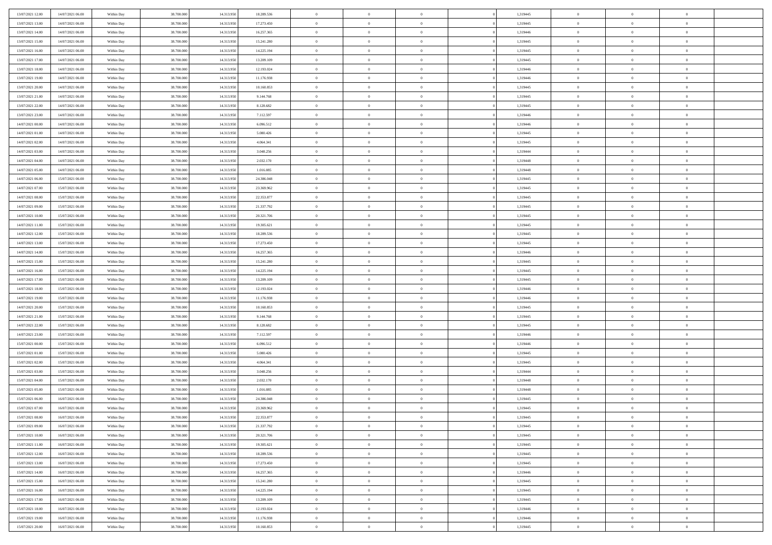| | | | | | | | | | | | | | | |
|---|---|---|---|---|---|---|---|---|---|---|---|---|---|---|
| 13/07/2021 12:00 | 14/07/2021 06:00 | Within Day | 38.700.000 | 14.313.950 | 18.289.536 | 0 | 0 | 0 | | 1,319445 | 0 | 0 | 0 | |
| 13/07/2021 13:00 | 14/07/2021 06:00 | Within Day | 38.700.000 | 14.313.950 | 17.273.450 | 0 | 0 | 0 | | 1,319445 | 0 | 0 | 0 | |
| 13/07/2021 14:00 | 14/07/2021 06:00 | Within Day | 38.700.000 | 14.313.950 | 16.257.365 | 0 | 0 | 0 | | 1,319446 | 0 | 0 | 0 | |
| 13/07/2021 15:00 | 14/07/2021 06:00 | Within Day | 38.700.000 | 14.313.950 | 15.241.280 | 0 | 0 | 0 | | 1,319445 | 0 | 0 | 0 | |
| 13/07/2021 16:00 | 14/07/2021 06:00 | Within Day | 38.700.000 | 14.313.950 | 14.225.194 | 0 | 0 | 0 | | 1,319445 | 0 | 0 | 0 | |
| 13/07/2021 17:00 | 14/07/2021 06:00 | Within Day | 38.700.000 | 14.313.950 | 13.209.109 | 0 | 0 | 0 | | 1,319445 | 0 | 0 | 0 | |
| 13/07/2021 18:00 | 14/07/2021 06:00 | Within Day | 38.700.000 | 14.313.950 | 12.193.024 | 0 | 0 | 0 | | 1,319446 | 0 | 0 | 0 | |
| 13/07/2021 19:00 | 14/07/2021 06:00 | Within Day | 38.700.000 | 14.313.950 | 11.176.938 | 0 | 0 | 0 | | 1,319446 | 0 | 0 | 0 | |
| 13/07/2021 20:00 | 14/07/2021 06:00 | Within Day | 38.700.000 | 14.313.950 | 10.160.853 | 0 | 0 | 0 | | 1,319445 | 0 | 0 | 0 | |
| 13/07/2021 21:00 | 14/07/2021 06:00 | Within Day | 38.700.000 | 14.313.950 | 9.144.768 | 0 | 0 | 0 | | 1,319445 | 0 | 0 | 0 | |
| 13/07/2021 22:00 | 14/07/2021 06:00 | Within Day | 38.700.000 | 14.313.950 | 8.128.682 | 0 | 0 | 0 | | 1,319445 | 0 | 0 | 0 | |
| 13/07/2021 23:00 | 14/07/2021 06:00 | Within Day | 38.700.000 | 14.313.950 | 7.112.597 | 0 | 0 | 0 | | 1,319446 | 0 | 0 | 0 | |
| 14/07/2021 00:00 | 14/07/2021 06:00 | Within Day | 38.700.000 | 14.313.950 | 6.096.512 | 0 | 0 | 0 | | 1,319446 | 0 | 0 | 0 | |
| 14/07/2021 01:00 | 14/07/2021 06:00 | Within Day | 38.700.000 | 14.313.950 | 5.080.426 | 0 | 0 | 0 | | 1,319445 | 0 | 0 | 0 | |
| 14/07/2021 02:00 | 14/07/2021 06:00 | Within Day | 38.700.000 | 14.313.950 | 4.064.341 | 0 | 0 | 0 | | 1,319445 | 0 | 0 | 0 | |
| 14/07/2021 03:00 | 14/07/2021 06:00 | Within Day | 38.700.000 | 14.313.950 | 3.048.256 | 0 | 0 | 0 | | 1,319444 | 0 | 0 | 0 | |
| 14/07/2021 04:00 | 14/07/2021 06:00 | Within Day | 38.700.000 | 14.313.950 | 2.032.170 | 0 | 0 | 0 | | 1,319448 | 0 | 0 | 0 | |
| 14/07/2021 05:00 | 14/07/2021 06:00 | Within Day | 38.700.000 | 14.313.950 | 1.016.085 | 0 | 0 | 0 | | 1,319448 | 0 | 0 | 0 | |
| 14/07/2021 06:00 | 15/07/2021 06:00 | Within Day | 38.700.000 | 14.313.950 | 24.386.048 | 0 | 0 | 0 | | 1,319445 | 0 | 0 | 0 | |
| 14/07/2021 07:00 | 15/07/2021 06:00 | Within Day | 38.700.000 | 14.313.950 | 23.369.962 | 0 | 0 | 0 | | 1,319445 | 0 | 0 | 0 | |
| 14/07/2021 08:00 | 15/07/2021 06:00 | Within Day | 38.700.000 | 14.313.950 | 22.353.877 | 0 | 0 | 0 | | 1,319445 | 0 | 0 | 0 | |
| 14/07/2021 09:00 | 15/07/2021 06:00 | Within Day | 38.700.000 | 14.313.950 | 21.337.792 | 0 | 0 | 0 | | 1,319445 | 0 | 0 | 0 | |
| 14/07/2021 10:00 | 15/07/2021 06:00 | Within Day | 38.700.000 | 14.313.950 | 20.321.706 | 0 | 0 | 0 | | 1,319445 | 0 | 0 | 0 | |
| 14/07/2021 11:00 | 15/07/2021 06:00 | Within Day | 38.700.000 | 14.313.950 | 19.305.621 | 0 | 0 | 0 | | 1,319445 | 0 | 0 | 0 | |
| 14/07/2021 12:00 | 15/07/2021 06:00 | Within Day | 38.700.000 | 14.313.950 | 18.289.536 | 0 | 0 | 0 | | 1,319445 | 0 | 0 | 0 | |
| 14/07/2021 13:00 | 15/07/2021 06:00 | Within Day | 38.700.000 | 14.313.950 | 17.273.450 | 0 | 0 | 0 | | 1,319445 | 0 | 0 | 0 | |
| 14/07/2021 14:00 | 15/07/2021 06:00 | Within Day | 38.700.000 | 14.313.950 | 16.257.365 | 0 | 0 | 0 | | 1,319446 | 0 | 0 | 0 | |
| 14/07/2021 15:00 | 15/07/2021 06:00 | Within Day | 38.700.000 | 14.313.950 | 15.241.280 | 0 | 0 | 0 | | 1,319445 | 0 | 0 | 0 | |
| 14/07/2021 16:00 | 15/07/2021 06:00 | Within Day | 38.700.000 | 14.313.950 | 14.225.194 | 0 | 0 | 0 | | 1,319445 | 0 | 0 | 0 | |
| 14/07/2021 17:00 | 15/07/2021 06:00 | Within Day | 38.700.000 | 14.313.950 | 13.209.109 | 0 | 0 | 0 | | 1,319445 | 0 | 0 | 0 | |
| 14/07/2021 18:00 | 15/07/2021 06:00 | Within Day | 38.700.000 | 14.313.950 | 12.193.024 | 0 | 0 | 0 | | 1,319446 | 0 | 0 | 0 | |
| 14/07/2021 19:00 | 15/07/2021 06:00 | Within Day | 38.700.000 | 14.313.950 | 11.176.938 | 0 | 0 | 0 | | 1,319446 | 0 | 0 | 0 | |
| 14/07/2021 20:00 | 15/07/2021 06:00 | Within Day | 38.700.000 | 14.313.950 | 10.160.853 | 0 | 0 | 0 | | 1,319445 | 0 | 0 | 0 | |
| 14/07/2021 21:00 | 15/07/2021 06:00 | Within Day | 38.700.000 | 14.313.950 | 9.144.768 | 0 | 0 | 0 | | 1,319445 | 0 | 0 | 0 | |
| 14/07/2021 22:00 | 15/07/2021 06:00 | Within Day | 38.700.000 | 14.313.950 | 8.128.682 | 0 | 0 | 0 | | 1,319445 | 0 | 0 | 0 | |
| 14/07/2021 23:00 | 15/07/2021 06:00 | Within Day | 38.700.000 | 14.313.950 | 7.112.597 | 0 | 0 | 0 | | 1,319446 | 0 | 0 | 0 | |
| 15/07/2021 00:00 | 15/07/2021 06:00 | Within Day | 38.700.000 | 14.313.950 | 6.096.512 | 0 | 0 | 0 | | 1,319446 | 0 | 0 | 0 | |
| 15/07/2021 01:00 | 15/07/2021 06:00 | Within Day | 38.700.000 | 14.313.950 | 5.080.426 | 0 | 0 | 0 | | 1,319445 | 0 | 0 | 0 | |
| 15/07/2021 02:00 | 15/07/2021 06:00 | Within Day | 38.700.000 | 14.313.950 | 4.064.341 | 0 | 0 | 0 | | 1,319445 | 0 | 0 | 0 | |
| 15/07/2021 03:00 | 15/07/2021 06:00 | Within Day | 38.700.000 | 14.313.950 | 3.048.256 | 0 | 0 | 0 | | 1,319444 | 0 | 0 | 0 | |
| 15/07/2021 04:00 | 15/07/2021 06:00 | Within Day | 38.700.000 | 14.313.950 | 2.032.170 | 0 | 0 | 0 | | 1,319448 | 0 | 0 | 0 | |
| 15/07/2021 05:00 | 15/07/2021 06:00 | Within Day | 38.700.000 | 14.313.950 | 1.016.085 | 0 | 0 | 0 | | 1,319448 | 0 | 0 | 0 | |
| 15/07/2021 06:00 | 16/07/2021 06:00 | Within Day | 38.700.000 | 14.313.950 | 24.386.048 | 0 | 0 | 0 | | 1,319445 | 0 | 0 | 0 | |
| 15/07/2021 07:00 | 16/07/2021 06:00 | Within Day | 38.700.000 | 14.313.950 | 23.369.962 | 0 | 0 | 0 | | 1,319445 | 0 | 0 | 0 | |
| 15/07/2021 08:00 | 16/07/2021 06:00 | Within Day | 38.700.000 | 14.313.950 | 22.353.877 | 0 | 0 | 0 | | 1,319445 | 0 | 0 | 0 | |
| 15/07/2021 09:00 | 16/07/2021 06:00 | Within Day | 38.700.000 | 14.313.950 | 21.337.792 | 0 | 0 | 0 | | 1,319445 | 0 | 0 | 0 | |
| 15/07/2021 10:00 | 16/07/2021 06:00 | Within Day | 38.700.000 | 14.313.950 | 20.321.706 | 0 | 0 | 0 | | 1,319445 | 0 | 0 | 0 | |
| 15/07/2021 11:00 | 16/07/2021 06:00 | Within Day | 38.700.000 | 14.313.950 | 19.305.621 | 0 | 0 | 0 | | 1,319445 | 0 | 0 | 0 | |
| 15/07/2021 12:00 | 16/07/2021 06:00 | Within Day | 38.700.000 | 14.313.950 | 18.289.536 | 0 | 0 | 0 | | 1,319445 | 0 | 0 | 0 | |
| 15/07/2021 13:00 | 16/07/2021 06:00 | Within Day | 38.700.000 | 14.313.950 | 17.273.450 | 0 | 0 | 0 | | 1,319445 | 0 | 0 | 0 | |
| 15/07/2021 14:00 | 16/07/2021 06:00 | Within Day | 38.700.000 | 14.313.950 | 16.257.365 | 0 | 0 | 0 | | 1,319446 | 0 | 0 | 0 | |
| 15/07/2021 15:00 | 16/07/2021 06:00 | Within Day | 38.700.000 | 14.313.950 | 15.241.280 | 0 | 0 | 0 | | 1,319445 | 0 | 0 | 0 | |
| 15/07/2021 16:00 | 16/07/2021 06:00 | Within Day | 38.700.000 | 14.313.950 | 14.225.194 | 0 | 0 | 0 | | 1,319445 | 0 | 0 | 0 | |
| 15/07/2021 17:00 | 16/07/2021 06:00 | Within Day | 38.700.000 | 14.313.950 | 13.209.109 | 0 | 0 | 0 | | 1,319445 | 0 | 0 | 0 | |
| 15/07/2021 18:00 | 16/07/2021 06:00 | Within Day | 38.700.000 | 14.313.950 | 12.193.024 | 0 | 0 | 0 | | 1,319446 | 0 | 0 | 0 | |
| 15/07/2021 19:00 | 16/07/2021 06:00 | Within Day | 38.700.000 | 14.313.950 | 11.176.938 | 0 | 0 | 0 | | 1,319446 | 0 | 0 | 0 | |
| 15/07/2021 20:00 | 16/07/2021 06:00 | Within Day | 38.700.000 | 14.313.950 | 10.160.853 | 0 | 0 | 0 | | 1,319445 | 0 | 0 | 0 | |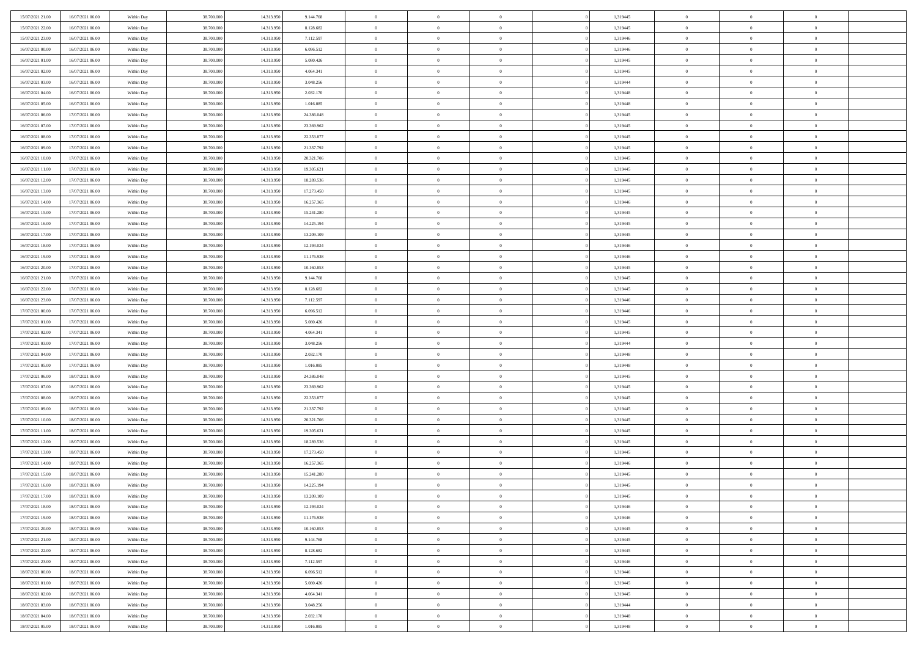| | | | | | | | | | | | | | | |
|---|---|---|---|---|---|---|---|---|---|---|---|---|---|---|
| 15/07/2021 21:00 | 16/07/2021 06:00 | Within Day | 38.700.000 | 14.313.950 | 9.144.768 | 0 | 0 | 0 | | 1,319445 | 0 | 0 | 0 | |
| 15/07/2021 22:00 | 16/07/2021 06:00 | Within Day | 38.700.000 | 14.313.950 | 8.128.682 | 0 | 0 | 0 | | 1,319445 | 0 | 0 | 0 | |
| 15/07/2021 23:00 | 16/07/2021 06:00 | Within Day | 38.700.000 | 14.313.950 | 7.112.597 | 0 | 0 | 0 | | 1,319446 | 0 | 0 | 0 | |
| 16/07/2021 00:00 | 16/07/2021 06:00 | Within Day | 38.700.000 | 14.313.950 | 6.096.512 | 0 | 0 | 0 | | 1,319446 | 0 | 0 | 0 | |
| 16/07/2021 01:00 | 16/07/2021 06:00 | Within Day | 38.700.000 | 14.313.950 | 5.080.426 | 0 | 0 | 0 | | 1,319445 | 0 | 0 | 0 | |
| 16/07/2021 02:00 | 16/07/2021 06:00 | Within Day | 38.700.000 | 14.313.950 | 4.064.341 | 0 | 0 | 0 | | 1,319445 | 0 | 0 | 0 | |
| 16/07/2021 03:00 | 16/07/2021 06:00 | Within Day | 38.700.000 | 14.313.950 | 3.048.256 | 0 | 0 | 0 | | 1,319444 | 0 | 0 | 0 | |
| 16/07/2021 04:00 | 16/07/2021 06:00 | Within Day | 38.700.000 | 14.313.950 | 2.032.170 | 0 | 0 | 0 | | 1,319448 | 0 | 0 | 0 | |
| 16/07/2021 05:00 | 16/07/2021 06:00 | Within Day | 38.700.000 | 14.313.950 | 1.016.085 | 0 | 0 | 0 | | 1,319448 | 0 | 0 | 0 | |
| 16/07/2021 06:00 | 17/07/2021 06:00 | Within Day | 38.700.000 | 14.313.950 | 24.386.048 | 0 | 0 | 0 | | 1,319445 | 0 | 0 | 0 | |
| 16/07/2021 07:00 | 17/07/2021 06:00 | Within Day | 38.700.000 | 14.313.950 | 23.369.962 | 0 | 0 | 0 | | 1,319445 | 0 | 0 | 0 | |
| 16/07/2021 08:00 | 17/07/2021 06:00 | Within Day | 38.700.000 | 14.313.950 | 22.353.877 | 0 | 0 | 0 | | 1,319445 | 0 | 0 | 0 | |
| 16/07/2021 09:00 | 17/07/2021 06:00 | Within Day | 38.700.000 | 14.313.950 | 21.337.792 | 0 | 0 | 0 | | 1,319445 | 0 | 0 | 0 | |
| 16/07/2021 10:00 | 17/07/2021 06:00 | Within Day | 38.700.000 | 14.313.950 | 20.321.706 | 0 | 0 | 0 | | 1,319445 | 0 | 0 | 0 | |
| 16/07/2021 11:00 | 17/07/2021 06:00 | Within Day | 38.700.000 | 14.313.950 | 19.305.621 | 0 | 0 | 0 | | 1,319445 | 0 | 0 | 0 | |
| 16/07/2021 12:00 | 17/07/2021 06:00 | Within Day | 38.700.000 | 14.313.950 | 18.289.536 | 0 | 0 | 0 | | 1,319445 | 0 | 0 | 0 | |
| 16/07/2021 13:00 | 17/07/2021 06:00 | Within Day | 38.700.000 | 14.313.950 | 17.273.450 | 0 | 0 | 0 | | 1,319445 | 0 | 0 | 0 | |
| 16/07/2021 14:00 | 17/07/2021 06:00 | Within Day | 38.700.000 | 14.313.950 | 16.257.365 | 0 | 0 | 0 | | 1,319446 | 0 | 0 | 0 | |
| 16/07/2021 15:00 | 17/07/2021 06:00 | Within Day | 38.700.000 | 14.313.950 | 15.241.280 | 0 | 0 | 0 | | 1,319445 | 0 | 0 | 0 | |
| 16/07/2021 16:00 | 17/07/2021 06:00 | Within Day | 38.700.000 | 14.313.950 | 14.225.194 | 0 | 0 | 0 | | 1,319445 | 0 | 0 | 0 | |
| 16/07/2021 17:00 | 17/07/2021 06:00 | Within Day | 38.700.000 | 14.313.950 | 13.209.109 | 0 | 0 | 0 | | 1,319445 | 0 | 0 | 0 | |
| 16/07/2021 18:00 | 17/07/2021 06:00 | Within Day | 38.700.000 | 14.313.950 | 12.193.024 | 0 | 0 | 0 | | 1,319446 | 0 | 0 | 0 | |
| 16/07/2021 19:00 | 17/07/2021 06:00 | Within Day | 38.700.000 | 14.313.950 | 11.176.938 | 0 | 0 | 0 | | 1,319446 | 0 | 0 | 0 | |
| 16/07/2021 20:00 | 17/07/2021 06:00 | Within Day | 38.700.000 | 14.313.950 | 10.160.853 | 0 | 0 | 0 | | 1,319445 | 0 | 0 | 0 | |
| 16/07/2021 21:00 | 17/07/2021 06:00 | Within Day | 38.700.000 | 14.313.950 | 9.144.768 | 0 | 0 | 0 | | 1,319445 | 0 | 0 | 0 | |
| 16/07/2021 22:00 | 17/07/2021 06:00 | Within Day | 38.700.000 | 14.313.950 | 8.128.682 | 0 | 0 | 0 | | 1,319445 | 0 | 0 | 0 | |
| 16/07/2021 23:00 | 17/07/2021 06:00 | Within Day | 38.700.000 | 14.313.950 | 7.112.597 | 0 | 0 | 0 | | 1,319446 | 0 | 0 | 0 | |
| 17/07/2021 00:00 | 17/07/2021 06:00 | Within Day | 38.700.000 | 14.313.950 | 6.096.512 | 0 | 0 | 0 | | 1,319446 | 0 | 0 | 0 | |
| 17/07/2021 01:00 | 17/07/2021 06:00 | Within Day | 38.700.000 | 14.313.950 | 5.080.426 | 0 | 0 | 0 | | 1,319445 | 0 | 0 | 0 | |
| 17/07/2021 02:00 | 17/07/2021 06:00 | Within Day | 38.700.000 | 14.313.950 | 4.064.341 | 0 | 0 | 0 | | 1,319445 | 0 | 0 | 0 | |
| 17/07/2021 03:00 | 17/07/2021 06:00 | Within Day | 38.700.000 | 14.313.950 | 3.048.256 | 0 | 0 | 0 | | 1,319444 | 0 | 0 | 0 | |
| 17/07/2021 04:00 | 17/07/2021 06:00 | Within Day | 38.700.000 | 14.313.950 | 2.032.170 | 0 | 0 | 0 | | 1,319448 | 0 | 0 | 0 | |
| 17/07/2021 05:00 | 17/07/2021 06:00 | Within Day | 38.700.000 | 14.313.950 | 1.016.085 | 0 | 0 | 0 | | 1,319448 | 0 | 0 | 0 | |
| 17/07/2021 06:00 | 18/07/2021 06:00 | Within Day | 38.700.000 | 14.313.950 | 24.386.048 | 0 | 0 | 0 | | 1,319445 | 0 | 0 | 0 | |
| 17/07/2021 07:00 | 18/07/2021 06:00 | Within Day | 38.700.000 | 14.313.950 | 23.369.962 | 0 | 0 | 0 | | 1,319445 | 0 | 0 | 0 | |
| 17/07/2021 08:00 | 18/07/2021 06:00 | Within Day | 38.700.000 | 14.313.950 | 22.353.877 | 0 | 0 | 0 | | 1,319445 | 0 | 0 | 0 | |
| 17/07/2021 09:00 | 18/07/2021 06:00 | Within Day | 38.700.000 | 14.313.950 | 21.337.792 | 0 | 0 | 0 | | 1,319445 | 0 | 0 | 0 | |
| 17/07/2021 10:00 | 18/07/2021 06:00 | Within Day | 38.700.000 | 14.313.950 | 20.321.706 | 0 | 0 | 0 | | 1,319445 | 0 | 0 | 0 | |
| 17/07/2021 11:00 | 18/07/2021 06:00 | Within Day | 38.700.000 | 14.313.950 | 19.305.621 | 0 | 0 | 0 | | 1,319445 | 0 | 0 | 0 | |
| 17/07/2021 12:00 | 18/07/2021 06:00 | Within Day | 38.700.000 | 14.313.950 | 18.289.536 | 0 | 0 | 0 | | 1,319445 | 0 | 0 | 0 | |
| 17/07/2021 13:00 | 18/07/2021 06:00 | Within Day | 38.700.000 | 14.313.950 | 17.273.450 | 0 | 0 | 0 | | 1,319445 | 0 | 0 | 0 | |
| 17/07/2021 14:00 | 18/07/2021 06:00 | Within Day | 38.700.000 | 14.313.950 | 16.257.365 | 0 | 0 | 0 | | 1,319446 | 0 | 0 | 0 | |
| 17/07/2021 15:00 | 18/07/2021 06:00 | Within Day | 38.700.000 | 14.313.950 | 15.241.280 | 0 | 0 | 0 | | 1,319445 | 0 | 0 | 0 | |
| 17/07/2021 16:00 | 18/07/2021 06:00 | Within Day | 38.700.000 | 14.313.950 | 14.225.194 | 0 | 0 | 0 | | 1,319445 | 0 | 0 | 0 | |
| 17/07/2021 17:00 | 18/07/2021 06:00 | Within Day | 38.700.000 | 14.313.950 | 13.209.109 | 0 | 0 | 0 | | 1,319445 | 0 | 0 | 0 | |
| 17/07/2021 18:00 | 18/07/2021 06:00 | Within Day | 38.700.000 | 14.313.950 | 12.193.024 | 0 | 0 | 0 | | 1,319446 | 0 | 0 | 0 | |
| 17/07/2021 19:00 | 18/07/2021 06:00 | Within Day | 38.700.000 | 14.313.950 | 11.176.938 | 0 | 0 | 0 | | 1,319446 | 0 | 0 | 0 | |
| 17/07/2021 20:00 | 18/07/2021 06:00 | Within Day | 38.700.000 | 14.313.950 | 10.160.853 | 0 | 0 | 0 | | 1,319445 | 0 | 0 | 0 | |
| 17/07/2021 21:00 | 18/07/2021 06:00 | Within Day | 38.700.000 | 14.313.950 | 9.144.768 | 0 | 0 | 0 | | 1,319445 | 0 | 0 | 0 | |
| 17/07/2021 22:00 | 18/07/2021 06:00 | Within Day | 38.700.000 | 14.313.950 | 8.128.682 | 0 | 0 | 0 | | 1,319445 | 0 | 0 | 0 | |
| 17/07/2021 23:00 | 18/07/2021 06:00 | Within Day | 38.700.000 | 14.313.950 | 7.112.597 | 0 | 0 | 0 | | 1,319446 | 0 | 0 | 0 | |
| 18/07/2021 00:00 | 18/07/2021 06:00 | Within Day | 38.700.000 | 14.313.950 | 6.096.512 | 0 | 0 | 0 | | 1,319446 | 0 | 0 | 0 | |
| 18/07/2021 01:00 | 18/07/2021 06:00 | Within Day | 38.700.000 | 14.313.950 | 5.080.426 | 0 | 0 | 0 | | 1,319445 | 0 | 0 | 0 | |
| 18/07/2021 02:00 | 18/07/2021 06:00 | Within Day | 38.700.000 | 14.313.950 | 4.064.341 | 0 | 0 | 0 | | 1,319445 | 0 | 0 | 0 | |
| 18/07/2021 03:00 | 18/07/2021 06:00 | Within Day | 38.700.000 | 14.313.950 | 3.048.256 | 0 | 0 | 0 | | 1,319444 | 0 | 0 | 0 | |
| 18/07/2021 04:00 | 18/07/2021 06:00 | Within Day | 38.700.000 | 14.313.950 | 2.032.170 | 0 | 0 | 0 | | 1,319448 | 0 | 0 | 0 | |
| 18/07/2021 05:00 | 18/07/2021 06:00 | Within Day | 38.700.000 | 14.313.950 | 1.016.085 | 0 | 0 | 0 | | 1,319448 | 0 | 0 | 0 | |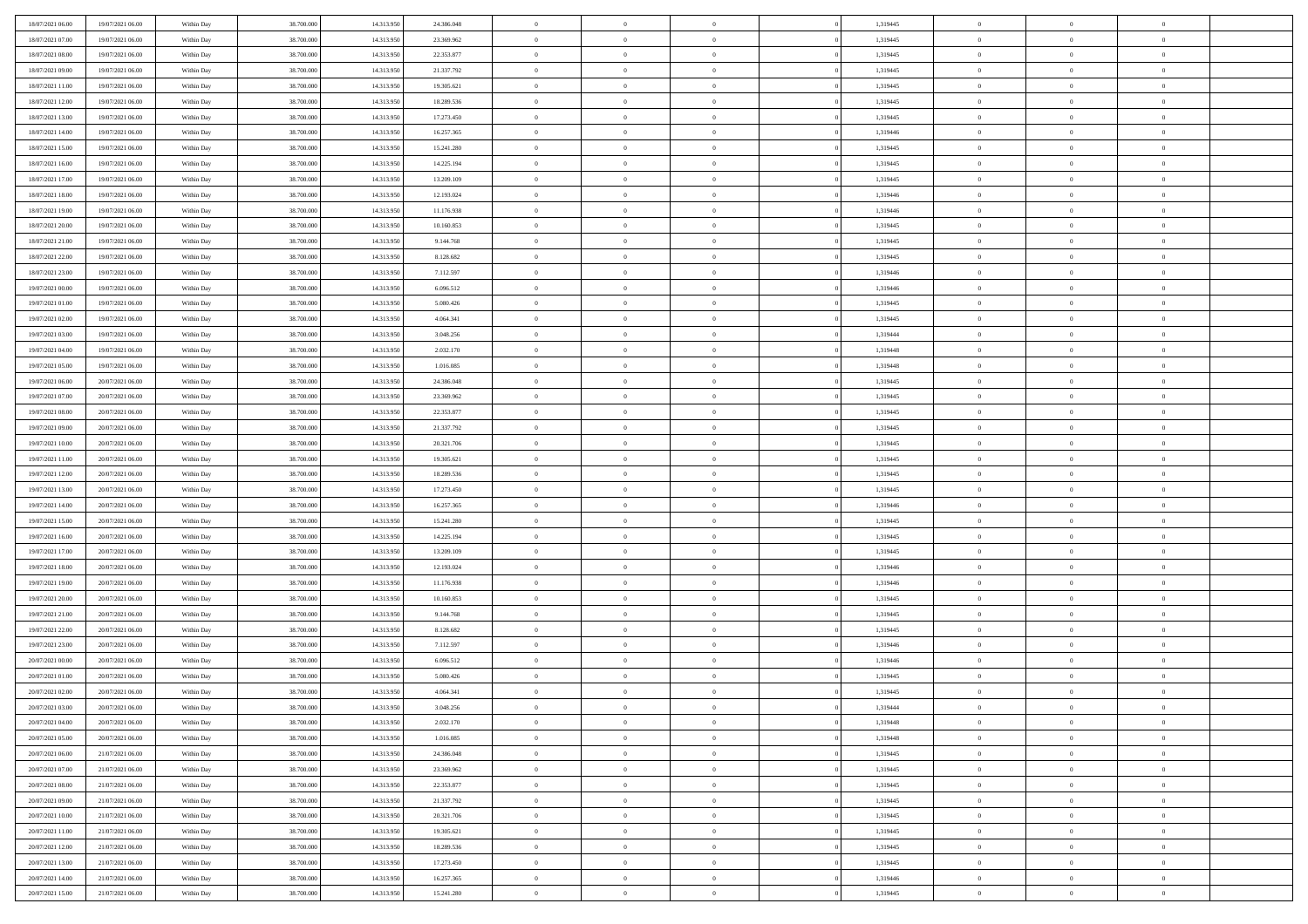| | | | | | | | | | | | | | | |
|---|---|---|---|---|---|---|---|---|---|---|---|---|---|---|
| 18/07/2021 06:00 | 19/07/2021 06:00 | Within Day | 38.700.000 | 14.313.950 | 24.386.048 | 0 | 0 | 0 | | 1,319445 | 0 | 0 | 0 | |
| 18/07/2021 07:00 | 19/07/2021 06:00 | Within Day | 38.700.000 | 14.313.950 | 23.369.962 | 0 | 0 | 0 | | 1,319445 | 0 | 0 | 0 | |
| 18/07/2021 08:00 | 19/07/2021 06:00 | Within Day | 38.700.000 | 14.313.950 | 22.353.877 | 0 | 0 | 0 | | 1,319445 | 0 | 0 | 0 | |
| 18/07/2021 09:00 | 19/07/2021 06:00 | Within Day | 38.700.000 | 14.313.950 | 21.337.792 | 0 | 0 | 0 | | 1,319445 | 0 | 0 | 0 | |
| 18/07/2021 11:00 | 19/07/2021 06:00 | Within Day | 38.700.000 | 14.313.950 | 19.305.621 | 0 | 0 | 0 | | 1,319445 | 0 | 0 | 0 | |
| 18/07/2021 12:00 | 19/07/2021 06:00 | Within Day | 38.700.000 | 14.313.950 | 18.289.536 | 0 | 0 | 0 | | 1,319445 | 0 | 0 | 0 | |
| 18/07/2021 13:00 | 19/07/2021 06:00 | Within Day | 38.700.000 | 14.313.950 | 17.273.450 | 0 | 0 | 0 | | 1,319445 | 0 | 0 | 0 | |
| 18/07/2021 14:00 | 19/07/2021 06:00 | Within Day | 38.700.000 | 14.313.950 | 16.257.365 | 0 | 0 | 0 | | 1,319446 | 0 | 0 | 0 | |
| 18/07/2021 15:00 | 19/07/2021 06:00 | Within Day | 38.700.000 | 14.313.950 | 15.241.280 | 0 | 0 | 0 | | 1,319445 | 0 | 0 | 0 | |
| 18/07/2021 16:00 | 19/07/2021 06:00 | Within Day | 38.700.000 | 14.313.950 | 14.225.194 | 0 | 0 | 0 | | 1,319445 | 0 | 0 | 0 | |
| 18/07/2021 17:00 | 19/07/2021 06:00 | Within Day | 38.700.000 | 14.313.950 | 13.209.109 | 0 | 0 | 0 | | 1,319445 | 0 | 0 | 0 | |
| 18/07/2021 18:00 | 19/07/2021 06:00 | Within Day | 38.700.000 | 14.313.950 | 12.193.024 | 0 | 0 | 0 | | 1,319446 | 0 | 0 | 0 | |
| 18/07/2021 19:00 | 19/07/2021 06:00 | Within Day | 38.700.000 | 14.313.950 | 11.176.938 | 0 | 0 | 0 | | 1,319446 | 0 | 0 | 0 | |
| 18/07/2021 20:00 | 19/07/2021 06:00 | Within Day | 38.700.000 | 14.313.950 | 10.160.853 | 0 | 0 | 0 | | 1,319445 | 0 | 0 | 0 | |
| 18/07/2021 21:00 | 19/07/2021 06:00 | Within Day | 38.700.000 | 14.313.950 | 9.144.768 | 0 | 0 | 0 | | 1,319445 | 0 | 0 | 0 | |
| 18/07/2021 22:00 | 19/07/2021 06:00 | Within Day | 38.700.000 | 14.313.950 | 8.128.682 | 0 | 0 | 0 | | 1,319445 | 0 | 0 | 0 | |
| 18/07/2021 23:00 | 19/07/2021 06:00 | Within Day | 38.700.000 | 14.313.950 | 7.112.597 | 0 | 0 | 0 | | 1,319446 | 0 | 0 | 0 | |
| 19/07/2021 00:00 | 19/07/2021 06:00 | Within Day | 38.700.000 | 14.313.950 | 6.096.512 | 0 | 0 | 0 | | 1,319446 | 0 | 0 | 0 | |
| 19/07/2021 01:00 | 19/07/2021 06:00 | Within Day | 38.700.000 | 14.313.950 | 5.080.426 | 0 | 0 | 0 | | 1,319445 | 0 | 0 | 0 | |
| 19/07/2021 02:00 | 19/07/2021 06:00 | Within Day | 38.700.000 | 14.313.950 | 4.064.341 | 0 | 0 | 0 | | 1,319445 | 0 | 0 | 0 | |
| 19/07/2021 03:00 | 19/07/2021 06:00 | Within Day | 38.700.000 | 14.313.950 | 3.048.256 | 0 | 0 | 0 | | 1,319444 | 0 | 0 | 0 | |
| 19/07/2021 04:00 | 19/07/2021 06:00 | Within Day | 38.700.000 | 14.313.950 | 2.032.170 | 0 | 0 | 0 | | 1,319448 | 0 | 0 | 0 | |
| 19/07/2021 05:00 | 19/07/2021 06:00 | Within Day | 38.700.000 | 14.313.950 | 1.016.085 | 0 | 0 | 0 | | 1,319448 | 0 | 0 | 0 | |
| 19/07/2021 06:00 | 20/07/2021 06:00 | Within Day | 38.700.000 | 14.313.950 | 24.386.048 | 0 | 0 | 0 | | 1,319445 | 0 | 0 | 0 | |
| 19/07/2021 07:00 | 20/07/2021 06:00 | Within Day | 38.700.000 | 14.313.950 | 23.369.962 | 0 | 0 | 0 | | 1,319445 | 0 | 0 | 0 | |
| 19/07/2021 08:00 | 20/07/2021 06:00 | Within Day | 38.700.000 | 14.313.950 | 22.353.877 | 0 | 0 | 0 | | 1,319445 | 0 | 0 | 0 | |
| 19/07/2021 09:00 | 20/07/2021 06:00 | Within Day | 38.700.000 | 14.313.950 | 21.337.792 | 0 | 0 | 0 | | 1,319445 | 0 | 0 | 0 | |
| 19/07/2021 10:00 | 20/07/2021 06:00 | Within Day | 38.700.000 | 14.313.950 | 20.321.706 | 0 | 0 | 0 | | 1,319445 | 0 | 0 | 0 | |
| 19/07/2021 11:00 | 20/07/2021 06:00 | Within Day | 38.700.000 | 14.313.950 | 19.305.621 | 0 | 0 | 0 | | 1,319445 | 0 | 0 | 0 | |
| 19/07/2021 12:00 | 20/07/2021 06:00 | Within Day | 38.700.000 | 14.313.950 | 18.289.536 | 0 | 0 | 0 | | 1,319445 | 0 | 0 | 0 | |
| 19/07/2021 13:00 | 20/07/2021 06:00 | Within Day | 38.700.000 | 14.313.950 | 17.273.450 | 0 | 0 | 0 | | 1,319445 | 0 | 0 | 0 | |
| 19/07/2021 14:00 | 20/07/2021 06:00 | Within Day | 38.700.000 | 14.313.950 | 16.257.365 | 0 | 0 | 0 | | 1,319446 | 0 | 0 | 0 | |
| 19/07/2021 15:00 | 20/07/2021 06:00 | Within Day | 38.700.000 | 14.313.950 | 15.241.280 | 0 | 0 | 0 | | 1,319445 | 0 | 0 | 0 | |
| 19/07/2021 16:00 | 20/07/2021 06:00 | Within Day | 38.700.000 | 14.313.950 | 14.225.194 | 0 | 0 | 0 | | 1,319445 | 0 | 0 | 0 | |
| 19/07/2021 17:00 | 20/07/2021 06:00 | Within Day | 38.700.000 | 14.313.950 | 13.209.109 | 0 | 0 | 0 | | 1,319445 | 0 | 0 | 0 | |
| 19/07/2021 18:00 | 20/07/2021 06:00 | Within Day | 38.700.000 | 14.313.950 | 12.193.024 | 0 | 0 | 0 | | 1,319446 | 0 | 0 | 0 | |
| 19/07/2021 19:00 | 20/07/2021 06:00 | Within Day | 38.700.000 | 14.313.950 | 11.176.938 | 0 | 0 | 0 | | 1,319446 | 0 | 0 | 0 | |
| 19/07/2021 20:00 | 20/07/2021 06:00 | Within Day | 38.700.000 | 14.313.950 | 10.160.853 | 0 | 0 | 0 | | 1,319445 | 0 | 0 | 0 | |
| 19/07/2021 21:00 | 20/07/2021 06:00 | Within Day | 38.700.000 | 14.313.950 | 9.144.768 | 0 | 0 | 0 | | 1,319445 | 0 | 0 | 0 | |
| 19/07/2021 22:00 | 20/07/2021 06:00 | Within Day | 38.700.000 | 14.313.950 | 8.128.682 | 0 | 0 | 0 | | 1,319445 | 0 | 0 | 0 | |
| 19/07/2021 23:00 | 20/07/2021 06:00 | Within Day | 38.700.000 | 14.313.950 | 7.112.597 | 0 | 0 | 0 | | 1,319446 | 0 | 0 | 0 | |
| 20/07/2021 00:00 | 20/07/2021 06:00 | Within Day | 38.700.000 | 14.313.950 | 6.096.512 | 0 | 0 | 0 | | 1,319446 | 0 | 0 | 0 | |
| 20/07/2021 01:00 | 20/07/2021 06:00 | Within Day | 38.700.000 | 14.313.950 | 5.080.426 | 0 | 0 | 0 | | 1,319445 | 0 | 0 | 0 | |
| 20/07/2021 02:00 | 20/07/2021 06:00 | Within Day | 38.700.000 | 14.313.950 | 4.064.341 | 0 | 0 | 0 | | 1,319445 | 0 | 0 | 0 | |
| 20/07/2021 03:00 | 20/07/2021 06:00 | Within Day | 38.700.000 | 14.313.950 | 3.048.256 | 0 | 0 | 0 | | 1,319444 | 0 | 0 | 0 | |
| 20/07/2021 04:00 | 20/07/2021 06:00 | Within Day | 38.700.000 | 14.313.950 | 2.032.170 | 0 | 0 | 0 | | 1,319448 | 0 | 0 | 0 | |
| 20/07/2021 05:00 | 20/07/2021 06:00 | Within Day | 38.700.000 | 14.313.950 | 1.016.085 | 0 | 0 | 0 | | 1,319448 | 0 | 0 | 0 | |
| 20/07/2021 06:00 | 21/07/2021 06:00 | Within Day | 38.700.000 | 14.313.950 | 24.386.048 | 0 | 0 | 0 | | 1,319445 | 0 | 0 | 0 | |
| 20/07/2021 07:00 | 21/07/2021 06:00 | Within Day | 38.700.000 | 14.313.950 | 23.369.962 | 0 | 0 | 0 | | 1,319445 | 0 | 0 | 0 | |
| 20/07/2021 08:00 | 21/07/2021 06:00 | Within Day | 38.700.000 | 14.313.950 | 22.353.877 | 0 | 0 | 0 | | 1,319445 | 0 | 0 | 0 | |
| 20/07/2021 09:00 | 21/07/2021 06:00 | Within Day | 38.700.000 | 14.313.950 | 21.337.792 | 0 | 0 | 0 | | 1,319445 | 0 | 0 | 0 | |
| 20/07/2021 10:00 | 21/07/2021 06:00 | Within Day | 38.700.000 | 14.313.950 | 20.321.706 | 0 | 0 | 0 | | 1,319445 | 0 | 0 | 0 | |
| 20/07/2021 11:00 | 21/07/2021 06:00 | Within Day | 38.700.000 | 14.313.950 | 19.305.621 | 0 | 0 | 0 | | 1,319445 | 0 | 0 | 0 | |
| 20/07/2021 12:00 | 21/07/2021 06:00 | Within Day | 38.700.000 | 14.313.950 | 18.289.536 | 0 | 0 | 0 | | 1,319445 | 0 | 0 | 0 | |
| 20/07/2021 13:00 | 21/07/2021 06:00 | Within Day | 38.700.000 | 14.313.950 | 17.273.450 | 0 | 0 | 0 | | 1,319445 | 0 | 0 | 0 | |
| 20/07/2021 14:00 | 21/07/2021 06:00 | Within Day | 38.700.000 | 14.313.950 | 16.257.365 | 0 | 0 | 0 | | 1,319446 | 0 | 0 | 0 | |
| 20/07/2021 15:00 | 21/07/2021 06:00 | Within Day | 38.700.000 | 14.313.950 | 15.241.280 | 0 | 0 | 0 | | 1,319445 | 0 | 0 | 0 | |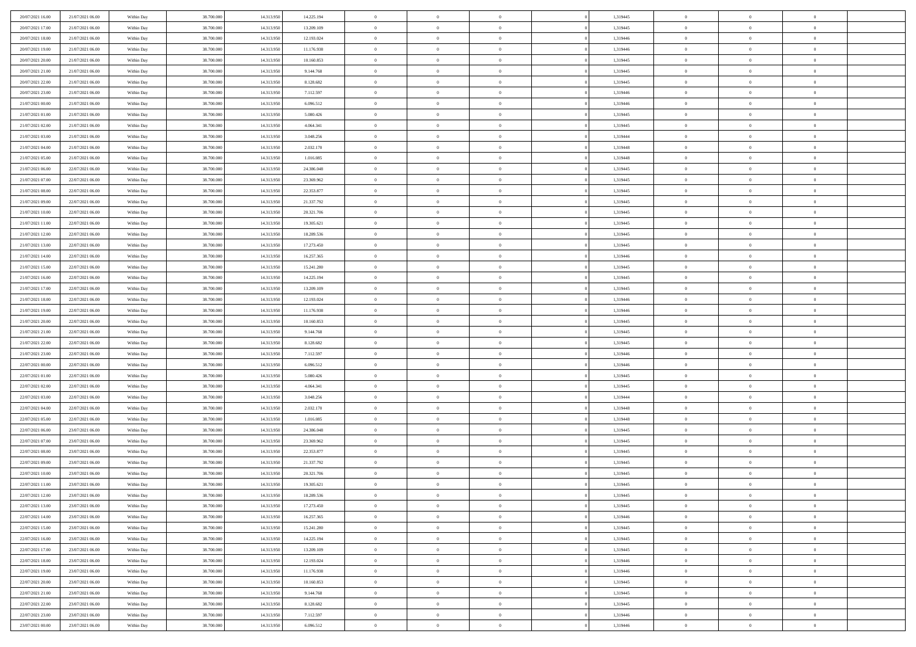| | | | | | | | | | | | | | | |
|---|---|---|---|---|---|---|---|---|---|---|---|---|---|---|
| 20/07/2021 16:00 | 21/07/2021 06:00 | Within Day | 38.700.000 | 14.313.950 | 14.225.194 | 0 | 0 | 0 | | 1,319445 | 0 | 0 | 0 | |
| 20/07/2021 17:00 | 21/07/2021 06:00 | Within Day | 38.700.000 | 14.313.950 | 13.209.109 | 0 | 0 | 0 | | 1,319445 | 0 | 0 | 0 | |
| 20/07/2021 18:00 | 21/07/2021 06:00 | Within Day | 38.700.000 | 14.313.950 | 12.193.024 | 0 | 0 | 0 | | 1,319446 | 0 | 0 | 0 | |
| 20/07/2021 19:00 | 21/07/2021 06:00 | Within Day | 38.700.000 | 14.313.950 | 11.176.938 | 0 | 0 | 0 | | 1,319446 | 0 | 0 | 0 | |
| 20/07/2021 20:00 | 21/07/2021 06:00 | Within Day | 38.700.000 | 14.313.950 | 10.160.853 | 0 | 0 | 0 | | 1,319445 | 0 | 0 | 0 | |
| 20/07/2021 21:00 | 21/07/2021 06:00 | Within Day | 38.700.000 | 14.313.950 | 9.144.768 | 0 | 0 | 0 | | 1,319445 | 0 | 0 | 0 | |
| 20/07/2021 22:00 | 21/07/2021 06:00 | Within Day | 38.700.000 | 14.313.950 | 8.128.682 | 0 | 0 | 0 | | 1,319445 | 0 | 0 | 0 | |
| 20/07/2021 23:00 | 21/07/2021 06:00 | Within Day | 38.700.000 | 14.313.950 | 7.112.597 | 0 | 0 | 0 | | 1,319446 | 0 | 0 | 0 | |
| 21/07/2021 00:00 | 21/07/2021 06:00 | Within Day | 38.700.000 | 14.313.950 | 6.096.512 | 0 | 0 | 0 | | 1,319446 | 0 | 0 | 0 | |
| 21/07/2021 01:00 | 21/07/2021 06:00 | Within Day | 38.700.000 | 14.313.950 | 5.080.426 | 0 | 0 | 0 | | 1,319445 | 0 | 0 | 0 | |
| 21/07/2021 02:00 | 21/07/2021 06:00 | Within Day | 38.700.000 | 14.313.950 | 4.064.341 | 0 | 0 | 0 | | 1,319445 | 0 | 0 | 0 | |
| 21/07/2021 03:00 | 21/07/2021 06:00 | Within Day | 38.700.000 | 14.313.950 | 3.048.256 | 0 | 0 | 0 | | 1,319444 | 0 | 0 | 0 | |
| 21/07/2021 04:00 | 21/07/2021 06:00 | Within Day | 38.700.000 | 14.313.950 | 2.032.170 | 0 | 0 | 0 | | 1,319448 | 0 | 0 | 0 | |
| 21/07/2021 05:00 | 21/07/2021 06:00 | Within Day | 38.700.000 | 14.313.950 | 1.016.085 | 0 | 0 | 0 | | 1,319448 | 0 | 0 | 0 | |
| 21/07/2021 06:00 | 22/07/2021 06:00 | Within Day | 38.700.000 | 14.313.950 | 24.386.048 | 0 | 0 | 0 | | 1,319445 | 0 | 0 | 0 | |
| 21/07/2021 07:00 | 22/07/2021 06:00 | Within Day | 38.700.000 | 14.313.950 | 23.369.962 | 0 | 0 | 0 | | 1,319445 | 0 | 0 | 0 | |
| 21/07/2021 08:00 | 22/07/2021 06:00 | Within Day | 38.700.000 | 14.313.950 | 22.353.877 | 0 | 0 | 0 | | 1,319445 | 0 | 0 | 0 | |
| 21/07/2021 09:00 | 22/07/2021 06:00 | Within Day | 38.700.000 | 14.313.950 | 21.337.792 | 0 | 0 | 0 | | 1,319445 | 0 | 0 | 0 | |
| 21/07/2021 10:00 | 22/07/2021 06:00 | Within Day | 38.700.000 | 14.313.950 | 20.321.706 | 0 | 0 | 0 | | 1,319445 | 0 | 0 | 0 | |
| 21/07/2021 11:00 | 22/07/2021 06:00 | Within Day | 38.700.000 | 14.313.950 | 19.305.621 | 0 | 0 | 0 | | 1,319445 | 0 | 0 | 0 | |
| 21/07/2021 12:00 | 22/07/2021 06:00 | Within Day | 38.700.000 | 14.313.950 | 18.289.536 | 0 | 0 | 0 | | 1,319445 | 0 | 0 | 0 | |
| 21/07/2021 13:00 | 22/07/2021 06:00 | Within Day | 38.700.000 | 14.313.950 | 17.273.450 | 0 | 0 | 0 | | 1,319445 | 0 | 0 | 0 | |
| 21/07/2021 14:00 | 22/07/2021 06:00 | Within Day | 38.700.000 | 14.313.950 | 16.257.365 | 0 | 0 | 0 | | 1,319446 | 0 | 0 | 0 | |
| 21/07/2021 15:00 | 22/07/2021 06:00 | Within Day | 38.700.000 | 14.313.950 | 15.241.280 | 0 | 0 | 0 | | 1,319445 | 0 | 0 | 0 | |
| 21/07/2021 16:00 | 22/07/2021 06:00 | Within Day | 38.700.000 | 14.313.950 | 14.225.194 | 0 | 0 | 0 | | 1,319445 | 0 | 0 | 0 | |
| 21/07/2021 17:00 | 22/07/2021 06:00 | Within Day | 38.700.000 | 14.313.950 | 13.209.109 | 0 | 0 | 0 | | 1,319445 | 0 | 0 | 0 | |
| 21/07/2021 18:00 | 22/07/2021 06:00 | Within Day | 38.700.000 | 14.313.950 | 12.193.024 | 0 | 0 | 0 | | 1,319446 | 0 | 0 | 0 | |
| 21/07/2021 19:00 | 22/07/2021 06:00 | Within Day | 38.700.000 | 14.313.950 | 11.176.938 | 0 | 0 | 0 | | 1,319446 | 0 | 0 | 0 | |
| 21/07/2021 20:00 | 22/07/2021 06:00 | Within Day | 38.700.000 | 14.313.950 | 10.160.853 | 0 | 0 | 0 | | 1,319445 | 0 | 0 | 0 | |
| 21/07/2021 21:00 | 22/07/2021 06:00 | Within Day | 38.700.000 | 14.313.950 | 9.144.768 | 0 | 0 | 0 | | 1,319445 | 0 | 0 | 0 | |
| 21/07/2021 22:00 | 22/07/2021 06:00 | Within Day | 38.700.000 | 14.313.950 | 8.128.682 | 0 | 0 | 0 | | 1,319445 | 0 | 0 | 0 | |
| 21/07/2021 23:00 | 22/07/2021 06:00 | Within Day | 38.700.000 | 14.313.950 | 7.112.597 | 0 | 0 | 0 | | 1,319446 | 0 | 0 | 0 | |
| 22/07/2021 00:00 | 22/07/2021 06:00 | Within Day | 38.700.000 | 14.313.950 | 6.096.512 | 0 | 0 | 0 | | 1,319446 | 0 | 0 | 0 | |
| 22/07/2021 01:00 | 22/07/2021 06:00 | Within Day | 38.700.000 | 14.313.950 | 5.080.426 | 0 | 0 | 0 | | 1,319445 | 0 | 0 | 0 | |
| 22/07/2021 02:00 | 22/07/2021 06:00 | Within Day | 38.700.000 | 14.313.950 | 4.064.341 | 0 | 0 | 0 | | 1,319445 | 0 | 0 | 0 | |
| 22/07/2021 03:00 | 22/07/2021 06:00 | Within Day | 38.700.000 | 14.313.950 | 3.048.256 | 0 | 0 | 0 | | 1,319444 | 0 | 0 | 0 | |
| 22/07/2021 04:00 | 22/07/2021 06:00 | Within Day | 38.700.000 | 14.313.950 | 2.032.170 | 0 | 0 | 0 | | 1,319448 | 0 | 0 | 0 | |
| 22/07/2021 05:00 | 22/07/2021 06:00 | Within Day | 38.700.000 | 14.313.950 | 1.016.085 | 0 | 0 | 0 | | 1,319448 | 0 | 0 | 0 | |
| 22/07/2021 06:00 | 23/07/2021 06:00 | Within Day | 38.700.000 | 14.313.950 | 24.386.048 | 0 | 0 | 0 | | 1,319445 | 0 | 0 | 0 | |
| 22/07/2021 07:00 | 23/07/2021 06:00 | Within Day | 38.700.000 | 14.313.950 | 23.369.962 | 0 | 0 | 0 | | 1,319445 | 0 | 0 | 0 | |
| 22/07/2021 08:00 | 23/07/2021 06:00 | Within Day | 38.700.000 | 14.313.950 | 22.353.877 | 0 | 0 | 0 | | 1,319445 | 0 | 0 | 0 | |
| 22/07/2021 09:00 | 23/07/2021 06:00 | Within Day | 38.700.000 | 14.313.950 | 21.337.792 | 0 | 0 | 0 | | 1,319445 | 0 | 0 | 0 | |
| 22/07/2021 10:00 | 23/07/2021 06:00 | Within Day | 38.700.000 | 14.313.950 | 20.321.706 | 0 | 0 | 0 | | 1,319445 | 0 | 0 | 0 | |
| 22/07/2021 11:00 | 23/07/2021 06:00 | Within Day | 38.700.000 | 14.313.950 | 19.305.621 | 0 | 0 | 0 | | 1,319445 | 0 | 0 | 0 | |
| 22/07/2021 12:00 | 23/07/2021 06:00 | Within Day | 38.700.000 | 14.313.950 | 18.289.536 | 0 | 0 | 0 | | 1,319445 | 0 | 0 | 0 | |
| 22/07/2021 13:00 | 23/07/2021 06:00 | Within Day | 38.700.000 | 14.313.950 | 17.273.450 | 0 | 0 | 0 | | 1,319445 | 0 | 0 | 0 | |
| 22/07/2021 14:00 | 23/07/2021 06:00 | Within Day | 38.700.000 | 14.313.950 | 16.257.365 | 0 | 0 | 0 | | 1,319446 | 0 | 0 | 0 | |
| 22/07/2021 15:00 | 23/07/2021 06:00 | Within Day | 38.700.000 | 14.313.950 | 15.241.280 | 0 | 0 | 0 | | 1,319445 | 0 | 0 | 0 | |
| 22/07/2021 16:00 | 23/07/2021 06:00 | Within Day | 38.700.000 | 14.313.950 | 14.225.194 | 0 | 0 | 0 | | 1,319445 | 0 | 0 | 0 | |
| 22/07/2021 17:00 | 23/07/2021 06:00 | Within Day | 38.700.000 | 14.313.950 | 13.209.109 | 0 | 0 | 0 | | 1,319445 | 0 | 0 | 0 | |
| 22/07/2021 18:00 | 23/07/2021 06:00 | Within Day | 38.700.000 | 14.313.950 | 12.193.024 | 0 | 0 | 0 | | 1,319446 | 0 | 0 | 0 | |
| 22/07/2021 19:00 | 23/07/2021 06:00 | Within Day | 38.700.000 | 14.313.950 | 11.176.938 | 0 | 0 | 0 | | 1,319446 | 0 | 0 | 0 | |
| 22/07/2021 20:00 | 23/07/2021 06:00 | Within Day | 38.700.000 | 14.313.950 | 10.160.853 | 0 | 0 | 0 | | 1,319445 | 0 | 0 | 0 | |
| 22/07/2021 21:00 | 23/07/2021 06:00 | Within Day | 38.700.000 | 14.313.950 | 9.144.768 | 0 | 0 | 0 | | 1,319445 | 0 | 0 | 0 | |
| 22/07/2021 22:00 | 23/07/2021 06:00 | Within Day | 38.700.000 | 14.313.950 | 8.128.682 | 0 | 0 | 0 | | 1,319445 | 0 | 0 | 0 | |
| 22/07/2021 23:00 | 23/07/2021 06:00 | Within Day | 38.700.000 | 14.313.950 | 7.112.597 | 0 | 0 | 0 | | 1,319446 | 0 | 0 | 0 | |
| 23/07/2021 00:00 | 23/07/2021 06:00 | Within Day | 38.700.000 | 14.313.950 | 6.096.512 | 0 | 0 | 0 | | 1,319446 | 0 | 0 | 0 | |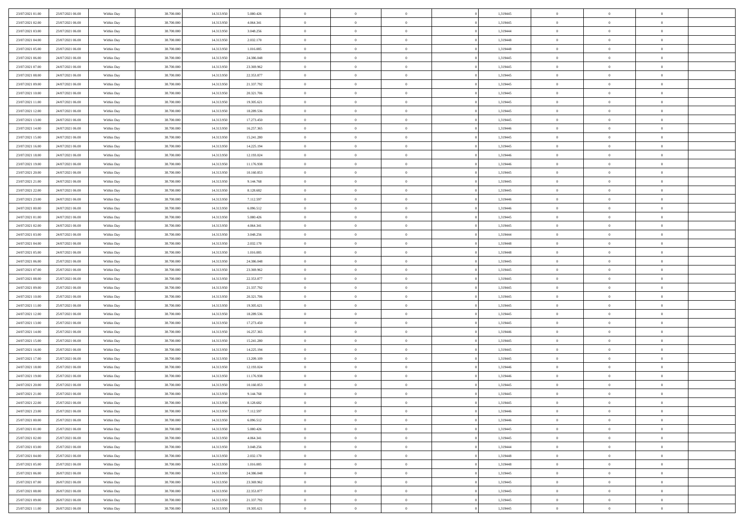| | | | | | | | | | | | | | | |
|---|---|---|---|---|---|---|---|---|---|---|---|---|---|---|
| 23/07/2021 01:00 | 23/07/2021 06:00 | Within Day | 38.700.000 | 14.313.950 | 5.080.426 | 0 | 0 | 0 | | 1,319445 | 0 | 0 | 0 | |
| 23/07/2021 02:00 | 23/07/2021 06:00 | Within Day | 38.700.000 | 14.313.950 | 4.064.341 | 0 | 0 | 0 | | 1,319445 | 0 | 0 | 0 | |
| 23/07/2021 03:00 | 23/07/2021 06:00 | Within Day | 38.700.000 | 14.313.950 | 3.048.256 | 0 | 0 | 0 | | 1,319444 | 0 | 0 | 0 | |
| 23/07/2021 04:00 | 23/07/2021 06:00 | Within Day | 38.700.000 | 14.313.950 | 2.032.170 | 0 | 0 | 0 | | 1,319448 | 0 | 0 | 0 | |
| 23/07/2021 05:00 | 23/07/2021 06:00 | Within Day | 38.700.000 | 14.313.950 | 1.016.085 | 0 | 0 | 0 | | 1,319448 | 0 | 0 | 0 | |
| 23/07/2021 06:00 | 24/07/2021 06:00 | Within Day | 38.700.000 | 14.313.950 | 24.386.048 | 0 | 0 | 0 | | 1,319445 | 0 | 0 | 0 | |
| 23/07/2021 07:00 | 24/07/2021 06:00 | Within Day | 38.700.000 | 14.313.950 | 23.369.962 | 0 | 0 | 0 | | 1,319445 | 0 | 0 | 0 | |
| 23/07/2021 08:00 | 24/07/2021 06:00 | Within Day | 38.700.000 | 14.313.950 | 22.353.877 | 0 | 0 | 0 | | 1,319445 | 0 | 0 | 0 | |
| 23/07/2021 09:00 | 24/07/2021 06:00 | Within Day | 38.700.000 | 14.313.950 | 21.337.792 | 0 | 0 | 0 | | 1,319445 | 0 | 0 | 0 | |
| 23/07/2021 10:00 | 24/07/2021 06:00 | Within Day | 38.700.000 | 14.313.950 | 20.321.706 | 0 | 0 | 0 | | 1,319445 | 0 | 0 | 0 | |
| 23/07/2021 11:00 | 24/07/2021 06:00 | Within Day | 38.700.000 | 14.313.950 | 19.305.621 | 0 | 0 | 0 | | 1,319445 | 0 | 0 | 0 | |
| 23/07/2021 12:00 | 24/07/2021 06:00 | Within Day | 38.700.000 | 14.313.950 | 18.289.536 | 0 | 0 | 0 | | 1,319445 | 0 | 0 | 0 | |
| 23/07/2021 13:00 | 24/07/2021 06:00 | Within Day | 38.700.000 | 14.313.950 | 17.273.450 | 0 | 0 | 0 | | 1,319445 | 0 | 0 | 0 | |
| 23/07/2021 14:00 | 24/07/2021 06:00 | Within Day | 38.700.000 | 14.313.950 | 16.257.365 | 0 | 0 | 0 | | 1,319446 | 0 | 0 | 0 | |
| 23/07/2021 15:00 | 24/07/2021 06:00 | Within Day | 38.700.000 | 14.313.950 | 15.241.280 | 0 | 0 | 0 | | 1,319445 | 0 | 0 | 0 | |
| 23/07/2021 16:00 | 24/07/2021 06:00 | Within Day | 38.700.000 | 14.313.950 | 14.225.194 | 0 | 0 | 0 | | 1,319445 | 0 | 0 | 0 | |
| 23/07/2021 18:00 | 24/07/2021 06:00 | Within Day | 38.700.000 | 14.313.950 | 12.193.024 | 0 | 0 | 0 | | 1,319446 | 0 | 0 | 0 | |
| 23/07/2021 19:00 | 24/07/2021 06:00 | Within Day | 38.700.000 | 14.313.950 | 11.176.938 | 0 | 0 | 0 | | 1,319446 | 0 | 0 | 0 | |
| 23/07/2021 20:00 | 24/07/2021 06:00 | Within Day | 38.700.000 | 14.313.950 | 10.160.853 | 0 | 0 | 0 | | 1,319445 | 0 | 0 | 0 | |
| 23/07/2021 21:00 | 24/07/2021 06:00 | Within Day | 38.700.000 | 14.313.950 | 9.144.768 | 0 | 0 | 0 | | 1,319445 | 0 | 0 | 0 | |
| 23/07/2021 22:00 | 24/07/2021 06:00 | Within Day | 38.700.000 | 14.313.950 | 8.128.682 | 0 | 0 | 0 | | 1,319445 | 0 | 0 | 0 | |
| 23/07/2021 23:00 | 24/07/2021 06:00 | Within Day | 38.700.000 | 14.313.950 | 7.112.597 | 0 | 0 | 0 | | 1,319446 | 0 | 0 | 0 | |
| 24/07/2021 00:00 | 24/07/2021 06:00 | Within Day | 38.700.000 | 14.313.950 | 6.096.512 | 0 | 0 | 0 | | 1,319446 | 0 | 0 | 0 | |
| 24/07/2021 01:00 | 24/07/2021 06:00 | Within Day | 38.700.000 | 14.313.950 | 5.080.426 | 0 | 0 | 0 | | 1,319445 | 0 | 0 | 0 | |
| 24/07/2021 02:00 | 24/07/2021 06:00 | Within Day | 38.700.000 | 14.313.950 | 4.064.341 | 0 | 0 | 0 | | 1,319445 | 0 | 0 | 0 | |
| 24/07/2021 03:00 | 24/07/2021 06:00 | Within Day | 38.700.000 | 14.313.950 | 3.048.256 | 0 | 0 | 0 | | 1,319444 | 0 | 0 | 0 | |
| 24/07/2021 04:00 | 24/07/2021 06:00 | Within Day | 38.700.000 | 14.313.950 | 2.032.170 | 0 | 0 | 0 | | 1,319448 | 0 | 0 | 0 | |
| 24/07/2021 05:00 | 24/07/2021 06:00 | Within Day | 38.700.000 | 14.313.950 | 1.016.085 | 0 | 0 | 0 | | 1,319448 | 0 | 0 | 0 | |
| 24/07/2021 06:00 | 25/07/2021 06:00 | Within Day | 38.700.000 | 14.313.950 | 24.386.048 | 0 | 0 | 0 | | 1,319445 | 0 | 0 | 0 | |
| 24/07/2021 07:00 | 25/07/2021 06:00 | Within Day | 38.700.000 | 14.313.950 | 23.369.962 | 0 | 0 | 0 | | 1,319445 | 0 | 0 | 0 | |
| 24/07/2021 08:00 | 25/07/2021 06:00 | Within Day | 38.700.000 | 14.313.950 | 22.353.877 | 0 | 0 | 0 | | 1,319445 | 0 | 0 | 0 | |
| 24/07/2021 09:00 | 25/07/2021 06:00 | Within Day | 38.700.000 | 14.313.950 | 21.337.792 | 0 | 0 | 0 | | 1,319445 | 0 | 0 | 0 | |
| 24/07/2021 10:00 | 25/07/2021 06:00 | Within Day | 38.700.000 | 14.313.950 | 20.321.706 | 0 | 0 | 0 | | 1,319445 | 0 | 0 | 0 | |
| 24/07/2021 11:00 | 25/07/2021 06:00 | Within Day | 38.700.000 | 14.313.950 | 19.305.621 | 0 | 0 | 0 | | 1,319445 | 0 | 0 | 0 | |
| 24/07/2021 12:00 | 25/07/2021 06:00 | Within Day | 38.700.000 | 14.313.950 | 18.289.536 | 0 | 0 | 0 | | 1,319445 | 0 | 0 | 0 | |
| 24/07/2021 13:00 | 25/07/2021 06:00 | Within Day | 38.700.000 | 14.313.950 | 17.273.450 | 0 | 0 | 0 | | 1,319445 | 0 | 0 | 0 | |
| 24/07/2021 14:00 | 25/07/2021 06:00 | Within Day | 38.700.000 | 14.313.950 | 16.257.365 | 0 | 0 | 0 | | 1,319446 | 0 | 0 | 0 | |
| 24/07/2021 15:00 | 25/07/2021 06:00 | Within Day | 38.700.000 | 14.313.950 | 15.241.280 | 0 | 0 | 0 | | 1,319445 | 0 | 0 | 0 | |
| 24/07/2021 16:00 | 25/07/2021 06:00 | Within Day | 38.700.000 | 14.313.950 | 14.225.194 | 0 | 0 | 0 | | 1,319445 | 0 | 0 | 0 | |
| 24/07/2021 17:00 | 25/07/2021 06:00 | Within Day | 38.700.000 | 14.313.950 | 13.209.109 | 0 | 0 | 0 | | 1,319445 | 0 | 0 | 0 | |
| 24/07/2021 18:00 | 25/07/2021 06:00 | Within Day | 38.700.000 | 14.313.950 | 12.193.024 | 0 | 0 | 0 | | 1,319446 | 0 | 0 | 0 | |
| 24/07/2021 19:00 | 25/07/2021 06:00 | Within Day | 38.700.000 | 14.313.950 | 11.176.938 | 0 | 0 | 0 | | 1,319446 | 0 | 0 | 0 | |
| 24/07/2021 20:00 | 25/07/2021 06:00 | Within Day | 38.700.000 | 14.313.950 | 10.160.853 | 0 | 0 | 0 | | 1,319445 | 0 | 0 | 0 | |
| 24/07/2021 21:00 | 25/07/2021 06:00 | Within Day | 38.700.000 | 14.313.950 | 9.144.768 | 0 | 0 | 0 | | 1,319445 | 0 | 0 | 0 | |
| 24/07/2021 22:00 | 25/07/2021 06:00 | Within Day | 38.700.000 | 14.313.950 | 8.128.682 | 0 | 0 | 0 | | 1,319445 | 0 | 0 | 0 | |
| 24/07/2021 23:00 | 25/07/2021 06:00 | Within Day | 38.700.000 | 14.313.950 | 7.112.597 | 0 | 0 | 0 | | 1,319446 | 0 | 0 | 0 | |
| 25/07/2021 00:00 | 25/07/2021 06:00 | Within Day | 38.700.000 | 14.313.950 | 6.096.512 | 0 | 0 | 0 | | 1,319446 | 0 | 0 | 0 | |
| 25/07/2021 01:00 | 25/07/2021 06:00 | Within Day | 38.700.000 | 14.313.950 | 5.080.426 | 0 | 0 | 0 | | 1,319445 | 0 | 0 | 0 | |
| 25/07/2021 02:00 | 25/07/2021 06:00 | Within Day | 38.700.000 | 14.313.950 | 4.064.341 | 0 | 0 | 0 | | 1,319445 | 0 | 0 | 0 | |
| 25/07/2021 03:00 | 25/07/2021 06:00 | Within Day | 38.700.000 | 14.313.950 | 3.048.256 | 0 | 0 | 0 | | 1,319444 | 0 | 0 | 0 | |
| 25/07/2021 04:00 | 25/07/2021 06:00 | Within Day | 38.700.000 | 14.313.950 | 2.032.170 | 0 | 0 | 0 | | 1,319448 | 0 | 0 | 0 | |
| 25/07/2021 05:00 | 25/07/2021 06:00 | Within Day | 38.700.000 | 14.313.950 | 1.016.085 | 0 | 0 | 0 | | 1,319448 | 0 | 0 | 0 | |
| 25/07/2021 06:00 | 26/07/2021 06:00 | Within Day | 38.700.000 | 14.313.950 | 24.386.048 | 0 | 0 | 0 | | 1,319445 | 0 | 0 | 0 | |
| 25/07/2021 07:00 | 26/07/2021 06:00 | Within Day | 38.700.000 | 14.313.950 | 23.369.962 | 0 | 0 | 0 | | 1,319445 | 0 | 0 | 0 | |
| 25/07/2021 08:00 | 26/07/2021 06:00 | Within Day | 38.700.000 | 14.313.950 | 22.353.877 | 0 | 0 | 0 | | 1,319445 | 0 | 0 | 0 | |
| 25/07/2021 09:00 | 26/07/2021 06:00 | Within Day | 38.700.000 | 14.313.950 | 21.337.792 | 0 | 0 | 0 | | 1,319445 | 0 | 0 | 0 | |
| 25/07/2021 11:00 | 26/07/2021 06:00 | Within Day | 38.700.000 | 14.313.950 | 19.305.621 | 0 | 0 | 0 | | 1,319445 | 0 | 0 | 0 | |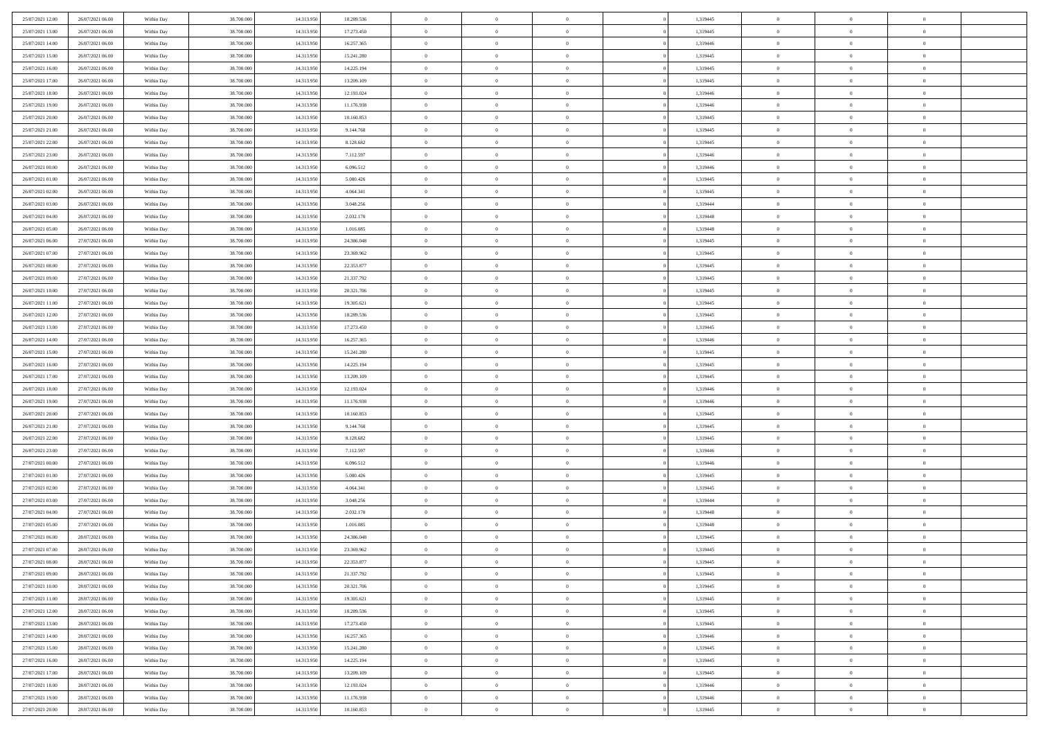| | | | | | | | | | | | | | | |
|---|---|---|---|---|---|---|---|---|---|---|---|---|---|---|
| 25/07/2021 12:00 | 26/07/2021 06:00 | Within Day | 38.700.000 | 14.313.950 | 18.289.536 | 0 | 0 | 0 | | 1,319445 | 0 | 0 | 0 | |
| 25/07/2021 13:00 | 26/07/2021 06:00 | Within Day | 38.700.000 | 14.313.950 | 17.273.450 | 0 | 0 | 0 | | 1,319445 | 0 | 0 | 0 | |
| 25/07/2021 14:00 | 26/07/2021 06:00 | Within Day | 38.700.000 | 14.313.950 | 16.257.365 | 0 | 0 | 0 | | 1,319446 | 0 | 0 | 0 | |
| 25/07/2021 15:00 | 26/07/2021 06:00 | Within Day | 38.700.000 | 14.313.950 | 15.241.280 | 0 | 0 | 0 | | 1,319445 | 0 | 0 | 0 | |
| 25/07/2021 16:00 | 26/07/2021 06:00 | Within Day | 38.700.000 | 14.313.950 | 14.225.194 | 0 | 0 | 0 | | 1,319445 | 0 | 0 | 0 | |
| 25/07/2021 17:00 | 26/07/2021 06:00 | Within Day | 38.700.000 | 14.313.950 | 13.209.109 | 0 | 0 | 0 | | 1,319445 | 0 | 0 | 0 | |
| 25/07/2021 18:00 | 26/07/2021 06:00 | Within Day | 38.700.000 | 14.313.950 | 12.193.024 | 0 | 0 | 0 | | 1,319446 | 0 | 0 | 0 | |
| 25/07/2021 19:00 | 26/07/2021 06:00 | Within Day | 38.700.000 | 14.313.950 | 11.176.938 | 0 | 0 | 0 | | 1,319446 | 0 | 0 | 0 | |
| 25/07/2021 20:00 | 26/07/2021 06:00 | Within Day | 38.700.000 | 14.313.950 | 10.160.853 | 0 | 0 | 0 | | 1,319445 | 0 | 0 | 0 | |
| 25/07/2021 21:00 | 26/07/2021 06:00 | Within Day | 38.700.000 | 14.313.950 | 9.144.768 | 0 | 0 | 0 | | 1,319445 | 0 | 0 | 0 | |
| 25/07/2021 22:00 | 26/07/2021 06:00 | Within Day | 38.700.000 | 14.313.950 | 8.128.682 | 0 | 0 | 0 | | 1,319445 | 0 | 0 | 0 | |
| 25/07/2021 23:00 | 26/07/2021 06:00 | Within Day | 38.700.000 | 14.313.950 | 7.112.597 | 0 | 0 | 0 | | 1,319446 | 0 | 0 | 0 | |
| 26/07/2021 00:00 | 26/07/2021 06:00 | Within Day | 38.700.000 | 14.313.950 | 6.096.512 | 0 | 0 | 0 | | 1,319446 | 0 | 0 | 0 | |
| 26/07/2021 01:00 | 26/07/2021 06:00 | Within Day | 38.700.000 | 14.313.950 | 5.080.426 | 0 | 0 | 0 | | 1,319445 | 0 | 0 | 0 | |
| 26/07/2021 02:00 | 26/07/2021 06:00 | Within Day | 38.700.000 | 14.313.950 | 4.064.341 | 0 | 0 | 0 | | 1,319445 | 0 | 0 | 0 | |
| 26/07/2021 03:00 | 26/07/2021 06:00 | Within Day | 38.700.000 | 14.313.950 | 3.048.256 | 0 | 0 | 0 | | 1,319444 | 0 | 0 | 0 | |
| 26/07/2021 04:00 | 26/07/2021 06:00 | Within Day | 38.700.000 | 14.313.950 | 2.032.170 | 0 | 0 | 0 | | 1,319448 | 0 | 0 | 0 | |
| 26/07/2021 05:00 | 26/07/2021 06:00 | Within Day | 38.700.000 | 14.313.950 | 1.016.085 | 0 | 0 | 0 | | 1,319448 | 0 | 0 | 0 | |
| 26/07/2021 06:00 | 27/07/2021 06:00 | Within Day | 38.700.000 | 14.313.950 | 24.386.048 | 0 | 0 | 0 | | 1,319445 | 0 | 0 | 0 | |
| 26/07/2021 07:00 | 27/07/2021 06:00 | Within Day | 38.700.000 | 14.313.950 | 23.369.962 | 0 | 0 | 0 | | 1,319445 | 0 | 0 | 0 | |
| 26/07/2021 08:00 | 27/07/2021 06:00 | Within Day | 38.700.000 | 14.313.950 | 22.353.877 | 0 | 0 | 0 | | 1,319445 | 0 | 0 | 0 | |
| 26/07/2021 09:00 | 27/07/2021 06:00 | Within Day | 38.700.000 | 14.313.950 | 21.337.792 | 0 | 0 | 0 | | 1,319445 | 0 | 0 | 0 | |
| 26/07/2021 10:00 | 27/07/2021 06:00 | Within Day | 38.700.000 | 14.313.950 | 20.321.706 | 0 | 0 | 0 | | 1,319445 | 0 | 0 | 0 | |
| 26/07/2021 11:00 | 27/07/2021 06:00 | Within Day | 38.700.000 | 14.313.950 | 19.305.621 | 0 | 0 | 0 | | 1,319445 | 0 | 0 | 0 | |
| 26/07/2021 12:00 | 27/07/2021 06:00 | Within Day | 38.700.000 | 14.313.950 | 18.289.536 | 0 | 0 | 0 | | 1,319445 | 0 | 0 | 0 | |
| 26/07/2021 13:00 | 27/07/2021 06:00 | Within Day | 38.700.000 | 14.313.950 | 17.273.450 | 0 | 0 | 0 | | 1,319445 | 0 | 0 | 0 | |
| 26/07/2021 14:00 | 27/07/2021 06:00 | Within Day | 38.700.000 | 14.313.950 | 16.257.365 | 0 | 0 | 0 | | 1,319446 | 0 | 0 | 0 | |
| 26/07/2021 15:00 | 27/07/2021 06:00 | Within Day | 38.700.000 | 14.313.950 | 15.241.280 | 0 | 0 | 0 | | 1,319445 | 0 | 0 | 0 | |
| 26/07/2021 16:00 | 27/07/2021 06:00 | Within Day | 38.700.000 | 14.313.950 | 14.225.194 | 0 | 0 | 0 | | 1,319445 | 0 | 0 | 0 | |
| 26/07/2021 17:00 | 27/07/2021 06:00 | Within Day | 38.700.000 | 14.313.950 | 13.209.109 | 0 | 0 | 0 | | 1,319445 | 0 | 0 | 0 | |
| 26/07/2021 18:00 | 27/07/2021 06:00 | Within Day | 38.700.000 | 14.313.950 | 12.193.024 | 0 | 0 | 0 | | 1,319446 | 0 | 0 | 0 | |
| 26/07/2021 19:00 | 27/07/2021 06:00 | Within Day | 38.700.000 | 14.313.950 | 11.176.938 | 0 | 0 | 0 | | 1,319446 | 0 | 0 | 0 | |
| 26/07/2021 20:00 | 27/07/2021 06:00 | Within Day | 38.700.000 | 14.313.950 | 10.160.853 | 0 | 0 | 0 | | 1,319445 | 0 | 0 | 0 | |
| 26/07/2021 21:00 | 27/07/2021 06:00 | Within Day | 38.700.000 | 14.313.950 | 9.144.768 | 0 | 0 | 0 | | 1,319445 | 0 | 0 | 0 | |
| 26/07/2021 22:00 | 27/07/2021 06:00 | Within Day | 38.700.000 | 14.313.950 | 8.128.682 | 0 | 0 | 0 | | 1,319445 | 0 | 0 | 0 | |
| 26/07/2021 23:00 | 27/07/2021 06:00 | Within Day | 38.700.000 | 14.313.950 | 7.112.597 | 0 | 0 | 0 | | 1,319446 | 0 | 0 | 0 | |
| 27/07/2021 00:00 | 27/07/2021 06:00 | Within Day | 38.700.000 | 14.313.950 | 6.096.512 | 0 | 0 | 0 | | 1,319446 | 0 | 0 | 0 | |
| 27/07/2021 01:00 | 27/07/2021 06:00 | Within Day | 38.700.000 | 14.313.950 | 5.080.426 | 0 | 0 | 0 | | 1,319445 | 0 | 0 | 0 | |
| 27/07/2021 02:00 | 27/07/2021 06:00 | Within Day | 38.700.000 | 14.313.950 | 4.064.341 | 0 | 0 | 0 | | 1,319445 | 0 | 0 | 0 | |
| 27/07/2021 03:00 | 27/07/2021 06:00 | Within Day | 38.700.000 | 14.313.950 | 3.048.256 | 0 | 0 | 0 | | 1,319444 | 0 | 0 | 0 | |
| 27/07/2021 04:00 | 27/07/2021 06:00 | Within Day | 38.700.000 | 14.313.950 | 2.032.170 | 0 | 0 | 0 | | 1,319448 | 0 | 0 | 0 | |
| 27/07/2021 05:00 | 27/07/2021 06:00 | Within Day | 38.700.000 | 14.313.950 | 1.016.085 | 0 | 0 | 0 | | 1,319448 | 0 | 0 | 0 | |
| 27/07/2021 06:00 | 28/07/2021 06:00 | Within Day | 38.700.000 | 14.313.950 | 24.386.048 | 0 | 0 | 0 | | 1,319445 | 0 | 0 | 0 | |
| 27/07/2021 07:00 | 28/07/2021 06:00 | Within Day | 38.700.000 | 14.313.950 | 23.369.962 | 0 | 0 | 0 | | 1,319445 | 0 | 0 | 0 | |
| 27/07/2021 08:00 | 28/07/2021 06:00 | Within Day | 38.700.000 | 14.313.950 | 22.353.877 | 0 | 0 | 0 | | 1,319445 | 0 | 0 | 0 | |
| 27/07/2021 09:00 | 28/07/2021 06:00 | Within Day | 38.700.000 | 14.313.950 | 21.337.792 | 0 | 0 | 0 | | 1,319445 | 0 | 0 | 0 | |
| 27/07/2021 10:00 | 28/07/2021 06:00 | Within Day | 38.700.000 | 14.313.950 | 20.321.706 | 0 | 0 | 0 | | 1,319445 | 0 | 0 | 0 | |
| 27/07/2021 11:00 | 28/07/2021 06:00 | Within Day | 38.700.000 | 14.313.950 | 19.305.621 | 0 | 0 | 0 | | 1,319445 | 0 | 0 | 0 | |
| 27/07/2021 12:00 | 28/07/2021 06:00 | Within Day | 38.700.000 | 14.313.950 | 18.289.536 | 0 | 0 | 0 | | 1,319445 | 0 | 0 | 0 | |
| 27/07/2021 13:00 | 28/07/2021 06:00 | Within Day | 38.700.000 | 14.313.950 | 17.273.450 | 0 | 0 | 0 | | 1,319445 | 0 | 0 | 0 | |
| 27/07/2021 14:00 | 28/07/2021 06:00 | Within Day | 38.700.000 | 14.313.950 | 16.257.365 | 0 | 0 | 0 | | 1,319446 | 0 | 0 | 0 | |
| 27/07/2021 15:00 | 28/07/2021 06:00 | Within Day | 38.700.000 | 14.313.950 | 15.241.280 | 0 | 0 | 0 | | 1,319445 | 0 | 0 | 0 | |
| 27/07/2021 16:00 | 28/07/2021 06:00 | Within Day | 38.700.000 | 14.313.950 | 14.225.194 | 0 | 0 | 0 | | 1,319445 | 0 | 0 | 0 | |
| 27/07/2021 17:00 | 28/07/2021 06:00 | Within Day | 38.700.000 | 14.313.950 | 13.209.109 | 0 | 0 | 0 | | 1,319445 | 0 | 0 | 0 | |
| 27/07/2021 18:00 | 28/07/2021 06:00 | Within Day | 38.700.000 | 14.313.950 | 12.193.024 | 0 | 0 | 0 | | 1,319446 | 0 | 0 | 0 | |
| 27/07/2021 19:00 | 28/07/2021 06:00 | Within Day | 38.700.000 | 14.313.950 | 11.176.938 | 0 | 0 | 0 | | 1,319446 | 0 | 0 | 0 | |
| 27/07/2021 20:00 | 28/07/2021 06:00 | Within Day | 38.700.000 | 14.313.950 | 10.160.853 | 0 | 0 | 0 | | 1,319445 | 0 | 0 | 0 | |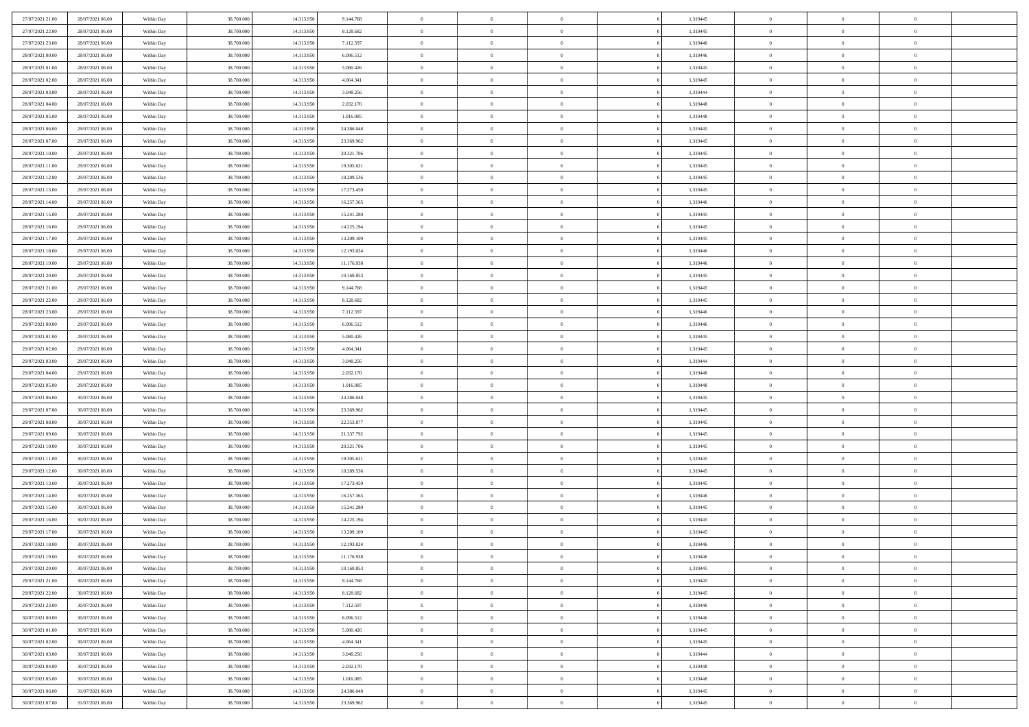| | | | | | | | | | | | | | | |
|---|---|---|---|---|---|---|---|---|---|---|---|---|---|---|
| 27/07/2021 21:00 | 28/07/2021 06:00 | Within Day | 38.700.000 | 14.313.950 | 9.144.768 | 0 | 0 | 0 | | 1,319445 | 0 | 0 | 0 | |
| 27/07/2021 22:00 | 28/07/2021 06:00 | Within Day | 38.700.000 | 14.313.950 | 8.128.682 | 0 | 0 | 0 | | 1,319445 | 0 | 0 | 0 | |
| 27/07/2021 23:00 | 28/07/2021 06:00 | Within Day | 38.700.000 | 14.313.950 | 7.112.597 | 0 | 0 | 0 | | 1,319446 | 0 | 0 | 0 | |
| 28/07/2021 00:00 | 28/07/2021 06:00 | Within Day | 38.700.000 | 14.313.950 | 6.096.512 | 0 | 0 | 0 | | 1,319446 | 0 | 0 | 0 | |
| 28/07/2021 01:00 | 28/07/2021 06:00 | Within Day | 38.700.000 | 14.313.950 | 5.080.426 | 0 | 0 | 0 | | 1,319445 | 0 | 0 | 0 | |
| 28/07/2021 02:00 | 28/07/2021 06:00 | Within Day | 38.700.000 | 14.313.950 | 4.064.341 | 0 | 0 | 0 | | 1,319445 | 0 | 0 | 0 | |
| 28/07/2021 03:00 | 28/07/2021 06:00 | Within Day | 38.700.000 | 14.313.950 | 3.048.256 | 0 | 0 | 0 | | 1,319444 | 0 | 0 | 0 | |
| 28/07/2021 04:00 | 28/07/2021 06:00 | Within Day | 38.700.000 | 14.313.950 | 2.032.170 | 0 | 0 | 0 | | 1,319448 | 0 | 0 | 0 | |
| 28/07/2021 05:00 | 28/07/2021 06:00 | Within Day | 38.700.000 | 14.313.950 | 1.016.085 | 0 | 0 | 0 | | 1,319448 | 0 | 0 | 0 | |
| 28/07/2021 06:00 | 29/07/2021 06:00 | Within Day | 38.700.000 | 14.313.950 | 24.386.048 | 0 | 0 | 0 | | 1,319445 | 0 | 0 | 0 | |
| 28/07/2021 07:00 | 29/07/2021 06:00 | Within Day | 38.700.000 | 14.313.950 | 23.369.962 | 0 | 0 | 0 | | 1,319445 | 0 | 0 | 0 | |
| 28/07/2021 10:00 | 29/07/2021 06:00 | Within Day | 38.700.000 | 14.313.950 | 20.321.706 | 0 | 0 | 0 | | 1,319445 | 0 | 0 | 0 | |
| 28/07/2021 11:00 | 29/07/2021 06:00 | Within Day | 38.700.000 | 14.313.950 | 19.305.621 | 0 | 0 | 0 | | 1,319445 | 0 | 0 | 0 | |
| 28/07/2021 12:00 | 29/07/2021 06:00 | Within Day | 38.700.000 | 14.313.950 | 18.289.536 | 0 | 0 | 0 | | 1,319445 | 0 | 0 | 0 | |
| 28/07/2021 13:00 | 29/07/2021 06:00 | Within Day | 38.700.000 | 14.313.950 | 17.273.450 | 0 | 0 | 0 | | 1,319445 | 0 | 0 | 0 | |
| 28/07/2021 14:00 | 29/07/2021 06:00 | Within Day | 38.700.000 | 14.313.950 | 16.257.365 | 0 | 0 | 0 | | 1,319446 | 0 | 0 | 0 | |
| 28/07/2021 15:00 | 29/07/2021 06:00 | Within Day | 38.700.000 | 14.313.950 | 15.241.280 | 0 | 0 | 0 | | 1,319445 | 0 | 0 | 0 | |
| 28/07/2021 16:00 | 29/07/2021 06:00 | Within Day | 38.700.000 | 14.313.950 | 14.225.194 | 0 | 0 | 0 | | 1,319445 | 0 | 0 | 0 | |
| 28/07/2021 17:00 | 29/07/2021 06:00 | Within Day | 38.700.000 | 14.313.950 | 13.209.109 | 0 | 0 | 0 | | 1,319445 | 0 | 0 | 0 | |
| 28/07/2021 18:00 | 29/07/2021 06:00 | Within Day | 38.700.000 | 14.313.950 | 12.193.024 | 0 | 0 | 0 | | 1,319446 | 0 | 0 | 0 | |
| 28/07/2021 19:00 | 29/07/2021 06:00 | Within Day | 38.700.000 | 14.313.950 | 11.176.938 | 0 | 0 | 0 | | 1,319446 | 0 | 0 | 0 | |
| 28/07/2021 20:00 | 29/07/2021 06:00 | Within Day | 38.700.000 | 14.313.950 | 10.160.853 | 0 | 0 | 0 | | 1,319445 | 0 | 0 | 0 | |
| 28/07/2021 21:00 | 29/07/2021 06:00 | Within Day | 38.700.000 | 14.313.950 | 9.144.768 | 0 | 0 | 0 | | 1,319445 | 0 | 0 | 0 | |
| 28/07/2021 22:00 | 29/07/2021 06:00 | Within Day | 38.700.000 | 14.313.950 | 8.128.682 | 0 | 0 | 0 | | 1,319445 | 0 | 0 | 0 | |
| 28/07/2021 23:00 | 29/07/2021 06:00 | Within Day | 38.700.000 | 14.313.950 | 7.112.597 | 0 | 0 | 0 | | 1,319446 | 0 | 0 | 0 | |
| 29/07/2021 00:00 | 29/07/2021 06:00 | Within Day | 38.700.000 | 14.313.950 | 6.096.512 | 0 | 0 | 0 | | 1,319446 | 0 | 0 | 0 | |
| 29/07/2021 01:00 | 29/07/2021 06:00 | Within Day | 38.700.000 | 14.313.950 | 5.080.426 | 0 | 0 | 0 | | 1,319445 | 0 | 0 | 0 | |
| 29/07/2021 02:00 | 29/07/2021 06:00 | Within Day | 38.700.000 | 14.313.950 | 4.064.341 | 0 | 0 | 0 | | 1,319445 | 0 | 0 | 0 | |
| 29/07/2021 03:00 | 29/07/2021 06:00 | Within Day | 38.700.000 | 14.313.950 | 3.048.256 | 0 | 0 | 0 | | 1,319444 | 0 | 0 | 0 | |
| 29/07/2021 04:00 | 29/07/2021 06:00 | Within Day | 38.700.000 | 14.313.950 | 2.032.170 | 0 | 0 | 0 | | 1,319448 | 0 | 0 | 0 | |
| 29/07/2021 05:00 | 29/07/2021 06:00 | Within Day | 38.700.000 | 14.313.950 | 1.016.085 | 0 | 0 | 0 | | 1,319448 | 0 | 0 | 0 | |
| 29/07/2021 06:00 | 30/07/2021 06:00 | Within Day | 38.700.000 | 14.313.950 | 24.386.048 | 0 | 0 | 0 | | 1,319445 | 0 | 0 | 0 | |
| 29/07/2021 07:00 | 30/07/2021 06:00 | Within Day | 38.700.000 | 14.313.950 | 23.369.962 | 0 | 0 | 0 | | 1,319445 | 0 | 0 | 0 | |
| 29/07/2021 08:00 | 30/07/2021 06:00 | Within Day | 38.700.000 | 14.313.950 | 22.353.877 | 0 | 0 | 0 | | 1,319445 | 0 | 0 | 0 | |
| 29/07/2021 09:00 | 30/07/2021 06:00 | Within Day | 38.700.000 | 14.313.950 | 21.337.792 | 0 | 0 | 0 | | 1,319445 | 0 | 0 | 0 | |
| 29/07/2021 10:00 | 30/07/2021 06:00 | Within Day | 38.700.000 | 14.313.950 | 20.321.706 | 0 | 0 | 0 | | 1,319445 | 0 | 0 | 0 | |
| 29/07/2021 11:00 | 30/07/2021 06:00 | Within Day | 38.700.000 | 14.313.950 | 19.305.621 | 0 | 0 | 0 | | 1,319445 | 0 | 0 | 0 | |
| 29/07/2021 12:00 | 30/07/2021 06:00 | Within Day | 38.700.000 | 14.313.950 | 18.289.536 | 0 | 0 | 0 | | 1,319445 | 0 | 0 | 0 | |
| 29/07/2021 13:00 | 30/07/2021 06:00 | Within Day | 38.700.000 | 14.313.950 | 17.273.450 | 0 | 0 | 0 | | 1,319445 | 0 | 0 | 0 | |
| 29/07/2021 14:00 | 30/07/2021 06:00 | Within Day | 38.700.000 | 14.313.950 | 16.257.365 | 0 | 0 | 0 | | 1,319446 | 0 | 0 | 0 | |
| 29/07/2021 15:00 | 30/07/2021 06:00 | Within Day | 38.700.000 | 14.313.950 | 15.241.280 | 0 | 0 | 0 | | 1,319445 | 0 | 0 | 0 | |
| 29/07/2021 16:00 | 30/07/2021 06:00 | Within Day | 38.700.000 | 14.313.950 | 14.225.194 | 0 | 0 | 0 | | 1,319445 | 0 | 0 | 0 | |
| 29/07/2021 17:00 | 30/07/2021 06:00 | Within Day | 38.700.000 | 14.313.950 | 13.209.109 | 0 | 0 | 0 | | 1,319445 | 0 | 0 | 0 | |
| 29/07/2021 18:00 | 30/07/2021 06:00 | Within Day | 38.700.000 | 14.313.950 | 12.193.024 | 0 | 0 | 0 | | 1,319446 | 0 | 0 | 0 | |
| 29/07/2021 19:00 | 30/07/2021 06:00 | Within Day | 38.700.000 | 14.313.950 | 11.176.938 | 0 | 0 | 0 | | 1,319446 | 0 | 0 | 0 | |
| 29/07/2021 20:00 | 30/07/2021 06:00 | Within Day | 38.700.000 | 14.313.950 | 10.160.853 | 0 | 0 | 0 | | 1,319445 | 0 | 0 | 0 | |
| 29/07/2021 21:00 | 30/07/2021 06:00 | Within Day | 38.700.000 | 14.313.950 | 9.144.768 | 0 | 0 | 0 | | 1,319445 | 0 | 0 | 0 | |
| 29/07/2021 22:00 | 30/07/2021 06:00 | Within Day | 38.700.000 | 14.313.950 | 8.128.682 | 0 | 0 | 0 | | 1,319445 | 0 | 0 | 0 | |
| 29/07/2021 23:00 | 30/07/2021 06:00 | Within Day | 38.700.000 | 14.313.950 | 7.112.597 | 0 | 0 | 0 | | 1,319446 | 0 | 0 | 0 | |
| 30/07/2021 00:00 | 30/07/2021 06:00 | Within Day | 38.700.000 | 14.313.950 | 6.096.512 | 0 | 0 | 0 | | 1,319446 | 0 | 0 | 0 | |
| 30/07/2021 01:00 | 30/07/2021 06:00 | Within Day | 38.700.000 | 14.313.950 | 5.080.426 | 0 | 0 | 0 | | 1,319445 | 0 | 0 | 0 | |
| 30/07/2021 02:00 | 30/07/2021 06:00 | Within Day | 38.700.000 | 14.313.950 | 4.064.341 | 0 | 0 | 0 | | 1,319445 | 0 | 0 | 0 | |
| 30/07/2021 03:00 | 30/07/2021 06:00 | Within Day | 38.700.000 | 14.313.950 | 3.048.256 | 0 | 0 | 0 | | 1,319444 | 0 | 0 | 0 | |
| 30/07/2021 04:00 | 30/07/2021 06:00 | Within Day | 38.700.000 | 14.313.950 | 2.032.170 | 0 | 0 | 0 | | 1,319448 | 0 | 0 | 0 | |
| 30/07/2021 05:00 | 30/07/2021 06:00 | Within Day | 38.700.000 | 14.313.950 | 1.016.085 | 0 | 0 | 0 | | 1,319448 | 0 | 0 | 0 | |
| 30/07/2021 06:00 | 31/07/2021 06:00 | Within Day | 38.700.000 | 14.313.950 | 24.386.048 | 0 | 0 | 0 | | 1,319445 | 0 | 0 | 0 | |
| 30/07/2021 07:00 | 31/07/2021 06:00 | Within Day | 38.700.000 | 14.313.950 | 23.369.962 | 0 | 0 | 0 | | 1,319445 | 0 | 0 | 0 | |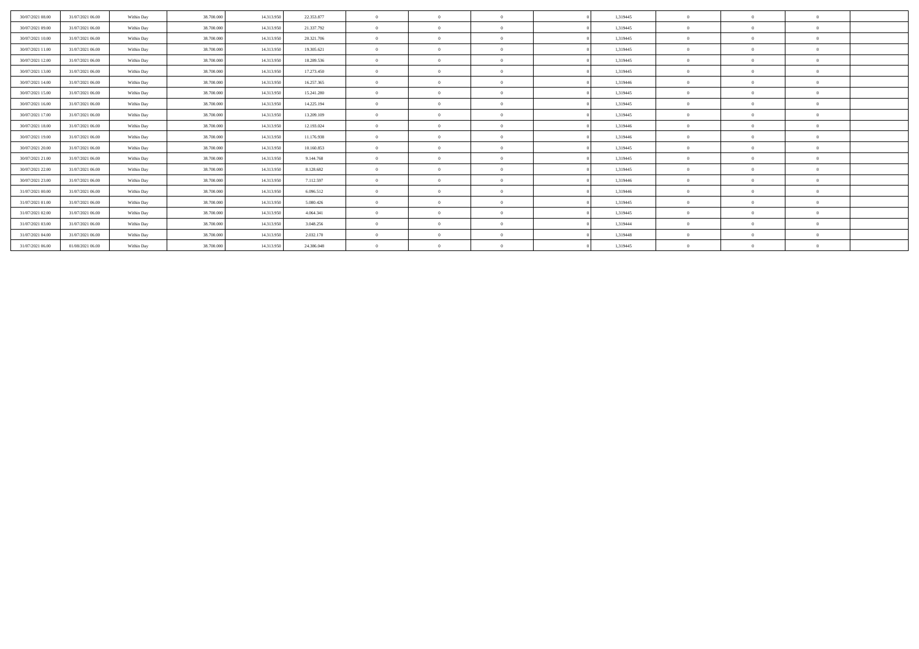| | | | | | | | | | | | | | | |
|---|---|---|---|---|---|---|---|---|---|---|---|---|---|---|
| 30/07/2021 08.00 | 31/07/2021 06.00 | Within Day | 38.700.000 | 14.313.950 | 22.353.877 | 0 | 0 | 0 | 0 | 1,319445 | 0 | 0 | 0 | |
| 30/07/2021 09.00 | 31/07/2021 06.00 | Within Day | 38.700.000 | 14.313.950 | 21.337.792 | 0 | 0 | 0 | 0 | 1,319445 | 0 | 0 | 0 | |
| 30/07/2021 10.00 | 31/07/2021 06.00 | Within Day | 38.700.000 | 14.313.950 | 20.321.706 | 0 | 0 | 0 | 0 | 1,319445 | 0 | 0 | 0 | |
| 30/07/2021 11.00 | 31/07/2021 06.00 | Within Day | 38.700.000 | 14.313.950 | 19.305.621 | 0 | 0 | 0 | 0 | 1,319445 | 0 | 0 | 0 | |
| 30/07/2021 12.00 | 31/07/2021 06.00 | Within Day | 38.700.000 | 14.313.950 | 18.289.536 | 0 | 0 | 0 | 0 | 1,319445 | 0 | 0 | 0 | |
| 30/07/2021 13.00 | 31/07/2021 06.00 | Within Day | 38.700.000 | 14.313.950 | 17.273.450 | 0 | 0 | 0 | 0 | 1,319445 | 0 | 0 | 0 | |
| 30/07/2021 14.00 | 31/07/2021 06.00 | Within Day | 38.700.000 | 14.313.950 | 16.257.365 | 0 | 0 | 0 | 0 | 1,319446 | 0 | 0 | 0 | |
| 30/07/2021 15.00 | 31/07/2021 06.00 | Within Day | 38.700.000 | 14.313.950 | 15.241.280 | 0 | 0 | 0 | 0 | 1,319445 | 0 | 0 | 0 | |
| 30/07/2021 16.00 | 31/07/2021 06.00 | Within Day | 38.700.000 | 14.313.950 | 14.225.194 | 0 | 0 | 0 | 0 | 1,319445 | 0 | 0 | 0 | |
| 30/07/2021 17.00 | 31/07/2021 06.00 | Within Day | 38.700.000 | 14.313.950 | 13.209.109 | 0 | 0 | 0 | 0 | 1,319445 | 0 | 0 | 0 | |
| 30/07/2021 18.00 | 31/07/2021 06.00 | Within Day | 38.700.000 | 14.313.950 | 12.193.024 | 0 | 0 | 0 | 0 | 1,319446 | 0 | 0 | 0 | |
| 30/07/2021 19.00 | 31/07/2021 06.00 | Within Day | 38.700.000 | 14.313.950 | 11.176.938 | 0 | 0 | 0 | 0 | 1,319446 | 0 | 0 | 0 | |
| 30/07/2021 20.00 | 31/07/2021 06.00 | Within Day | 38.700.000 | 14.313.950 | 10.160.853 | 0 | 0 | 0 | 0 | 1,319445 | 0 | 0 | 0 | |
| 30/07/2021 21.00 | 31/07/2021 06.00 | Within Day | 38.700.000 | 14.313.950 | 9.144.768 | 0 | 0 | 0 | 0 | 1,319445 | 0 | 0 | 0 | |
| 30/07/2021 22.00 | 31/07/2021 06.00 | Within Day | 38.700.000 | 14.313.950 | 8.128.682 | 0 | 0 | 0 | 0 | 1,319445 | 0 | 0 | 0 | |
| 30/07/2021 23.00 | 31/07/2021 06.00 | Within Day | 38.700.000 | 14.313.950 | 7.112.597 | 0 | 0 | 0 | 0 | 1,319446 | 0 | 0 | 0 | |
| 31/07/2021 00.00 | 31/07/2021 06.00 | Within Day | 38.700.000 | 14.313.950 | 6.096.512 | 0 | 0 | 0 | 0 | 1,319446 | 0 | 0 | 0 | |
| 31/07/2021 01.00 | 31/07/2021 06.00 | Within Day | 38.700.000 | 14.313.950 | 5.080.426 | 0 | 0 | 0 | 0 | 1,319445 | 0 | 0 | 0 | |
| 31/07/2021 02.00 | 31/07/2021 06.00 | Within Day | 38.700.000 | 14.313.950 | 4.064.341 | 0 | 0 | 0 | 0 | 1,319445 | 0 | 0 | 0 | |
| 31/07/2021 03.00 | 31/07/2021 06.00 | Within Day | 38.700.000 | 14.313.950 | 3.048.256 | 0 | 0 | 0 | 0 | 1,319444 | 0 | 0 | 0 | |
| 31/07/2021 04.00 | 31/07/2021 06.00 | Within Day | 38.700.000 | 14.313.950 | 2.032.170 | 0 | 0 | 0 | 0 | 1,319448 | 0 | 0 | 0 | |
| 31/07/2021 06.00 | 01/08/2021 06.00 | Within Day | 38.700.000 | 14.313.950 | 24.386.048 | 0 | 0 | 0 | 0 | 1,319445 | 0 | 0 | 0 | |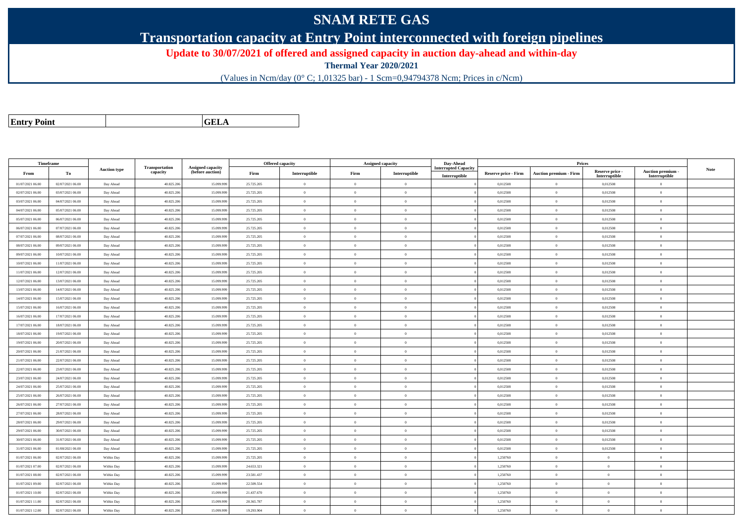# SNAM RETE GAS

## Transportation capacity at Entry Point interconnected with foreign pipelines

**Update to 30/07/2021 of offered and assigned capacity in auction day-ahead and within-day**

**Thermal Year 2020/2021**

(Values in Ncm/day (0° C; 1,01325 bar) - 1 Scm=0,94794378 Ncm; Prices in c/Ncm)

| Entry Point | | GELA |
|---|---|---|

| Timeframe | | Auction type | Transportation capacity | Assigned capacity (before auction) | Offered capacity | | Assigned capacity | | Day-Ahead Interrupted Capacity | Prices | | | | Note |
|---|---|---|---|---|---|---|---|---|---|---|---|---|---|---|
| From | To | | | | Firm | Interruptible | Firm | Interruptible | Interruptible | Reserve price - Firm | Auction premium - Firm | Reserve price - Interruptible | Auction premium - Interruptible | |
| 01/07/2021 06.00 | 02/07/2021 06.00 | Day Ahead | 40.825.206 | 15.099.999 | 25.725.205 | 0 | 0 | 0 | 0 | 0,012508 | 0 | 0,012508 | 0 | |
| 02/07/2021 06.00 | 03/07/2021 06.00 | Day Ahead | 40.825.206 | 15.099.999 | 25.725.205 | 0 | 0 | 0 | 0 | 0,012508 | 0 | 0,012508 | 0 | |
| 03/07/2021 06.00 | 04/07/2021 06.00 | Day Ahead | 40.825.206 | 15.099.999 | 25.725.205 | 0 | 0 | 0 | 0 | 0,012508 | 0 | 0,012508 | 0 | |
| 04/07/2021 06.00 | 05/07/2021 06.00 | Day Ahead | 40.825.206 | 15.099.999 | 25.725.205 | 0 | 0 | 0 | 0 | 0,012508 | 0 | 0,012508 | 0 | |
| 05/07/2021 06.00 | 06/07/2021 06.00 | Day Ahead | 40.825.206 | 15.099.999 | 25.725.205 | 0 | 0 | 0 | 0 | 0,012508 | 0 | 0,012508 | 0 | |
| 06/07/2021 06.00 | 07/07/2021 06.00 | Day Ahead | 40.825.206 | 15.099.999 | 25.725.205 | 0 | 0 | 0 | 0 | 0,012508 | 0 | 0,012508 | 0 | |
| 07/07/2021 06.00 | 08/07/2021 06.00 | Day Ahead | 40.825.206 | 15.099.999 | 25.725.205 | 0 | 0 | 0 | 0 | 0,012508 | 0 | 0,012508 | 0 | |
| 08/07/2021 06.00 | 09/07/2021 06.00 | Day Ahead | 40.825.206 | 15.099.999 | 25.725.205 | 0 | 0 | 0 | 0 | 0,012508 | 0 | 0,012508 | 0 | |
| 09/07/2021 06.00 | 10/07/2021 06.00 | Day Ahead | 40.825.206 | 15.099.999 | 25.725.205 | 0 | 0 | 0 | 0 | 0,012508 | 0 | 0,012508 | 0 | |
| 10/07/2021 06.00 | 11/07/2021 06.00 | Day Ahead | 40.825.206 | 15.099.999 | 25.725.205 | 0 | 0 | 0 | 0 | 0,012508 | 0 | 0,012508 | 0 | |
| 11/07/2021 06.00 | 12/07/2021 06.00 | Day Ahead | 40.825.206 | 15.099.999 | 25.725.205 | 0 | 0 | 0 | 0 | 0,012508 | 0 | 0,012508 | 0 | |
| 12/07/2021 06.00 | 13/07/2021 06.00 | Day Ahead | 40.825.206 | 15.099.999 | 25.725.205 | 0 | 0 | 0 | 0 | 0,012508 | 0 | 0,012508 | 0 | |
| 13/07/2021 06.00 | 14/07/2021 06.00 | Day Ahead | 40.825.206 | 15.099.999 | 25.725.205 | 0 | 0 | 0 | 0 | 0,012508 | 0 | 0,012508 | 0 | |
| 14/07/2021 06.00 | 15/07/2021 06.00 | Day Ahead | 40.825.206 | 15.099.999 | 25.725.205 | 0 | 0 | 0 | 0 | 0,012508 | 0 | 0,012508 | 0 | |
| 15/07/2021 06.00 | 16/07/2021 06.00 | Day Ahead | 40.825.206 | 15.099.999 | 25.725.205 | 0 | 0 | 0 | 0 | 0,012508 | 0 | 0,012508 | 0 | |
| 16/07/2021 06.00 | 17/07/2021 06.00 | Day Ahead | 40.825.206 | 15.099.999 | 25.725.205 | 0 | 0 | 0 | 0 | 0,012508 | 0 | 0,012508 | 0 | |
| 17/07/2021 06.00 | 18/07/2021 06.00 | Day Ahead | 40.825.206 | 15.099.999 | 25.725.205 | 0 | 0 | 0 | 0 | 0,012508 | 0 | 0,012508 | 0 | |
| 18/07/2021 06.00 | 19/07/2021 06.00 | Day Ahead | 40.825.206 | 15.099.999 | 25.725.205 | 0 | 0 | 0 | 0 | 0,012508 | 0 | 0,012508 | 0 | |
| 19/07/2021 06.00 | 20/07/2021 06.00 | Day Ahead | 40.825.206 | 15.099.999 | 25.725.205 | 0 | 0 | 0 | 0 | 0,012508 | 0 | 0,012508 | 0 | |
| 20/07/2021 06.00 | 21/07/2021 06.00 | Day Ahead | 40.825.206 | 15.099.999 | 25.725.205 | 0 | 0 | 0 | 0 | 0,012508 | 0 | 0,012508 | 0 | |
| 21/07/2021 06.00 | 22/07/2021 06.00 | Day Ahead | 40.825.206 | 15.099.999 | 25.725.205 | 0 | 0 | 0 | 0 | 0,012508 | 0 | 0,012508 | 0 | |
| 22/07/2021 06.00 | 23/07/2021 06.00 | Day Ahead | 40.825.206 | 15.099.999 | 25.725.205 | 0 | 0 | 0 | 0 | 0,012508 | 0 | 0,012508 | 0 | |
| 23/07/2021 06.00 | 24/07/2021 06.00 | Day Ahead | 40.825.206 | 15.099.999 | 25.725.205 | 0 | 0 | 0 | 0 | 0,012508 | 0 | 0,012508 | 0 | |
| 24/07/2021 06.00 | 25/07/2021 06.00 | Day Ahead | 40.825.206 | 15.099.999 | 25.725.205 | 0 | 0 | 0 | 0 | 0,012508 | 0 | 0,012508 | 0 | |
| 25/07/2021 06.00 | 26/07/2021 06.00 | Day Ahead | 40.825.206 | 15.099.999 | 25.725.205 | 0 | 0 | 0 | 0 | 0,012508 | 0 | 0,012508 | 0 | |
| 26/07/2021 06.00 | 27/07/2021 06.00 | Day Ahead | 40.825.206 | 15.099.999 | 25.725.205 | 0 | 0 | 0 | 0 | 0,012508 | 0 | 0,012508 | 0 | |
| 27/07/2021 06.00 | 28/07/2021 06.00 | Day Ahead | 40.825.206 | 15.099.999 | 25.725.205 | 0 | 0 | 0 | 0 | 0,012508 | 0 | 0,012508 | 0 | |
| 28/07/2021 06.00 | 29/07/2021 06.00 | Day Ahead | 40.825.206 | 15.099.999 | 25.725.205 | 0 | 0 | 0 | 0 | 0,012508 | 0 | 0,012508 | 0 | |
| 29/07/2021 06.00 | 30/07/2021 06.00 | Day Ahead | 40.825.206 | 15.099.999 | 25.725.205 | 0 | 0 | 0 | 0 | 0,012508 | 0 | 0,012508 | 0 | |
| 30/07/2021 06.00 | 31/07/2021 06.00 | Day Ahead | 40.825.206 | 15.099.999 | 25.725.205 | 0 | 0 | 0 | 0 | 0,012508 | 0 | 0,012508 | 0 | |
| 31/07/2021 06.00 | 01/08/2021 06.00 | Day Ahead | 40.825.206 | 15.099.999 | 25.725.205 | 0 | 0 | 0 | 0 | 0,012508 | 0 | 0,012508 | 0 | |
| 01/07/2021 06.00 | 02/07/2021 06.00 | Within Day | 40.825.206 | 15.099.999 | 25.725.205 | 0 | 0 | 0 | 0 | 1,250760 | 0 | 0 | 0 | |
| 01/07/2021 07.00 | 02/07/2021 06.00 | Within Day | 40.825.206 | 15.099.999 | 24.653.321 | 0 | 0 | 0 | 0 | 1,250760 | 0 | 0 | 0 | |
| 01/07/2021 08.00 | 02/07/2021 06.00 | Within Day | 40.825.206 | 15.099.999 | 23.581.437 | 0 | 0 | 0 | 0 | 1,250760 | 0 | 0 | 0 | |
| 01/07/2021 09.00 | 02/07/2021 06.00 | Within Day | 40.825.206 | 15.099.999 | 22.509.554 | 0 | 0 | 0 | 0 | 1,250760 | 0 | 0 | 0 | |
| 01/07/2021 10.00 | 02/07/2021 06.00 | Within Day | 40.825.206 | 15.099.999 | 21.437.670 | 0 | 0 | 0 | 0 | 1,250760 | 0 | 0 | 0 | |
| 01/07/2021 11.00 | 02/07/2021 06.00 | Within Day | 40.825.206 | 15.099.999 | 20.365.787 | 0 | 0 | 0 | 0 | 1,250760 | 0 | 0 | 0 | |
| 01/07/2021 12.00 | 02/07/2021 06.00 | Within Day | 40.825.206 | 15.099.999 | 19.293.904 | 0 | 0 | 0 | 0 | 1,250760 | 0 | 0 | 0 | |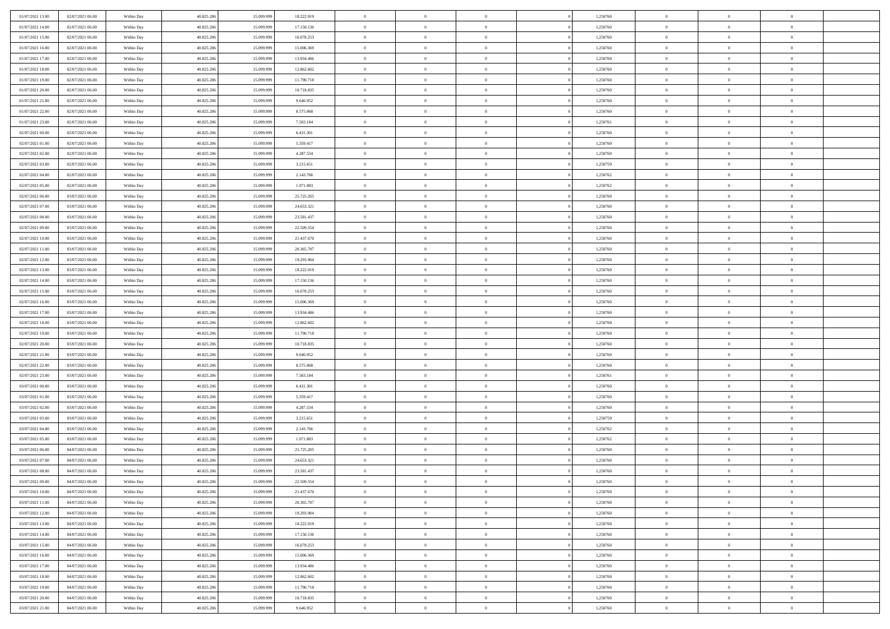| | | | | | | | | | | | | | | |
|---|---|---|---|---|---|---|---|---|---|---|---|---|---|---|
| 01/07/2021 13:00 | 02/07/2021 06:00 | Within Day | 40.825.206 | 15.099.999 | 18.222.019 | 0 | 0 | 0 | | 1,250760 | 0 | 0 | 0 | |
| 01/07/2021 14:00 | 02/07/2021 06:00 | Within Day | 40.825.206 | 15.099.999 | 17.150.136 | 0 | 0 | 0 | | 1,250760 | 0 | 0 | 0 | |
| 01/07/2021 15:00 | 02/07/2021 06:00 | Within Day | 40.825.206 | 15.099.999 | 16.078.253 | 0 | 0 | 0 | | 1,250760 | 0 | 0 | 0 | |
| 01/07/2021 16:00 | 02/07/2021 06:00 | Within Day | 40.825.206 | 15.099.999 | 15.006.369 | 0 | 0 | 0 | | 1,250760 | 0 | 0 | 0 | |
| 01/07/2021 17:00 | 02/07/2021 06:00 | Within Day | 40.825.206 | 15.099.999 | 13.934.486 | 0 | 0 | 0 | | 1,250760 | 0 | 0 | 0 | |
| 01/07/2021 18:00 | 02/07/2021 06:00 | Within Day | 40.825.206 | 15.099.999 | 12.862.602 | 0 | 0 | 0 | | 1,250760 | 0 | 0 | 0 | |
| 01/07/2021 19:00 | 02/07/2021 06:00 | Within Day | 40.825.206 | 15.099.999 | 11.790.718 | 0 | 0 | 0 | | 1,250760 | 0 | 0 | 0 | |
| 01/07/2021 20:00 | 02/07/2021 06:00 | Within Day | 40.825.206 | 15.099.999 | 10.718.835 | 0 | 0 | 0 | | 1,250760 | 0 | 0 | 0 | |
| 01/07/2021 21:00 | 02/07/2021 06:00 | Within Day | 40.825.206 | 15.099.999 | 9.646.952 | 0 | 0 | 0 | | 1,250760 | 0 | 0 | 0 | |
| 01/07/2021 22:00 | 02/07/2021 06:00 | Within Day | 40.825.206 | 15.099.999 | 8.575.068 | 0 | 0 | 0 | | 1,250760 | 0 | 0 | 0 | |
| 01/07/2021 23:00 | 02/07/2021 06:00 | Within Day | 40.825.206 | 15.099.999 | 7.503.184 | 0 | 0 | 0 | | 1,250761 | 0 | 0 | 0 | |
| 02/07/2021 00:00 | 02/07/2021 06:00 | Within Day | 40.825.206 | 15.099.999 | 6.431.301 | 0 | 0 | 0 | | 1,250760 | 0 | 0 | 0 | |
| 02/07/2021 01:00 | 02/07/2021 06:00 | Within Day | 40.825.206 | 15.099.999 | 5.359.417 | 0 | 0 | 0 | | 1,250760 | 0 | 0 | 0 | |
| 02/07/2021 02:00 | 02/07/2021 06:00 | Within Day | 40.825.206 | 15.099.999 | 4.287.534 | 0 | 0 | 0 | | 1,250760 | 0 | 0 | 0 | |
| 02/07/2021 03:00 | 02/07/2021 06:00 | Within Day | 40.825.206 | 15.099.999 | 3.215.651 | 0 | 0 | 0 | | 1,250759 | 0 | 0 | 0 | |
| 02/07/2021 04:00 | 02/07/2021 06:00 | Within Day | 40.825.206 | 15.099.999 | 2.143.766 | 0 | 0 | 0 | | 1,250762 | 0 | 0 | 0 | |
| 02/07/2021 05:00 | 02/07/2021 06:00 | Within Day | 40.825.206 | 15.099.999 | 1.071.883 | 0 | 0 | 0 | | 1,250762 | 0 | 0 | 0 | |
| 02/07/2021 06:00 | 03/07/2021 06:00 | Within Day | 40.825.206 | 15.099.999 | 25.725.205 | 0 | 0 | 0 | | 1,250760 | 0 | 0 | 0 | |
| 02/07/2021 07:00 | 03/07/2021 06:00 | Within Day | 40.825.206 | 15.099.999 | 24.653.321 | 0 | 0 | 0 | | 1,250760 | 0 | 0 | 0 | |
| 02/07/2021 08:00 | 03/07/2021 06:00 | Within Day | 40.825.206 | 15.099.999 | 23.581.437 | 0 | 0 | 0 | | 1,250760 | 0 | 0 | 0 | |
| 02/07/2021 09:00 | 03/07/2021 06:00 | Within Day | 40.825.206 | 15.099.999 | 22.509.554 | 0 | 0 | 0 | | 1,250760 | 0 | 0 | 0 | |
| 02/07/2021 10:00 | 03/07/2021 06:00 | Within Day | 40.825.206 | 15.099.999 | 21.437.670 | 0 | 0 | 0 | | 1,250760 | 0 | 0 | 0 | |
| 02/07/2021 11:00 | 03/07/2021 06:00 | Within Day | 40.825.206 | 15.099.999 | 20.365.787 | 0 | 0 | 0 | | 1,250760 | 0 | 0 | 0 | |
| 02/07/2021 12:00 | 03/07/2021 06:00 | Within Day | 40.825.206 | 15.099.999 | 19.293.904 | 0 | 0 | 0 | | 1,250760 | 0 | 0 | 0 | |
| 02/07/2021 13:00 | 03/07/2021 06:00 | Within Day | 40.825.206 | 15.099.999 | 18.222.019 | 0 | 0 | 0 | | 1,250760 | 0 | 0 | 0 | |
| 02/07/2021 14:00 | 03/07/2021 06:00 | Within Day | 40.825.206 | 15.099.999 | 17.150.136 | 0 | 0 | 0 | | 1,250760 | 0 | 0 | 0 | |
| 02/07/2021 15:00 | 03/07/2021 06:00 | Within Day | 40.825.206 | 15.099.999 | 16.078.253 | 0 | 0 | 0 | | 1,250760 | 0 | 0 | 0 | |
| 02/07/2021 16:00 | 03/07/2021 06:00 | Within Day | 40.825.206 | 15.099.999 | 15.006.369 | 0 | 0 | 0 | | 1,250760 | 0 | 0 | 0 | |
| 02/07/2021 17:00 | 03/07/2021 06:00 | Within Day | 40.825.206 | 15.099.999 | 13.934.486 | 0 | 0 | 0 | | 1,250760 | 0 | 0 | 0 | |
| 02/07/2021 18:00 | 03/07/2021 06:00 | Within Day | 40.825.206 | 15.099.999 | 12.862.602 | 0 | 0 | 0 | | 1,250760 | 0 | 0 | 0 | |
| 02/07/2021 19:00 | 03/07/2021 06:00 | Within Day | 40.825.206 | 15.099.999 | 11.790.718 | 0 | 0 | 0 | | 1,250760 | 0 | 0 | 0 | |
| 02/07/2021 20:00 | 03/07/2021 06:00 | Within Day | 40.825.206 | 15.099.999 | 10.718.835 | 0 | 0 | 0 | | 1,250760 | 0 | 0 | 0 | |
| 02/07/2021 21:00 | 03/07/2021 06:00 | Within Day | 40.825.206 | 15.099.999 | 9.646.952 | 0 | 0 | 0 | | 1,250760 | 0 | 0 | 0 | |
| 02/07/2021 22:00 | 03/07/2021 06:00 | Within Day | 40.825.206 | 15.099.999 | 8.575.068 | 0 | 0 | 0 | | 1,250760 | 0 | 0 | 0 | |
| 02/07/2021 23:00 | 03/07/2021 06:00 | Within Day | 40.825.206 | 15.099.999 | 7.503.184 | 0 | 0 | 0 | | 1,250761 | 0 | 0 | 0 | |
| 03/07/2021 00:00 | 03/07/2021 06:00 | Within Day | 40.825.206 | 15.099.999 | 6.431.301 | 0 | 0 | 0 | | 1,250760 | 0 | 0 | 0 | |
| 03/07/2021 01:00 | 03/07/2021 06:00 | Within Day | 40.825.206 | 15.099.999 | 5.359.417 | 0 | 0 | 0 | | 1,250760 | 0 | 0 | 0 | |
| 03/07/2021 02:00 | 03/07/2021 06:00 | Within Day | 40.825.206 | 15.099.999 | 4.287.534 | 0 | 0 | 0 | | 1,250760 | 0 | 0 | 0 | |
| 03/07/2021 03:00 | 03/07/2021 06:00 | Within Day | 40.825.206 | 15.099.999 | 3.215.651 | 0 | 0 | 0 | | 1,250759 | 0 | 0 | 0 | |
| 03/07/2021 04:00 | 03/07/2021 06:00 | Within Day | 40.825.206 | 15.099.999 | 2.143.766 | 0 | 0 | 0 | | 1,250762 | 0 | 0 | 0 | |
| 03/07/2021 05:00 | 03/07/2021 06:00 | Within Day | 40.825.206 | 15.099.999 | 1.071.883 | 0 | 0 | 0 | | 1,250762 | 0 | 0 | 0 | |
| 03/07/2021 06:00 | 04/07/2021 06:00 | Within Day | 40.825.206 | 15.099.999 | 25.725.205 | 0 | 0 | 0 | | 1,250760 | 0 | 0 | 0 | |
| 03/07/2021 07:00 | 04/07/2021 06:00 | Within Day | 40.825.206 | 15.099.999 | 24.653.321 | 0 | 0 | 0 | | 1,250760 | 0 | 0 | 0 | |
| 03/07/2021 08:00 | 04/07/2021 06:00 | Within Day | 40.825.206 | 15.099.999 | 23.581.437 | 0 | 0 | 0 | | 1,250760 | 0 | 0 | 0 | |
| 03/07/2021 09:00 | 04/07/2021 06:00 | Within Day | 40.825.206 | 15.099.999 | 22.509.554 | 0 | 0 | 0 | | 1,250760 | 0 | 0 | 0 | |
| 03/07/2021 10:00 | 04/07/2021 06:00 | Within Day | 40.825.206 | 15.099.999 | 21.437.670 | 0 | 0 | 0 | | 1,250760 | 0 | 0 | 0 | |
| 03/07/2021 11:00 | 04/07/2021 06:00 | Within Day | 40.825.206 | 15.099.999 | 20.365.787 | 0 | 0 | 0 | | 1,250760 | 0 | 0 | 0 | |
| 03/07/2021 12:00 | 04/07/2021 06:00 | Within Day | 40.825.206 | 15.099.999 | 19.293.904 | 0 | 0 | 0 | | 1,250760 | 0 | 0 | 0 | |
| 03/07/2021 13:00 | 04/07/2021 06:00 | Within Day | 40.825.206 | 15.099.999 | 18.222.019 | 0 | 0 | 0 | | 1,250760 | 0 | 0 | 0 | |
| 03/07/2021 14:00 | 04/07/2021 06:00 | Within Day | 40.825.206 | 15.099.999 | 17.150.136 | 0 | 0 | 0 | | 1,250760 | 0 | 0 | 0 | |
| 03/07/2021 15:00 | 04/07/2021 06:00 | Within Day | 40.825.206 | 15.099.999 | 16.078.253 | 0 | 0 | 0 | | 1,250760 | 0 | 0 | 0 | |
| 03/07/2021 16:00 | 04/07/2021 06:00 | Within Day | 40.825.206 | 15.099.999 | 15.006.369 | 0 | 0 | 0 | | 1,250760 | 0 | 0 | 0 | |
| 03/07/2021 17:00 | 04/07/2021 06:00 | Within Day | 40.825.206 | 15.099.999 | 13.934.486 | 0 | 0 | 0 | | 1,250760 | 0 | 0 | 0 | |
| 03/07/2021 18:00 | 04/07/2021 06:00 | Within Day | 40.825.206 | 15.099.999 | 12.862.602 | 0 | 0 | 0 | | 1,250760 | 0 | 0 | 0 | |
| 03/07/2021 19:00 | 04/07/2021 06:00 | Within Day | 40.825.206 | 15.099.999 | 11.790.718 | 0 | 0 | 0 | | 1,250760 | 0 | 0 | 0 | |
| 03/07/2021 20:00 | 04/07/2021 06:00 | Within Day | 40.825.206 | 15.099.999 | 10.718.835 | 0 | 0 | 0 | | 1,250760 | 0 | 0 | 0 | |
| 03/07/2021 21:00 | 04/07/2021 06:00 | Within Day | 40.825.206 | 15.099.999 | 9.646.952 | 0 | 0 | 0 | | 1,250760 | 0 | 0 | 0 | |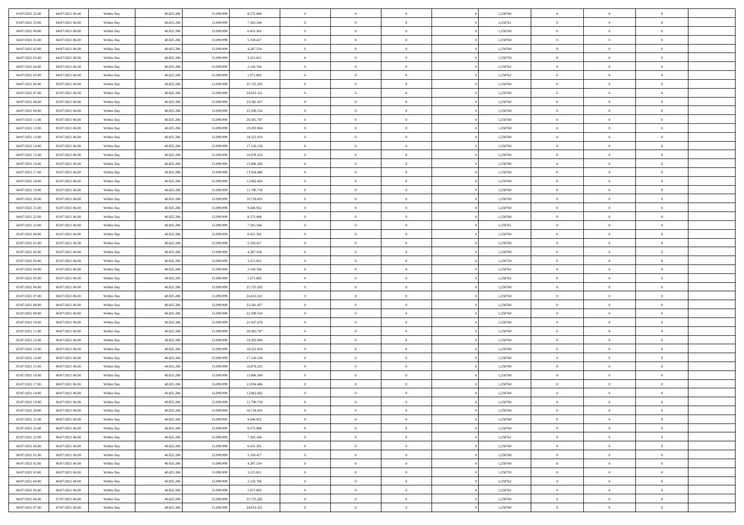| | | | | | | | | | | | | | | |
|---|---|---|---|---|---|---|---|---|---|---|---|---|---|---|
| 03/07/2021 22.00 | 04/07/2021 06.00 | Within Day | 40.825.206 | 15.099.999 | 8.575.068 | 0 | 0 | 0 | | 1,250760 | 0 | 0 | 0 | |
| 03/07/2021 23.00 | 04/07/2021 06.00 | Within Day | 40.825.206 | 15.099.999 | 7.503.184 | 0 | 0 | 0 | | 1,250761 | 0 | 0 | 0 | |
| 04/07/2021 00.00 | 04/07/2021 06.00 | Within Day | 40.825.206 | 15.099.999 | 6.431.301 | 0 | 0 | 0 | | 1,250760 | 0 | 0 | 0 | |
| 04/07/2021 01.00 | 04/07/2021 06.00 | Within Day | 40.825.206 | 15.099.999 | 5.359.417 | 0 | 0 | 0 | | 1,250760 | 0 | 0 | 0 | |
| 04/07/2021 02.00 | 04/07/2021 06.00 | Within Day | 40.825.206 | 15.099.999 | 4.287.534 | 0 | 0 | 0 | | 1,250760 | 0 | 0 | 0 | |
| 04/07/2021 03.00 | 04/07/2021 06.00 | Within Day | 40.825.206 | 15.099.999 | 3.215.651 | 0 | 0 | 0 | | 1,250759 | 0 | 0 | 0 | |
| 04/07/2021 04.00 | 04/07/2021 06.00 | Within Day | 40.825.206 | 15.099.999 | 2.143.766 | 0 | 0 | 0 | | 1,250762 | 0 | 0 | 0 | |
| 04/07/2021 05.00 | 04/07/2021 06.00 | Within Day | 40.825.206 | 15.099.999 | 1.071.883 | 0 | 0 | 0 | | 1,250762 | 0 | 0 | 0 | |
| 04/07/2021 06.00 | 05/07/2021 06.00 | Within Day | 40.825.206 | 15.099.999 | 25.725.205 | 0 | 0 | 0 | | 1,250760 | 0 | 0 | 0 | |
| 04/07/2021 07.00 | 05/07/2021 06.00 | Within Day | 40.825.206 | 15.099.999 | 24.653.321 | 0 | 0 | 0 | | 1,250760 | 0 | 0 | 0 | |
| 04/07/2021 08.00 | 05/07/2021 06.00 | Within Day | 40.825.206 | 15.099.999 | 23.581.437 | 0 | 0 | 0 | | 1,250760 | 0 | 0 | 0 | |
| 04/07/2021 09.00 | 05/07/2021 06.00 | Within Day | 40.825.206 | 15.099.999 | 22.509.554 | 0 | 0 | 0 | | 1,250760 | 0 | 0 | 0 | |
| 04/07/2021 11.00 | 05/07/2021 06.00 | Within Day | 40.825.206 | 15.099.999 | 20.365.787 | 0 | 0 | 0 | | 1,250760 | 0 | 0 | 0 | |
| 04/07/2021 12.00 | 05/07/2021 06.00 | Within Day | 40.825.206 | 15.099.999 | 19.293.904 | 0 | 0 | 0 | | 1,250760 | 0 | 0 | 0 | |
| 04/07/2021 13.00 | 05/07/2021 06.00 | Within Day | 40.825.206 | 15.099.999 | 18.222.019 | 0 | 0 | 0 | | 1,250760 | 0 | 0 | 0 | |
| 04/07/2021 14.00 | 05/07/2021 06.00 | Within Day | 40.825.206 | 15.099.999 | 17.150.136 | 0 | 0 | 0 | | 1,250760 | 0 | 0 | 0 | |
| 04/07/2021 15.00 | 05/07/2021 06.00 | Within Day | 40.825.206 | 15.099.999 | 16.078.253 | 0 | 0 | 0 | | 1,250760 | 0 | 0 | 0 | |
| 04/07/2021 16.00 | 05/07/2021 06.00 | Within Day | 40.825.206 | 15.099.999 | 15.006.369 | 0 | 0 | 0 | | 1,250760 | 0 | 0 | 0 | |
| 04/07/2021 17.00 | 05/07/2021 06.00 | Within Day | 40.825.206 | 15.099.999 | 13.934.486 | 0 | 0 | 0 | | 1,250760 | 0 | 0 | 0 | |
| 04/07/2021 18.00 | 05/07/2021 06.00 | Within Day | 40.825.206 | 15.099.999 | 12.862.602 | 0 | 0 | 0 | | 1,250760 | 0 | 0 | 0 | |
| 04/07/2021 19.00 | 05/07/2021 06.00 | Within Day | 40.825.206 | 15.099.999 | 11.790.718 | 0 | 0 | 0 | | 1,250760 | 0 | 0 | 0 | |
| 04/07/2021 20.00 | 05/07/2021 06.00 | Within Day | 40.825.206 | 15.099.999 | 10.718.835 | 0 | 0 | 0 | | 1,250760 | 0 | 0 | 0 | |
| 04/07/2021 21.00 | 05/07/2021 06.00 | Within Day | 40.825.206 | 15.099.999 | 9.646.952 | 0 | 0 | 0 | | 1,250760 | 0 | 0 | 0 | |
| 04/07/2021 22.00 | 05/07/2021 06.00 | Within Day | 40.825.206 | 15.099.999 | 8.575.068 | 0 | 0 | 0 | | 1,250760 | 0 | 0 | 0 | |
| 04/07/2021 23.00 | 05/07/2021 06.00 | Within Day | 40.825.206 | 15.099.999 | 7.503.184 | 0 | 0 | 0 | | 1,250761 | 0 | 0 | 0 | |
| 05/07/2021 00.00 | 05/07/2021 06.00 | Within Day | 40.825.206 | 15.099.999 | 6.431.301 | 0 | 0 | 0 | | 1,250760 | 0 | 0 | 0 | |
| 05/07/2021 01.00 | 05/07/2021 06.00 | Within Day | 40.825.206 | 15.099.999 | 5.359.417 | 0 | 0 | 0 | | 1,250760 | 0 | 0 | 0 | |
| 05/07/2021 02.00 | 05/07/2021 06.00 | Within Day | 40.825.206 | 15.099.999 | 4.287.534 | 0 | 0 | 0 | | 1,250760 | 0 | 0 | 0 | |
| 05/07/2021 03.00 | 05/07/2021 06.00 | Within Day | 40.825.206 | 15.099.999 | 3.215.651 | 0 | 0 | 0 | | 1,250759 | 0 | 0 | 0 | |
| 05/07/2021 04.00 | 05/07/2021 06.00 | Within Day | 40.825.206 | 15.099.999 | 2.143.766 | 0 | 0 | 0 | | 1,250762 | 0 | 0 | 0 | |
| 05/07/2021 05.00 | 05/07/2021 06.00 | Within Day | 40.825.206 | 15.099.999 | 1.071.883 | 0 | 0 | 0 | | 1,250762 | 0 | 0 | 0 | |
| 05/07/2021 06.00 | 06/07/2021 06.00 | Within Day | 40.825.206 | 15.099.999 | 25.725.205 | 0 | 0 | 0 | | 1,250760 | 0 | 0 | 0 | |
| 05/07/2021 07.00 | 06/07/2021 06.00 | Within Day | 40.825.206 | 15.099.999 | 24.653.321 | 0 | 0 | 0 | | 1,250760 | 0 | 0 | 0 | |
| 05/07/2021 08.00 | 06/07/2021 06.00 | Within Day | 40.825.206 | 15.099.999 | 23.581.437 | 0 | 0 | 0 | | 1,250760 | 0 | 0 | 0 | |
| 05/07/2021 09.00 | 06/07/2021 06.00 | Within Day | 40.825.206 | 15.099.999 | 22.509.554 | 0 | 0 | 0 | | 1,250760 | 0 | 0 | 0 | |
| 05/07/2021 10.00 | 06/07/2021 06.00 | Within Day | 40.825.206 | 15.099.999 | 21.437.670 | 0 | 0 | 0 | | 1,250760 | 0 | 0 | 0 | |
| 05/07/2021 11.00 | 06/07/2021 06.00 | Within Day | 40.825.206 | 15.099.999 | 20.365.787 | 0 | 0 | 0 | | 1,250760 | 0 | 0 | 0 | |
| 05/07/2021 12.00 | 06/07/2021 06.00 | Within Day | 40.825.206 | 15.099.999 | 19.293.904 | 0 | 0 | 0 | | 1,250760 | 0 | 0 | 0 | |
| 05/07/2021 13.00 | 06/07/2021 06.00 | Within Day | 40.825.206 | 15.099.999 | 18.222.019 | 0 | 0 | 0 | | 1,250760 | 0 | 0 | 0 | |
| 05/07/2021 14.00 | 06/07/2021 06.00 | Within Day | 40.825.206 | 15.099.999 | 17.150.136 | 0 | 0 | 0 | | 1,250760 | 0 | 0 | 0 | |
| 05/07/2021 15.00 | 06/07/2021 06.00 | Within Day | 40.825.206 | 15.099.999 | 16.078.253 | 0 | 0 | 0 | | 1,250760 | 0 | 0 | 0 | |
| 05/07/2021 16.00 | 06/07/2021 06.00 | Within Day | 40.825.206 | 15.099.999 | 15.006.369 | 0 | 0 | 0 | | 1,250760 | 0 | 0 | 0 | |
| 05/07/2021 17.00 | 06/07/2021 06.00 | Within Day | 40.825.206 | 15.099.999 | 13.934.486 | 0 | 0 | 0 | | 1,250760 | 0 | 0 | 0 | |
| 05/07/2021 18.00 | 06/07/2021 06.00 | Within Day | 40.825.206 | 15.099.999 | 12.862.602 | 0 | 0 | 0 | | 1,250760 | 0 | 0 | 0 | |
| 05/07/2021 19.00 | 06/07/2021 06.00 | Within Day | 40.825.206 | 15.099.999 | 11.790.718 | 0 | 0 | 0 | | 1,250760 | 0 | 0 | 0 | |
| 05/07/2021 20.00 | 06/07/2021 06.00 | Within Day | 40.825.206 | 15.099.999 | 10.718.835 | 0 | 0 | 0 | | 1,250760 | 0 | 0 | 0 | |
| 05/07/2021 21.00 | 06/07/2021 06.00 | Within Day | 40.825.206 | 15.099.999 | 9.646.952 | 0 | 0 | 0 | | 1,250760 | 0 | 0 | 0 | |
| 05/07/2021 22.00 | 06/07/2021 06.00 | Within Day | 40.825.206 | 15.099.999 | 8.575.068 | 0 | 0 | 0 | | 1,250760 | 0 | 0 | 0 | |
| 05/07/2021 23.00 | 06/07/2021 06.00 | Within Day | 40.825.206 | 15.099.999 | 7.503.184 | 0 | 0 | 0 | | 1,250761 | 0 | 0 | 0 | |
| 06/07/2021 00.00 | 06/07/2021 06.00 | Within Day | 40.825.206 | 15.099.999 | 6.431.301 | 0 | 0 | 0 | | 1,250760 | 0 | 0 | 0 | |
| 06/07/2021 01.00 | 06/07/2021 06.00 | Within Day | 40.825.206 | 15.099.999 | 5.359.417 | 0 | 0 | 0 | | 1,250760 | 0 | 0 | 0 | |
| 06/07/2021 02.00 | 06/07/2021 06.00 | Within Day | 40.825.206 | 15.099.999 | 4.287.534 | 0 | 0 | 0 | | 1,250760 | 0 | 0 | 0 | |
| 06/07/2021 03.00 | 06/07/2021 06.00 | Within Day | 40.825.206 | 15.099.999 | 3.215.651 | 0 | 0 | 0 | | 1,250759 | 0 | 0 | 0 | |
| 06/07/2021 04.00 | 06/07/2021 06.00 | Within Day | 40.825.206 | 15.099.999 | 2.143.766 | 0 | 0 | 0 | | 1,250762 | 0 | 0 | 0 | |
| 06/07/2021 05.00 | 06/07/2021 06.00 | Within Day | 40.825.206 | 15.099.999 | 1.071.883 | 0 | 0 | 0 | | 1,250762 | 0 | 0 | 0 | |
| 06/07/2021 06.00 | 07/07/2021 06.00 | Within Day | 40.825.206 | 15.099.999 | 25.725.205 | 0 | 0 | 0 | | 1,250760 | 0 | 0 | 0 | |
| 06/07/2021 07.00 | 07/07/2021 06.00 | Within Day | 40.825.206 | 15.099.999 | 24.653.321 | 0 | 0 | 0 | | 1,250760 | 0 | 0 | 0 | |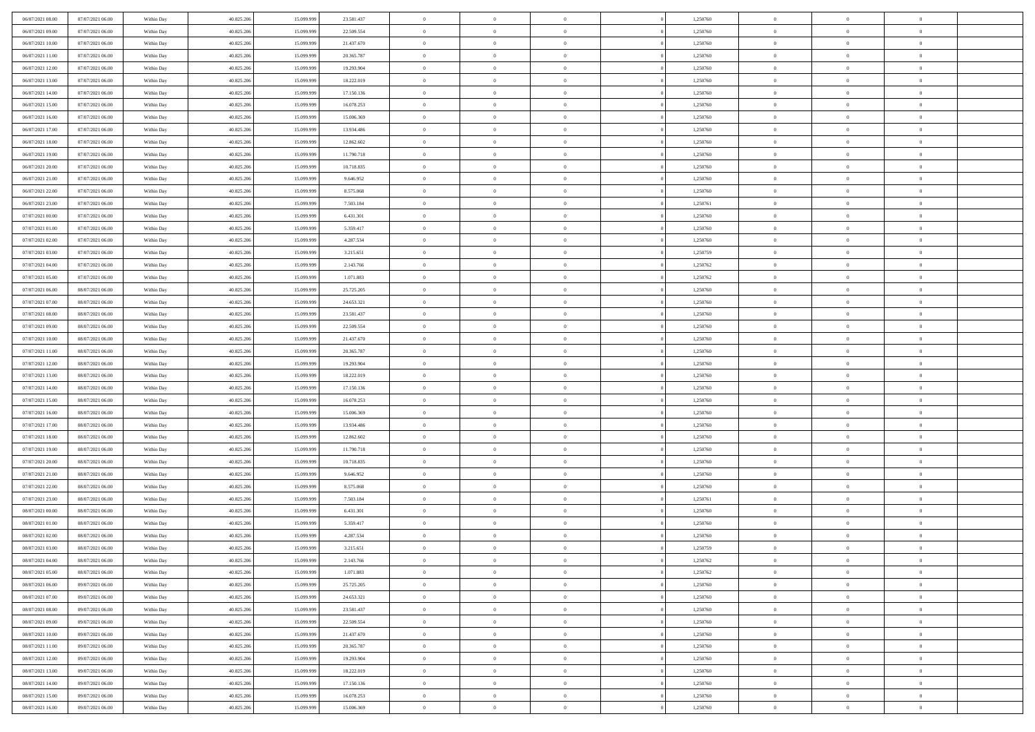| | | | | | | | | | | | | | | |
|---|---|---|---|---|---|---|---|---|---|---|---|---|---|---|
| 06/07/2021 08:00 | 07/07/2021 06:00 | Within Day | 40.825.206 | 15.099.999 | 23.581.437 | 0 | 0 | 0 | | 1,250760 | 0 | 0 | 0 | |
| 06/07/2021 09:00 | 07/07/2021 06:00 | Within Day | 40.825.206 | 15.099.999 | 22.509.554 | 0 | 0 | 0 | | 1,250760 | 0 | 0 | 0 | |
| 06/07/2021 10:00 | 07/07/2021 06:00 | Within Day | 40.825.206 | 15.099.999 | 21.437.670 | 0 | 0 | 0 | | 1,250760 | 0 | 0 | 0 | |
| 06/07/2021 11:00 | 07/07/2021 06:00 | Within Day | 40.825.206 | 15.099.999 | 20.365.787 | 0 | 0 | 0 | | 1,250760 | 0 | 0 | 0 | |
| 06/07/2021 12:00 | 07/07/2021 06:00 | Within Day | 40.825.206 | 15.099.999 | 19.293.904 | 0 | 0 | 0 | | 1,250760 | 0 | 0 | 0 | |
| 06/07/2021 13:00 | 07/07/2021 06:00 | Within Day | 40.825.206 | 15.099.999 | 18.222.019 | 0 | 0 | 0 | | 1,250760 | 0 | 0 | 0 | |
| 06/07/2021 14:00 | 07/07/2021 06:00 | Within Day | 40.825.206 | 15.099.999 | 17.150.136 | 0 | 0 | 0 | | 1,250760 | 0 | 0 | 0 | |
| 06/07/2021 15:00 | 07/07/2021 06:00 | Within Day | 40.825.206 | 15.099.999 | 16.078.253 | 0 | 0 | 0 | | 1,250760 | 0 | 0 | 0 | |
| 06/07/2021 16:00 | 07/07/2021 06:00 | Within Day | 40.825.206 | 15.099.999 | 15.006.369 | 0 | 0 | 0 | | 1,250760 | 0 | 0 | 0 | |
| 06/07/2021 17:00 | 07/07/2021 06:00 | Within Day | 40.825.206 | 15.099.999 | 13.934.486 | 0 | 0 | 0 | | 1,250760 | 0 | 0 | 0 | |
| 06/07/2021 18:00 | 07/07/2021 06:00 | Within Day | 40.825.206 | 15.099.999 | 12.862.602 | 0 | 0 | 0 | | 1,250760 | 0 | 0 | 0 | |
| 06/07/2021 19:00 | 07/07/2021 06:00 | Within Day | 40.825.206 | 15.099.999 | 11.790.718 | 0 | 0 | 0 | | 1,250760 | 0 | 0 | 0 | |
| 06/07/2021 20:00 | 07/07/2021 06:00 | Within Day | 40.825.206 | 15.099.999 | 10.718.835 | 0 | 0 | 0 | | 1,250760 | 0 | 0 | 0 | |
| 06/07/2021 21:00 | 07/07/2021 06:00 | Within Day | 40.825.206 | 15.099.999 | 9.646.952 | 0 | 0 | 0 | | 1,250760 | 0 | 0 | 0 | |
| 06/07/2021 22:00 | 07/07/2021 06:00 | Within Day | 40.825.206 | 15.099.999 | 8.575.068 | 0 | 0 | 0 | | 1,250760 | 0 | 0 | 0 | |
| 06/07/2021 23:00 | 07/07/2021 06:00 | Within Day | 40.825.206 | 15.099.999 | 7.503.184 | 0 | 0 | 0 | | 1,250761 | 0 | 0 | 0 | |
| 07/07/2021 00:00 | 07/07/2021 06:00 | Within Day | 40.825.206 | 15.099.999 | 6.431.301 | 0 | 0 | 0 | | 1,250760 | 0 | 0 | 0 | |
| 07/07/2021 01:00 | 07/07/2021 06:00 | Within Day | 40.825.206 | 15.099.999 | 5.359.417 | 0 | 0 | 0 | | 1,250760 | 0 | 0 | 0 | |
| 07/07/2021 02:00 | 07/07/2021 06:00 | Within Day | 40.825.206 | 15.099.999 | 4.287.534 | 0 | 0 | 0 | | 1,250760 | 0 | 0 | 0 | |
| 07/07/2021 03:00 | 07/07/2021 06:00 | Within Day | 40.825.206 | 15.099.999 | 3.215.651 | 0 | 0 | 0 | | 1,250759 | 0 | 0 | 0 | |
| 07/07/2021 04:00 | 07/07/2021 06:00 | Within Day | 40.825.206 | 15.099.999 | 2.143.766 | 0 | 0 | 0 | | 1,250762 | 0 | 0 | 0 | |
| 07/07/2021 05:00 | 07/07/2021 06:00 | Within Day | 40.825.206 | 15.099.999 | 1.071.883 | 0 | 0 | 0 | | 1,250762 | 0 | 0 | 0 | |
| 07/07/2021 06:00 | 08/07/2021 06:00 | Within Day | 40.825.206 | 15.099.999 | 25.725.205 | 0 | 0 | 0 | | 1,250760 | 0 | 0 | 0 | |
| 07/07/2021 07:00 | 08/07/2021 06:00 | Within Day | 40.825.206 | 15.099.999 | 24.653.321 | 0 | 0 | 0 | | 1,250760 | 0 | 0 | 0 | |
| 07/07/2021 08:00 | 08/07/2021 06:00 | Within Day | 40.825.206 | 15.099.999 | 23.581.437 | 0 | 0 | 0 | | 1,250760 | 0 | 0 | 0 | |
| 07/07/2021 09:00 | 08/07/2021 06:00 | Within Day | 40.825.206 | 15.099.999 | 22.509.554 | 0 | 0 | 0 | | 1,250760 | 0 | 0 | 0 | |
| 07/07/2021 10:00 | 08/07/2021 06:00 | Within Day | 40.825.206 | 15.099.999 | 21.437.670 | 0 | 0 | 0 | | 1,250760 | 0 | 0 | 0 | |
| 07/07/2021 11:00 | 08/07/2021 06:00 | Within Day | 40.825.206 | 15.099.999 | 20.365.787 | 0 | 0 | 0 | | 1,250760 | 0 | 0 | 0 | |
| 07/07/2021 12:00 | 08/07/2021 06:00 | Within Day | 40.825.206 | 15.099.999 | 19.293.904 | 0 | 0 | 0 | | 1,250760 | 0 | 0 | 0 | |
| 07/07/2021 13:00 | 08/07/2021 06:00 | Within Day | 40.825.206 | 15.099.999 | 18.222.019 | 0 | 0 | 0 | | 1,250760 | 0 | 0 | 0 | |
| 07/07/2021 14:00 | 08/07/2021 06:00 | Within Day | 40.825.206 | 15.099.999 | 17.150.136 | 0 | 0 | 0 | | 1,250760 | 0 | 0 | 0 | |
| 07/07/2021 15:00 | 08/07/2021 06:00 | Within Day | 40.825.206 | 15.099.999 | 16.078.253 | 0 | 0 | 0 | | 1,250760 | 0 | 0 | 0 | |
| 07/07/2021 16:00 | 08/07/2021 06:00 | Within Day | 40.825.206 | 15.099.999 | 15.006.369 | 0 | 0 | 0 | | 1,250760 | 0 | 0 | 0 | |
| 07/07/2021 17:00 | 08/07/2021 06:00 | Within Day | 40.825.206 | 15.099.999 | 13.934.486 | 0 | 0 | 0 | | 1,250760 | 0 | 0 | 0 | |
| 07/07/2021 18:00 | 08/07/2021 06:00 | Within Day | 40.825.206 | 15.099.999 | 12.862.602 | 0 | 0 | 0 | | 1,250760 | 0 | 0 | 0 | |
| 07/07/2021 19:00 | 08/07/2021 06:00 | Within Day | 40.825.206 | 15.099.999 | 11.790.718 | 0 | 0 | 0 | | 1,250760 | 0 | 0 | 0 | |
| 07/07/2021 20:00 | 08/07/2021 06:00 | Within Day | 40.825.206 | 15.099.999 | 10.718.835 | 0 | 0 | 0 | | 1,250760 | 0 | 0 | 0 | |
| 07/07/2021 21:00 | 08/07/2021 06:00 | Within Day | 40.825.206 | 15.099.999 | 9.646.952 | 0 | 0 | 0 | | 1,250760 | 0 | 0 | 0 | |
| 07/07/2021 22:00 | 08/07/2021 06:00 | Within Day | 40.825.206 | 15.099.999 | 8.575.068 | 0 | 0 | 0 | | 1,250760 | 0 | 0 | 0 | |
| 07/07/2021 23:00 | 08/07/2021 06:00 | Within Day | 40.825.206 | 15.099.999 | 7.503.184 | 0 | 0 | 0 | | 1,250761 | 0 | 0 | 0 | |
| 08/07/2021 00:00 | 08/07/2021 06:00 | Within Day | 40.825.206 | 15.099.999 | 6.431.301 | 0 | 0 | 0 | | 1,250760 | 0 | 0 | 0 | |
| 08/07/2021 01:00 | 08/07/2021 06:00 | Within Day | 40.825.206 | 15.099.999 | 5.359.417 | 0 | 0 | 0 | | 1,250760 | 0 | 0 | 0 | |
| 08/07/2021 02:00 | 08/07/2021 06:00 | Within Day | 40.825.206 | 15.099.999 | 4.287.534 | 0 | 0 | 0 | | 1,250760 | 0 | 0 | 0 | |
| 08/07/2021 03:00 | 08/07/2021 06:00 | Within Day | 40.825.206 | 15.099.999 | 3.215.651 | 0 | 0 | 0 | | 1,250759 | 0 | 0 | 0 | |
| 08/07/2021 04:00 | 08/07/2021 06:00 | Within Day | 40.825.206 | 15.099.999 | 2.143.766 | 0 | 0 | 0 | | 1,250762 | 0 | 0 | 0 | |
| 08/07/2021 05:00 | 08/07/2021 06:00 | Within Day | 40.825.206 | 15.099.999 | 1.071.883 | 0 | 0 | 0 | | 1,250762 | 0 | 0 | 0 | |
| 08/07/2021 06:00 | 09/07/2021 06:00 | Within Day | 40.825.206 | 15.099.999 | 25.725.205 | 0 | 0 | 0 | | 1,250760 | 0 | 0 | 0 | |
| 08/07/2021 07:00 | 09/07/2021 06:00 | Within Day | 40.825.206 | 15.099.999 | 24.653.321 | 0 | 0 | 0 | | 1,250760 | 0 | 0 | 0 | |
| 08/07/2021 08:00 | 09/07/2021 06:00 | Within Day | 40.825.206 | 15.099.999 | 23.581.437 | 0 | 0 | 0 | | 1,250760 | 0 | 0 | 0 | |
| 08/07/2021 09:00 | 09/07/2021 06:00 | Within Day | 40.825.206 | 15.099.999 | 22.509.554 | 0 | 0 | 0 | | 1,250760 | 0 | 0 | 0 | |
| 08/07/2021 10:00 | 09/07/2021 06:00 | Within Day | 40.825.206 | 15.099.999 | 21.437.670 | 0 | 0 | 0 | | 1,250760 | 0 | 0 | 0 | |
| 08/07/2021 11:00 | 09/07/2021 06:00 | Within Day | 40.825.206 | 15.099.999 | 20.365.787 | 0 | 0 | 0 | | 1,250760 | 0 | 0 | 0 | |
| 08/07/2021 12:00 | 09/07/2021 06:00 | Within Day | 40.825.206 | 15.099.999 | 19.293.904 | 0 | 0 | 0 | | 1,250760 | 0 | 0 | 0 | |
| 08/07/2021 13:00 | 09/07/2021 06:00 | Within Day | 40.825.206 | 15.099.999 | 18.222.019 | 0 | 0 | 0 | | 1,250760 | 0 | 0 | 0 | |
| 08/07/2021 14:00 | 09/07/2021 06:00 | Within Day | 40.825.206 | 15.099.999 | 17.150.136 | 0 | 0 | 0 | | 1,250760 | 0 | 0 | 0 | |
| 08/07/2021 15:00 | 09/07/2021 06:00 | Within Day | 40.825.206 | 15.099.999 | 16.078.253 | 0 | 0 | 0 | | 1,250760 | 0 | 0 | 0 | |
| 08/07/2021 16:00 | 09/07/2021 06:00 | Within Day | 40.825.206 | 15.099.999 | 15.006.369 | 0 | 0 | 0 | | 1,250760 | 0 | 0 | 0 | |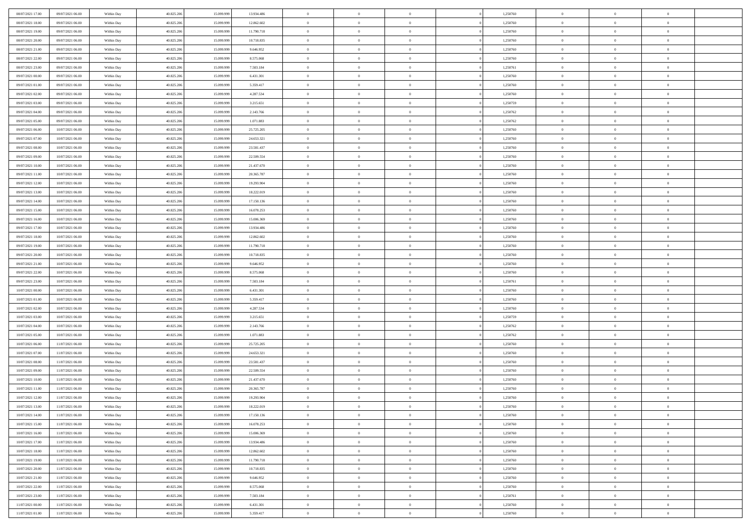| 08/07/2021 17:00 | 09/07/2021 06:00 | Within Day | 40.825.206 | 15.099.999 | 13.934.486 | 0 | 0 | 0 | | 1,250760 | 0 | 0 | 0 | |
|---|---|---|---|---|---|---|---|---|---|---|---|---|---|---|
| 08/07/2021 18:00 | 09/07/2021 06:00 | Within Day | 40.825.206 | 15.099.999 | 12.862.602 | 0 | 0 | 0 | | 1,250760 | 0 | 0 | 0 | |
| 08/07/2021 19:00 | 09/07/2021 06:00 | Within Day | 40.825.206 | 15.099.999 | 11.790.718 | 0 | 0 | 0 | | 1,250760 | 0 | 0 | 0 | |
| 08/07/2021 20:00 | 09/07/2021 06:00 | Within Day | 40.825.206 | 15.099.999 | 10.718.835 | 0 | 0 | 0 | | 1,250760 | 0 | 0 | 0 | |
| 08/07/2021 21:00 | 09/07/2021 06:00 | Within Day | 40.825.206 | 15.099.999 | 9.646.952 | 0 | 0 | 0 | | 1,250760 | 0 | 0 | 0 | |
| 08/07/2021 22:00 | 09/07/2021 06:00 | Within Day | 40.825.206 | 15.099.999 | 8.575.068 | 0 | 0 | 0 | | 1,250760 | 0 | 0 | 0 | |
| 08/07/2021 23:00 | 09/07/2021 06:00 | Within Day | 40.825.206 | 15.099.999 | 7.503.184 | 0 | 0 | 0 | | 1,250761 | 0 | 0 | 0 | |
| 09/07/2021 00:00 | 09/07/2021 06:00 | Within Day | 40.825.206 | 15.099.999 | 6.431.301 | 0 | 0 | 0 | | 1,250760 | 0 | 0 | 0 | |
| 09/07/2021 01:00 | 09/07/2021 06:00 | Within Day | 40.825.206 | 15.099.999 | 5.359.417 | 0 | 0 | 0 | | 1,250760 | 0 | 0 | 0 | |
| 09/07/2021 02:00 | 09/07/2021 06:00 | Within Day | 40.825.206 | 15.099.999 | 4.287.534 | 0 | 0 | 0 | | 1,250760 | 0 | 0 | 0 | |
| 09/07/2021 03:00 | 09/07/2021 06:00 | Within Day | 40.825.206 | 15.099.999 | 3.215.651 | 0 | 0 | 0 | | 1,250759 | 0 | 0 | 0 | |
| 09/07/2021 04:00 | 09/07/2021 06:00 | Within Day | 40.825.206 | 15.099.999 | 2.143.766 | 0 | 0 | 0 | | 1,250762 | 0 | 0 | 0 | |
| 09/07/2021 05:00 | 09/07/2021 06:00 | Within Day | 40.825.206 | 15.099.999 | 1.071.883 | 0 | 0 | 0 | | 1,250762 | 0 | 0 | 0 | |
| 09/07/2021 06:00 | 10/07/2021 06:00 | Within Day | 40.825.206 | 15.099.999 | 25.725.205 | 0 | 0 | 0 | | 1,250760 | 0 | 0 | 0 | |
| 09/07/2021 07:00 | 10/07/2021 06:00 | Within Day | 40.825.206 | 15.099.999 | 24.653.321 | 0 | 0 | 0 | | 1,250760 | 0 | 0 | 0 | |
| 09/07/2021 08:00 | 10/07/2021 06:00 | Within Day | 40.825.206 | 15.099.999 | 23.581.437 | 0 | 0 | 0 | | 1,250760 | 0 | 0 | 0 | |
| 09/07/2021 09:00 | 10/07/2021 06:00 | Within Day | 40.825.206 | 15.099.999 | 22.509.554 | 0 | 0 | 0 | | 1,250760 | 0 | 0 | 0 | |
| 09/07/2021 10:00 | 10/07/2021 06:00 | Within Day | 40.825.206 | 15.099.999 | 21.437.670 | 0 | 0 | 0 | | 1,250760 | 0 | 0 | 0 | |
| 09/07/2021 11:00 | 10/07/2021 06:00 | Within Day | 40.825.206 | 15.099.999 | 20.365.787 | 0 | 0 | 0 | | 1,250760 | 0 | 0 | 0 | |
| 09/07/2021 12:00 | 10/07/2021 06:00 | Within Day | 40.825.206 | 15.099.999 | 19.293.904 | 0 | 0 | 0 | | 1,250760 | 0 | 0 | 0 | |
| 09/07/2021 13:00 | 10/07/2021 06:00 | Within Day | 40.825.206 | 15.099.999 | 18.222.019 | 0 | 0 | 0 | | 1,250760 | 0 | 0 | 0 | |
| 09/07/2021 14:00 | 10/07/2021 06:00 | Within Day | 40.825.206 | 15.099.999 | 17.150.136 | 0 | 0 | 0 | | 1,250760 | 0 | 0 | 0 | |
| 09/07/2021 15:00 | 10/07/2021 06:00 | Within Day | 40.825.206 | 15.099.999 | 16.078.253 | 0 | 0 | 0 | | 1,250760 | 0 | 0 | 0 | |
| 09/07/2021 16:00 | 10/07/2021 06:00 | Within Day | 40.825.206 | 15.099.999 | 15.006.369 | 0 | 0 | 0 | | 1,250760 | 0 | 0 | 0 | |
| 09/07/2021 17:00 | 10/07/2021 06:00 | Within Day | 40.825.206 | 15.099.999 | 13.934.486 | 0 | 0 | 0 | | 1,250760 | 0 | 0 | 0 | |
| 09/07/2021 18:00 | 10/07/2021 06:00 | Within Day | 40.825.206 | 15.099.999 | 12.862.602 | 0 | 0 | 0 | | 1,250760 | 0 | 0 | 0 | |
| 09/07/2021 19:00 | 10/07/2021 06:00 | Within Day | 40.825.206 | 15.099.999 | 11.790.718 | 0 | 0 | 0 | | 1,250760 | 0 | 0 | 0 | |
| 09/07/2021 20:00 | 10/07/2021 06:00 | Within Day | 40.825.206 | 15.099.999 | 10.718.835 | 0 | 0 | 0 | | 1,250760 | 0 | 0 | 0 | |
| 09/07/2021 21:00 | 10/07/2021 06:00 | Within Day | 40.825.206 | 15.099.999 | 9.646.952 | 0 | 0 | 0 | | 1,250760 | 0 | 0 | 0 | |
| 09/07/2021 22:00 | 10/07/2021 06:00 | Within Day | 40.825.206 | 15.099.999 | 8.575.068 | 0 | 0 | 0 | | 1,250760 | 0 | 0 | 0 | |
| 09/07/2021 23:00 | 10/07/2021 06:00 | Within Day | 40.825.206 | 15.099.999 | 7.503.184 | 0 | 0 | 0 | | 1,250761 | 0 | 0 | 0 | |
| 10/07/2021 00:00 | 10/07/2021 06:00 | Within Day | 40.825.206 | 15.099.999 | 6.431.301 | 0 | 0 | 0 | | 1,250760 | 0 | 0 | 0 | |
| 10/07/2021 01:00 | 10/07/2021 06:00 | Within Day | 40.825.206 | 15.099.999 | 5.359.417 | 0 | 0 | 0 | | 1,250760 | 0 | 0 | 0 | |
| 10/07/2021 02:00 | 10/07/2021 06:00 | Within Day | 40.825.206 | 15.099.999 | 4.287.534 | 0 | 0 | 0 | | 1,250760 | 0 | 0 | 0 | |
| 10/07/2021 03:00 | 10/07/2021 06:00 | Within Day | 40.825.206 | 15.099.999 | 3.215.651 | 0 | 0 | 0 | | 1,250759 | 0 | 0 | 0 | |
| 10/07/2021 04:00 | 10/07/2021 06:00 | Within Day | 40.825.206 | 15.099.999 | 2.143.766 | 0 | 0 | 0 | | 1,250762 | 0 | 0 | 0 | |
| 10/07/2021 05:00 | 10/07/2021 06:00 | Within Day | 40.825.206 | 15.099.999 | 1.071.883 | 0 | 0 | 0 | | 1,250762 | 0 | 0 | 0 | |
| 10/07/2021 06:00 | 11/07/2021 06:00 | Within Day | 40.825.206 | 15.099.999 | 25.725.205 | 0 | 0 | 0 | | 1,250760 | 0 | 0 | 0 | |
| 10/07/2021 07:00 | 11/07/2021 06:00 | Within Day | 40.825.206 | 15.099.999 | 24.653.321 | 0 | 0 | 0 | | 1,250760 | 0 | 0 | 0 | |
| 10/07/2021 08:00 | 11/07/2021 06:00 | Within Day | 40.825.206 | 15.099.999 | 23.581.437 | 0 | 0 | 0 | | 1,250760 | 0 | 0 | 0 | |
| 10/07/2021 09:00 | 11/07/2021 06:00 | Within Day | 40.825.206 | 15.099.999 | 22.509.554 | 0 | 0 | 0 | | 1,250760 | 0 | 0 | 0 | |
| 10/07/2021 10:00 | 11/07/2021 06:00 | Within Day | 40.825.206 | 15.099.999 | 21.437.670 | 0 | 0 | 0 | | 1,250760 | 0 | 0 | 0 | |
| 10/07/2021 11:00 | 11/07/2021 06:00 | Within Day | 40.825.206 | 15.099.999 | 20.365.787 | 0 | 0 | 0 | | 1,250760 | 0 | 0 | 0 | |
| 10/07/2021 12:00 | 11/07/2021 06:00 | Within Day | 40.825.206 | 15.099.999 | 19.293.904 | 0 | 0 | 0 | | 1,250760 | 0 | 0 | 0 | |
| 10/07/2021 13:00 | 11/07/2021 06:00 | Within Day | 40.825.206 | 15.099.999 | 18.222.019 | 0 | 0 | 0 | | 1,250760 | 0 | 0 | 0 | |
| 10/07/2021 14:00 | 11/07/2021 06:00 | Within Day | 40.825.206 | 15.099.999 | 17.150.136 | 0 | 0 | 0 | | 1,250760 | 0 | 0 | 0 | |
| 10/07/2021 15:00 | 11/07/2021 06:00 | Within Day | 40.825.206 | 15.099.999 | 16.078.253 | 0 | 0 | 0 | | 1,250760 | 0 | 0 | 0 | |
| 10/07/2021 16:00 | 11/07/2021 06:00 | Within Day | 40.825.206 | 15.099.999 | 15.006.369 | 0 | 0 | 0 | | 1,250760 | 0 | 0 | 0 | |
| 10/07/2021 17:00 | 11/07/2021 06:00 | Within Day | 40.825.206 | 15.099.999 | 13.934.486 | 0 | 0 | 0 | | 1,250760 | 0 | 0 | 0 | |
| 10/07/2021 18:00 | 11/07/2021 06:00 | Within Day | 40.825.206 | 15.099.999 | 12.862.602 | 0 | 0 | 0 | | 1,250760 | 0 | 0 | 0 | |
| 10/07/2021 19:00 | 11/07/2021 06:00 | Within Day | 40.825.206 | 15.099.999 | 11.790.718 | 0 | 0 | 0 | | 1,250760 | 0 | 0 | 0 | |
| 10/07/2021 20:00 | 11/07/2021 06:00 | Within Day | 40.825.206 | 15.099.999 | 10.718.835 | 0 | 0 | 0 | | 1,250760 | 0 | 0 | 0 | |
| 10/07/2021 21:00 | 11/07/2021 06:00 | Within Day | 40.825.206 | 15.099.999 | 9.646.952 | 0 | 0 | 0 | | 1,250760 | 0 | 0 | 0 | |
| 10/07/2021 22:00 | 11/07/2021 06:00 | Within Day | 40.825.206 | 15.099.999 | 8.575.068 | 0 | 0 | 0 | | 1,250760 | 0 | 0 | 0 | |
| 10/07/2021 23:00 | 11/07/2021 06:00 | Within Day | 40.825.206 | 15.099.999 | 7.503.184 | 0 | 0 | 0 | | 1,250761 | 0 | 0 | 0 | |
| 11/07/2021 00:00 | 11/07/2021 06:00 | Within Day | 40.825.206 | 15.099.999 | 6.431.301 | 0 | 0 | 0 | | 1,250760 | 0 | 0 | 0 | |
| 11/07/2021 01:00 | 11/07/2021 06:00 | Within Day | 40.825.206 | 15.099.999 | 5.359.417 | 0 | 0 | 0 | | 1,250760 | 0 | 0 | 0 | |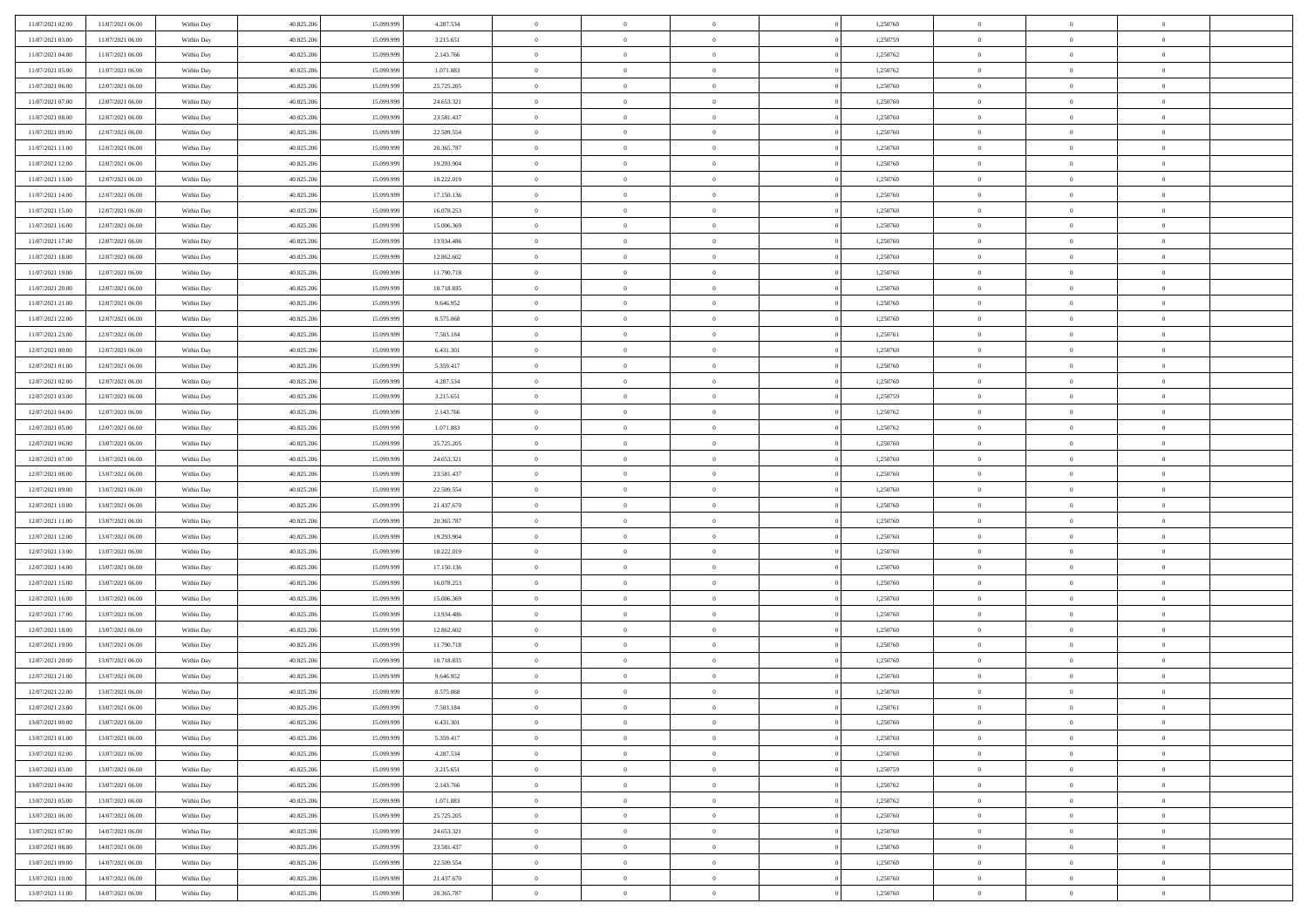| 11/07/2021 02:00 | 11/07/2021 06:00 | Within Day | 40.825.206 | 15.099.999 | 4.287.534 | 0 | 0 | 0 | | 1,250760 | 0 | 0 | 0 | |
|---|---|---|---|---|---|---|---|---|---|---|---|---|---|---|
| 11/07/2021 03:00 | 11/07/2021 06:00 | Within Day | 40.825.206 | 15.099.999 | 3.215.651 | 0 | 0 | 0 | | 1,250759 | 0 | 0 | 0 | |
| 11/07/2021 04:00 | 11/07/2021 06:00 | Within Day | 40.825.206 | 15.099.999 | 2.143.766 | 0 | 0 | 0 | | 1,250762 | 0 | 0 | 0 | |
| 11/07/2021 05:00 | 11/07/2021 06:00 | Within Day | 40.825.206 | 15.099.999 | 1.071.883 | 0 | 0 | 0 | | 1,250762 | 0 | 0 | 0 | |
| 11/07/2021 06:00 | 12/07/2021 06:00 | Within Day | 40.825.206 | 15.099.999 | 25.725.205 | 0 | 0 | 0 | | 1,250760 | 0 | 0 | 0 | |
| 11/07/2021 07:00 | 12/07/2021 06:00 | Within Day | 40.825.206 | 15.099.999 | 24.653.321 | 0 | 0 | 0 | | 1,250760 | 0 | 0 | 0 | |
| 11/07/2021 08:00 | 12/07/2021 06:00 | Within Day | 40.825.206 | 15.099.999 | 23.581.437 | 0 | 0 | 0 | | 1,250760 | 0 | 0 | 0 | |
| 11/07/2021 09:00 | 12/07/2021 06:00 | Within Day | 40.825.206 | 15.099.999 | 22.509.554 | 0 | 0 | 0 | | 1,250760 | 0 | 0 | 0 | |
| 11/07/2021 11:00 | 12/07/2021 06:00 | Within Day | 40.825.206 | 15.099.999 | 20.365.787 | 0 | 0 | 0 | | 1,250760 | 0 | 0 | 0 | |
| 11/07/2021 12:00 | 12/07/2021 06:00 | Within Day | 40.825.206 | 15.099.999 | 19.293.904 | 0 | 0 | 0 | | 1,250760 | 0 | 0 | 0 | |
| 11/07/2021 13:00 | 12/07/2021 06:00 | Within Day | 40.825.206 | 15.099.999 | 18.222.019 | 0 | 0 | 0 | | 1,250760 | 0 | 0 | 0 | |
| 11/07/2021 14:00 | 12/07/2021 06:00 | Within Day | 40.825.206 | 15.099.999 | 17.150.136 | 0 | 0 | 0 | | 1,250760 | 0 | 0 | 0 | |
| 11/07/2021 15:00 | 12/07/2021 06:00 | Within Day | 40.825.206 | 15.099.999 | 16.078.253 | 0 | 0 | 0 | | 1,250760 | 0 | 0 | 0 | |
| 11/07/2021 16:00 | 12/07/2021 06:00 | Within Day | 40.825.206 | 15.099.999 | 15.006.369 | 0 | 0 | 0 | | 1,250760 | 0 | 0 | 0 | |
| 11/07/2021 17:00 | 12/07/2021 06:00 | Within Day | 40.825.206 | 15.099.999 | 13.934.486 | 0 | 0 | 0 | | 1,250760 | 0 | 0 | 0 | |
| 11/07/2021 18:00 | 12/07/2021 06:00 | Within Day | 40.825.206 | 15.099.999 | 12.862.602 | 0 | 0 | 0 | | 1,250760 | 0 | 0 | 0 | |
| 11/07/2021 19:00 | 12/07/2021 06:00 | Within Day | 40.825.206 | 15.099.999 | 11.790.718 | 0 | 0 | 0 | | 1,250760 | 0 | 0 | 0 | |
| 11/07/2021 20:00 | 12/07/2021 06:00 | Within Day | 40.825.206 | 15.099.999 | 10.718.835 | 0 | 0 | 0 | | 1,250760 | 0 | 0 | 0 | |
| 11/07/2021 21:00 | 12/07/2021 06:00 | Within Day | 40.825.206 | 15.099.999 | 9.646.952 | 0 | 0 | 0 | | 1,250760 | 0 | 0 | 0 | |
| 11/07/2021 22:00 | 12/07/2021 06:00 | Within Day | 40.825.206 | 15.099.999 | 8.575.068 | 0 | 0 | 0 | | 1,250760 | 0 | 0 | 0 | |
| 11/07/2021 23:00 | 12/07/2021 06:00 | Within Day | 40.825.206 | 15.099.999 | 7.503.184 | 0 | 0 | 0 | | 1,250761 | 0 | 0 | 0 | |
| 12/07/2021 00:00 | 12/07/2021 06:00 | Within Day | 40.825.206 | 15.099.999 | 6.431.301 | 0 | 0 | 0 | | 1,250760 | 0 | 0 | 0 | |
| 12/07/2021 01:00 | 12/07/2021 06:00 | Within Day | 40.825.206 | 15.099.999 | 5.359.417 | 0 | 0 | 0 | | 1,250760 | 0 | 0 | 0 | |
| 12/07/2021 02:00 | 12/07/2021 06:00 | Within Day | 40.825.206 | 15.099.999 | 4.287.534 | 0 | 0 | 0 | | 1,250760 | 0 | 0 | 0 | |
| 12/07/2021 03:00 | 12/07/2021 06:00 | Within Day | 40.825.206 | 15.099.999 | 3.215.651 | 0 | 0 | 0 | | 1,250759 | 0 | 0 | 0 | |
| 12/07/2021 04:00 | 12/07/2021 06:00 | Within Day | 40.825.206 | 15.099.999 | 2.143.766 | 0 | 0 | 0 | | 1,250762 | 0 | 0 | 0 | |
| 12/07/2021 05:00 | 12/07/2021 06:00 | Within Day | 40.825.206 | 15.099.999 | 1.071.883 | 0 | 0 | 0 | | 1,250762 | 0 | 0 | 0 | |
| 12/07/2021 06:00 | 13/07/2021 06:00 | Within Day | 40.825.206 | 15.099.999 | 25.725.205 | 0 | 0 | 0 | | 1,250760 | 0 | 0 | 0 | |
| 12/07/2021 07:00 | 13/07/2021 06:00 | Within Day | 40.825.206 | 15.099.999 | 24.653.321 | 0 | 0 | 0 | | 1,250760 | 0 | 0 | 0 | |
| 12/07/2021 08:00 | 13/07/2021 06:00 | Within Day | 40.825.206 | 15.099.999 | 23.581.437 | 0 | 0 | 0 | | 1,250760 | 0 | 0 | 0 | |
| 12/07/2021 09:00 | 13/07/2021 06:00 | Within Day | 40.825.206 | 15.099.999 | 22.509.554 | 0 | 0 | 0 | | 1,250760 | 0 | 0 | 0 | |
| 12/07/2021 10:00 | 13/07/2021 06:00 | Within Day | 40.825.206 | 15.099.999 | 21.437.670 | 0 | 0 | 0 | | 1,250760 | 0 | 0 | 0 | |
| 12/07/2021 11:00 | 13/07/2021 06:00 | Within Day | 40.825.206 | 15.099.999 | 20.365.787 | 0 | 0 | 0 | | 1,250760 | 0 | 0 | 0 | |
| 12/07/2021 12:00 | 13/07/2021 06:00 | Within Day | 40.825.206 | 15.099.999 | 19.293.904 | 0 | 0 | 0 | | 1,250760 | 0 | 0 | 0 | |
| 12/07/2021 13:00 | 13/07/2021 06:00 | Within Day | 40.825.206 | 15.099.999 | 18.222.019 | 0 | 0 | 0 | | 1,250760 | 0 | 0 | 0 | |
| 12/07/2021 14:00 | 13/07/2021 06:00 | Within Day | 40.825.206 | 15.099.999 | 17.150.136 | 0 | 0 | 0 | | 1,250760 | 0 | 0 | 0 | |
| 12/07/2021 15:00 | 13/07/2021 06:00 | Within Day | 40.825.206 | 15.099.999 | 16.078.253 | 0 | 0 | 0 | | 1,250760 | 0 | 0 | 0 | |
| 12/07/2021 16:00 | 13/07/2021 06:00 | Within Day | 40.825.206 | 15.099.999 | 15.006.369 | 0 | 0 | 0 | | 1,250760 | 0 | 0 | 0 | |
| 12/07/2021 17:00 | 13/07/2021 06:00 | Within Day | 40.825.206 | 15.099.999 | 13.934.486 | 0 | 0 | 0 | | 1,250760 | 0 | 0 | 0 | |
| 12/07/2021 18:00 | 13/07/2021 06:00 | Within Day | 40.825.206 | 15.099.999 | 12.862.602 | 0 | 0 | 0 | | 1,250760 | 0 | 0 | 0 | |
| 12/07/2021 19:00 | 13/07/2021 06:00 | Within Day | 40.825.206 | 15.099.999 | 11.790.718 | 0 | 0 | 0 | | 1,250760 | 0 | 0 | 0 | |
| 12/07/2021 20:00 | 13/07/2021 06:00 | Within Day | 40.825.206 | 15.099.999 | 10.718.835 | 0 | 0 | 0 | | 1,250760 | 0 | 0 | 0 | |
| 12/07/2021 21:00 | 13/07/2021 06:00 | Within Day | 40.825.206 | 15.099.999 | 9.646.952 | 0 | 0 | 0 | | 1,250760 | 0 | 0 | 0 | |
| 12/07/2021 22:00 | 13/07/2021 06:00 | Within Day | 40.825.206 | 15.099.999 | 8.575.068 | 0 | 0 | 0 | | 1,250760 | 0 | 0 | 0 | |
| 12/07/2021 23:00 | 13/07/2021 06:00 | Within Day | 40.825.206 | 15.099.999 | 7.503.184 | 0 | 0 | 0 | | 1,250761 | 0 | 0 | 0 | |
| 13/07/2021 00:00 | 13/07/2021 06:00 | Within Day | 40.825.206 | 15.099.999 | 6.431.301 | 0 | 0 | 0 | | 1,250760 | 0 | 0 | 0 | |
| 13/07/2021 01:00 | 13/07/2021 06:00 | Within Day | 40.825.206 | 15.099.999 | 5.359.417 | 0 | 0 | 0 | | 1,250760 | 0 | 0 | 0 | |
| 13/07/2021 02:00 | 13/07/2021 06:00 | Within Day | 40.825.206 | 15.099.999 | 4.287.534 | 0 | 0 | 0 | | 1,250760 | 0 | 0 | 0 | |
| 13/07/2021 03:00 | 13/07/2021 06:00 | Within Day | 40.825.206 | 15.099.999 | 3.215.651 | 0 | 0 | 0 | | 1,250759 | 0 | 0 | 0 | |
| 13/07/2021 04:00 | 13/07/2021 06:00 | Within Day | 40.825.206 | 15.099.999 | 2.143.766 | 0 | 0 | 0 | | 1,250762 | 0 | 0 | 0 | |
| 13/07/2021 05:00 | 13/07/2021 06:00 | Within Day | 40.825.206 | 15.099.999 | 1.071.883 | 0 | 0 | 0 | | 1,250762 | 0 | 0 | 0 | |
| 13/07/2021 06:00 | 14/07/2021 06:00 | Within Day | 40.825.206 | 15.099.999 | 25.725.205 | 0 | 0 | 0 | | 1,250760 | 0 | 0 | 0 | |
| 13/07/2021 07:00 | 14/07/2021 06:00 | Within Day | 40.825.206 | 15.099.999 | 24.653.321 | 0 | 0 | 0 | | 1,250760 | 0 | 0 | 0 | |
| 13/07/2021 08:00 | 14/07/2021 06:00 | Within Day | 40.825.206 | 15.099.999 | 23.581.437 | 0 | 0 | 0 | | 1,250760 | 0 | 0 | 0 | |
| 13/07/2021 09:00 | 14/07/2021 06:00 | Within Day | 40.825.206 | 15.099.999 | 22.509.554 | 0 | 0 | 0 | | 1,250760 | 0 | 0 | 0 | |
| 13/07/2021 10:00 | 14/07/2021 06:00 | Within Day | 40.825.206 | 15.099.999 | 21.437.670 | 0 | 0 | 0 | | 1,250760 | 0 | 0 | 0 | |
| 13/07/2021 11:00 | 14/07/2021 06:00 | Within Day | 40.825.206 | 15.099.999 | 20.365.787 | 0 | 0 | 0 | | 1,250760 | 0 | 0 | 0 | |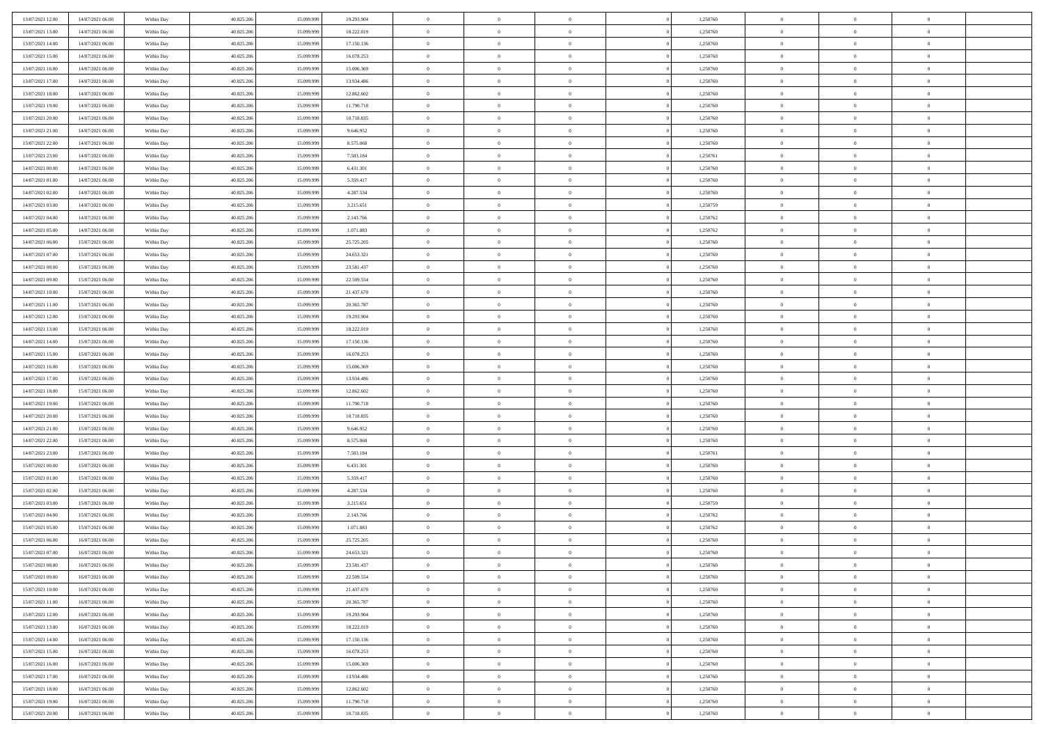| | | | | | | | | | | | | | | |
|---|---|---|---|---|---|---|---|---|---|---|---|---|---|---|
| 13/07/2021 12:00 | 14/07/2021 06:00 | Within Day | 40.825.206 | 15.099.999 | 19.293.904 | 0 | 0 | 0 | 0 | 1,250760 | 0 | 0 | 0 | |
| 13/07/2021 13:00 | 14/07/2021 06:00 | Within Day | 40.825.206 | 15.099.999 | 18.222.019 | 0 | 0 | 0 | 0 | 1,250760 | 0 | 0 | 0 | |
| 13/07/2021 14:00 | 14/07/2021 06:00 | Within Day | 40.825.206 | 15.099.999 | 17.150.136 | 0 | 0 | 0 | 0 | 1,250760 | 0 | 0 | 0 | |
| 13/07/2021 15:00 | 14/07/2021 06:00 | Within Day | 40.825.206 | 15.099.999 | 16.078.253 | 0 | 0 | 0 | 0 | 1,250760 | 0 | 0 | 0 | |
| 13/07/2021 16:00 | 14/07/2021 06:00 | Within Day | 40.825.206 | 15.099.999 | 15.006.369 | 0 | 0 | 0 | 0 | 1,250760 | 0 | 0 | 0 | |
| 13/07/2021 17:00 | 14/07/2021 06:00 | Within Day | 40.825.206 | 15.099.999 | 13.934.486 | 0 | 0 | 0 | 0 | 1,250760 | 0 | 0 | 0 | |
| 13/07/2021 18:00 | 14/07/2021 06:00 | Within Day | 40.825.206 | 15.099.999 | 12.862.602 | 0 | 0 | 0 | 0 | 1,250760 | 0 | 0 | 0 | |
| 13/07/2021 19:00 | 14/07/2021 06:00 | Within Day | 40.825.206 | 15.099.999 | 11.790.718 | 0 | 0 | 0 | 0 | 1,250760 | 0 | 0 | 0 | |
| 13/07/2021 20:00 | 14/07/2021 06:00 | Within Day | 40.825.206 | 15.099.999 | 10.718.835 | 0 | 0 | 0 | 0 | 1,250760 | 0 | 0 | 0 | |
| 13/07/2021 21:00 | 14/07/2021 06:00 | Within Day | 40.825.206 | 15.099.999 | 9.646.952 | 0 | 0 | 0 | 0 | 1,250760 | 0 | 0 | 0 | |
| 13/07/2021 22:00 | 14/07/2021 06:00 | Within Day | 40.825.206 | 15.099.999 | 8.575.068 | 0 | 0 | 0 | 0 | 1,250760 | 0 | 0 | 0 | |
| 13/07/2021 23:00 | 14/07/2021 06:00 | Within Day | 40.825.206 | 15.099.999 | 7.503.184 | 0 | 0 | 0 | 0 | 1,250761 | 0 | 0 | 0 | |
| 14/07/2021 00:00 | 14/07/2021 06:00 | Within Day | 40.825.206 | 15.099.999 | 6.431.301 | 0 | 0 | 0 | 0 | 1,250760 | 0 | 0 | 0 | |
| 14/07/2021 01:00 | 14/07/2021 06:00 | Within Day | 40.825.206 | 15.099.999 | 5.359.417 | 0 | 0 | 0 | 0 | 1,250760 | 0 | 0 | 0 | |
| 14/07/2021 02:00 | 14/07/2021 06:00 | Within Day | 40.825.206 | 15.099.999 | 4.287.534 | 0 | 0 | 0 | 0 | 1,250760 | 0 | 0 | 0 | |
| 14/07/2021 03:00 | 14/07/2021 06:00 | Within Day | 40.825.206 | 15.099.999 | 3.215.651 | 0 | 0 | 0 | 0 | 1,250759 | 0 | 0 | 0 | |
| 14/07/2021 04:00 | 14/07/2021 06:00 | Within Day | 40.825.206 | 15.099.999 | 2.143.766 | 0 | 0 | 0 | 0 | 1,250762 | 0 | 0 | 0 | |
| 14/07/2021 05:00 | 14/07/2021 06:00 | Within Day | 40.825.206 | 15.099.999 | 1.071.883 | 0 | 0 | 0 | 0 | 1,250762 | 0 | 0 | 0 | |
| 14/07/2021 06:00 | 15/07/2021 06:00 | Within Day | 40.825.206 | 15.099.999 | 25.725.205 | 0 | 0 | 0 | 0 | 1,250760 | 0 | 0 | 0 | |
| 14/07/2021 07:00 | 15/07/2021 06:00 | Within Day | 40.825.206 | 15.099.999 | 24.653.321 | 0 | 0 | 0 | 0 | 1,250760 | 0 | 0 | 0 | |
| 14/07/2021 08:00 | 15/07/2021 06:00 | Within Day | 40.825.206 | 15.099.999 | 23.581.437 | 0 | 0 | 0 | 0 | 1,250760 | 0 | 0 | 0 | |
| 14/07/2021 09:00 | 15/07/2021 06:00 | Within Day | 40.825.206 | 15.099.999 | 22.509.554 | 0 | 0 | 0 | 0 | 1,250760 | 0 | 0 | 0 | |
| 14/07/2021 10:00 | 15/07/2021 06:00 | Within Day | 40.825.206 | 15.099.999 | 21.437.670 | 0 | 0 | 0 | 0 | 1,250760 | 0 | 0 | 0 | |
| 14/07/2021 11:00 | 15/07/2021 06:00 | Within Day | 40.825.206 | 15.099.999 | 20.365.787 | 0 | 0 | 0 | 0 | 1,250760 | 0 | 0 | 0 | |
| 14/07/2021 12:00 | 15/07/2021 06:00 | Within Day | 40.825.206 | 15.099.999 | 19.293.904 | 0 | 0 | 0 | 0 | 1,250760 | 0 | 0 | 0 | |
| 14/07/2021 13:00 | 15/07/2021 06:00 | Within Day | 40.825.206 | 15.099.999 | 18.222.019 | 0 | 0 | 0 | 0 | 1,250760 | 0 | 0 | 0 | |
| 14/07/2021 14:00 | 15/07/2021 06:00 | Within Day | 40.825.206 | 15.099.999 | 17.150.136 | 0 | 0 | 0 | 0 | 1,250760 | 0 | 0 | 0 | |
| 14/07/2021 15:00 | 15/07/2021 06:00 | Within Day | 40.825.206 | 15.099.999 | 16.078.253 | 0 | 0 | 0 | 0 | 1,250760 | 0 | 0 | 0 | |
| 14/07/2021 16:00 | 15/07/2021 06:00 | Within Day | 40.825.206 | 15.099.999 | 15.006.369 | 0 | 0 | 0 | 0 | 1,250760 | 0 | 0 | 0 | |
| 14/07/2021 17:00 | 15/07/2021 06:00 | Within Day | 40.825.206 | 15.099.999 | 13.934.486 | 0 | 0 | 0 | 0 | 1,250760 | 0 | 0 | 0 | |
| 14/07/2021 18:00 | 15/07/2021 06:00 | Within Day | 40.825.206 | 15.099.999 | 12.862.602 | 0 | 0 | 0 | 0 | 1,250760 | 0 | 0 | 0 | |
| 14/07/2021 19:00 | 15/07/2021 06:00 | Within Day | 40.825.206 | 15.099.999 | 11.790.718 | 0 | 0 | 0 | 0 | 1,250760 | 0 | 0 | 0 | |
| 14/07/2021 20:00 | 15/07/2021 06:00 | Within Day | 40.825.206 | 15.099.999 | 10.718.835 | 0 | 0 | 0 | 0 | 1,250760 | 0 | 0 | 0 | |
| 14/07/2021 21:00 | 15/07/2021 06:00 | Within Day | 40.825.206 | 15.099.999 | 9.646.952 | 0 | 0 | 0 | 0 | 1,250760 | 0 | 0 | 0 | |
| 14/07/2021 22:00 | 15/07/2021 06:00 | Within Day | 40.825.206 | 15.099.999 | 8.575.068 | 0 | 0 | 0 | 0 | 1,250760 | 0 | 0 | 0 | |
| 14/07/2021 23:00 | 15/07/2021 06:00 | Within Day | 40.825.206 | 15.099.999 | 7.503.184 | 0 | 0 | 0 | 0 | 1,250761 | 0 | 0 | 0 | |
| 15/07/2021 00:00 | 15/07/2021 06:00 | Within Day | 40.825.206 | 15.099.999 | 6.431.301 | 0 | 0 | 0 | 0 | 1,250760 | 0 | 0 | 0 | |
| 15/07/2021 01:00 | 15/07/2021 06:00 | Within Day | 40.825.206 | 15.099.999 | 5.359.417 | 0 | 0 | 0 | 0 | 1,250760 | 0 | 0 | 0 | |
| 15/07/2021 02:00 | 15/07/2021 06:00 | Within Day | 40.825.206 | 15.099.999 | 4.287.534 | 0 | 0 | 0 | 0 | 1,250760 | 0 | 0 | 0 | |
| 15/07/2021 03:00 | 15/07/2021 06:00 | Within Day | 40.825.206 | 15.099.999 | 3.215.651 | 0 | 0 | 0 | 0 | 1,250759 | 0 | 0 | 0 | |
| 15/07/2021 04:00 | 15/07/2021 06:00 | Within Day | 40.825.206 | 15.099.999 | 2.143.766 | 0 | 0 | 0 | 0 | 1,250762 | 0 | 0 | 0 | |
| 15/07/2021 05:00 | 15/07/2021 06:00 | Within Day | 40.825.206 | 15.099.999 | 1.071.883 | 0 | 0 | 0 | 0 | 1,250762 | 0 | 0 | 0 | |
| 15/07/2021 06:00 | 16/07/2021 06:00 | Within Day | 40.825.206 | 15.099.999 | 25.725.205 | 0 | 0 | 0 | 0 | 1,250760 | 0 | 0 | 0 | |
| 15/07/2021 07:00 | 16/07/2021 06:00 | Within Day | 40.825.206 | 15.099.999 | 24.653.321 | 0 | 0 | 0 | 0 | 1,250760 | 0 | 0 | 0 | |
| 15/07/2021 08:00 | 16/07/2021 06:00 | Within Day | 40.825.206 | 15.099.999 | 23.581.437 | 0 | 0 | 0 | 0 | 1,250760 | 0 | 0 | 0 | |
| 15/07/2021 09:00 | 16/07/2021 06:00 | Within Day | 40.825.206 | 15.099.999 | 22.509.554 | 0 | 0 | 0 | 0 | 1,250760 | 0 | 0 | 0 | |
| 15/07/2021 10:00 | 16/07/2021 06:00 | Within Day | 40.825.206 | 15.099.999 | 21.437.670 | 0 | 0 | 0 | 0 | 1,250760 | 0 | 0 | 0 | |
| 15/07/2021 11:00 | 16/07/2021 06:00 | Within Day | 40.825.206 | 15.099.999 | 20.365.787 | 0 | 0 | 0 | 0 | 1,250760 | 0 | 0 | 0 | |
| 15/07/2021 12:00 | 16/07/2021 06:00 | Within Day | 40.825.206 | 15.099.999 | 19.293.904 | 0 | 0 | 0 | 0 | 1,250760 | 0 | 0 | 0 | |
| 15/07/2021 13:00 | 16/07/2021 06:00 | Within Day | 40.825.206 | 15.099.999 | 18.222.019 | 0 | 0 | 0 | 0 | 1,250760 | 0 | 0 | 0 | |
| 15/07/2021 14:00 | 16/07/2021 06:00 | Within Day | 40.825.206 | 15.099.999 | 17.150.136 | 0 | 0 | 0 | 0 | 1,250760 | 0 | 0 | 0 | |
| 15/07/2021 15:00 | 16/07/2021 06:00 | Within Day | 40.825.206 | 15.099.999 | 16.078.253 | 0 | 0 | 0 | 0 | 1,250760 | 0 | 0 | 0 | |
| 15/07/2021 16:00 | 16/07/2021 06:00 | Within Day | 40.825.206 | 15.099.999 | 15.006.369 | 0 | 0 | 0 | 0 | 1,250760 | 0 | 0 | 0 | |
| 15/07/2021 17:00 | 16/07/2021 06:00 | Within Day | 40.825.206 | 15.099.999 | 13.934.486 | 0 | 0 | 0 | 0 | 1,250760 | 0 | 0 | 0 | |
| 15/07/2021 18:00 | 16/07/2021 06:00 | Within Day | 40.825.206 | 15.099.999 | 12.862.602 | 0 | 0 | 0 | 0 | 1,250760 | 0 | 0 | 0 | |
| 15/07/2021 19:00 | 16/07/2021 06:00 | Within Day | 40.825.206 | 15.099.999 | 11.790.718 | 0 | 0 | 0 | 0 | 1,250760 | 0 | 0 | 0 | |
| 15/07/2021 20:00 | 16/07/2021 06:00 | Within Day | 40.825.206 | 15.099.999 | 10.718.835 | 0 | 0 | 0 | 0 | 1,250760 | 0 | 0 | 0 | |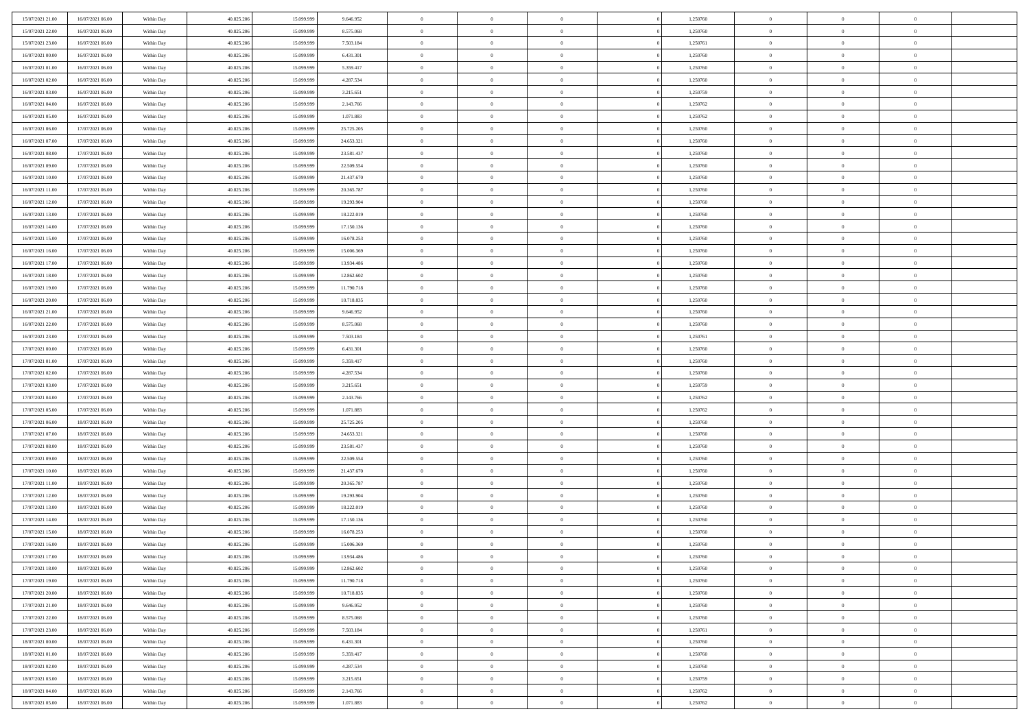| | | | | | | | | | | | | | | |
|---|---|---|---|---|---|---|---|---|---|---|---|---|---|---|
| 15/07/2021 21:00 | 16/07/2021 06:00 | Within Day | 40.825.206 | 15.099.999 | 9.646.952 | 0 | 0 | 0 | 0 | 1,250760 | 0 | 0 | 0 | |
| 15/07/2021 22:00 | 16/07/2021 06:00 | Within Day | 40.825.206 | 15.099.999 | 8.575.068 | 0 | 0 | 0 | 0 | 1,250760 | 0 | 0 | 0 | |
| 15/07/2021 23:00 | 16/07/2021 06:00 | Within Day | 40.825.206 | 15.099.999 | 7.503.184 | 0 | 0 | 0 | 0 | 1,250761 | 0 | 0 | 0 | |
| 16/07/2021 00:00 | 16/07/2021 06:00 | Within Day | 40.825.206 | 15.099.999 | 6.431.301 | 0 | 0 | 0 | 0 | 1,250760 | 0 | 0 | 0 | |
| 16/07/2021 01:00 | 16/07/2021 06:00 | Within Day | 40.825.206 | 15.099.999 | 5.359.417 | 0 | 0 | 0 | 0 | 1,250760 | 0 | 0 | 0 | |
| 16/07/2021 02:00 | 16/07/2021 06:00 | Within Day | 40.825.206 | 15.099.999 | 4.287.534 | 0 | 0 | 0 | 0 | 1,250760 | 0 | 0 | 0 | |
| 16/07/2021 03:00 | 16/07/2021 06:00 | Within Day | 40.825.206 | 15.099.999 | 3.215.651 | 0 | 0 | 0 | 0 | 1,250759 | 0 | 0 | 0 | |
| 16/07/2021 04:00 | 16/07/2021 06:00 | Within Day | 40.825.206 | 15.099.999 | 2.143.766 | 0 | 0 | 0 | 0 | 1,250762 | 0 | 0 | 0 | |
| 16/07/2021 05:00 | 16/07/2021 06:00 | Within Day | 40.825.206 | 15.099.999 | 1.071.883 | 0 | 0 | 0 | 0 | 1,250762 | 0 | 0 | 0 | |
| 16/07/2021 06:00 | 17/07/2021 06:00 | Within Day | 40.825.206 | 15.099.999 | 25.725.205 | 0 | 0 | 0 | 0 | 1,250760 | 0 | 0 | 0 | |
| 16/07/2021 07:00 | 17/07/2021 06:00 | Within Day | 40.825.206 | 15.099.999 | 24.653.321 | 0 | 0 | 0 | 0 | 1,250760 | 0 | 0 | 0 | |
| 16/07/2021 08:00 | 17/07/2021 06:00 | Within Day | 40.825.206 | 15.099.999 | 23.581.437 | 0 | 0 | 0 | 0 | 1,250760 | 0 | 0 | 0 | |
| 16/07/2021 09:00 | 17/07/2021 06:00 | Within Day | 40.825.206 | 15.099.999 | 22.509.554 | 0 | 0 | 0 | 0 | 1,250760 | 0 | 0 | 0 | |
| 16/07/2021 10:00 | 17/07/2021 06:00 | Within Day | 40.825.206 | 15.099.999 | 21.437.670 | 0 | 0 | 0 | 0 | 1,250760 | 0 | 0 | 0 | |
| 16/07/2021 11:00 | 17/07/2021 06:00 | Within Day | 40.825.206 | 15.099.999 | 20.365.787 | 0 | 0 | 0 | 0 | 1,250760 | 0 | 0 | 0 | |
| 16/07/2021 12:00 | 17/07/2021 06:00 | Within Day | 40.825.206 | 15.099.999 | 19.293.904 | 0 | 0 | 0 | 0 | 1,250760 | 0 | 0 | 0 | |
| 16/07/2021 13:00 | 17/07/2021 06:00 | Within Day | 40.825.206 | 15.099.999 | 18.222.019 | 0 | 0 | 0 | 0 | 1,250760 | 0 | 0 | 0 | |
| 16/07/2021 14:00 | 17/07/2021 06:00 | Within Day | 40.825.206 | 15.099.999 | 17.150.136 | 0 | 0 | 0 | 0 | 1,250760 | 0 | 0 | 0 | |
| 16/07/2021 15:00 | 17/07/2021 06:00 | Within Day | 40.825.206 | 15.099.999 | 16.078.253 | 0 | 0 | 0 | 0 | 1,250760 | 0 | 0 | 0 | |
| 16/07/2021 16:00 | 17/07/2021 06:00 | Within Day | 40.825.206 | 15.099.999 | 15.006.369 | 0 | 0 | 0 | 0 | 1,250760 | 0 | 0 | 0 | |
| 16/07/2021 17:00 | 17/07/2021 06:00 | Within Day | 40.825.206 | 15.099.999 | 13.934.486 | 0 | 0 | 0 | 0 | 1,250760 | 0 | 0 | 0 | |
| 16/07/2021 18:00 | 17/07/2021 06:00 | Within Day | 40.825.206 | 15.099.999 | 12.862.602 | 0 | 0 | 0 | 0 | 1,250760 | 0 | 0 | 0 | |
| 16/07/2021 19:00 | 17/07/2021 06:00 | Within Day | 40.825.206 | 15.099.999 | 11.790.718 | 0 | 0 | 0 | 0 | 1,250760 | 0 | 0 | 0 | |
| 16/07/2021 20:00 | 17/07/2021 06:00 | Within Day | 40.825.206 | 15.099.999 | 10.718.835 | 0 | 0 | 0 | 0 | 1,250760 | 0 | 0 | 0 | |
| 16/07/2021 21:00 | 17/07/2021 06:00 | Within Day | 40.825.206 | 15.099.999 | 9.646.952 | 0 | 0 | 0 | 0 | 1,250760 | 0 | 0 | 0 | |
| 16/07/2021 22:00 | 17/07/2021 06:00 | Within Day | 40.825.206 | 15.099.999 | 8.575.068 | 0 | 0 | 0 | 0 | 1,250760 | 0 | 0 | 0 | |
| 16/07/2021 23:00 | 17/07/2021 06:00 | Within Day | 40.825.206 | 15.099.999 | 7.503.184 | 0 | 0 | 0 | 0 | 1,250761 | 0 | 0 | 0 | |
| 17/07/2021 00:00 | 17/07/2021 06:00 | Within Day | 40.825.206 | 15.099.999 | 6.431.301 | 0 | 0 | 0 | 0 | 1,250760 | 0 | 0 | 0 | |
| 17/07/2021 01:00 | 17/07/2021 06:00 | Within Day | 40.825.206 | 15.099.999 | 5.359.417 | 0 | 0 | 0 | 0 | 1,250760 | 0 | 0 | 0 | |
| 17/07/2021 02:00 | 17/07/2021 06:00 | Within Day | 40.825.206 | 15.099.999 | 4.287.534 | 0 | 0 | 0 | 0 | 1,250760 | 0 | 0 | 0 | |
| 17/07/2021 03:00 | 17/07/2021 06:00 | Within Day | 40.825.206 | 15.099.999 | 3.215.651 | 0 | 0 | 0 | 0 | 1,250759 | 0 | 0 | 0 | |
| 17/07/2021 04:00 | 17/07/2021 06:00 | Within Day | 40.825.206 | 15.099.999 | 2.143.766 | 0 | 0 | 0 | 0 | 1,250762 | 0 | 0 | 0 | |
| 17/07/2021 05:00 | 17/07/2021 06:00 | Within Day | 40.825.206 | 15.099.999 | 1.071.883 | 0 | 0 | 0 | 0 | 1,250762 | 0 | 0 | 0 | |
| 17/07/2021 06:00 | 18/07/2021 06:00 | Within Day | 40.825.206 | 15.099.999 | 25.725.205 | 0 | 0 | 0 | 0 | 1,250760 | 0 | 0 | 0 | |
| 17/07/2021 07:00 | 18/07/2021 06:00 | Within Day | 40.825.206 | 15.099.999 | 24.653.321 | 0 | 0 | 0 | 0 | 1,250760 | 0 | 0 | 0 | |
| 17/07/2021 08:00 | 18/07/2021 06:00 | Within Day | 40.825.206 | 15.099.999 | 23.581.437 | 0 | 0 | 0 | 0 | 1,250760 | 0 | 0 | 0 | |
| 17/07/2021 09:00 | 18/07/2021 06:00 | Within Day | 40.825.206 | 15.099.999 | 22.509.554 | 0 | 0 | 0 | 0 | 1,250760 | 0 | 0 | 0 | |
| 17/07/2021 10:00 | 18/07/2021 06:00 | Within Day | 40.825.206 | 15.099.999 | 21.437.670 | 0 | 0 | 0 | 0 | 1,250760 | 0 | 0 | 0 | |
| 17/07/2021 11:00 | 18/07/2021 06:00 | Within Day | 40.825.206 | 15.099.999 | 20.365.787 | 0 | 0 | 0 | 0 | 1,250760 | 0 | 0 | 0 | |
| 17/07/2021 12:00 | 18/07/2021 06:00 | Within Day | 40.825.206 | 15.099.999 | 19.293.904 | 0 | 0 | 0 | 0 | 1,250760 | 0 | 0 | 0 | |
| 17/07/2021 13:00 | 18/07/2021 06:00 | Within Day | 40.825.206 | 15.099.999 | 18.222.019 | 0 | 0 | 0 | 0 | 1,250760 | 0 | 0 | 0 | |
| 17/07/2021 14:00 | 18/07/2021 06:00 | Within Day | 40.825.206 | 15.099.999 | 17.150.136 | 0 | 0 | 0 | 0 | 1,250760 | 0 | 0 | 0 | |
| 17/07/2021 15:00 | 18/07/2021 06:00 | Within Day | 40.825.206 | 15.099.999 | 16.078.253 | 0 | 0 | 0 | 0 | 1,250760 | 0 | 0 | 0 | |
| 17/07/2021 16:00 | 18/07/2021 06:00 | Within Day | 40.825.206 | 15.099.999 | 15.006.369 | 0 | 0 | 0 | 0 | 1,250760 | 0 | 0 | 0 | |
| 17/07/2021 17:00 | 18/07/2021 06:00 | Within Day | 40.825.206 | 15.099.999 | 13.934.486 | 0 | 0 | 0 | 0 | 1,250760 | 0 | 0 | 0 | |
| 17/07/2021 18:00 | 18/07/2021 06:00 | Within Day | 40.825.206 | 15.099.999 | 12.862.602 | 0 | 0 | 0 | 0 | 1,250760 | 0 | 0 | 0 | |
| 17/07/2021 19:00 | 18/07/2021 06:00 | Within Day | 40.825.206 | 15.099.999 | 11.790.718 | 0 | 0 | 0 | 0 | 1,250760 | 0 | 0 | 0 | |
| 17/07/2021 20:00 | 18/07/2021 06:00 | Within Day | 40.825.206 | 15.099.999 | 10.718.835 | 0 | 0 | 0 | 0 | 1,250760 | 0 | 0 | 0 | |
| 17/07/2021 21:00 | 18/07/2021 06:00 | Within Day | 40.825.206 | 15.099.999 | 9.646.952 | 0 | 0 | 0 | 0 | 1,250760 | 0 | 0 | 0 | |
| 17/07/2021 22:00 | 18/07/2021 06:00 | Within Day | 40.825.206 | 15.099.999 | 8.575.068 | 0 | 0 | 0 | 0 | 1,250760 | 0 | 0 | 0 | |
| 17/07/2021 23:00 | 18/07/2021 06:00 | Within Day | 40.825.206 | 15.099.999 | 7.503.184 | 0 | 0 | 0 | 0 | 1,250761 | 0 | 0 | 0 | |
| 18/07/2021 00:00 | 18/07/2021 06:00 | Within Day | 40.825.206 | 15.099.999 | 6.431.301 | 0 | 0 | 0 | 0 | 1,250760 | 0 | 0 | 0 | |
| 18/07/2021 01:00 | 18/07/2021 06:00 | Within Day | 40.825.206 | 15.099.999 | 5.359.417 | 0 | 0 | 0 | 0 | 1,250760 | 0 | 0 | 0 | |
| 18/07/2021 02:00 | 18/07/2021 06:00 | Within Day | 40.825.206 | 15.099.999 | 4.287.534 | 0 | 0 | 0 | 0 | 1,250760 | 0 | 0 | 0 | |
| 18/07/2021 03:00 | 18/07/2021 06:00 | Within Day | 40.825.206 | 15.099.999 | 3.215.651 | 0 | 0 | 0 | 0 | 1,250759 | 0 | 0 | 0 | |
| 18/07/2021 04:00 | 18/07/2021 06:00 | Within Day | 40.825.206 | 15.099.999 | 2.143.766 | 0 | 0 | 0 | 0 | 1,250762 | 0 | 0 | 0 | |
| 18/07/2021 05:00 | 18/07/2021 06:00 | Within Day | 40.825.206 | 15.099.999 | 1.071.883 | 0 | 0 | 0 | 0 | 1,250762 | 0 | 0 | 0 | |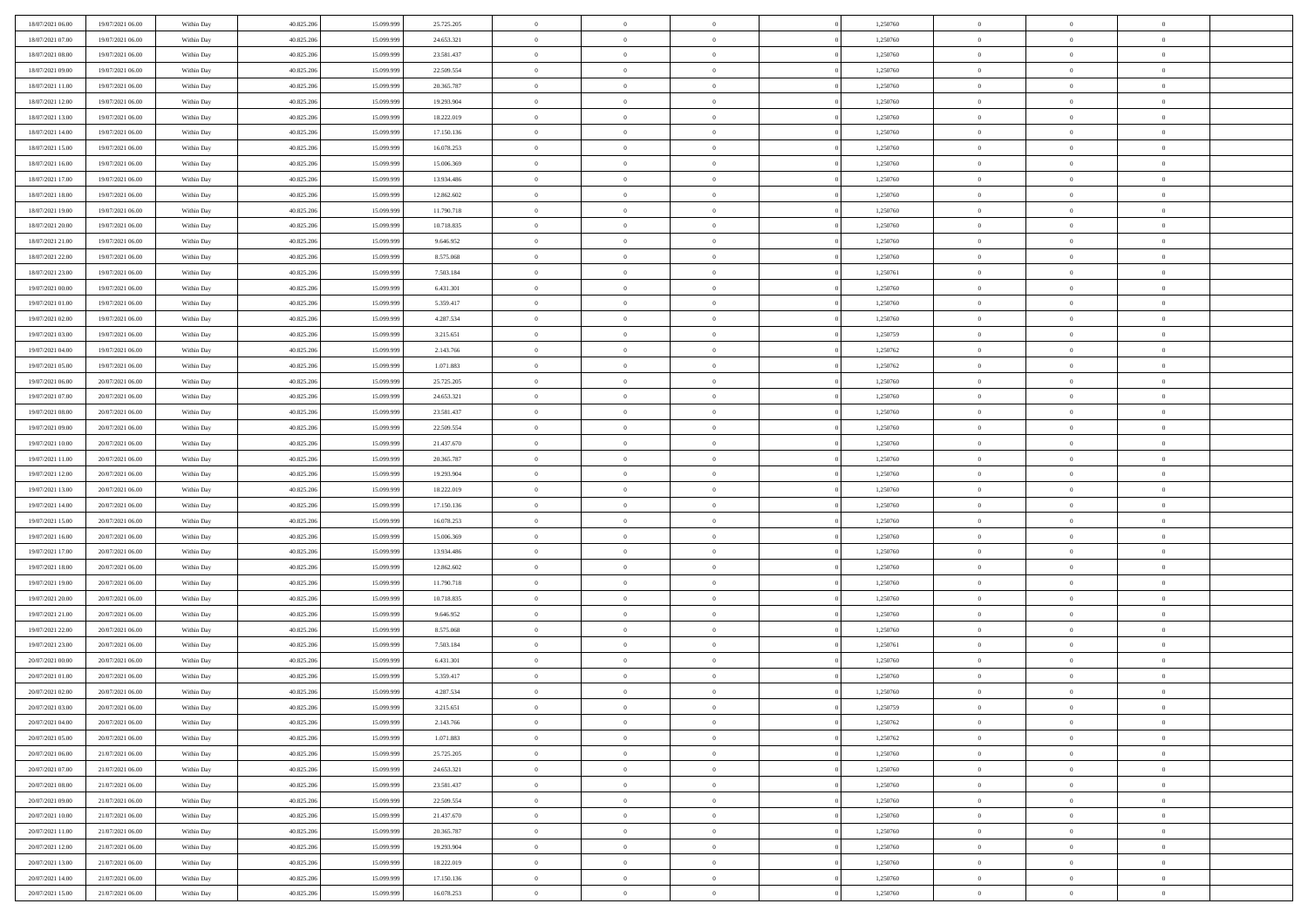| | | | | | | | | | | | | | | |
|---|---|---|---|---|---|---|---|---|---|---|---|---|---|---|
| 18/07/2021 06:00 | 19/07/2021 06:00 | Within Day | 40.825.206 | 15.099.999 | 25.725.205 | 0 | 0 | 0 | 0 | 1,250760 | 0 | 0 | 0 | |
| 18/07/2021 07:00 | 19/07/2021 06:00 | Within Day | 40.825.206 | 15.099.999 | 24.653.321 | 0 | 0 | 0 | 0 | 1,250760 | 0 | 0 | 0 | |
| 18/07/2021 08:00 | 19/07/2021 06:00 | Within Day | 40.825.206 | 15.099.999 | 23.581.437 | 0 | 0 | 0 | 0 | 1,250760 | 0 | 0 | 0 | |
| 18/07/2021 09:00 | 19/07/2021 06:00 | Within Day | 40.825.206 | 15.099.999 | 22.509.554 | 0 | 0 | 0 | 0 | 1,250760 | 0 | 0 | 0 | |
| 18/07/2021 11:00 | 19/07/2021 06:00 | Within Day | 40.825.206 | 15.099.999 | 20.365.787 | 0 | 0 | 0 | 0 | 1,250760 | 0 | 0 | 0 | |
| 18/07/2021 12:00 | 19/07/2021 06:00 | Within Day | 40.825.206 | 15.099.999 | 19.293.904 | 0 | 0 | 0 | 0 | 1,250760 | 0 | 0 | 0 | |
| 18/07/2021 13:00 | 19/07/2021 06:00 | Within Day | 40.825.206 | 15.099.999 | 18.222.019 | 0 | 0 | 0 | 0 | 1,250760 | 0 | 0 | 0 | |
| 18/07/2021 14:00 | 19/07/2021 06:00 | Within Day | 40.825.206 | 15.099.999 | 17.150.136 | 0 | 0 | 0 | 0 | 1,250760 | 0 | 0 | 0 | |
| 18/07/2021 15:00 | 19/07/2021 06:00 | Within Day | 40.825.206 | 15.099.999 | 16.078.253 | 0 | 0 | 0 | 0 | 1,250760 | 0 | 0 | 0 | |
| 18/07/2021 16:00 | 19/07/2021 06:00 | Within Day | 40.825.206 | 15.099.999 | 15.006.369 | 0 | 0 | 0 | 0 | 1,250760 | 0 | 0 | 0 | |
| 18/07/2021 17:00 | 19/07/2021 06:00 | Within Day | 40.825.206 | 15.099.999 | 13.934.486 | 0 | 0 | 0 | 0 | 1,250760 | 0 | 0 | 0 | |
| 18/07/2021 18:00 | 19/07/2021 06:00 | Within Day | 40.825.206 | 15.099.999 | 12.862.602 | 0 | 0 | 0 | 0 | 1,250760 | 0 | 0 | 0 | |
| 18/07/2021 19:00 | 19/07/2021 06:00 | Within Day | 40.825.206 | 15.099.999 | 11.790.718 | 0 | 0 | 0 | 0 | 1,250760 | 0 | 0 | 0 | |
| 18/07/2021 20:00 | 19/07/2021 06:00 | Within Day | 40.825.206 | 15.099.999 | 10.718.835 | 0 | 0 | 0 | 0 | 1,250760 | 0 | 0 | 0 | |
| 18/07/2021 21:00 | 19/07/2021 06:00 | Within Day | 40.825.206 | 15.099.999 | 9.646.952 | 0 | 0 | 0 | 0 | 1,250760 | 0 | 0 | 0 | |
| 18/07/2021 22:00 | 19/07/2021 06:00 | Within Day | 40.825.206 | 15.099.999 | 8.575.068 | 0 | 0 | 0 | 0 | 1,250760 | 0 | 0 | 0 | |
| 18/07/2021 23:00 | 19/07/2021 06:00 | Within Day | 40.825.206 | 15.099.999 | 7.503.184 | 0 | 0 | 0 | 0 | 1,250761 | 0 | 0 | 0 | |
| 19/07/2021 00:00 | 19/07/2021 06:00 | Within Day | 40.825.206 | 15.099.999 | 6.431.301 | 0 | 0 | 0 | 0 | 1,250760 | 0 | 0 | 0 | |
| 19/07/2021 01:00 | 19/07/2021 06:00 | Within Day | 40.825.206 | 15.099.999 | 5.359.417 | 0 | 0 | 0 | 0 | 1,250760 | 0 | 0 | 0 | |
| 19/07/2021 02:00 | 19/07/2021 06:00 | Within Day | 40.825.206 | 15.099.999 | 4.287.534 | 0 | 0 | 0 | 0 | 1,250760 | 0 | 0 | 0 | |
| 19/07/2021 03:00 | 19/07/2021 06:00 | Within Day | 40.825.206 | 15.099.999 | 3.215.651 | 0 | 0 | 0 | 0 | 1,250759 | 0 | 0 | 0 | |
| 19/07/2021 04:00 | 19/07/2021 06:00 | Within Day | 40.825.206 | 15.099.999 | 2.143.766 | 0 | 0 | 0 | 0 | 1,250762 | 0 | 0 | 0 | |
| 19/07/2021 05:00 | 19/07/2021 06:00 | Within Day | 40.825.206 | 15.099.999 | 1.071.883 | 0 | 0 | 0 | 0 | 1,250762 | 0 | 0 | 0 | |
| 19/07/2021 06:00 | 20/07/2021 06:00 | Within Day | 40.825.206 | 15.099.999 | 25.725.205 | 0 | 0 | 0 | 0 | 1,250760 | 0 | 0 | 0 | |
| 19/07/2021 07:00 | 20/07/2021 06:00 | Within Day | 40.825.206 | 15.099.999 | 24.653.321 | 0 | 0 | 0 | 0 | 1,250760 | 0 | 0 | 0 | |
| 19/07/2021 08:00 | 20/07/2021 06:00 | Within Day | 40.825.206 | 15.099.999 | 23.581.437 | 0 | 0 | 0 | 0 | 1,250760 | 0 | 0 | 0 | |
| 19/07/2021 09:00 | 20/07/2021 06:00 | Within Day | 40.825.206 | 15.099.999 | 22.509.554 | 0 | 0 | 0 | 0 | 1,250760 | 0 | 0 | 0 | |
| 19/07/2021 10:00 | 20/07/2021 06:00 | Within Day | 40.825.206 | 15.099.999 | 21.437.670 | 0 | 0 | 0 | 0 | 1,250760 | 0 | 0 | 0 | |
| 19/07/2021 11:00 | 20/07/2021 06:00 | Within Day | 40.825.206 | 15.099.999 | 20.365.787 | 0 | 0 | 0 | 0 | 1,250760 | 0 | 0 | 0 | |
| 19/07/2021 12:00 | 20/07/2021 06:00 | Within Day | 40.825.206 | 15.099.999 | 19.293.904 | 0 | 0 | 0 | 0 | 1,250760 | 0 | 0 | 0 | |
| 19/07/2021 13:00 | 20/07/2021 06:00 | Within Day | 40.825.206 | 15.099.999 | 18.222.019 | 0 | 0 | 0 | 0 | 1,250760 | 0 | 0 | 0 | |
| 19/07/2021 14:00 | 20/07/2021 06:00 | Within Day | 40.825.206 | 15.099.999 | 17.150.136 | 0 | 0 | 0 | 0 | 1,250760 | 0 | 0 | 0 | |
| 19/07/2021 15:00 | 20/07/2021 06:00 | Within Day | 40.825.206 | 15.099.999 | 16.078.253 | 0 | 0 | 0 | 0 | 1,250760 | 0 | 0 | 0 | |
| 19/07/2021 16:00 | 20/07/2021 06:00 | Within Day | 40.825.206 | 15.099.999 | 15.006.369 | 0 | 0 | 0 | 0 | 1,250760 | 0 | 0 | 0 | |
| 19/07/2021 17:00 | 20/07/2021 06:00 | Within Day | 40.825.206 | 15.099.999 | 13.934.486 | 0 | 0 | 0 | 0 | 1,250760 | 0 | 0 | 0 | |
| 19/07/2021 18:00 | 20/07/2021 06:00 | Within Day | 40.825.206 | 15.099.999 | 12.862.602 | 0 | 0 | 0 | 0 | 1,250760 | 0 | 0 | 0 | |
| 19/07/2021 19:00 | 20/07/2021 06:00 | Within Day | 40.825.206 | 15.099.999 | 11.790.718 | 0 | 0 | 0 | 0 | 1,250760 | 0 | 0 | 0 | |
| 19/07/2021 20:00 | 20/07/2021 06:00 | Within Day | 40.825.206 | 15.099.999 | 10.718.835 | 0 | 0 | 0 | 0 | 1,250760 | 0 | 0 | 0 | |
| 19/07/2021 21:00 | 20/07/2021 06:00 | Within Day | 40.825.206 | 15.099.999 | 9.646.952 | 0 | 0 | 0 | 0 | 1,250760 | 0 | 0 | 0 | |
| 19/07/2021 22:00 | 20/07/2021 06:00 | Within Day | 40.825.206 | 15.099.999 | 8.575.068 | 0 | 0 | 0 | 0 | 1,250760 | 0 | 0 | 0 | |
| 19/07/2021 23:00 | 20/07/2021 06:00 | Within Day | 40.825.206 | 15.099.999 | 7.503.184 | 0 | 0 | 0 | 0 | 1,250761 | 0 | 0 | 0 | |
| 20/07/2021 00:00 | 20/07/2021 06:00 | Within Day | 40.825.206 | 15.099.999 | 6.431.301 | 0 | 0 | 0 | 0 | 1,250760 | 0 | 0 | 0 | |
| 20/07/2021 01:00 | 20/07/2021 06:00 | Within Day | 40.825.206 | 15.099.999 | 5.359.417 | 0 | 0 | 0 | 0 | 1,250760 | 0 | 0 | 0 | |
| 20/07/2021 02:00 | 20/07/2021 06:00 | Within Day | 40.825.206 | 15.099.999 | 4.287.534 | 0 | 0 | 0 | 0 | 1,250760 | 0 | 0 | 0 | |
| 20/07/2021 03:00 | 20/07/2021 06:00 | Within Day | 40.825.206 | 15.099.999 | 3.215.651 | 0 | 0 | 0 | 0 | 1,250759 | 0 | 0 | 0 | |
| 20/07/2021 04:00 | 20/07/2021 06:00 | Within Day | 40.825.206 | 15.099.999 | 2.143.766 | 0 | 0 | 0 | 0 | 1,250762 | 0 | 0 | 0 | |
| 20/07/2021 05:00 | 20/07/2021 06:00 | Within Day | 40.825.206 | 15.099.999 | 1.071.883 | 0 | 0 | 0 | 0 | 1,250762 | 0 | 0 | 0 | |
| 20/07/2021 06:00 | 21/07/2021 06:00 | Within Day | 40.825.206 | 15.099.999 | 25.725.205 | 0 | 0 | 0 | 0 | 1,250760 | 0 | 0 | 0 | |
| 20/07/2021 07:00 | 21/07/2021 06:00 | Within Day | 40.825.206 | 15.099.999 | 24.653.321 | 0 | 0 | 0 | 0 | 1,250760 | 0 | 0 | 0 | |
| 20/07/2021 08:00 | 21/07/2021 06:00 | Within Day | 40.825.206 | 15.099.999 | 23.581.437 | 0 | 0 | 0 | 0 | 1,250760 | 0 | 0 | 0 | |
| 20/07/2021 09:00 | 21/07/2021 06:00 | Within Day | 40.825.206 | 15.099.999 | 22.509.554 | 0 | 0 | 0 | 0 | 1,250760 | 0 | 0 | 0 | |
| 20/07/2021 10:00 | 21/07/2021 06:00 | Within Day | 40.825.206 | 15.099.999 | 21.437.670 | 0 | 0 | 0 | 0 | 1,250760 | 0 | 0 | 0 | |
| 20/07/2021 11:00 | 21/07/2021 06:00 | Within Day | 40.825.206 | 15.099.999 | 20.365.787 | 0 | 0 | 0 | 0 | 1,250760 | 0 | 0 | 0 | |
| 20/07/2021 12:00 | 21/07/2021 06:00 | Within Day | 40.825.206 | 15.099.999 | 19.293.904 | 0 | 0 | 0 | 0 | 1,250760 | 0 | 0 | 0 | |
| 20/07/2021 13:00 | 21/07/2021 06:00 | Within Day | 40.825.206 | 15.099.999 | 18.222.019 | 0 | 0 | 0 | 0 | 1,250760 | 0 | 0 | 0 | |
| 20/07/2021 14:00 | 21/07/2021 06:00 | Within Day | 40.825.206 | 15.099.999 | 17.150.136 | 0 | 0 | 0 | 0 | 1,250760 | 0 | 0 | 0 | |
| 20/07/2021 15:00 | 21/07/2021 06:00 | Within Day | 40.825.206 | 15.099.999 | 16.078.253 | 0 | 0 | 0 | 0 | 1,250760 | 0 | 0 | 0 | |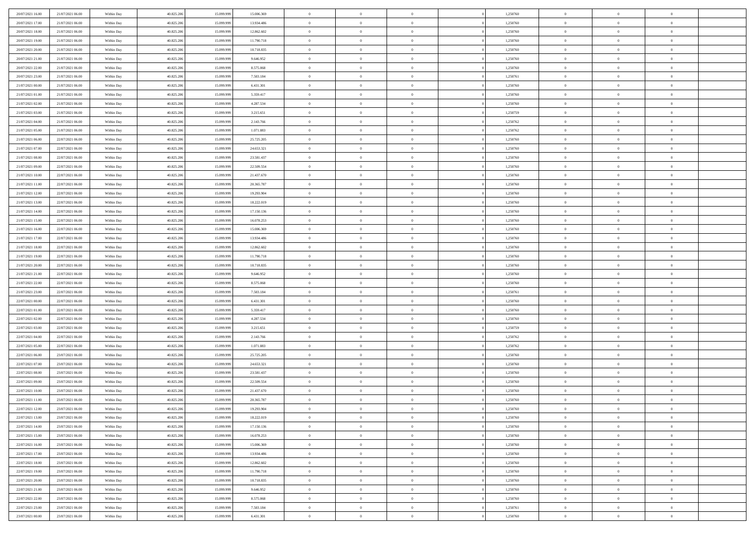| | | | | | | | | | | | | | | |
|---|---|---|---|---|---|---|---|---|---|---|---|---|---|---|
| 20/07/2021 16:00 | 21/07/2021 06:00 | Within Day | 40.825.206 | 15.099.999 | 15.006.369 | 0 | 0 | 0 | | 1,250760 | 0 | 0 | 0 | |
| 20/07/2021 17:00 | 21/07/2021 06:00 | Within Day | 40.825.206 | 15.099.999 | 13.934.486 | 0 | 0 | 0 | | 1,250760 | 0 | 0 | 0 | |
| 20/07/2021 18:00 | 21/07/2021 06:00 | Within Day | 40.825.206 | 15.099.999 | 12.862.602 | 0 | 0 | 0 | | 1,250760 | 0 | 0 | 0 | |
| 20/07/2021 19:00 | 21/07/2021 06:00 | Within Day | 40.825.206 | 15.099.999 | 11.790.718 | 0 | 0 | 0 | | 1,250760 | 0 | 0 | 0 | |
| 20/07/2021 20:00 | 21/07/2021 06:00 | Within Day | 40.825.206 | 15.099.999 | 10.718.835 | 0 | 0 | 0 | | 1,250760 | 0 | 0 | 0 | |
| 20/07/2021 21:00 | 21/07/2021 06:00 | Within Day | 40.825.206 | 15.099.999 | 9.646.952 | 0 | 0 | 0 | | 1,250760 | 0 | 0 | 0 | |
| 20/07/2021 22:00 | 21/07/2021 06:00 | Within Day | 40.825.206 | 15.099.999 | 8.575.068 | 0 | 0 | 0 | | 1,250760 | 0 | 0 | 0 | |
| 20/07/2021 23:00 | 21/07/2021 06:00 | Within Day | 40.825.206 | 15.099.999 | 7.503.184 | 0 | 0 | 0 | | 1,250761 | 0 | 0 | 0 | |
| 21/07/2021 00:00 | 21/07/2021 06:00 | Within Day | 40.825.206 | 15.099.999 | 6.431.301 | 0 | 0 | 0 | | 1,250760 | 0 | 0 | 0 | |
| 21/07/2021 01:00 | 21/07/2021 06:00 | Within Day | 40.825.206 | 15.099.999 | 5.359.417 | 0 | 0 | 0 | | 1,250760 | 0 | 0 | 0 | |
| 21/07/2021 02:00 | 21/07/2021 06:00 | Within Day | 40.825.206 | 15.099.999 | 4.287.534 | 0 | 0 | 0 | | 1,250760 | 0 | 0 | 0 | |
| 21/07/2021 03:00 | 21/07/2021 06:00 | Within Day | 40.825.206 | 15.099.999 | 3.215.651 | 0 | 0 | 0 | | 1,250759 | 0 | 0 | 0 | |
| 21/07/2021 04:00 | 21/07/2021 06:00 | Within Day | 40.825.206 | 15.099.999 | 2.143.766 | 0 | 0 | 0 | | 1,250762 | 0 | 0 | 0 | |
| 21/07/2021 05:00 | 21/07/2021 06:00 | Within Day | 40.825.206 | 15.099.999 | 1.071.883 | 0 | 0 | 0 | | 1,250762 | 0 | 0 | 0 | |
| 21/07/2021 06:00 | 22/07/2021 06:00 | Within Day | 40.825.206 | 15.099.999 | 25.725.205 | 0 | 0 | 0 | | 1,250760 | 0 | 0 | 0 | |
| 21/07/2021 07:00 | 22/07/2021 06:00 | Within Day | 40.825.206 | 15.099.999 | 24.653.321 | 0 | 0 | 0 | | 1,250760 | 0 | 0 | 0 | |
| 21/07/2021 08:00 | 22/07/2021 06:00 | Within Day | 40.825.206 | 15.099.999 | 23.581.437 | 0 | 0 | 0 | | 1,250760 | 0 | 0 | 0 | |
| 21/07/2021 09:00 | 22/07/2021 06:00 | Within Day | 40.825.206 | 15.099.999 | 22.509.554 | 0 | 0 | 0 | | 1,250760 | 0 | 0 | 0 | |
| 21/07/2021 10:00 | 22/07/2021 06:00 | Within Day | 40.825.206 | 15.099.999 | 21.437.670 | 0 | 0 | 0 | | 1,250760 | 0 | 0 | 0 | |
| 21/07/2021 11:00 | 22/07/2021 06:00 | Within Day | 40.825.206 | 15.099.999 | 20.365.787 | 0 | 0 | 0 | | 1,250760 | 0 | 0 | 0 | |
| 21/07/2021 12:00 | 22/07/2021 06:00 | Within Day | 40.825.206 | 15.099.999 | 19.293.904 | 0 | 0 | 0 | | 1,250760 | 0 | 0 | 0 | |
| 21/07/2021 13:00 | 22/07/2021 06:00 | Within Day | 40.825.206 | 15.099.999 | 18.222.019 | 0 | 0 | 0 | | 1,250760 | 0 | 0 | 0 | |
| 21/07/2021 14:00 | 22/07/2021 06:00 | Within Day | 40.825.206 | 15.099.999 | 17.150.136 | 0 | 0 | 0 | | 1,250760 | 0 | 0 | 0 | |
| 21/07/2021 15:00 | 22/07/2021 06:00 | Within Day | 40.825.206 | 15.099.999 | 16.078.253 | 0 | 0 | 0 | | 1,250760 | 0 | 0 | 0 | |
| 21/07/2021 16:00 | 22/07/2021 06:00 | Within Day | 40.825.206 | 15.099.999 | 15.006.369 | 0 | 0 | 0 | | 1,250760 | 0 | 0 | 0 | |
| 21/07/2021 17:00 | 22/07/2021 06:00 | Within Day | 40.825.206 | 15.099.999 | 13.934.486 | 0 | 0 | 0 | | 1,250760 | 0 | 0 | 0 | |
| 21/07/2021 18:00 | 22/07/2021 06:00 | Within Day | 40.825.206 | 15.099.999 | 12.862.602 | 0 | 0 | 0 | | 1,250760 | 0 | 0 | 0 | |
| 21/07/2021 19:00 | 22/07/2021 06:00 | Within Day | 40.825.206 | 15.099.999 | 11.790.718 | 0 | 0 | 0 | | 1,250760 | 0 | 0 | 0 | |
| 21/07/2021 20:00 | 22/07/2021 06:00 | Within Day | 40.825.206 | 15.099.999 | 10.718.835 | 0 | 0 | 0 | | 1,250760 | 0 | 0 | 0 | |
| 21/07/2021 21:00 | 22/07/2021 06:00 | Within Day | 40.825.206 | 15.099.999 | 9.646.952 | 0 | 0 | 0 | | 1,250760 | 0 | 0 | 0 | |
| 21/07/2021 22:00 | 22/07/2021 06:00 | Within Day | 40.825.206 | 15.099.999 | 8.575.068 | 0 | 0 | 0 | | 1,250760 | 0 | 0 | 0 | |
| 21/07/2021 23:00 | 22/07/2021 06:00 | Within Day | 40.825.206 | 15.099.999 | 7.503.184 | 0 | 0 | 0 | | 1,250761 | 0 | 0 | 0 | |
| 22/07/2021 00:00 | 22/07/2021 06:00 | Within Day | 40.825.206 | 15.099.999 | 6.431.301 | 0 | 0 | 0 | | 1,250760 | 0 | 0 | 0 | |
| 22/07/2021 01:00 | 22/07/2021 06:00 | Within Day | 40.825.206 | 15.099.999 | 5.359.417 | 0 | 0 | 0 | | 1,250760 | 0 | 0 | 0 | |
| 22/07/2021 02:00 | 22/07/2021 06:00 | Within Day | 40.825.206 | 15.099.999 | 4.287.534 | 0 | 0 | 0 | | 1,250760 | 0 | 0 | 0 | |
| 22/07/2021 03:00 | 22/07/2021 06:00 | Within Day | 40.825.206 | 15.099.999 | 3.215.651 | 0 | 0 | 0 | | 1,250759 | 0 | 0 | 0 | |
| 22/07/2021 04:00 | 22/07/2021 06:00 | Within Day | 40.825.206 | 15.099.999 | 2.143.766 | 0 | 0 | 0 | | 1,250762 | 0 | 0 | 0 | |
| 22/07/2021 05:00 | 22/07/2021 06:00 | Within Day | 40.825.206 | 15.099.999 | 1.071.883 | 0 | 0 | 0 | | 1,250762 | 0 | 0 | 0 | |
| 22/07/2021 06:00 | 23/07/2021 06:00 | Within Day | 40.825.206 | 15.099.999 | 25.725.205 | 0 | 0 | 0 | | 1,250760 | 0 | 0 | 0 | |
| 22/07/2021 07:00 | 23/07/2021 06:00 | Within Day | 40.825.206 | 15.099.999 | 24.653.321 | 0 | 0 | 0 | | 1,250760 | 0 | 0 | 0 | |
| 22/07/2021 08:00 | 23/07/2021 06:00 | Within Day | 40.825.206 | 15.099.999 | 23.581.437 | 0 | 0 | 0 | | 1,250760 | 0 | 0 | 0 | |
| 22/07/2021 09:00 | 23/07/2021 06:00 | Within Day | 40.825.206 | 15.099.999 | 22.509.554 | 0 | 0 | 0 | | 1,250760 | 0 | 0 | 0 | |
| 22/07/2021 10:00 | 23/07/2021 06:00 | Within Day | 40.825.206 | 15.099.999 | 21.437.670 | 0 | 0 | 0 | | 1,250760 | 0 | 0 | 0 | |
| 22/07/2021 11:00 | 23/07/2021 06:00 | Within Day | 40.825.206 | 15.099.999 | 20.365.787 | 0 | 0 | 0 | | 1,250760 | 0 | 0 | 0 | |
| 22/07/2021 12:00 | 23/07/2021 06:00 | Within Day | 40.825.206 | 15.099.999 | 19.293.904 | 0 | 0 | 0 | | 1,250760 | 0 | 0 | 0 | |
| 22/07/2021 13:00 | 23/07/2021 06:00 | Within Day | 40.825.206 | 15.099.999 | 18.222.019 | 0 | 0 | 0 | | 1,250760 | 0 | 0 | 0 | |
| 22/07/2021 14:00 | 23/07/2021 06:00 | Within Day | 40.825.206 | 15.099.999 | 17.150.136 | 0 | 0 | 0 | | 1,250760 | 0 | 0 | 0 | |
| 22/07/2021 15:00 | 23/07/2021 06:00 | Within Day | 40.825.206 | 15.099.999 | 16.078.253 | 0 | 0 | 0 | | 1,250760 | 0 | 0 | 0 | |
| 22/07/2021 16:00 | 23/07/2021 06:00 | Within Day | 40.825.206 | 15.099.999 | 15.006.369 | 0 | 0 | 0 | | 1,250760 | 0 | 0 | 0 | |
| 22/07/2021 17:00 | 23/07/2021 06:00 | Within Day | 40.825.206 | 15.099.999 | 13.934.486 | 0 | 0 | 0 | | 1,250760 | 0 | 0 | 0 | |
| 22/07/2021 18:00 | 23/07/2021 06:00 | Within Day | 40.825.206 | 15.099.999 | 12.862.602 | 0 | 0 | 0 | | 1,250760 | 0 | 0 | 0 | |
| 22/07/2021 19:00 | 23/07/2021 06:00 | Within Day | 40.825.206 | 15.099.999 | 11.790.718 | 0 | 0 | 0 | | 1,250760 | 0 | 0 | 0 | |
| 22/07/2021 20:00 | 23/07/2021 06:00 | Within Day | 40.825.206 | 15.099.999 | 10.718.835 | 0 | 0 | 0 | | 1,250760 | 0 | 0 | 0 | |
| 22/07/2021 21:00 | 23/07/2021 06:00 | Within Day | 40.825.206 | 15.099.999 | 9.646.952 | 0 | 0 | 0 | | 1,250760 | 0 | 0 | 0 | |
| 22/07/2021 22:00 | 23/07/2021 06:00 | Within Day | 40.825.206 | 15.099.999 | 8.575.068 | 0 | 0 | 0 | | 1,250760 | 0 | 0 | 0 | |
| 22/07/2021 23:00 | 23/07/2021 06:00 | Within Day | 40.825.206 | 15.099.999 | 7.503.184 | 0 | 0 | 0 | | 1,250761 | 0 | 0 | 0 | |
| 23/07/2021 00:00 | 23/07/2021 06:00 | Within Day | 40.825.206 | 15.099.999 | 6.431.301 | 0 | 0 | 0 | | 1,250760 | 0 | 0 | 0 | |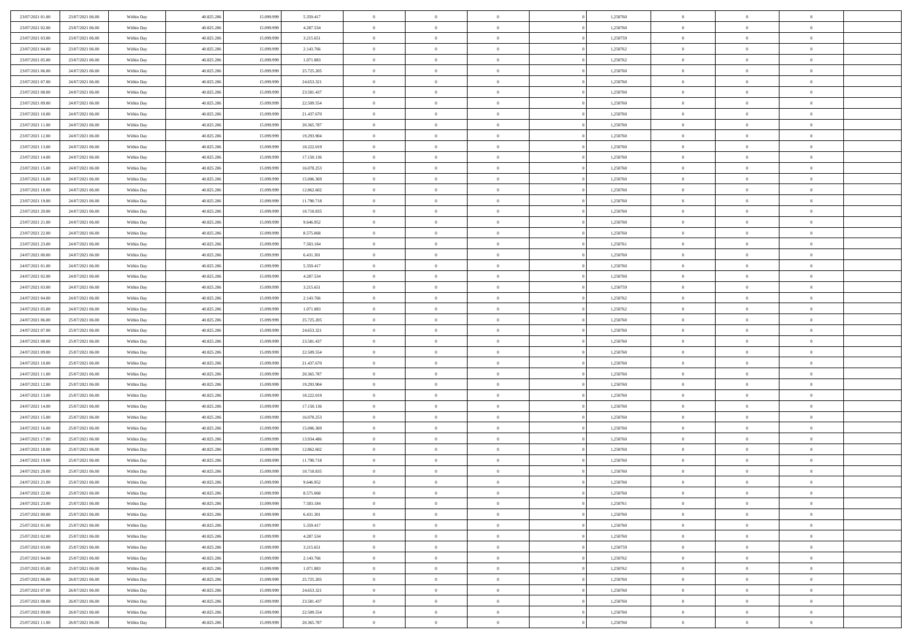| | | | | | | | | | | | | | | |
|---|---|---|---|---|---|---|---|---|---|---|---|---|---|---|
| 23/07/2021 01:00 | 23/07/2021 06:00 | Within Day | 40.825.206 | 15.099.999 | 5.359.417 | 0 | 0 | 0 | 0 | 1,250760 | 0 | 0 | 0 | |
| 23/07/2021 02:00 | 23/07/2021 06:00 | Within Day | 40.825.206 | 15.099.999 | 4.287.534 | 0 | 0 | 0 | 0 | 1,250760 | 0 | 0 | 0 | |
| 23/07/2021 03:00 | 23/07/2021 06:00 | Within Day | 40.825.206 | 15.099.999 | 3.215.651 | 0 | 0 | 0 | 0 | 1,250759 | 0 | 0 | 0 | |
| 23/07/2021 04:00 | 23/07/2021 06:00 | Within Day | 40.825.206 | 15.099.999 | 2.143.766 | 0 | 0 | 0 | 0 | 1,250762 | 0 | 0 | 0 | |
| 23/07/2021 05:00 | 23/07/2021 06:00 | Within Day | 40.825.206 | 15.099.999 | 1.071.883 | 0 | 0 | 0 | 0 | 1,250762 | 0 | 0 | 0 | |
| 23/07/2021 06:00 | 24/07/2021 06:00 | Within Day | 40.825.206 | 15.099.999 | 25.725.205 | 0 | 0 | 0 | 0 | 1,250760 | 0 | 0 | 0 | |
| 23/07/2021 07:00 | 24/07/2021 06:00 | Within Day | 40.825.206 | 15.099.999 | 24.653.321 | 0 | 0 | 0 | 0 | 1,250760 | 0 | 0 | 0 | |
| 23/07/2021 08:00 | 24/07/2021 06:00 | Within Day | 40.825.206 | 15.099.999 | 23.581.437 | 0 | 0 | 0 | 0 | 1,250760 | 0 | 0 | 0 | |
| 23/07/2021 09:00 | 24/07/2021 06:00 | Within Day | 40.825.206 | 15.099.999 | 22.509.554 | 0 | 0 | 0 | 0 | 1,250760 | 0 | 0 | 0 | |
| 23/07/2021 10:00 | 24/07/2021 06:00 | Within Day | 40.825.206 | 15.099.999 | 21.437.670 | 0 | 0 | 0 | 0 | 1,250760 | 0 | 0 | 0 | |
| 23/07/2021 11:00 | 24/07/2021 06:00 | Within Day | 40.825.206 | 15.099.999 | 20.365.787 | 0 | 0 | 0 | 0 | 1,250760 | 0 | 0 | 0 | |
| 23/07/2021 12:00 | 24/07/2021 06:00 | Within Day | 40.825.206 | 15.099.999 | 19.293.904 | 0 | 0 | 0 | 0 | 1,250760 | 0 | 0 | 0 | |
| 23/07/2021 13:00 | 24/07/2021 06:00 | Within Day | 40.825.206 | 15.099.999 | 18.222.019 | 0 | 0 | 0 | 0 | 1,250760 | 0 | 0 | 0 | |
| 23/07/2021 14:00 | 24/07/2021 06:00 | Within Day | 40.825.206 | 15.099.999 | 17.150.136 | 0 | 0 | 0 | 0 | 1,250760 | 0 | 0 | 0 | |
| 23/07/2021 15:00 | 24/07/2021 06:00 | Within Day | 40.825.206 | 15.099.999 | 16.078.253 | 0 | 0 | 0 | 0 | 1,250760 | 0 | 0 | 0 | |
| 23/07/2021 16:00 | 24/07/2021 06:00 | Within Day | 40.825.206 | 15.099.999 | 15.006.369 | 0 | 0 | 0 | 0 | 1,250760 | 0 | 0 | 0 | |
| 23/07/2021 18:00 | 24/07/2021 06:00 | Within Day | 40.825.206 | 15.099.999 | 12.862.602 | 0 | 0 | 0 | 0 | 1,250760 | 0 | 0 | 0 | |
| 23/07/2021 19:00 | 24/07/2021 06:00 | Within Day | 40.825.206 | 15.099.999 | 11.790.718 | 0 | 0 | 0 | 0 | 1,250760 | 0 | 0 | 0 | |
| 23/07/2021 20:00 | 24/07/2021 06:00 | Within Day | 40.825.206 | 15.099.999 | 10.718.835 | 0 | 0 | 0 | 0 | 1,250760 | 0 | 0 | 0 | |
| 23/07/2021 21:00 | 24/07/2021 06:00 | Within Day | 40.825.206 | 15.099.999 | 9.646.952 | 0 | 0 | 0 | 0 | 1,250760 | 0 | 0 | 0 | |
| 23/07/2021 22:00 | 24/07/2021 06:00 | Within Day | 40.825.206 | 15.099.999 | 8.575.068 | 0 | 0 | 0 | 0 | 1,250760 | 0 | 0 | 0 | |
| 23/07/2021 23:00 | 24/07/2021 06:00 | Within Day | 40.825.206 | 15.099.999 | 7.503.184 | 0 | 0 | 0 | 0 | 1,250761 | 0 | 0 | 0 | |
| 24/07/2021 00:00 | 24/07/2021 06:00 | Within Day | 40.825.206 | 15.099.999 | 6.431.301 | 0 | 0 | 0 | 0 | 1,250760 | 0 | 0 | 0 | |
| 24/07/2021 01:00 | 24/07/2021 06:00 | Within Day | 40.825.206 | 15.099.999 | 5.359.417 | 0 | 0 | 0 | 0 | 1,250760 | 0 | 0 | 0 | |
| 24/07/2021 02:00 | 24/07/2021 06:00 | Within Day | 40.825.206 | 15.099.999 | 4.287.534 | 0 | 0 | 0 | 0 | 1,250760 | 0 | 0 | 0 | |
| 24/07/2021 03:00 | 24/07/2021 06:00 | Within Day | 40.825.206 | 15.099.999 | 3.215.651 | 0 | 0 | 0 | 0 | 1,250759 | 0 | 0 | 0 | |
| 24/07/2021 04:00 | 24/07/2021 06:00 | Within Day | 40.825.206 | 15.099.999 | 2.143.766 | 0 | 0 | 0 | 0 | 1,250762 | 0 | 0 | 0 | |
| 24/07/2021 05:00 | 24/07/2021 06:00 | Within Day | 40.825.206 | 15.099.999 | 1.071.883 | 0 | 0 | 0 | 0 | 1,250762 | 0 | 0 | 0 | |
| 24/07/2021 06:00 | 25/07/2021 06:00 | Within Day | 40.825.206 | 15.099.999 | 25.725.205 | 0 | 0 | 0 | 0 | 1,250760 | 0 | 0 | 0 | |
| 24/07/2021 07:00 | 25/07/2021 06:00 | Within Day | 40.825.206 | 15.099.999 | 24.653.321 | 0 | 0 | 0 | 0 | 1,250760 | 0 | 0 | 0 | |
| 24/07/2021 08:00 | 25/07/2021 06:00 | Within Day | 40.825.206 | 15.099.999 | 23.581.437 | 0 | 0 | 0 | 0 | 1,250760 | 0 | 0 | 0 | |
| 24/07/2021 09:00 | 25/07/2021 06:00 | Within Day | 40.825.206 | 15.099.999 | 22.509.554 | 0 | 0 | 0 | 0 | 1,250760 | 0 | 0 | 0 | |
| 24/07/2021 10:00 | 25/07/2021 06:00 | Within Day | 40.825.206 | 15.099.999 | 21.437.670 | 0 | 0 | 0 | 0 | 1,250760 | 0 | 0 | 0 | |
| 24/07/2021 11:00 | 25/07/2021 06:00 | Within Day | 40.825.206 | 15.099.999 | 20.365.787 | 0 | 0 | 0 | 0 | 1,250760 | 0 | 0 | 0 | |
| 24/07/2021 12:00 | 25/07/2021 06:00 | Within Day | 40.825.206 | 15.099.999 | 19.293.904 | 0 | 0 | 0 | 0 | 1,250760 | 0 | 0 | 0 | |
| 24/07/2021 13:00 | 25/07/2021 06:00 | Within Day | 40.825.206 | 15.099.999 | 18.222.019 | 0 | 0 | 0 | 0 | 1,250760 | 0 | 0 | 0 | |
| 24/07/2021 14:00 | 25/07/2021 06:00 | Within Day | 40.825.206 | 15.099.999 | 17.150.136 | 0 | 0 | 0 | 0 | 1,250760 | 0 | 0 | 0 | |
| 24/07/2021 15:00 | 25/07/2021 06:00 | Within Day | 40.825.206 | 15.099.999 | 16.078.253 | 0 | 0 | 0 | 0 | 1,250760 | 0 | 0 | 0 | |
| 24/07/2021 16:00 | 25/07/2021 06:00 | Within Day | 40.825.206 | 15.099.999 | 15.006.369 | 0 | 0 | 0 | 0 | 1,250760 | 0 | 0 | 0 | |
| 24/07/2021 17:00 | 25/07/2021 06:00 | Within Day | 40.825.206 | 15.099.999 | 13.934.486 | 0 | 0 | 0 | 0 | 1,250760 | 0 | 0 | 0 | |
| 24/07/2021 18:00 | 25/07/2021 06:00 | Within Day | 40.825.206 | 15.099.999 | 12.862.602 | 0 | 0 | 0 | 0 | 1,250760 | 0 | 0 | 0 | |
| 24/07/2021 19:00 | 25/07/2021 06:00 | Within Day | 40.825.206 | 15.099.999 | 11.790.718 | 0 | 0 | 0 | 0 | 1,250760 | 0 | 0 | 0 | |
| 24/07/2021 20:00 | 25/07/2021 06:00 | Within Day | 40.825.206 | 15.099.999 | 10.718.835 | 0 | 0 | 0 | 0 | 1,250760 | 0 | 0 | 0 | |
| 24/07/2021 21:00 | 25/07/2021 06:00 | Within Day | 40.825.206 | 15.099.999 | 9.646.952 | 0 | 0 | 0 | 0 | 1,250760 | 0 | 0 | 0 | |
| 24/07/2021 22:00 | 25/07/2021 06:00 | Within Day | 40.825.206 | 15.099.999 | 8.575.068 | 0 | 0 | 0 | 0 | 1,250760 | 0 | 0 | 0 | |
| 24/07/2021 23:00 | 25/07/2021 06:00 | Within Day | 40.825.206 | 15.099.999 | 7.503.184 | 0 | 0 | 0 | 0 | 1,250761 | 0 | 0 | 0 | |
| 25/07/2021 00:00 | 25/07/2021 06:00 | Within Day | 40.825.206 | 15.099.999 | 6.431.301 | 0 | 0 | 0 | 0 | 1,250760 | 0 | 0 | 0 | |
| 25/07/2021 01:00 | 25/07/2021 06:00 | Within Day | 40.825.206 | 15.099.999 | 5.359.417 | 0 | 0 | 0 | 0 | 1,250760 | 0 | 0 | 0 | |
| 25/07/2021 02:00 | 25/07/2021 06:00 | Within Day | 40.825.206 | 15.099.999 | 4.287.534 | 0 | 0 | 0 | 0 | 1,250760 | 0 | 0 | 0 | |
| 25/07/2021 03:00 | 25/07/2021 06:00 | Within Day | 40.825.206 | 15.099.999 | 3.215.651 | 0 | 0 | 0 | 0 | 1,250759 | 0 | 0 | 0 | |
| 25/07/2021 04:00 | 25/07/2021 06:00 | Within Day | 40.825.206 | 15.099.999 | 2.143.766 | 0 | 0 | 0 | 0 | 1,250762 | 0 | 0 | 0 | |
| 25/07/2021 05:00 | 25/07/2021 06:00 | Within Day | 40.825.206 | 15.099.999 | 1.071.883 | 0 | 0 | 0 | 0 | 1,250762 | 0 | 0 | 0 | |
| 25/07/2021 06:00 | 26/07/2021 06:00 | Within Day | 40.825.206 | 15.099.999 | 25.725.205 | 0 | 0 | 0 | 0 | 1,250760 | 0 | 0 | 0 | |
| 25/07/2021 07:00 | 26/07/2021 06:00 | Within Day | 40.825.206 | 15.099.999 | 24.653.321 | 0 | 0 | 0 | 0 | 1,250760 | 0 | 0 | 0 | |
| 25/07/2021 08:00 | 26/07/2021 06:00 | Within Day | 40.825.206 | 15.099.999 | 23.581.437 | 0 | 0 | 0 | 0 | 1,250760 | 0 | 0 | 0 | |
| 25/07/2021 09:00 | 26/07/2021 06:00 | Within Day | 40.825.206 | 15.099.999 | 22.509.554 | 0 | 0 | 0 | 0 | 1,250760 | 0 | 0 | 0 | |
| 25/07/2021 11:00 | 26/07/2021 06:00 | Within Day | 40.825.206 | 15.099.999 | 20.365.787 | 0 | 0 | 0 | 0 | 1,250760 | 0 | 0 | 0 | |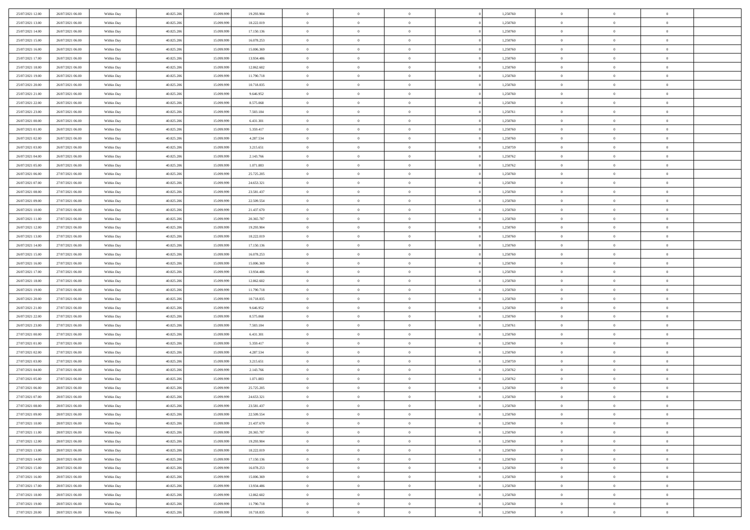| | | | | | | | | | | | | | | |
|---|---|---|---|---|---|---|---|---|---|---|---|---|---|---|
| 25/07/2021 12:00 | 26/07/2021 06:00 | Within Day | 40.825.206 | 15.099.999 | 19.293.904 | 0 | 0 | 0 | | 1,250760 | 0 | 0 | 0 | |
| 25/07/2021 13:00 | 26/07/2021 06:00 | Within Day | 40.825.206 | 15.099.999 | 18.222.019 | 0 | 0 | 0 | | 1,250760 | 0 | 0 | 0 | |
| 25/07/2021 14:00 | 26/07/2021 06:00 | Within Day | 40.825.206 | 15.099.999 | 17.150.136 | 0 | 0 | 0 | | 1,250760 | 0 | 0 | 0 | |
| 25/07/2021 15:00 | 26/07/2021 06:00 | Within Day | 40.825.206 | 15.099.999 | 16.078.253 | 0 | 0 | 0 | | 1,250760 | 0 | 0 | 0 | |
| 25/07/2021 16:00 | 26/07/2021 06:00 | Within Day | 40.825.206 | 15.099.999 | 15.006.369 | 0 | 0 | 0 | | 1,250760 | 0 | 0 | 0 | |
| 25/07/2021 17:00 | 26/07/2021 06:00 | Within Day | 40.825.206 | 15.099.999 | 13.934.486 | 0 | 0 | 0 | | 1,250760 | 0 | 0 | 0 | |
| 25/07/2021 18:00 | 26/07/2021 06:00 | Within Day | 40.825.206 | 15.099.999 | 12.862.602 | 0 | 0 | 0 | | 1,250760 | 0 | 0 | 0 | |
| 25/07/2021 19:00 | 26/07/2021 06:00 | Within Day | 40.825.206 | 15.099.999 | 11.790.718 | 0 | 0 | 0 | | 1,250760 | 0 | 0 | 0 | |
| 25/07/2021 20:00 | 26/07/2021 06:00 | Within Day | 40.825.206 | 15.099.999 | 10.718.835 | 0 | 0 | 0 | | 1,250760 | 0 | 0 | 0 | |
| 25/07/2021 21:00 | 26/07/2021 06:00 | Within Day | 40.825.206 | 15.099.999 | 9.646.952 | 0 | 0 | 0 | | 1,250760 | 0 | 0 | 0 | |
| 25/07/2021 22:00 | 26/07/2021 06:00 | Within Day | 40.825.206 | 15.099.999 | 8.575.068 | 0 | 0 | 0 | | 1,250760 | 0 | 0 | 0 | |
| 25/07/2021 23:00 | 26/07/2021 06:00 | Within Day | 40.825.206 | 15.099.999 | 7.503.184 | 0 | 0 | 0 | | 1,250761 | 0 | 0 | 0 | |
| 26/07/2021 00:00 | 26/07/2021 06:00 | Within Day | 40.825.206 | 15.099.999 | 6.431.301 | 0 | 0 | 0 | | 1,250760 | 0 | 0 | 0 | |
| 26/07/2021 01:00 | 26/07/2021 06:00 | Within Day | 40.825.206 | 15.099.999 | 5.359.417 | 0 | 0 | 0 | | 1,250760 | 0 | 0 | 0 | |
| 26/07/2021 02:00 | 26/07/2021 06:00 | Within Day | 40.825.206 | 15.099.999 | 4.287.534 | 0 | 0 | 0 | | 1,250760 | 0 | 0 | 0 | |
| 26/07/2021 03:00 | 26/07/2021 06:00 | Within Day | 40.825.206 | 15.099.999 | 3.215.651 | 0 | 0 | 0 | | 1,250759 | 0 | 0 | 0 | |
| 26/07/2021 04:00 | 26/07/2021 06:00 | Within Day | 40.825.206 | 15.099.999 | 2.143.766 | 0 | 0 | 0 | | 1,250762 | 0 | 0 | 0 | |
| 26/07/2021 05:00 | 26/07/2021 06:00 | Within Day | 40.825.206 | 15.099.999 | 1.071.883 | 0 | 0 | 0 | | 1,250762 | 0 | 0 | 0 | |
| 26/07/2021 06:00 | 27/07/2021 06:00 | Within Day | 40.825.206 | 15.099.999 | 25.725.205 | 0 | 0 | 0 | | 1,250760 | 0 | 0 | 0 | |
| 26/07/2021 07:00 | 27/07/2021 06:00 | Within Day | 40.825.206 | 15.099.999 | 24.653.321 | 0 | 0 | 0 | | 1,250760 | 0 | 0 | 0 | |
| 26/07/2021 08:00 | 27/07/2021 06:00 | Within Day | 40.825.206 | 15.099.999 | 23.581.437 | 0 | 0 | 0 | | 1,250760 | 0 | 0 | 0 | |
| 26/07/2021 09:00 | 27/07/2021 06:00 | Within Day | 40.825.206 | 15.099.999 | 22.509.554 | 0 | 0 | 0 | | 1,250760 | 0 | 0 | 0 | |
| 26/07/2021 10:00 | 27/07/2021 06:00 | Within Day | 40.825.206 | 15.099.999 | 21.437.670 | 0 | 0 | 0 | | 1,250760 | 0 | 0 | 0 | |
| 26/07/2021 11:00 | 27/07/2021 06:00 | Within Day | 40.825.206 | 15.099.999 | 20.365.787 | 0 | 0 | 0 | | 1,250760 | 0 | 0 | 0 | |
| 26/07/2021 12:00 | 27/07/2021 06:00 | Within Day | 40.825.206 | 15.099.999 | 19.293.904 | 0 | 0 | 0 | | 1,250760 | 0 | 0 | 0 | |
| 26/07/2021 13:00 | 27/07/2021 06:00 | Within Day | 40.825.206 | 15.099.999 | 18.222.019 | 0 | 0 | 0 | | 1,250760 | 0 | 0 | 0 | |
| 26/07/2021 14:00 | 27/07/2021 06:00 | Within Day | 40.825.206 | 15.099.999 | 17.150.136 | 0 | 0 | 0 | | 1,250760 | 0 | 0 | 0 | |
| 26/07/2021 15:00 | 27/07/2021 06:00 | Within Day | 40.825.206 | 15.099.999 | 16.078.253 | 0 | 0 | 0 | | 1,250760 | 0 | 0 | 0 | |
| 26/07/2021 16:00 | 27/07/2021 06:00 | Within Day | 40.825.206 | 15.099.999 | 15.006.369 | 0 | 0 | 0 | | 1,250760 | 0 | 0 | 0 | |
| 26/07/2021 17:00 | 27/07/2021 06:00 | Within Day | 40.825.206 | 15.099.999 | 13.934.486 | 0 | 0 | 0 | | 1,250760 | 0 | 0 | 0 | |
| 26/07/2021 18:00 | 27/07/2021 06:00 | Within Day | 40.825.206 | 15.099.999 | 12.862.602 | 0 | 0 | 0 | | 1,250760 | 0 | 0 | 0 | |
| 26/07/2021 19:00 | 27/07/2021 06:00 | Within Day | 40.825.206 | 15.099.999 | 11.790.718 | 0 | 0 | 0 | | 1,250760 | 0 | 0 | 0 | |
| 26/07/2021 20:00 | 27/07/2021 06:00 | Within Day | 40.825.206 | 15.099.999 | 10.718.835 | 0 | 0 | 0 | | 1,250760 | 0 | 0 | 0 | |
| 26/07/2021 21:00 | 27/07/2021 06:00 | Within Day | 40.825.206 | 15.099.999 | 9.646.952 | 0 | 0 | 0 | | 1,250760 | 0 | 0 | 0 | |
| 26/07/2021 22:00 | 27/07/2021 06:00 | Within Day | 40.825.206 | 15.099.999 | 8.575.068 | 0 | 0 | 0 | | 1,250760 | 0 | 0 | 0 | |
| 26/07/2021 23:00 | 27/07/2021 06:00 | Within Day | 40.825.206 | 15.099.999 | 7.503.184 | 0 | 0 | 0 | | 1,250761 | 0 | 0 | 0 | |
| 27/07/2021 00:00 | 27/07/2021 06:00 | Within Day | 40.825.206 | 15.099.999 | 6.431.301 | 0 | 0 | 0 | | 1,250760 | 0 | 0 | 0 | |
| 27/07/2021 01:00 | 27/07/2021 06:00 | Within Day | 40.825.206 | 15.099.999 | 5.359.417 | 0 | 0 | 0 | | 1,250760 | 0 | 0 | 0 | |
| 27/07/2021 02:00 | 27/07/2021 06:00 | Within Day | 40.825.206 | 15.099.999 | 4.287.534 | 0 | 0 | 0 | | 1,250760 | 0 | 0 | 0 | |
| 27/07/2021 03:00 | 27/07/2021 06:00 | Within Day | 40.825.206 | 15.099.999 | 3.215.651 | 0 | 0 | 0 | | 1,250759 | 0 | 0 | 0 | |
| 27/07/2021 04:00 | 27/07/2021 06:00 | Within Day | 40.825.206 | 15.099.999 | 2.143.766 | 0 | 0 | 0 | | 1,250762 | 0 | 0 | 0 | |
| 27/07/2021 05:00 | 27/07/2021 06:00 | Within Day | 40.825.206 | 15.099.999 | 1.071.883 | 0 | 0 | 0 | | 1,250762 | 0 | 0 | 0 | |
| 27/07/2021 06:00 | 28/07/2021 06:00 | Within Day | 40.825.206 | 15.099.999 | 25.725.205 | 0 | 0 | 0 | | 1,250760 | 0 | 0 | 0 | |
| 27/07/2021 07:00 | 28/07/2021 06:00 | Within Day | 40.825.206 | 15.099.999 | 24.653.321 | 0 | 0 | 0 | | 1,250760 | 0 | 0 | 0 | |
| 27/07/2021 08:00 | 28/07/2021 06:00 | Within Day | 40.825.206 | 15.099.999 | 23.581.437 | 0 | 0 | 0 | | 1,250760 | 0 | 0 | 0 | |
| 27/07/2021 09:00 | 28/07/2021 06:00 | Within Day | 40.825.206 | 15.099.999 | 22.509.554 | 0 | 0 | 0 | | 1,250760 | 0 | 0 | 0 | |
| 27/07/2021 10:00 | 28/07/2021 06:00 | Within Day | 40.825.206 | 15.099.999 | 21.437.670 | 0 | 0 | 0 | | 1,250760 | 0 | 0 | 0 | |
| 27/07/2021 11:00 | 28/07/2021 06:00 | Within Day | 40.825.206 | 15.099.999 | 20.365.787 | 0 | 0 | 0 | | 1,250760 | 0 | 0 | 0 | |
| 27/07/2021 12:00 | 28/07/2021 06:00 | Within Day | 40.825.206 | 15.099.999 | 19.293.904 | 0 | 0 | 0 | | 1,250760 | 0 | 0 | 0 | |
| 27/07/2021 13:00 | 28/07/2021 06:00 | Within Day | 40.825.206 | 15.099.999 | 18.222.019 | 0 | 0 | 0 | | 1,250760 | 0 | 0 | 0 | |
| 27/07/2021 14:00 | 28/07/2021 06:00 | Within Day | 40.825.206 | 15.099.999 | 17.150.136 | 0 | 0 | 0 | | 1,250760 | 0 | 0 | 0 | |
| 27/07/2021 15:00 | 28/07/2021 06:00 | Within Day | 40.825.206 | 15.099.999 | 16.078.253 | 0 | 0 | 0 | | 1,250760 | 0 | 0 | 0 | |
| 27/07/2021 16:00 | 28/07/2021 06:00 | Within Day | 40.825.206 | 15.099.999 | 15.006.369 | 0 | 0 | 0 | | 1,250760 | 0 | 0 | 0 | |
| 27/07/2021 17:00 | 28/07/2021 06:00 | Within Day | 40.825.206 | 15.099.999 | 13.934.486 | 0 | 0 | 0 | | 1,250760 | 0 | 0 | 0 | |
| 27/07/2021 18:00 | 28/07/2021 06:00 | Within Day | 40.825.206 | 15.099.999 | 12.862.602 | 0 | 0 | 0 | | 1,250760 | 0 | 0 | 0 | |
| 27/07/2021 19:00 | 28/07/2021 06:00 | Within Day | 40.825.206 | 15.099.999 | 11.790.718 | 0 | 0 | 0 | | 1,250760 | 0 | 0 | 0 | |
| 27/07/2021 20:00 | 28/07/2021 06:00 | Within Day | 40.825.206 | 15.099.999 | 10.718.835 | 0 | 0 | 0 | | 1,250760 | 0 | 0 | 0 | |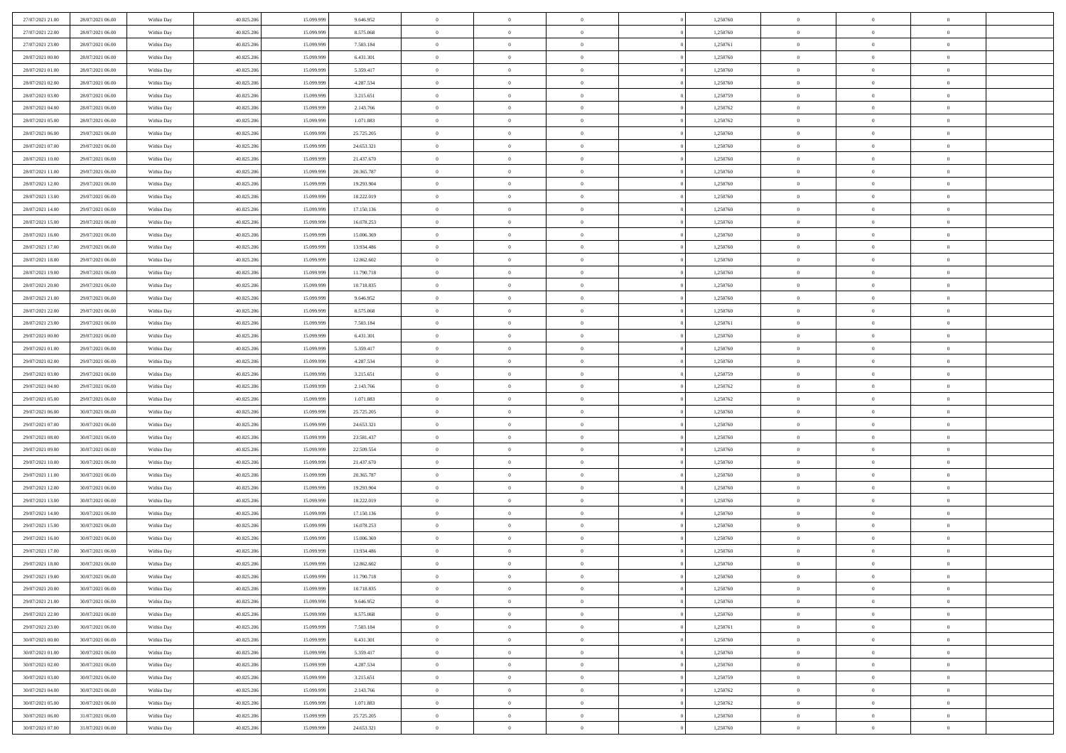| | | | | | | | | | | | | | | |
|---|---|---|---|---|---|---|---|---|---|---|---|---|---|---|
| 27/07/2021 21:00 | 28/07/2021 06:00 | Within Day | 40.825.206 | 15.099.999 | 9.646.952 | 0 | 0 | 0 | 0 | 1,250760 | 0 | 0 | 0 | |
| 27/07/2021 22:00 | 28/07/2021 06:00 | Within Day | 40.825.206 | 15.099.999 | 8.575.068 | 0 | 0 | 0 | 0 | 1,250760 | 0 | 0 | 0 | |
| 27/07/2021 23:00 | 28/07/2021 06:00 | Within Day | 40.825.206 | 15.099.999 | 7.503.184 | 0 | 0 | 0 | 0 | 1,250761 | 0 | 0 | 0 | |
| 28/07/2021 00:00 | 28/07/2021 06:00 | Within Day | 40.825.206 | 15.099.999 | 6.431.301 | 0 | 0 | 0 | 0 | 1,250760 | 0 | 0 | 0 | |
| 28/07/2021 01:00 | 28/07/2021 06:00 | Within Day | 40.825.206 | 15.099.999 | 5.359.417 | 0 | 0 | 0 | 0 | 1,250760 | 0 | 0 | 0 | |
| 28/07/2021 02:00 | 28/07/2021 06:00 | Within Day | 40.825.206 | 15.099.999 | 4.287.534 | 0 | 0 | 0 | 0 | 1,250760 | 0 | 0 | 0 | |
| 28/07/2021 03:00 | 28/07/2021 06:00 | Within Day | 40.825.206 | 15.099.999 | 3.215.651 | 0 | 0 | 0 | 0 | 1,250759 | 0 | 0 | 0 | |
| 28/07/2021 04:00 | 28/07/2021 06:00 | Within Day | 40.825.206 | 15.099.999 | 2.143.766 | 0 | 0 | 0 | 0 | 1,250762 | 0 | 0 | 0 | |
| 28/07/2021 05:00 | 28/07/2021 06:00 | Within Day | 40.825.206 | 15.099.999 | 1.071.883 | 0 | 0 | 0 | 0 | 1,250762 | 0 | 0 | 0 | |
| 28/07/2021 06:00 | 29/07/2021 06:00 | Within Day | 40.825.206 | 15.099.999 | 25.725.205 | 0 | 0 | 0 | 0 | 1,250760 | 0 | 0 | 0 | |
| 28/07/2021 07:00 | 29/07/2021 06:00 | Within Day | 40.825.206 | 15.099.999 | 24.653.321 | 0 | 0 | 0 | 0 | 1,250760 | 0 | 0 | 0 | |
| 28/07/2021 10:00 | 29/07/2021 06:00 | Within Day | 40.825.206 | 15.099.999 | 21.437.670 | 0 | 0 | 0 | 0 | 1,250760 | 0 | 0 | 0 | |
| 28/07/2021 11:00 | 29/07/2021 06:00 | Within Day | 40.825.206 | 15.099.999 | 20.365.787 | 0 | 0 | 0 | 0 | 1,250760 | 0 | 0 | 0 | |
| 28/07/2021 12:00 | 29/07/2021 06:00 | Within Day | 40.825.206 | 15.099.999 | 19.293.904 | 0 | 0 | 0 | 0 | 1,250760 | 0 | 0 | 0 | |
| 28/07/2021 13:00 | 29/07/2021 06:00 | Within Day | 40.825.206 | 15.099.999 | 18.222.019 | 0 | 0 | 0 | 0 | 1,250760 | 0 | 0 | 0 | |
| 28/07/2021 14:00 | 29/07/2021 06:00 | Within Day | 40.825.206 | 15.099.999 | 17.150.136 | 0 | 0 | 0 | 0 | 1,250760 | 0 | 0 | 0 | |
| 28/07/2021 15:00 | 29/07/2021 06:00 | Within Day | 40.825.206 | 15.099.999 | 16.078.253 | 0 | 0 | 0 | 0 | 1,250760 | 0 | 0 | 0 | |
| 28/07/2021 16:00 | 29/07/2021 06:00 | Within Day | 40.825.206 | 15.099.999 | 15.006.369 | 0 | 0 | 0 | 0 | 1,250760 | 0 | 0 | 0 | |
| 28/07/2021 17:00 | 29/07/2021 06:00 | Within Day | 40.825.206 | 15.099.999 | 13.934.486 | 0 | 0 | 0 | 0 | 1,250760 | 0 | 0 | 0 | |
| 28/07/2021 18:00 | 29/07/2021 06:00 | Within Day | 40.825.206 | 15.099.999 | 12.862.602 | 0 | 0 | 0 | 0 | 1,250760 | 0 | 0 | 0 | |
| 28/07/2021 19:00 | 29/07/2021 06:00 | Within Day | 40.825.206 | 15.099.999 | 11.790.718 | 0 | 0 | 0 | 0 | 1,250760 | 0 | 0 | 0 | |
| 28/07/2021 20:00 | 29/07/2021 06:00 | Within Day | 40.825.206 | 15.099.999 | 10.718.835 | 0 | 0 | 0 | 0 | 1,250760 | 0 | 0 | 0 | |
| 28/07/2021 21:00 | 29/07/2021 06:00 | Within Day | 40.825.206 | 15.099.999 | 9.646.952 | 0 | 0 | 0 | 0 | 1,250760 | 0 | 0 | 0 | |
| 28/07/2021 22:00 | 29/07/2021 06:00 | Within Day | 40.825.206 | 15.099.999 | 8.575.068 | 0 | 0 | 0 | 0 | 1,250760 | 0 | 0 | 0 | |
| 28/07/2021 23:00 | 29/07/2021 06:00 | Within Day | 40.825.206 | 15.099.999 | 7.503.184 | 0 | 0 | 0 | 0 | 1,250761 | 0 | 0 | 0 | |
| 29/07/2021 00:00 | 29/07/2021 06:00 | Within Day | 40.825.206 | 15.099.999 | 6.431.301 | 0 | 0 | 0 | 0 | 1,250760 | 0 | 0 | 0 | |
| 29/07/2021 01:00 | 29/07/2021 06:00 | Within Day | 40.825.206 | 15.099.999 | 5.359.417 | 0 | 0 | 0 | 0 | 1,250760 | 0 | 0 | 0 | |
| 29/07/2021 02:00 | 29/07/2021 06:00 | Within Day | 40.825.206 | 15.099.999 | 4.287.534 | 0 | 0 | 0 | 0 | 1,250760 | 0 | 0 | 0 | |
| 29/07/2021 03:00 | 29/07/2021 06:00 | Within Day | 40.825.206 | 15.099.999 | 3.215.651 | 0 | 0 | 0 | 0 | 1,250759 | 0 | 0 | 0 | |
| 29/07/2021 04:00 | 29/07/2021 06:00 | Within Day | 40.825.206 | 15.099.999 | 2.143.766 | 0 | 0 | 0 | 0 | 1,250762 | 0 | 0 | 0 | |
| 29/07/2021 05:00 | 29/07/2021 06:00 | Within Day | 40.825.206 | 15.099.999 | 1.071.883 | 0 | 0 | 0 | 0 | 1,250762 | 0 | 0 | 0 | |
| 29/07/2021 06:00 | 30/07/2021 06:00 | Within Day | 40.825.206 | 15.099.999 | 25.725.205 | 0 | 0 | 0 | 0 | 1,250760 | 0 | 0 | 0 | |
| 29/07/2021 07:00 | 30/07/2021 06:00 | Within Day | 40.825.206 | 15.099.999 | 24.653.321 | 0 | 0 | 0 | 0 | 1,250760 | 0 | 0 | 0 | |
| 29/07/2021 08:00 | 30/07/2021 06:00 | Within Day | 40.825.206 | 15.099.999 | 23.581.437 | 0 | 0 | 0 | 0 | 1,250760 | 0 | 0 | 0 | |
| 29/07/2021 09:00 | 30/07/2021 06:00 | Within Day | 40.825.206 | 15.099.999 | 22.509.554 | 0 | 0 | 0 | 0 | 1,250760 | 0 | 0 | 0 | |
| 29/07/2021 10:00 | 30/07/2021 06:00 | Within Day | 40.825.206 | 15.099.999 | 21.437.670 | 0 | 0 | 0 | 0 | 1,250760 | 0 | 0 | 0 | |
| 29/07/2021 11:00 | 30/07/2021 06:00 | Within Day | 40.825.206 | 15.099.999 | 20.365.787 | 0 | 0 | 0 | 0 | 1,250760 | 0 | 0 | 0 | |
| 29/07/2021 12:00 | 30/07/2021 06:00 | Within Day | 40.825.206 | 15.099.999 | 19.293.904 | 0 | 0 | 0 | 0 | 1,250760 | 0 | 0 | 0 | |
| 29/07/2021 13:00 | 30/07/2021 06:00 | Within Day | 40.825.206 | 15.099.999 | 18.222.019 | 0 | 0 | 0 | 0 | 1,250760 | 0 | 0 | 0 | |
| 29/07/2021 14:00 | 30/07/2021 06:00 | Within Day | 40.825.206 | 15.099.999 | 17.150.136 | 0 | 0 | 0 | 0 | 1,250760 | 0 | 0 | 0 | |
| 29/07/2021 15:00 | 30/07/2021 06:00 | Within Day | 40.825.206 | 15.099.999 | 16.078.253 | 0 | 0 | 0 | 0 | 1,250760 | 0 | 0 | 0 | |
| 29/07/2021 16:00 | 30/07/2021 06:00 | Within Day | 40.825.206 | 15.099.999 | 15.006.369 | 0 | 0 | 0 | 0 | 1,250760 | 0 | 0 | 0 | |
| 29/07/2021 17:00 | 30/07/2021 06:00 | Within Day | 40.825.206 | 15.099.999 | 13.934.486 | 0 | 0 | 0 | 0 | 1,250760 | 0 | 0 | 0 | |
| 29/07/2021 18:00 | 30/07/2021 06:00 | Within Day | 40.825.206 | 15.099.999 | 12.862.602 | 0 | 0 | 0 | 0 | 1,250760 | 0 | 0 | 0 | |
| 29/07/2021 19:00 | 30/07/2021 06:00 | Within Day | 40.825.206 | 15.099.999 | 11.790.718 | 0 | 0 | 0 | 0 | 1,250760 | 0 | 0 | 0 | |
| 29/07/2021 20:00 | 30/07/2021 06:00 | Within Day | 40.825.206 | 15.099.999 | 10.718.835 | 0 | 0 | 0 | 0 | 1,250760 | 0 | 0 | 0 | |
| 29/07/2021 21:00 | 30/07/2021 06:00 | Within Day | 40.825.206 | 15.099.999 | 9.646.952 | 0 | 0 | 0 | 0 | 1,250760 | 0 | 0 | 0 | |
| 29/07/2021 22:00 | 30/07/2021 06:00 | Within Day | 40.825.206 | 15.099.999 | 8.575.068 | 0 | 0 | 0 | 0 | 1,250760 | 0 | 0 | 0 | |
| 29/07/2021 23:00 | 30/07/2021 06:00 | Within Day | 40.825.206 | 15.099.999 | 7.503.184 | 0 | 0 | 0 | 0 | 1,250761 | 0 | 0 | 0 | |
| 30/07/2021 00:00 | 30/07/2021 06:00 | Within Day | 40.825.206 | 15.099.999 | 6.431.301 | 0 | 0 | 0 | 0 | 1,250760 | 0 | 0 | 0 | |
| 30/07/2021 01:00 | 30/07/2021 06:00 | Within Day | 40.825.206 | 15.099.999 | 5.359.417 | 0 | 0 | 0 | 0 | 1,250760 | 0 | 0 | 0 | |
| 30/07/2021 02:00 | 30/07/2021 06:00 | Within Day | 40.825.206 | 15.099.999 | 4.287.534 | 0 | 0 | 0 | 0 | 1,250760 | 0 | 0 | 0 | |
| 30/07/2021 03:00 | 30/07/2021 06:00 | Within Day | 40.825.206 | 15.099.999 | 3.215.651 | 0 | 0 | 0 | 0 | 1,250759 | 0 | 0 | 0 | |
| 30/07/2021 04:00 | 30/07/2021 06:00 | Within Day | 40.825.206 | 15.099.999 | 2.143.766 | 0 | 0 | 0 | 0 | 1,250762 | 0 | 0 | 0 | |
| 30/07/2021 05:00 | 30/07/2021 06:00 | Within Day | 40.825.206 | 15.099.999 | 1.071.883 | 0 | 0 | 0 | 0 | 1,250762 | 0 | 0 | 0 | |
| 30/07/2021 06:00 | 31/07/2021 06:00 | Within Day | 40.825.206 | 15.099.999 | 25.725.205 | 0 | 0 | 0 | 0 | 1,250760 | 0 | 0 | 0 | |
| 30/07/2021 07:00 | 31/07/2021 06:00 | Within Day | 40.825.206 | 15.099.999 | 24.653.321 | 0 | 0 | 0 | 0 | 1,250760 | 0 | 0 | 0 | |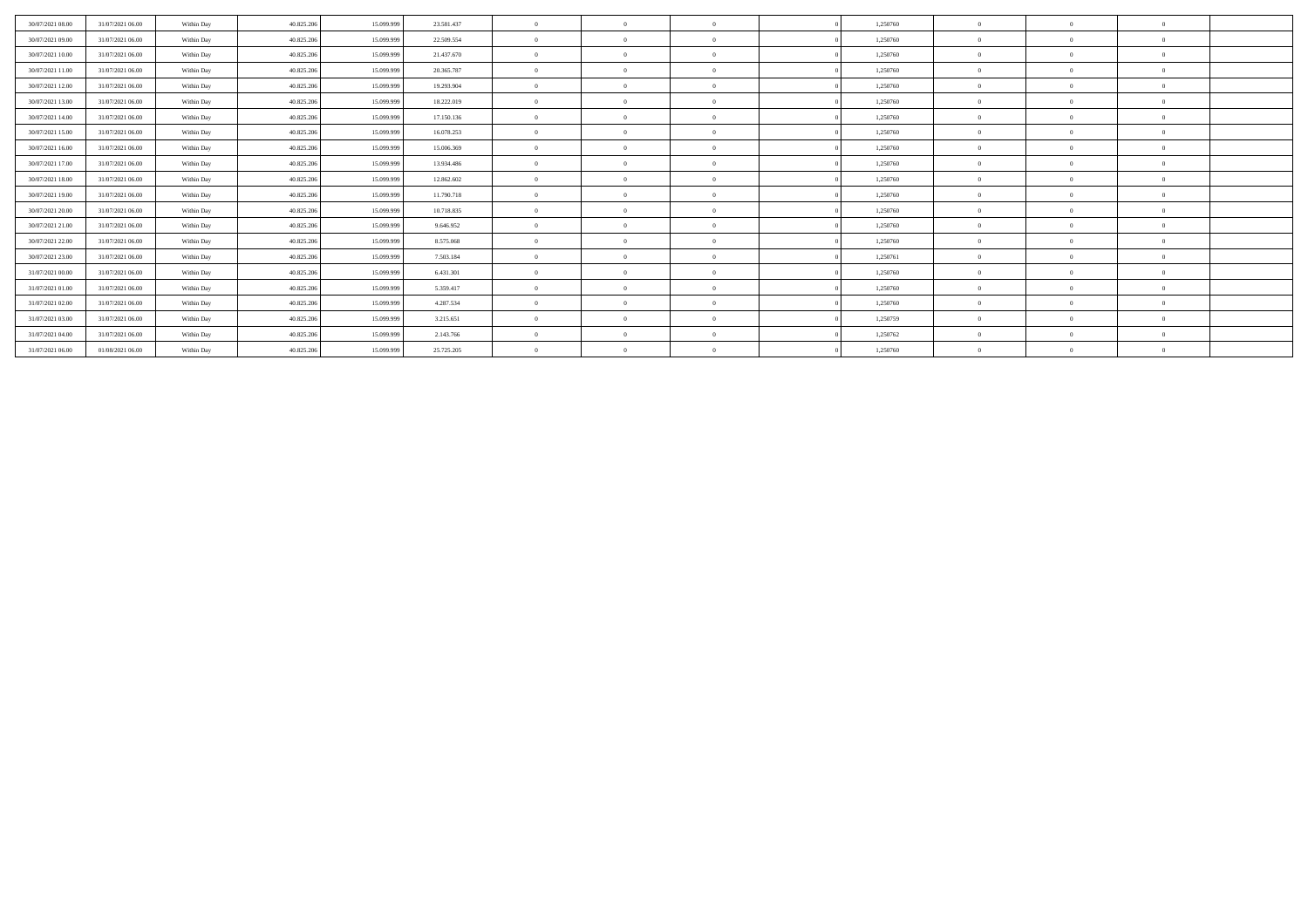| | | | | | | | | | | | | | | |
|---|---|---|---|---|---|---|---|---|---|---|---|---|---|---|
| 30/07/2021 08:00 | 31/07/2021 06:00 | Within Day | 40.825.206 | 15.099.999 | 23.581.437 | 0 | 0 | 0 | 0 | 1,250760 | 0 | 0 | 0 | |
| 30/07/2021 09:00 | 31/07/2021 06:00 | Within Day | 40.825.206 | 15.099.999 | 22.509.554 | 0 | 0 | 0 | 0 | 1,250760 | 0 | 0 | 0 | |
| 30/07/2021 10:00 | 31/07/2021 06:00 | Within Day | 40.825.206 | 15.099.999 | 21.437.670 | 0 | 0 | 0 | 0 | 1,250760 | 0 | 0 | 0 | |
| 30/07/2021 11:00 | 31/07/2021 06:00 | Within Day | 40.825.206 | 15.099.999 | 20.365.787 | 0 | 0 | 0 | 0 | 1,250760 | 0 | 0 | 0 | |
| 30/07/2021 12:00 | 31/07/2021 06:00 | Within Day | 40.825.206 | 15.099.999 | 19.293.904 | 0 | 0 | 0 | 0 | 1,250760 | 0 | 0 | 0 | |
| 30/07/2021 13:00 | 31/07/2021 06:00 | Within Day | 40.825.206 | 15.099.999 | 18.222.019 | 0 | 0 | 0 | 0 | 1,250760 | 0 | 0 | 0 | |
| 30/07/2021 14:00 | 31/07/2021 06:00 | Within Day | 40.825.206 | 15.099.999 | 17.150.136 | 0 | 0 | 0 | 0 | 1,250760 | 0 | 0 | 0 | |
| 30/07/2021 15:00 | 31/07/2021 06:00 | Within Day | 40.825.206 | 15.099.999 | 16.078.253 | 0 | 0 | 0 | 0 | 1,250760 | 0 | 0 | 0 | |
| 30/07/2021 16:00 | 31/07/2021 06:00 | Within Day | 40.825.206 | 15.099.999 | 15.006.369 | 0 | 0 | 0 | 0 | 1,250760 | 0 | 0 | 0 | |
| 30/07/2021 17:00 | 31/07/2021 06:00 | Within Day | 40.825.206 | 15.099.999 | 13.934.486 | 0 | 0 | 0 | 0 | 1,250760 | 0 | 0 | 0 | |
| 30/07/2021 18:00 | 31/07/2021 06:00 | Within Day | 40.825.206 | 15.099.999 | 12.862.602 | 0 | 0 | 0 | 0 | 1,250760 | 0 | 0 | 0 | |
| 30/07/2021 19:00 | 31/07/2021 06:00 | Within Day | 40.825.206 | 15.099.999 | 11.790.718 | 0 | 0 | 0 | 0 | 1,250760 | 0 | 0 | 0 | |
| 30/07/2021 20:00 | 31/07/2021 06:00 | Within Day | 40.825.206 | 15.099.999 | 10.718.835 | 0 | 0 | 0 | 0 | 1,250760 | 0 | 0 | 0 | |
| 30/07/2021 21:00 | 31/07/2021 06:00 | Within Day | 40.825.206 | 15.099.999 | 9.646.952 | 0 | 0 | 0 | 0 | 1,250760 | 0 | 0 | 0 | |
| 30/07/2021 22:00 | 31/07/2021 06:00 | Within Day | 40.825.206 | 15.099.999 | 8.575.068 | 0 | 0 | 0 | 0 | 1,250760 | 0 | 0 | 0 | |
| 30/07/2021 23:00 | 31/07/2021 06:00 | Within Day | 40.825.206 | 15.099.999 | 7.503.184 | 0 | 0 | 0 | 0 | 1,250761 | 0 | 0 | 0 | |
| 31/07/2021 00:00 | 31/07/2021 06:00 | Within Day | 40.825.206 | 15.099.999 | 6.431.301 | 0 | 0 | 0 | 0 | 1,250760 | 0 | 0 | 0 | |
| 31/07/2021 01:00 | 31/07/2021 06:00 | Within Day | 40.825.206 | 15.099.999 | 5.359.417 | 0 | 0 | 0 | 0 | 1,250760 | 0 | 0 | 0 | |
| 31/07/2021 02:00 | 31/07/2021 06:00 | Within Day | 40.825.206 | 15.099.999 | 4.287.534 | 0 | 0 | 0 | 0 | 1,250760 | 0 | 0 | 0 | |
| 31/07/2021 03:00 | 31/07/2021 06:00 | Within Day | 40.825.206 | 15.099.999 | 3.215.651 | 0 | 0 | 0 | 0 | 1,250759 | 0 | 0 | 0 | |
| 31/07/2021 04:00 | 31/07/2021 06:00 | Within Day | 40.825.206 | 15.099.999 | 2.143.766 | 0 | 0 | 0 | 0 | 1,250762 | 0 | 0 | 0 | |
| 31/07/2021 06:00 | 01/08/2021 06:00 | Within Day | 40.825.206 | 15.099.999 | 25.725.205 | 0 | 0 | 0 | 0 | 1,250760 | 0 | 0 | 0 | |